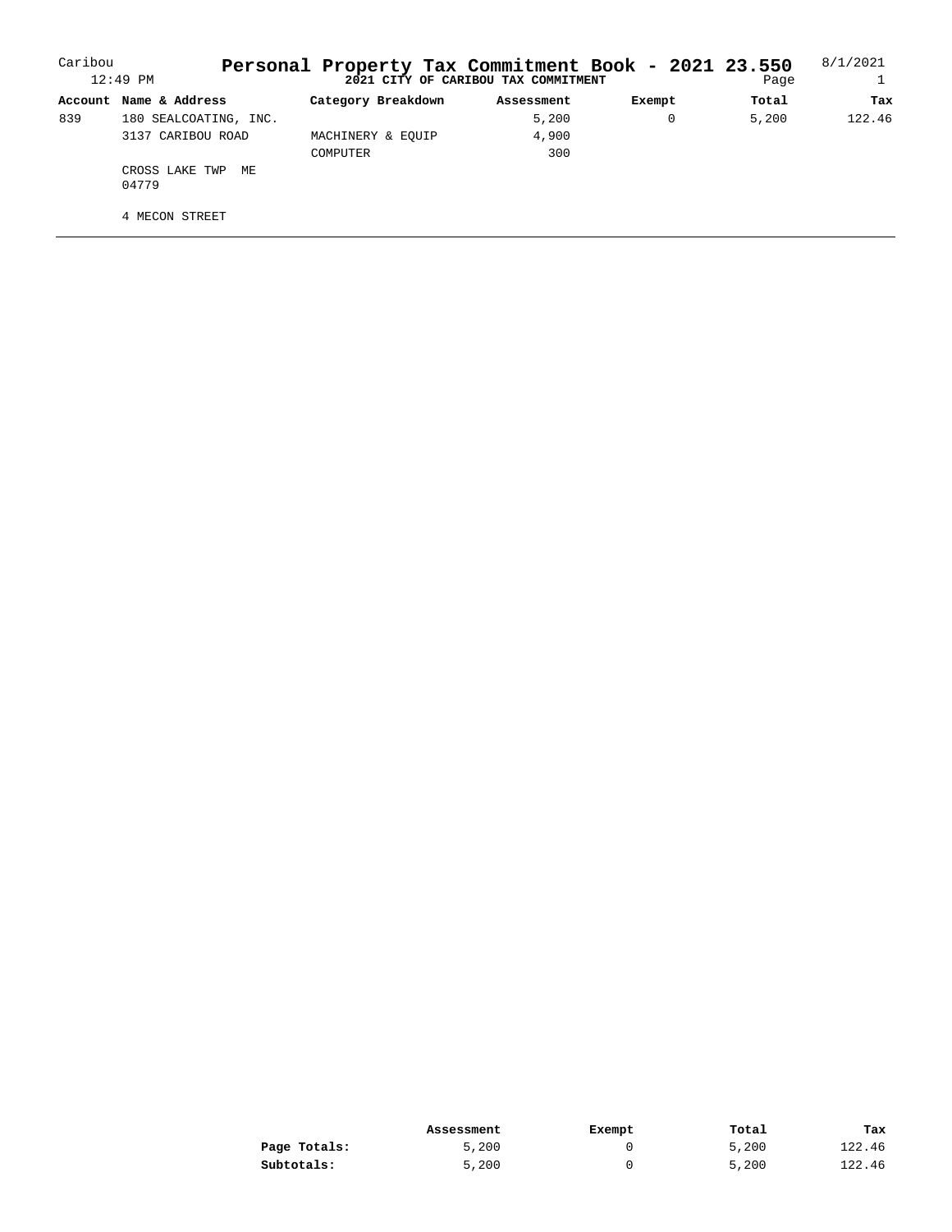Caribou 12:49 PM

# Personal Property Tax Commitment Book - 2021 23.550

**2021 CITY OF CARIBOU TAX COMMITMENT**

8/1/2021 Page 1

| Account | Name & Address | Category Breakdown | Assessment | Exempt | Total | Tax |
|---|---|---|---|---|---|---|
| 839 | 180 SEALCOATING, INC. | | 5,200 | 0 | 5,200 | 122.46 |
| | 3137 CARIBOU ROAD | MACHINERY & EQUIP | 4,900 | | | |
| | | COMPUTER | 300 | | | |
| | CROSS LAKE TWP ME 04779 | | | | | |
| | 4 MECON STREET | | | | | |

| | Assessment | Exempt | Total | Tax |
|---|---|---|---|---|
| **Page Totals:** | 5,200 | 0 | 5,200 | 122.46 |
| **Subtotals:** | 5,200 | 0 | 5,200 | 122.46 |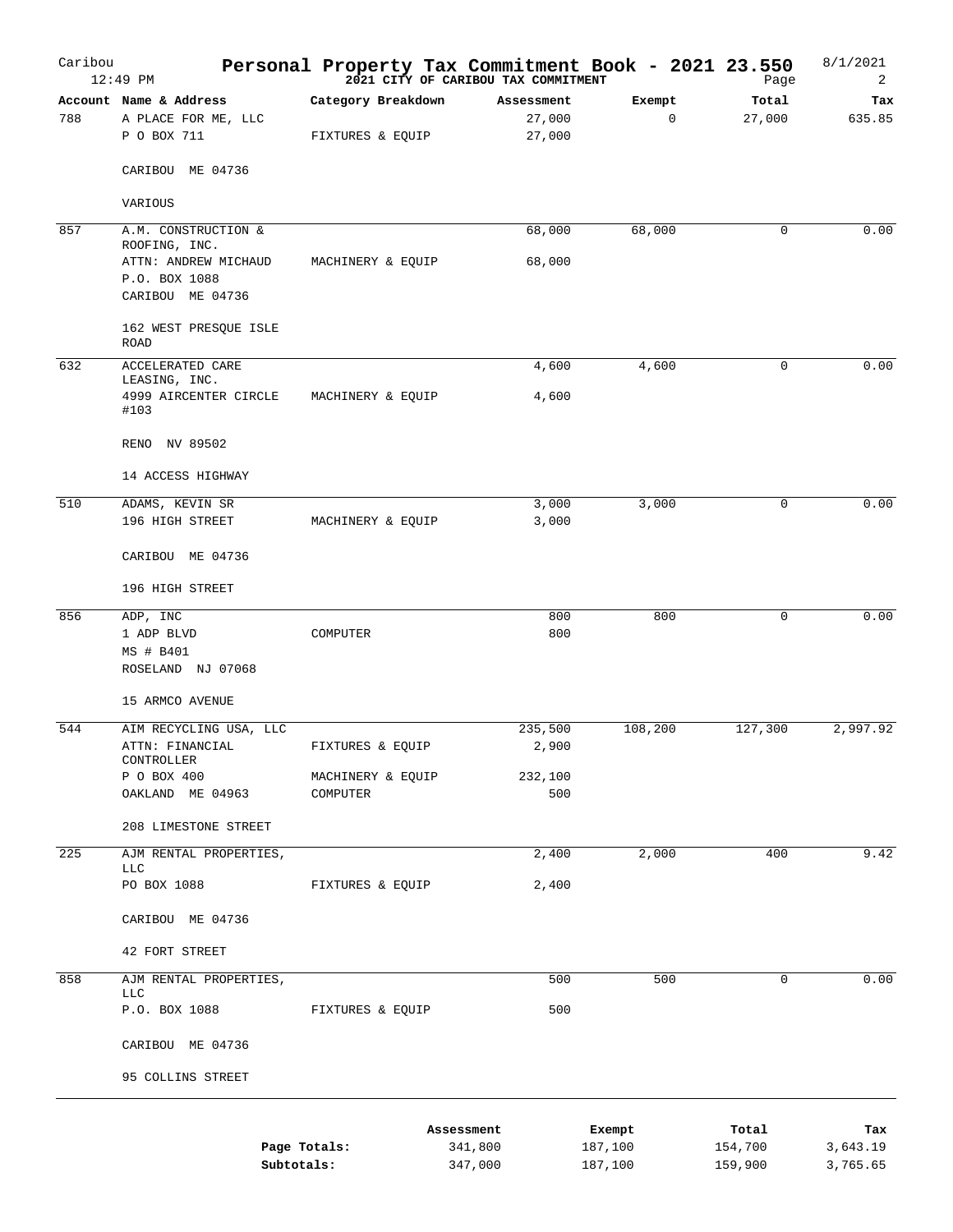# Personal Property Tax Commitment Book - 2021 23.550

Caribou — 12:49 PM — 2021 CITY OF CARIBOU TAX COMMITMENT — 8/1/2021

| Account | Name & Address | Category Breakdown | Assessment | Exempt | Total | Tax |
|---|---|---|---|---|---|---|
| 788 | A PLACE FOR ME, LLC | | 27,000 | 0 | 27,000 | 635.85 |
| | P O BOX 711 | FIXTURES & EQUIP | 27,000 | | | |
| | CARIBOU ME 04736 | | | | | |
| | VARIOUS | | | | | |
| 857 | A.M. CONSTRUCTION & ROOFING, INC. | | 68,000 | 68,000 | 0 | 0.00 |
| | ATTN: ANDREW MICHAUD | MACHINERY & EQUIP | 68,000 | | | |
| | P.O. BOX 1088 | | | | | |
| | CARIBOU ME 04736 | | | | | |
| | 162 WEST PRESQUE ISLE ROAD | | | | | |
| 632 | ACCELERATED CARE LEASING, INC. | | 4,600 | 4,600 | 0 | 0.00 |
| | 4999 AIRCENTER CIRCLE #103 | MACHINERY & EQUIP | 4,600 | | | |
| | RENO NV 89502 | | | | | |
| | 14 ACCESS HIGHWAY | | | | | |
| 510 | ADAMS, KEVIN SR | | 3,000 | 3,000 | 0 | 0.00 |
| | 196 HIGH STREET | MACHINERY & EQUIP | 3,000 | | | |
| | CARIBOU ME 04736 | | | | | |
| | 196 HIGH STREET | | | | | |
| 856 | ADP, INC | | 800 | 800 | 0 | 0.00 |
| | 1 ADP BLVD | COMPUTER | 800 | | | |
| | MS # B401 | | | | | |
| | ROSELAND NJ 07068 | | | | | |
| | 15 ARMCO AVENUE | | | | | |
| 544 | AIM RECYCLING USA, LLC | | 235,500 | 108,200 | 127,300 | 2,997.92 |
| | ATTN: FINANCIAL CONTROLLER | FIXTURES & EQUIP | 2,900 | | | |
| | P O BOX 400 | MACHINERY & EQUIP | 232,100 | | | |
| | OAKLAND ME 04963 | COMPUTER | 500 | | | |
| | 208 LIMESTONE STREET | | | | | |
| 225 | AJM RENTAL PROPERTIES, LLC | | 2,400 | 2,000 | 400 | 9.42 |
| | PO BOX 1088 | FIXTURES & EQUIP | 2,400 | | | |
| | CARIBOU ME 04736 | | | | | |
| | 42 FORT STREET | | | | | |
| 858 | AJM RENTAL PROPERTIES, LLC | | 500 | 500 | 0 | 0.00 |
| | P.O. BOX 1088 | FIXTURES & EQUIP | 500 | | | |
| | CARIBOU ME 04736 | | | | | |
| | 95 COLLINS STREET | | | | | |

| | Assessment | Exempt | Total | Tax |
|---|---|---|---|---|
| Page Totals: | 341,800 | 187,100 | 154,700 | 3,643.19 |
| Subtotals: | 347,000 | 187,100 | 159,900 | 3,765.65 |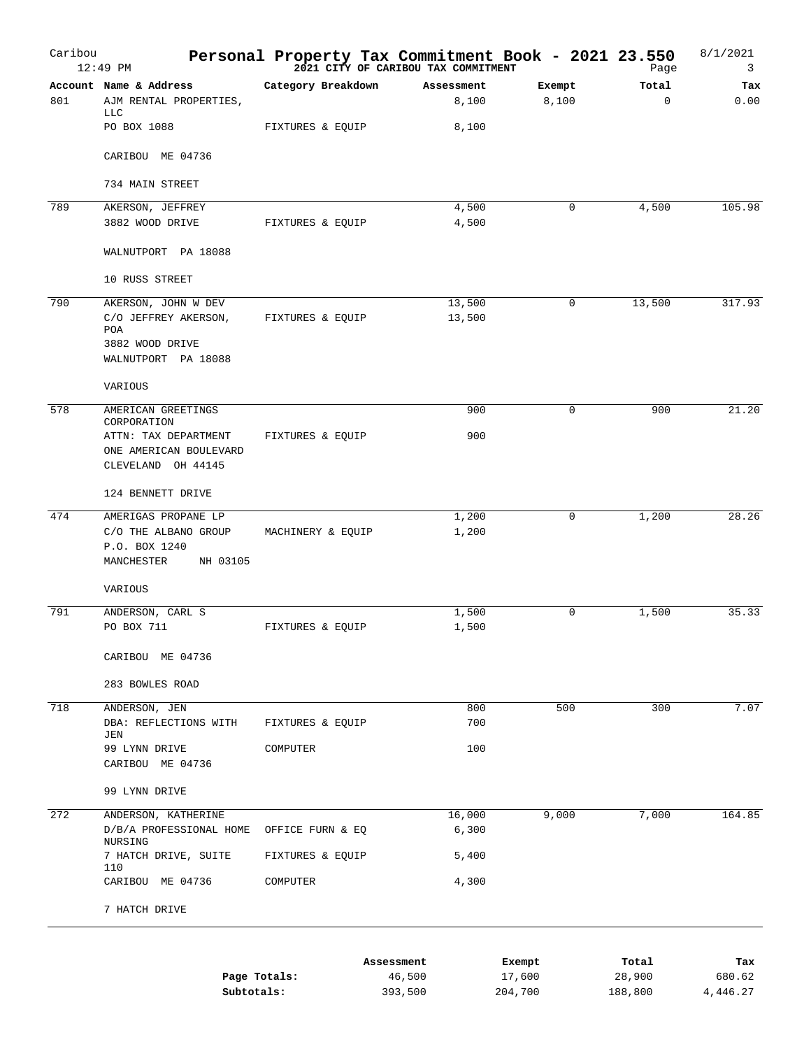# Personal Property Tax Commitment Book - 2021 23.550

Caribou 12:49 PM — 2021 CITY OF CARIBOU TAX COMMITMENT — 8/1/2021

| Account | Name & Address | Category Breakdown | Assessment | Exempt | Total | Tax |
|---|---|---|---|---|---|---|
| 801 | AJM RENTAL PROPERTIES, LLC | | 8,100 | 8,100 | 0 | 0.00 |
| | PO BOX 1088 | FIXTURES & EQUIP | 8,100 | | | |
| | CARIBOU ME 04736 | | | | | |
| | 734 MAIN STREET | | | | | |
| 789 | AKERSON, JEFFREY | | 4,500 | 0 | 4,500 | 105.98 |
| | 3882 WOOD DRIVE | FIXTURES & EQUIP | 4,500 | | | |
| | WALNUTPORT PA 18088 | | | | | |
| | 10 RUSS STREET | | | | | |
| 790 | AKERSON, JOHN W DEV | | 13,500 | 0 | 13,500 | 317.93 |
| | C/O JEFFREY AKERSON, POA | FIXTURES & EQUIP | 13,500 | | | |
| | 3882 WOOD DRIVE | | | | | |
| | WALNUTPORT PA 18088 | | | | | |
| | VARIOUS | | | | | |
| 578 | AMERICAN GREETINGS CORPORATION | | 900 | 0 | 900 | 21.20 |
| | ATTN: TAX DEPARTMENT | FIXTURES & EQUIP | 900 | | | |
| | ONE AMERICAN BOULEVARD | | | | | |
| | CLEVELAND OH 44145 | | | | | |
| | 124 BENNETT DRIVE | | | | | |
| 474 | AMERIGAS PROPANE LP | | 1,200 | 0 | 1,200 | 28.26 |
| | C/O THE ALBANO GROUP | MACHINERY & EQUIP | 1,200 | | | |
| | P.O. BOX 1240 | | | | | |
| | MANCHESTER NH 03105 | | | | | |
| | VARIOUS | | | | | |
| 791 | ANDERSON, CARL S | | 1,500 | 0 | 1,500 | 35.33 |
| | PO BOX 711 | FIXTURES & EQUIP | 1,500 | | | |
| | CARIBOU ME 04736 | | | | | |
| | 283 BOWLES ROAD | | | | | |
| 718 | ANDERSON, JEN | | 800 | 500 | 300 | 7.07 |
| | DBA: REFLECTIONS WITH JEN | FIXTURES & EQUIP | 700 | | | |
| | 99 LYNN DRIVE | COMPUTER | 100 | | | |
| | CARIBOU ME 04736 | | | | | |
| | 99 LYNN DRIVE | | | | | |
| 272 | ANDERSON, KATHERINE | | 16,000 | 9,000 | 7,000 | 164.85 |
| | D/B/A PROFESSIONAL HOME NURSING | OFFICE FURN & EQ | 6,300 | | | |
| | 7 HATCH DRIVE, SUITE 110 | FIXTURES & EQUIP | 5,400 | | | |
| | CARIBOU ME 04736 | COMPUTER | 4,300 | | | |
| | 7 HATCH DRIVE | | | | | |

| | Assessment | Exempt | Total | Tax |
|---|---|---|---|---|
| **Page Totals:** | 46,500 | 17,600 | 28,900 | 680.62 |
| **Subtotals:** | 393,500 | 204,700 | 188,800 | 4,446.27 |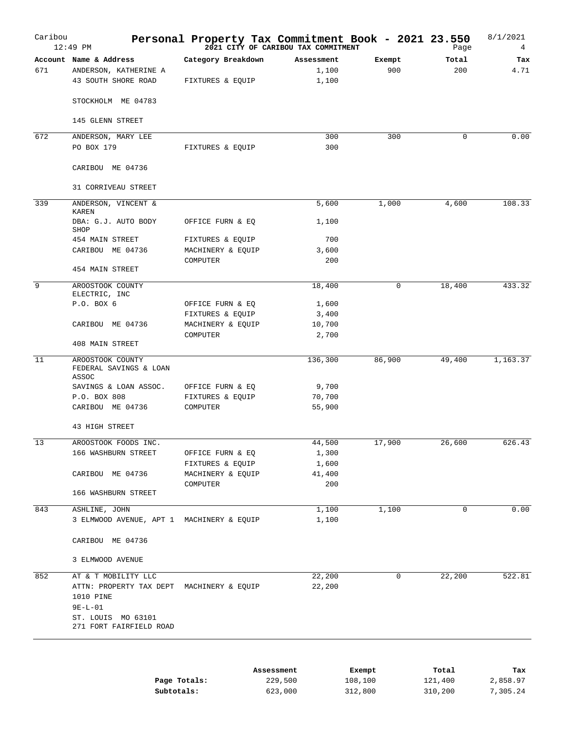# Personal Property Tax Commitment Book - 2021 23.550

**2021 CITY OF CARIBOU TAX COMMITMENT**

Caribou 12:49 PM — 8/1/2021 — Page 4

| Account | Name & Address | Category Breakdown | Assessment | Exempt | Total | Tax |
|---|---|---|---|---|---|---|
| 671 | ANDERSON, KATHERINE A | | 1,100 | 900 | 200 | 4.71 |
| | 43 SOUTH SHORE ROAD | FIXTURES & EQUIP | 1,100 | | | |
| | STOCKHOLM ME 04783 | | | | | |
| | 145 GLENN STREET | | | | | |
| 672 | ANDERSON, MARY LEE | | 300 | 300 | 0 | 0.00 |
| | PO BOX 179 | FIXTURES & EQUIP | 300 | | | |
| | CARIBOU ME 04736 | | | | | |
| | 31 CORRIVEAU STREET | | | | | |
| 339 | ANDERSON, VINCENT & KAREN | | 5,600 | 1,000 | 4,600 | 108.33 |
| | DBA: G.J. AUTO BODY SHOP | OFFICE FURN & EQ | 1,100 | | | |
| | 454 MAIN STREET | FIXTURES & EQUIP | 700 | | | |
| | CARIBOU ME 04736 | MACHINERY & EQUIP | 3,600 | | | |
| | | COMPUTER | 200 | | | |
| | 454 MAIN STREET | | | | | |
| 9 | AROOSTOOK COUNTY ELECTRIC, INC | | 18,400 | 0 | 18,400 | 433.32 |
| | P.O. BOX 6 | OFFICE FURN & EQ | 1,600 | | | |
| | | FIXTURES & EQUIP | 3,400 | | | |
| | CARIBOU ME 04736 | MACHINERY & EQUIP | 10,700 | | | |
| | | COMPUTER | 2,700 | | | |
| | 408 MAIN STREET | | | | | |
| 11 | AROOSTOOK COUNTY FEDERAL SAVINGS & LOAN ASSOC | | 136,300 | 86,900 | 49,400 | 1,163.37 |
| | SAVINGS & LOAN ASSOC. | OFFICE FURN & EQ | 9,700 | | | |
| | P.O. BOX 808 | FIXTURES & EQUIP | 70,700 | | | |
| | CARIBOU ME 04736 | COMPUTER | 55,900 | | | |
| | 43 HIGH STREET | | | | | |
| 13 | AROOSTOOK FOODS INC. | | 44,500 | 17,900 | 26,600 | 626.43 |
| | 166 WASHBURN STREET | OFFICE FURN & EQ | 1,300 | | | |
| | | FIXTURES & EQUIP | 1,600 | | | |
| | CARIBOU ME 04736 | MACHINERY & EQUIP | 41,400 | | | |
| | | COMPUTER | 200 | | | |
| | 166 WASHBURN STREET | | | | | |
| 843 | ASHLINE, JOHN | | 1,100 | 1,100 | 0 | 0.00 |
| | 3 ELMWOOD AVENUE, APT 1 | MACHINERY & EQUIP | 1,100 | | | |
| | CARIBOU ME 04736 | | | | | |
| | 3 ELMWOOD AVENUE | | | | | |
| 852 | AT & T MOBILITY LLC | | 22,200 | 0 | 22,200 | 522.81 |
| | ATTN: PROPERTY TAX DEPT | MACHINERY & EQUIP | 22,200 | | | |
| | 1010 PINE | | | | | |
| | 9E-L-01 | | | | | |
| | ST. LOUIS MO 63101 | | | | | |
| | 271 FORT FAIRFIELD ROAD | | | | | |

| | Assessment | Exempt | Total | Tax |
|---|---|---|---|---|
| **Page Totals:** | 229,500 | 108,100 | 121,400 | 2,858.97 |
| **Subtotals:** | 623,000 | 312,800 | 310,200 | 7,305.24 |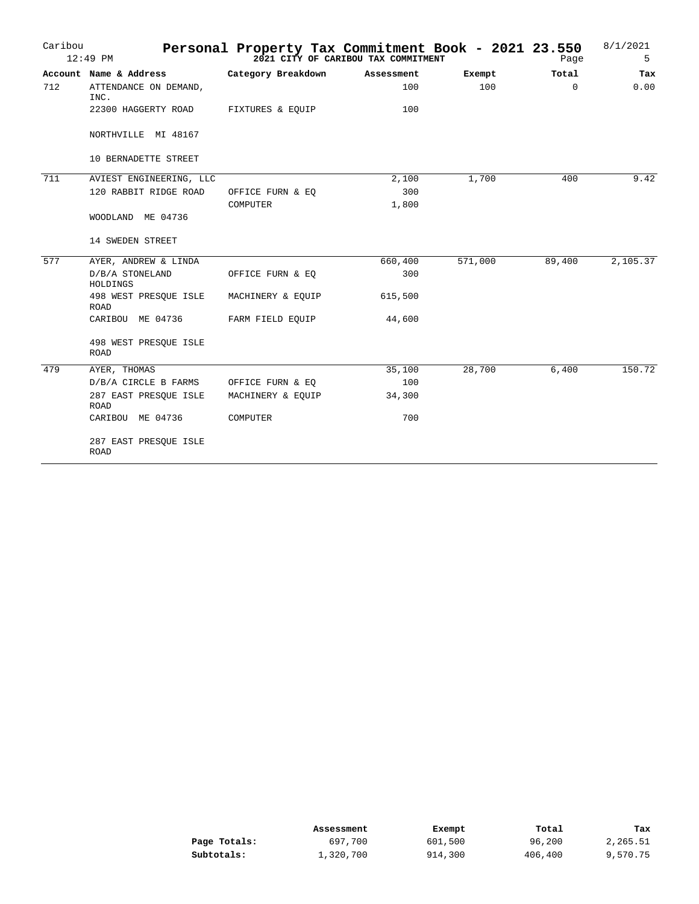# Personal Property Tax Commitment Book - 2021 23.550

## 2021 CITY OF CARIBOU TAX COMMITMENT

Caribou 12:49 PM — 8/1/2021 — Page 5

| Account | Name & Address | Category Breakdown | Assessment | Exempt | Total | Tax |
|---|---|---|---|---|---|---|
| 712 | ATTENDANCE ON DEMAND, INC. | | 100 | 100 | 0 | 0.00 |
| | 22300 HAGGERTY ROAD | FIXTURES & EQUIP | 100 | | | |
| | NORTHVILLE MI 48167 | | | | | |
| | 10 BERNADETTE STREET | | | | | |
| 711 | AVIEST ENGINEERING, LLC | | 2,100 | 1,700 | 400 | 9.42 |
| | 120 RABBIT RIDGE ROAD | OFFICE FURN & EQ | 300 | | | |
| | | COMPUTER | 1,800 | | | |
| | WOODLAND ME 04736 | | | | | |
| | 14 SWEDEN STREET | | | | | |
| 577 | AYER, ANDREW & LINDA | | 660,400 | 571,000 | 89,400 | 2,105.37 |
| | D/B/A STONELAND HOLDINGS | OFFICE FURN & EQ | 300 | | | |
| | 498 WEST PRESQUE ISLE ROAD | MACHINERY & EQUIP | 615,500 | | | |
| | CARIBOU ME 04736 | FARM FIELD EQUIP | 44,600 | | | |
| | 498 WEST PRESQUE ISLE ROAD | | | | | |
| 479 | AYER, THOMAS | | 35,100 | 28,700 | 6,400 | 150.72 |
| | D/B/A CIRCLE B FARMS | OFFICE FURN & EQ | 100 | | | |
| | 287 EAST PRESQUE ISLE ROAD | MACHINERY & EQUIP | 34,300 | | | |
| | CARIBOU ME 04736 | COMPUTER | 700 | | | |
| | 287 EAST PRESQUE ISLE ROAD | | | | | |

| | Assessment | Exempt | Total | Tax |
|---|---|---|---|---|
| **Page Totals:** | 697,700 | 601,500 | 96,200 | 2,265.51 |
| **Subtotals:** | 1,320,700 | 914,300 | 406,400 | 9,570.75 |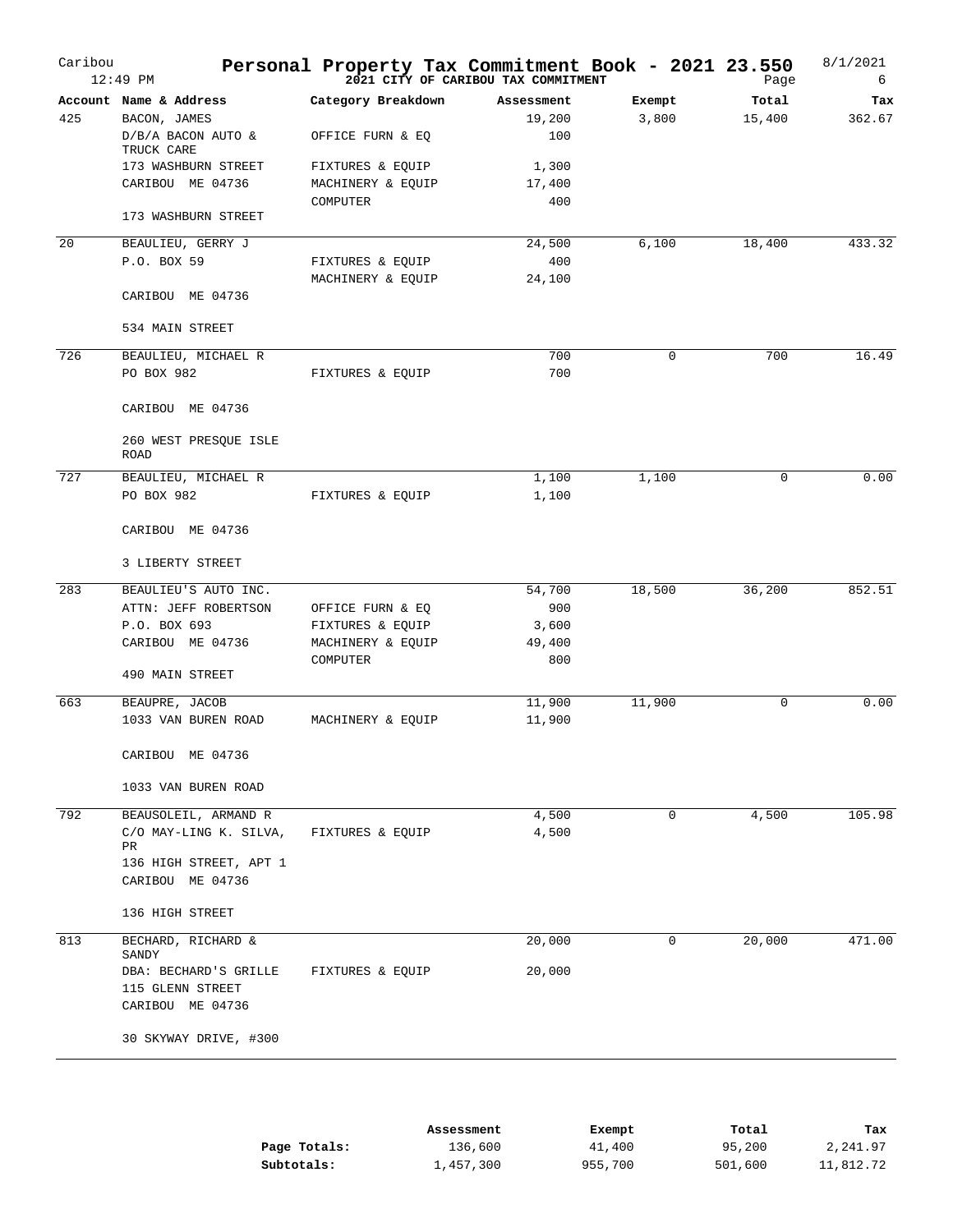# Personal Property Tax Commitment Book - 2021 23.550

Caribou 12:49 PM — 2021 CITY OF CARIBOU TAX COMMITMENT — 8/1/2021

| Account | Name & Address | Category Breakdown | Assessment | Exempt | Total | Tax |
|---|---|---|---|---|---|---|
| 425 | BACON, JAMES | | 19,200 | 3,800 | 15,400 | 362.67 |
| | D/B/A BACON AUTO & TRUCK CARE | OFFICE FURN & EQ | 100 | | | |
| | 173 WASHBURN STREET | FIXTURES & EQUIP | 1,300 | | | |
| | CARIBOU ME 04736 | MACHINERY & EQUIP | 17,400 | | | |
| | | COMPUTER | 400 | | | |
| | 173 WASHBURN STREET | | | | | |
| 20 | BEAULIEU, GERRY J | | 24,500 | 6,100 | 18,400 | 433.32 |
| | P.O. BOX 59 | FIXTURES & EQUIP | 400 | | | |
| | | MACHINERY & EQUIP | 24,100 | | | |
| | CARIBOU ME 04736 | | | | | |
| | 534 MAIN STREET | | | | | |
| 726 | BEAULIEU, MICHAEL R | | 700 | 0 | 700 | 16.49 |
| | PO BOX 982 | FIXTURES & EQUIP | 700 | | | |
| | CARIBOU ME 04736 | | | | | |
| | 260 WEST PRESQUE ISLE ROAD | | | | | |
| 727 | BEAULIEU, MICHAEL R | | 1,100 | 1,100 | 0 | 0.00 |
| | PO BOX 982 | FIXTURES & EQUIP | 1,100 | | | |
| | CARIBOU ME 04736 | | | | | |
| | 3 LIBERTY STREET | | | | | |
| 283 | BEAULIEU'S AUTO INC. | | 54,700 | 18,500 | 36,200 | 852.51 |
| | ATTN: JEFF ROBERTSON | OFFICE FURN & EQ | 900 | | | |
| | P.O. BOX 693 | FIXTURES & EQUIP | 3,600 | | | |
| | CARIBOU ME 04736 | MACHINERY & EQUIP | 49,400 | | | |
| | | COMPUTER | 800 | | | |
| | 490 MAIN STREET | | | | | |
| 663 | BEAUPRE, JACOB | | 11,900 | 11,900 | 0 | 0.00 |
| | 1033 VAN BUREN ROAD | MACHINERY & EQUIP | 11,900 | | | |
| | CARIBOU ME 04736 | | | | | |
| | 1033 VAN BUREN ROAD | | | | | |
| 792 | BEAUSOLEIL, ARMAND R | | 4,500 | 0 | 4,500 | 105.98 |
| | C/O MAY-LING K. SILVA, PR | FIXTURES & EQUIP | 4,500 | | | |
| | 136 HIGH STREET, APT 1 | | | | | |
| | CARIBOU ME 04736 | | | | | |
| | 136 HIGH STREET | | | | | |
| 813 | BECHARD, RICHARD & SANDY | | 20,000 | 0 | 20,000 | 471.00 |
| | DBA: BECHARD'S GRILLE | FIXTURES & EQUIP | 20,000 | | | |
| | 115 GLENN STREET | | | | | |
| | CARIBOU ME 04736 | | | | | |
| | 30 SKYWAY DRIVE, #300 | | | | | |

| | Assessment | Exempt | Total | Tax |
|---|---|---|---|---|
| **Page Totals:** | 136,600 | 41,400 | 95,200 | 2,241.97 |
| **Subtotals:** | 1,457,300 | 955,700 | 501,600 | 11,812.72 |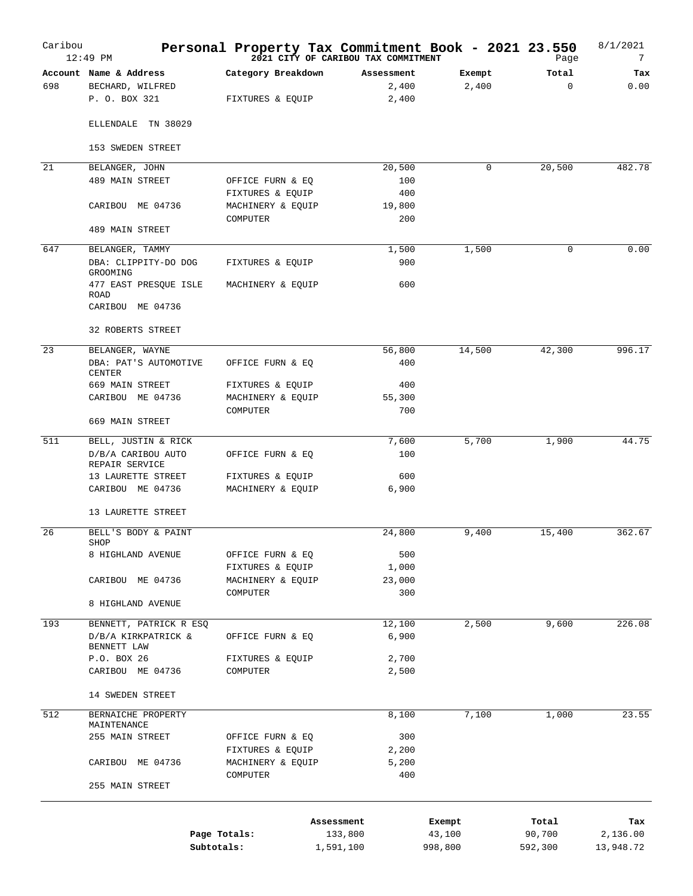# Personal Property Tax Commitment Book - 2021 23.550

**2021 CITY OF CARIBOU TAX COMMITMENT**

Caribou 12:49 PM — 8/1/2021 — Page 7

| Account | Name & Address | Category Breakdown | Assessment | Exempt | Total | Tax |
|---|---|---|---|---|---|---|
| 698 | BECHARD, WILFRED | | 2,400 | 2,400 | 0 | 0.00 |
| | P. O. BOX 321 | FIXTURES & EQUIP | 2,400 | | | |
| | ELLENDALE TN 38029 | | | | | |
| | 153 SWEDEN STREET | | | | | |
| 21 | BELANGER, JOHN | | 20,500 | 0 | 20,500 | 482.78 |
| | 489 MAIN STREET | OFFICE FURN & EQ | 100 | | | |
| | | FIXTURES & EQUIP | 400 | | | |
| | CARIBOU ME 04736 | MACHINERY & EQUIP | 19,800 | | | |
| | | COMPUTER | 200 | | | |
| | 489 MAIN STREET | | | | | |
| 647 | BELANGER, TAMMY | | 1,500 | 1,500 | 0 | 0.00 |
| | DBA: CLIPPITY-DO DOG GROOMING | FIXTURES & EQUIP | 900 | | | |
| | 477 EAST PRESQUE ISLE ROAD | MACHINERY & EQUIP | 600 | | | |
| | CARIBOU ME 04736 | | | | | |
| | 32 ROBERTS STREET | | | | | |
| 23 | BELANGER, WAYNE | | 56,800 | 14,500 | 42,300 | 996.17 |
| | DBA: PAT'S AUTOMOTIVE CENTER | OFFICE FURN & EQ | 400 | | | |
| | 669 MAIN STREET | FIXTURES & EQUIP | 400 | | | |
| | CARIBOU ME 04736 | MACHINERY & EQUIP | 55,300 | | | |
| | | COMPUTER | 700 | | | |
| | 669 MAIN STREET | | | | | |
| 511 | BELL, JUSTIN & RICK | | 7,600 | 5,700 | 1,900 | 44.75 |
| | D/B/A CARIBOU AUTO REPAIR SERVICE | OFFICE FURN & EQ | 100 | | | |
| | 13 LAURETTE STREET | FIXTURES & EQUIP | 600 | | | |
| | CARIBOU ME 04736 | MACHINERY & EQUIP | 6,900 | | | |
| | 13 LAURETTE STREET | | | | | |
| 26 | BELL'S BODY & PAINT SHOP | | 24,800 | 9,400 | 15,400 | 362.67 |
| | 8 HIGHLAND AVENUE | OFFICE FURN & EQ | 500 | | | |
| | | FIXTURES & EQUIP | 1,000 | | | |
| | CARIBOU ME 04736 | MACHINERY & EQUIP | 23,000 | | | |
| | | COMPUTER | 300 | | | |
| | 8 HIGHLAND AVENUE | | | | | |
| 193 | BENNETT, PATRICK R ESQ | | 12,100 | 2,500 | 9,600 | 226.08 |
| | D/B/A KIRKPATRICK & BENNETT LAW | OFFICE FURN & EQ | 6,900 | | | |
| | P.O. BOX 26 | FIXTURES & EQUIP | 2,700 | | | |
| | CARIBOU ME 04736 | COMPUTER | 2,500 | | | |
| | 14 SWEDEN STREET | | | | | |
| 512 | BERNAICHE PROPERTY MAINTENANCE | | 8,100 | 7,100 | 1,000 | 23.55 |
| | 255 MAIN STREET | OFFICE FURN & EQ | 300 | | | |
| | | FIXTURES & EQUIP | 2,200 | | | |
| | CARIBOU ME 04736 | MACHINERY & EQUIP | 5,200 | | | |
| | | COMPUTER | 400 | | | |
| | 255 MAIN STREET | | | | | |

| | Assessment | Exempt | Total | Tax |
|---|---|---|---|---|
| Page Totals: | 133,800 | 43,100 | 90,700 | 2,136.00 |
| Subtotals: | 1,591,100 | 998,800 | 592,300 | 13,948.72 |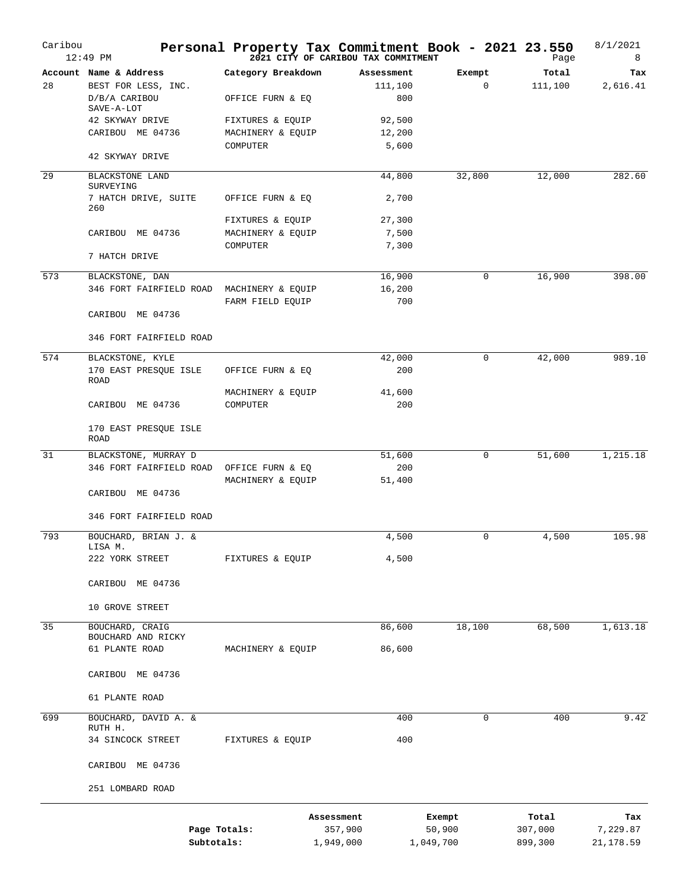# Personal Property Tax Commitment Book - 2021 23.550

## 2021 CITY OF CARIBOU TAX COMMITMENT

Caribou 12:49 PM — 8/1/2021

| Account | Name & Address | Category Breakdown | Assessment | Exempt | Total | Tax |
|---|---|---|---|---|---|---|
| 28 | BEST FOR LESS, INC. | | 111,100 | 0 | 111,100 | 2,616.41 |
| | D/B/A CARIBOU SAVE-A-LOT | OFFICE FURN & EQ | 800 | | | |
| | 42 SKYWAY DRIVE | FIXTURES & EQUIP | 92,500 | | | |
| | CARIBOU ME 04736 | MACHINERY & EQUIP | 12,200 | | | |
| | | COMPUTER | 5,600 | | | |
| | 42 SKYWAY DRIVE | | | | | |
| 29 | BLACKSTONE LAND SURVEYING | | 44,800 | 32,800 | 12,000 | 282.60 |
| | 7 HATCH DRIVE, SUITE 260 | OFFICE FURN & EQ | 2,700 | | | |
| | | FIXTURES & EQUIP | 27,300 | | | |
| | CARIBOU ME 04736 | MACHINERY & EQUIP | 7,500 | | | |
| | | COMPUTER | 7,300 | | | |
| | 7 HATCH DRIVE | | | | | |
| 573 | BLACKSTONE, DAN | | 16,900 | 0 | 16,900 | 398.00 |
| | 346 FORT FAIRFIELD ROAD | MACHINERY & EQUIP | 16,200 | | | |
| | | FARM FIELD EQUIP | 700 | | | |
| | CARIBOU ME 04736 | | | | | |
| | 346 FORT FAIRFIELD ROAD | | | | | |
| 574 | BLACKSTONE, KYLE | | 42,000 | 0 | 42,000 | 989.10 |
| | 170 EAST PRESQUE ISLE ROAD | OFFICE FURN & EQ | 200 | | | |
| | | MACHINERY & EQUIP | 41,600 | | | |
| | CARIBOU ME 04736 | COMPUTER | 200 | | | |
| | 170 EAST PRESQUE ISLE ROAD | | | | | |
| 31 | BLACKSTONE, MURRAY D | | 51,600 | 0 | 51,600 | 1,215.18 |
| | 346 FORT FAIRFIELD ROAD | OFFICE FURN & EQ | 200 | | | |
| | | MACHINERY & EQUIP | 51,400 | | | |
| | CARIBOU ME 04736 | | | | | |
| | 346 FORT FAIRFIELD ROAD | | | | | |
| 793 | BOUCHARD, BRIAN J. & LISA M. | | 4,500 | 0 | 4,500 | 105.98 |
| | 222 YORK STREET | FIXTURES & EQUIP | 4,500 | | | |
| | CARIBOU ME 04736 | | | | | |
| | 10 GROVE STREET | | | | | |
| 35 | BOUCHARD, CRAIG BOUCHARD AND RICKY | | 86,600 | 18,100 | 68,500 | 1,613.18 |
| | 61 PLANTE ROAD | MACHINERY & EQUIP | 86,600 | | | |
| | CARIBOU ME 04736 | | | | | |
| | 61 PLANTE ROAD | | | | | |
| 699 | BOUCHARD, DAVID A. & RUTH H. | | 400 | 0 | 400 | 9.42 |
| | 34 SINCOCK STREET | FIXTURES & EQUIP | 400 | | | |
| | CARIBOU ME 04736 | | | | | |
| | 251 LOMBARD ROAD | | | | | |

| | Assessment | Exempt | Total | Tax |
|---|---|---|---|---|
| Page Totals: | 357,900 | 50,900 | 307,000 | 7,229.87 |
| Subtotals: | 1,949,000 | 1,049,700 | 899,300 | 21,178.59 |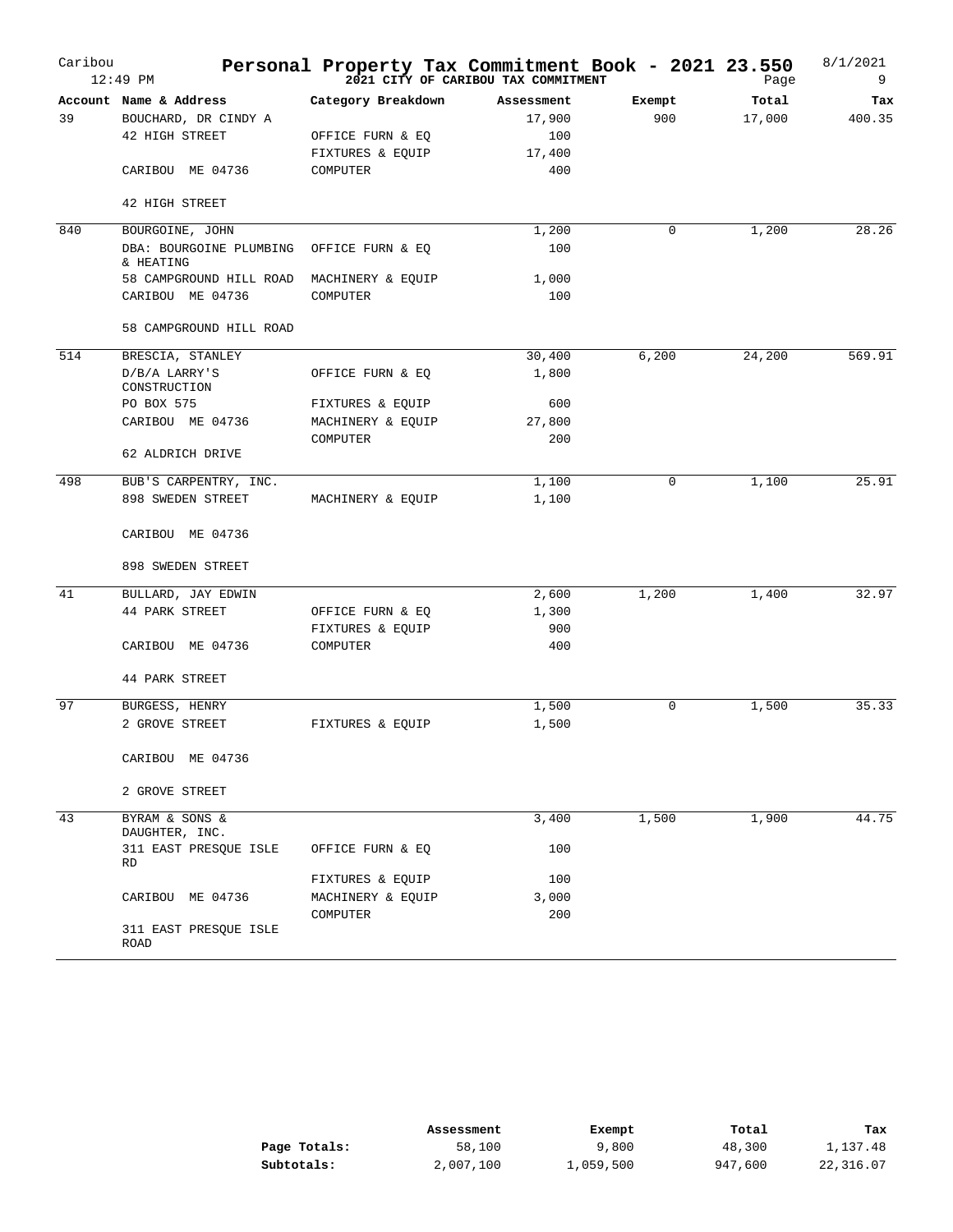# Personal Property Tax Commitment Book - 2021 23.550

**2021 CITY OF CARIBOU TAX COMMITMENT**

Caribou 12:49 PM — 8/1/2021

| Account | Name & Address | Category Breakdown | Assessment | Exempt | Total | Tax |
|---|---|---|---|---|---|---|
| 39 | BOUCHARD, DR CINDY A | | 17,900 | 900 | 17,000 | 400.35 |
| | 42 HIGH STREET | OFFICE FURN & EQ | 100 | | | |
| | | FIXTURES & EQUIP | 17,400 | | | |
| | CARIBOU ME 04736 | COMPUTER | 400 | | | |
| | 42 HIGH STREET | | | | | |
| 840 | BOURGOINE, JOHN | | 1,200 | 0 | 1,200 | 28.26 |
| | DBA: BOURGOINE PLUMBING & HEATING | OFFICE FURN & EQ | 100 | | | |
| | 58 CAMPGROUND HILL ROAD | MACHINERY & EQUIP | 1,000 | | | |
| | CARIBOU ME 04736 | COMPUTER | 100 | | | |
| | 58 CAMPGROUND HILL ROAD | | | | | |
| 514 | BRESCIA, STANLEY | | 30,400 | 6,200 | 24,200 | 569.91 |
| | D/B/A LARRY'S CONSTRUCTION | OFFICE FURN & EQ | 1,800 | | | |
| | PO BOX 575 | FIXTURES & EQUIP | 600 | | | |
| | CARIBOU ME 04736 | MACHINERY & EQUIP | 27,800 | | | |
| | | COMPUTER | 200 | | | |
| | 62 ALDRICH DRIVE | | | | | |
| 498 | BUB'S CARPENTRY, INC. | | 1,100 | 0 | 1,100 | 25.91 |
| | 898 SWEDEN STREET | MACHINERY & EQUIP | 1,100 | | | |
| | CARIBOU ME 04736 | | | | | |
| | 898 SWEDEN STREET | | | | | |
| 41 | BULLARD, JAY EDWIN | | 2,600 | 1,200 | 1,400 | 32.97 |
| | 44 PARK STREET | OFFICE FURN & EQ | 1,300 | | | |
| | | FIXTURES & EQUIP | 900 | | | |
| | CARIBOU ME 04736 | COMPUTER | 400 | | | |
| | 44 PARK STREET | | | | | |
| 97 | BURGESS, HENRY | | 1,500 | 0 | 1,500 | 35.33 |
| | 2 GROVE STREET | FIXTURES & EQUIP | 1,500 | | | |
| | CARIBOU ME 04736 | | | | | |
| | 2 GROVE STREET | | | | | |
| 43 | BYRAM & SONS & DAUGHTER, INC. | | 3,400 | 1,500 | 1,900 | 44.75 |
| | 311 EAST PRESQUE ISLE RD | OFFICE FURN & EQ | 100 | | | |
| | | FIXTURES & EQUIP | 100 | | | |
| | CARIBOU ME 04736 | MACHINERY & EQUIP | 3,000 | | | |
| | | COMPUTER | 200 | | | |
| | 311 EAST PRESQUE ISLE ROAD | | | | | |

| | Assessment | Exempt | Total | Tax |
|---|---|---|---|---|
| **Page Totals:** | 58,100 | 9,800 | 48,300 | 1,137.48 |
| **Subtotals:** | 2,007,100 | 1,059,500 | 947,600 | 22,316.07 |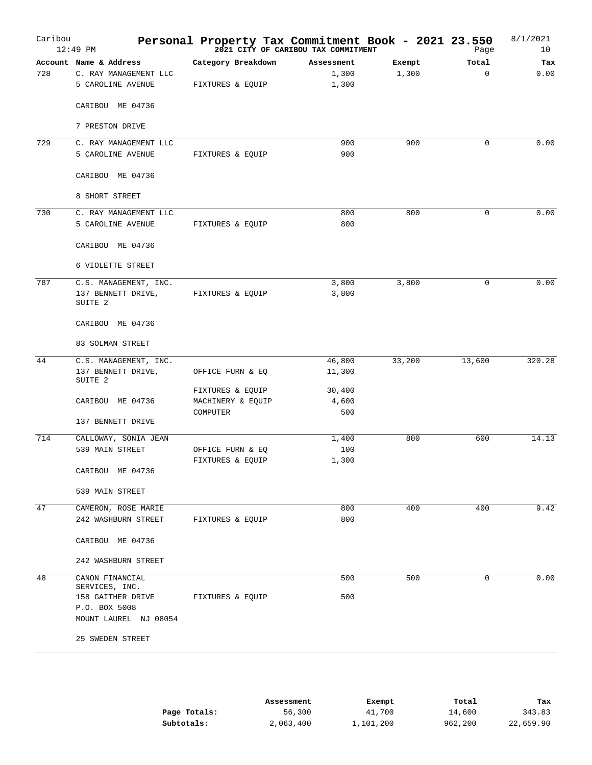# Personal Property Tax Commitment Book - 2021 23.550

## 2021 CITY OF CARIBOU TAX COMMITMENT

| Account | Name & Address | Category Breakdown | Assessment | Exempt | Total | Tax |
|---|---|---|---|---|---|---|
| 728 | C. RAY MANAGEMENT LLC | | 1,300 | 1,300 | 0 | 0.00 |
| | 5 CAROLINE AVENUE | FIXTURES & EQUIP | 1,300 | | | |
| | CARIBOU ME 04736 | | | | | |
| | 7 PRESTON DRIVE | | | | | |
| 729 | C. RAY MANAGEMENT LLC | | 900 | 900 | 0 | 0.00 |
| | 5 CAROLINE AVENUE | FIXTURES & EQUIP | 900 | | | |
| | CARIBOU ME 04736 | | | | | |
| | 8 SHORT STREET | | | | | |
| 730 | C. RAY MANAGEMENT LLC | | 800 | 800 | 0 | 0.00 |
| | 5 CAROLINE AVENUE | FIXTURES & EQUIP | 800 | | | |
| | CARIBOU ME 04736 | | | | | |
| | 6 VIOLETTE STREET | | | | | |
| 787 | C.S. MANAGEMENT, INC. | | 3,800 | 3,800 | 0 | 0.00 |
| | 137 BENNETT DRIVE, SUITE 2 | FIXTURES & EQUIP | 3,800 | | | |
| | CARIBOU ME 04736 | | | | | |
| | 83 SOLMAN STREET | | | | | |
| 44 | C.S. MANAGEMENT, INC. | | 46,800 | 33,200 | 13,600 | 320.28 |
| | 137 BENNETT DRIVE, SUITE 2 | OFFICE FURN & EQ | 11,300 | | | |
| | | FIXTURES & EQUIP | 30,400 | | | |
| | CARIBOU ME 04736 | MACHINERY & EQUIP | 4,600 | | | |
| | | COMPUTER | 500 | | | |
| | 137 BENNETT DRIVE | | | | | |
| 714 | CALLOWAY, SONIA JEAN | | 1,400 | 800 | 600 | 14.13 |
| | 539 MAIN STREET | OFFICE FURN & EQ | 100 | | | |
| | | FIXTURES & EQUIP | 1,300 | | | |
| | CARIBOU ME 04736 | | | | | |
| | 539 MAIN STREET | | | | | |
| 47 | CAMERON, ROSE MARIE | | 800 | 400 | 400 | 9.42 |
| | 242 WASHBURN STREET | FIXTURES & EQUIP | 800 | | | |
| | CARIBOU ME 04736 | | | | | |
| | 242 WASHBURN STREET | | | | | |
| 48 | CANON FINANCIAL SERVICES, INC. | | 500 | 500 | 0 | 0.00 |
| | 158 GAITHER DRIVE | FIXTURES & EQUIP | 500 | | | |
| | P.O. BOX 5008 | | | | | |
| | MOUNT LAUREL NJ 08054 | | | | | |
| | 25 SWEDEN STREET | | | | | |

| | Assessment | Exempt | Total | Tax |
|---|---|---|---|---|
| **Page Totals:** | 56,300 | 41,700 | 14,600 | 343.83 |
| **Subtotals:** | 2,063,400 | 1,101,200 | 962,200 | 22,659.90 |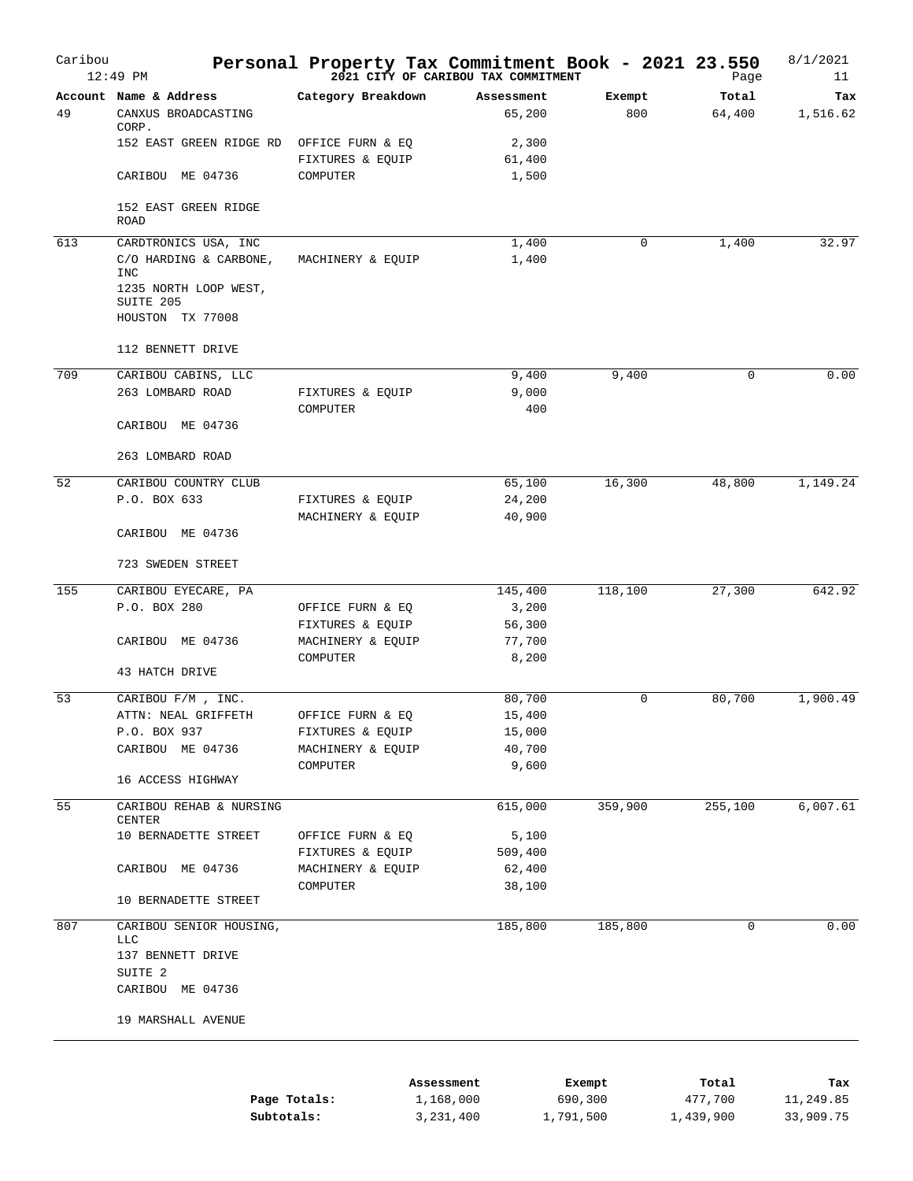# Personal Property Tax Commitment Book - 2021 23.550

Caribou 12:49 PM — 2021 CITY OF CARIBOU TAX COMMITMENT — 8/1/2021

| Account | Name & Address | Category Breakdown | Assessment | Exempt | Total | Tax |
|---|---|---|---|---|---|---|
| 49 | CANXUS BROADCASTING CORP. | | 65,200 | 800 | 64,400 | 1,516.62 |
| | 152 EAST GREEN RIDGE RD | OFFICE FURN & EQ | 2,300 | | | |
| | | FIXTURES & EQUIP | 61,400 | | | |
| | CARIBOU ME 04736 | COMPUTER | 1,500 | | | |
| | 152 EAST GREEN RIDGE ROAD | | | | | |
| 613 | CARDTRONICS USA, INC | | 1,400 | 0 | 1,400 | 32.97 |
| | C/O HARDING & CARBONE, INC | MACHINERY & EQUIP | 1,400 | | | |
| | 1235 NORTH LOOP WEST, SUITE 205 | | | | | |
| | HOUSTON TX 77008 | | | | | |
| | 112 BENNETT DRIVE | | | | | |
| 709 | CARIBOU CABINS, LLC | | 9,400 | 9,400 | 0 | 0.00 |
| | 263 LOMBARD ROAD | FIXTURES & EQUIP | 9,000 | | | |
| | | COMPUTER | 400 | | | |
| | CARIBOU ME 04736 | | | | | |
| | 263 LOMBARD ROAD | | | | | |
| 52 | CARIBOU COUNTRY CLUB | | 65,100 | 16,300 | 48,800 | 1,149.24 |
| | P.O. BOX 633 | FIXTURES & EQUIP | 24,200 | | | |
| | | MACHINERY & EQUIP | 40,900 | | | |
| | CARIBOU ME 04736 | | | | | |
| | 723 SWEDEN STREET | | | | | |
| 155 | CARIBOU EYECARE, PA | | 145,400 | 118,100 | 27,300 | 642.92 |
| | P.O. BOX 280 | OFFICE FURN & EQ | 3,200 | | | |
| | | FIXTURES & EQUIP | 56,300 | | | |
| | CARIBOU ME 04736 | MACHINERY & EQUIP | 77,700 | | | |
| | | COMPUTER | 8,200 | | | |
| | 43 HATCH DRIVE | | | | | |
| 53 | CARIBOU F/M , INC. | | 80,700 | 0 | 80,700 | 1,900.49 |
| | ATTN: NEAL GRIFFETH | OFFICE FURN & EQ | 15,400 | | | |
| | P.O. BOX 937 | FIXTURES & EQUIP | 15,000 | | | |
| | CARIBOU ME 04736 | MACHINERY & EQUIP | 40,700 | | | |
| | | COMPUTER | 9,600 | | | |
| | 16 ACCESS HIGHWAY | | | | | |
| 55 | CARIBOU REHAB & NURSING CENTER | | 615,000 | 359,900 | 255,100 | 6,007.61 |
| | 10 BERNADETTE STREET | OFFICE FURN & EQ | 5,100 | | | |
| | | FIXTURES & EQUIP | 509,400 | | | |
| | CARIBOU ME 04736 | MACHINERY & EQUIP | 62,400 | | | |
| | | COMPUTER | 38,100 | | | |
| | 10 BERNADETTE STREET | | | | | |
| 807 | CARIBOU SENIOR HOUSING, LLC | | 185,800 | 185,800 | 0 | 0.00 |
| | 137 BENNETT DRIVE | | | | | |
| | SUITE 2 | | | | | |
| | CARIBOU ME 04736 | | | | | |
| | 19 MARSHALL AVENUE | | | | | |

| | Assessment | Exempt | Total | Tax |
|---|---|---|---|---|
| **Page Totals:** | 1,168,000 | 690,300 | 477,700 | 11,249.85 |
| **Subtotals:** | 3,231,400 | 1,791,500 | 1,439,900 | 33,909.75 |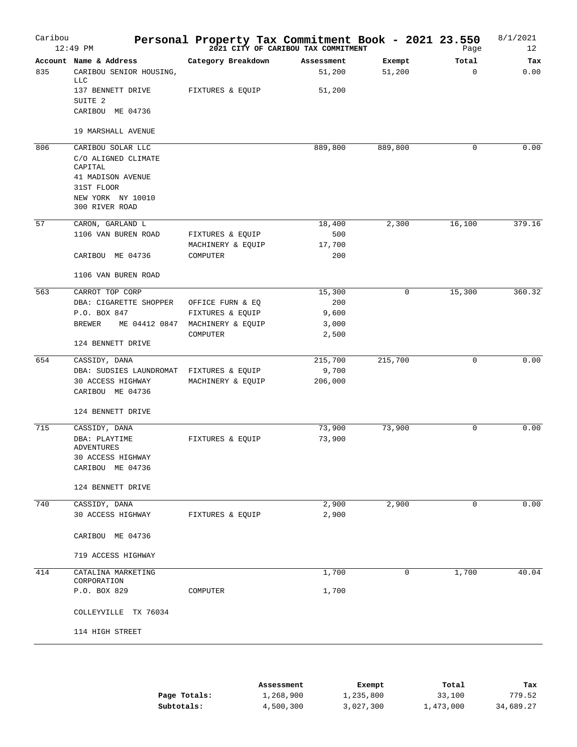# Personal Property Tax Commitment Book - 2021 23.550

**2021 CITY OF CARIBOU TAX COMMITMENT**

Caribou 12:49 PM — 8/1/2021 — Page 12

| Account | Name & Address | Category Breakdown | Assessment | Exempt | Total | Tax |
|---|---|---|---|---|---|---|
| 835 | CARIBOU SENIOR HOUSING, LLC | | 51,200 | 51,200 | 0 | 0.00 |
| | 137 BENNETT DRIVE | FIXTURES & EQUIP | 51,200 | | | |
| | SUITE 2 | | | | | |
| | CARIBOU ME 04736 | | | | | |
| | 19 MARSHALL AVENUE | | | | | |
| 806 | CARIBOU SOLAR LLC | | 889,800 | 889,800 | 0 | 0.00 |
| | C/O ALIGNED CLIMATE CAPITAL | | | | | |
| | 41 MADISON AVENUE | | | | | |
| | 31ST FLOOR | | | | | |
| | NEW YORK NY 10010 | | | | | |
| | 300 RIVER ROAD | | | | | |
| 57 | CARON, GARLAND L | | 18,400 | 2,300 | 16,100 | 379.16 |
| | 1106 VAN BUREN ROAD | FIXTURES & EQUIP | 500 | | | |
| | | MACHINERY & EQUIP | 17,700 | | | |
| | CARIBOU ME 04736 | COMPUTER | 200 | | | |
| | 1106 VAN BUREN ROAD | | | | | |
| 563 | CARROT TOP CORP | | 15,300 | 0 | 15,300 | 360.32 |
| | DBA: CIGARETTE SHOPPER | OFFICE FURN & EQ | 200 | | | |
| | P.O. BOX 847 | FIXTURES & EQUIP | 9,600 | | | |
| | BREWER ME 04412 0847 | MACHINERY & EQUIP | 3,000 | | | |
| | | COMPUTER | 2,500 | | | |
| | 124 BENNETT DRIVE | | | | | |
| 654 | CASSIDY, DANA | | 215,700 | 215,700 | 0 | 0.00 |
| | DBA: SUDSIES LAUNDROMAT | FIXTURES & EQUIP | 9,700 | | | |
| | 30 ACCESS HIGHWAY | MACHINERY & EQUIP | 206,000 | | | |
| | CARIBOU ME 04736 | | | | | |
| | 124 BENNETT DRIVE | | | | | |
| 715 | CASSIDY, DANA | | 73,900 | 73,900 | 0 | 0.00 |
| | DBA: PLAYTIME ADVENTURES | FIXTURES & EQUIP | 73,900 | | | |
| | 30 ACCESS HIGHWAY | | | | | |
| | CARIBOU ME 04736 | | | | | |
| | 124 BENNETT DRIVE | | | | | |
| 740 | CASSIDY, DANA | | 2,900 | 2,900 | 0 | 0.00 |
| | 30 ACCESS HIGHWAY | FIXTURES & EQUIP | 2,900 | | | |
| | CARIBOU ME 04736 | | | | | |
| | 719 ACCESS HIGHWAY | | | | | |
| 414 | CATALINA MARKETING CORPORATION | | 1,700 | 0 | 1,700 | 40.04 |
| | P.O. BOX 829 | COMPUTER | 1,700 | | | |
| | COLLEYVILLE TX 76034 | | | | | |
| | 114 HIGH STREET | | | | | |

| | Assessment | Exempt | Total | Tax |
|---|---|---|---|---|
| **Page Totals:** | 1,268,900 | 1,235,800 | 33,100 | 779.52 |
| **Subtotals:** | 4,500,300 | 3,027,300 | 1,473,000 | 34,689.27 |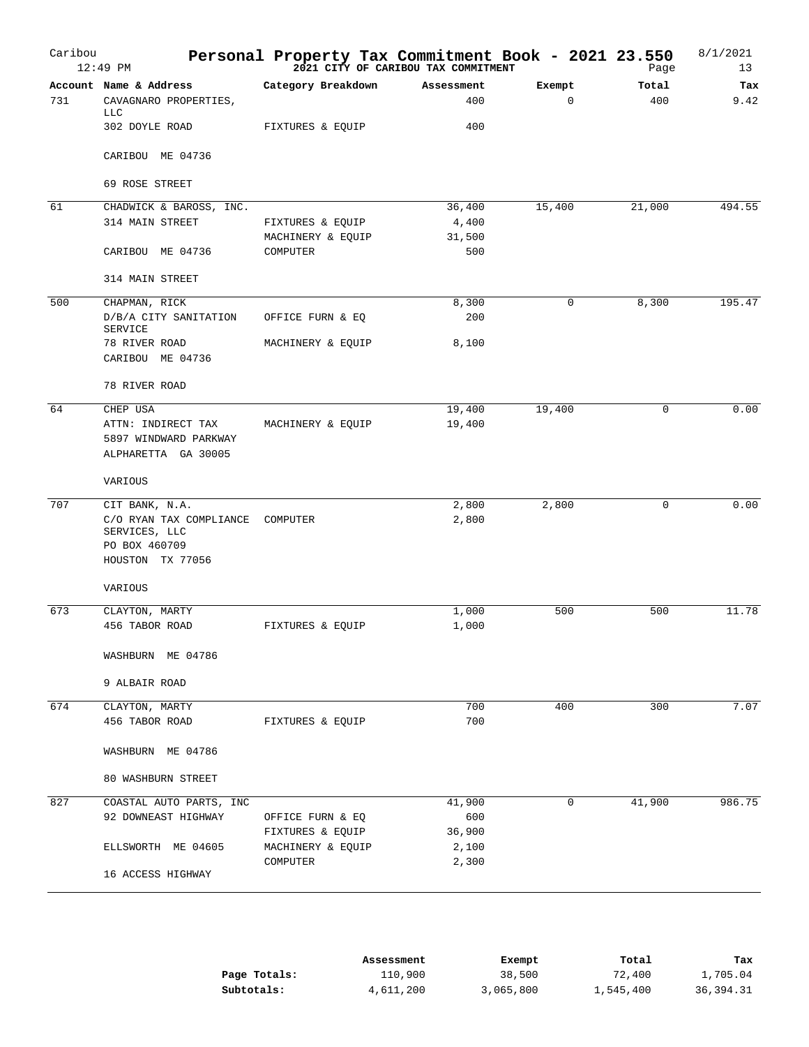# Personal Property Tax Commitment Book - 2021 23.550

**2021 CITY OF CARIBOU TAX COMMITMENT**

Caribou 12:49 PM — 8/1/2021 — Page 13

| Account | Name & Address | Category Breakdown | Assessment | Exempt | Total | Tax |
|---|---|---|---|---|---|---|
| 731 | CAVAGNARO PROPERTIES, LLC | | 400 | 0 | 400 | 9.42 |
| | 302 DOYLE ROAD | FIXTURES & EQUIP | 400 | | | |
| | CARIBOU ME 04736 | | | | | |
| | 69 ROSE STREET | | | | | |
| 61 | CHADWICK & BAROSS, INC. | | 36,400 | 15,400 | 21,000 | 494.55 |
| | 314 MAIN STREET | FIXTURES & EQUIP | 4,400 | | | |
| | | MACHINERY & EQUIP | 31,500 | | | |
| | CARIBOU ME 04736 | COMPUTER | 500 | | | |
| | 314 MAIN STREET | | | | | |
| 500 | CHAPMAN, RICK | | 8,300 | 0 | 8,300 | 195.47 |
| | D/B/A CITY SANITATION SERVICE | OFFICE FURN & EQ | 200 | | | |
| | 78 RIVER ROAD | MACHINERY & EQUIP | 8,100 | | | |
| | CARIBOU ME 04736 | | | | | |
| | 78 RIVER ROAD | | | | | |
| 64 | CHEP USA | | 19,400 | 19,400 | 0 | 0.00 |
| | ATTN: INDIRECT TAX | MACHINERY & EQUIP | 19,400 | | | |
| | 5897 WINDWARD PARKWAY | | | | | |
| | ALPHARETTA GA 30005 | | | | | |
| | VARIOUS | | | | | |
| 707 | CIT BANK, N.A. | | 2,800 | 2,800 | 0 | 0.00 |
| | C/O RYAN TAX COMPLIANCE SERVICES, LLC | COMPUTER | 2,800 | | | |
| | PO BOX 460709 | | | | | |
| | HOUSTON TX 77056 | | | | | |
| | VARIOUS | | | | | |
| 673 | CLAYTON, MARTY | | 1,000 | 500 | 500 | 11.78 |
| | 456 TABOR ROAD | FIXTURES & EQUIP | 1,000 | | | |
| | WASHBURN ME 04786 | | | | | |
| | 9 ALBAIR ROAD | | | | | |
| 674 | CLAYTON, MARTY | | 700 | 400 | 300 | 7.07 |
| | 456 TABOR ROAD | FIXTURES & EQUIP | 700 | | | |
| | WASHBURN ME 04786 | | | | | |
| | 80 WASHBURN STREET | | | | | |
| 827 | COASTAL AUTO PARTS, INC | | 41,900 | 0 | 41,900 | 986.75 |
| | 92 DOWNEAST HIGHWAY | OFFICE FURN & EQ | 600 | | | |
| | | FIXTURES & EQUIP | 36,900 | | | |
| | ELLSWORTH ME 04605 | MACHINERY & EQUIP | 2,100 | | | |
| | | COMPUTER | 2,300 | | | |
| | 16 ACCESS HIGHWAY | | | | | |

| | Assessment | Exempt | Total | Tax |
|---|---|---|---|---|
| **Page Totals:** | 110,900 | 38,500 | 72,400 | 1,705.04 |
| **Subtotals:** | 4,611,200 | 3,065,800 | 1,545,400 | 36,394.31 |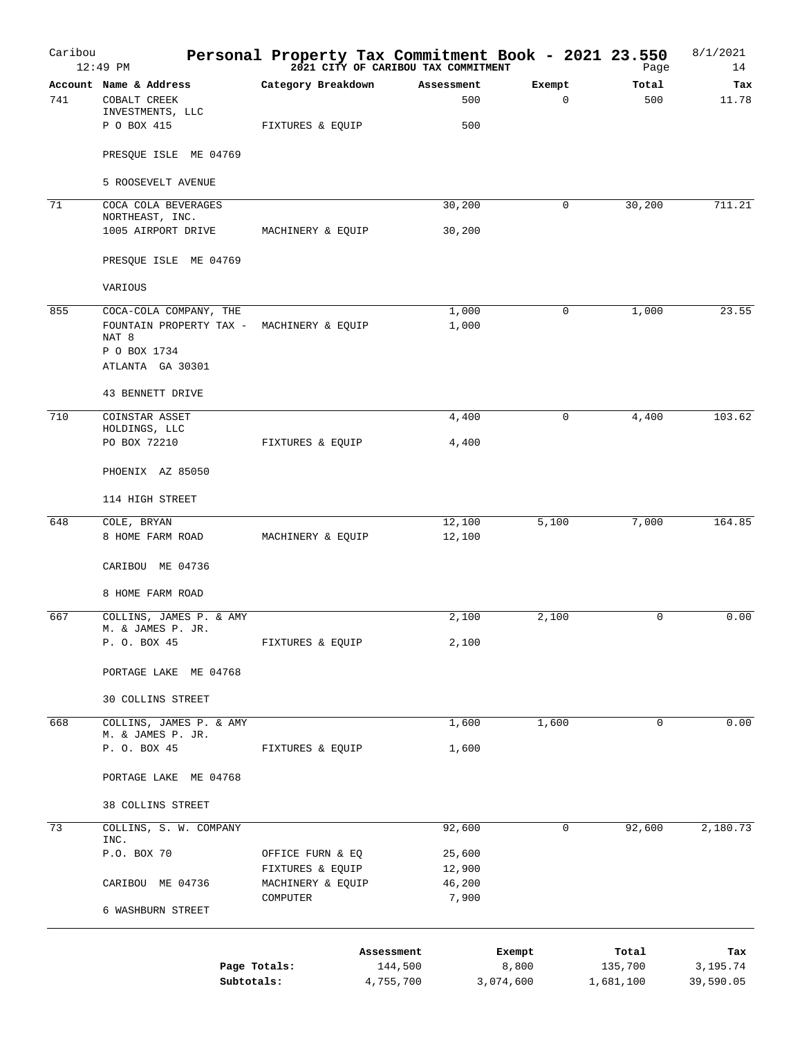# Personal Property Tax Commitment Book - 2021 23.550

## 2021 CITY OF CARIBOU TAX COMMITMENT

Caribou
12:49 PM
8/1/2021

| Account | Name & Address | Category Breakdown | Assessment | Exempt | Total | Tax |
|---|---|---|---|---|---|---|
| 741 | COBALT CREEK INVESTMENTS, LLC | | 500 | 0 | 500 | 11.78 |
| | P O BOX 415 | FIXTURES & EQUIP | 500 | | | |
| | PRESQUE ISLE ME 04769 | | | | | |
| | 5 ROOSEVELT AVENUE | | | | | |
| 71 | COCA COLA BEVERAGES NORTHEAST, INC. | | 30,200 | 0 | 30,200 | 711.21 |
| | 1005 AIRPORT DRIVE | MACHINERY & EQUIP | 30,200 | | | |
| | PRESQUE ISLE ME 04769 | | | | | |
| | VARIOUS | | | | | |
| 855 | COCA-COLA COMPANY, THE | | 1,000 | 0 | 1,000 | 23.55 |
| | FOUNTAIN PROPERTY TAX - NAT 8 | MACHINERY & EQUIP | 1,000 | | | |
| | P O BOX 1734 | | | | | |
| | ATLANTA GA 30301 | | | | | |
| | 43 BENNETT DRIVE | | | | | |
| 710 | COINSTAR ASSET HOLDINGS, LLC | | 4,400 | 0 | 4,400 | 103.62 |
| | PO BOX 72210 | FIXTURES & EQUIP | 4,400 | | | |
| | PHOENIX AZ 85050 | | | | | |
| | 114 HIGH STREET | | | | | |
| 648 | COLE, BRYAN | | 12,100 | 5,100 | 7,000 | 164.85 |
| | 8 HOME FARM ROAD | MACHINERY & EQUIP | 12,100 | | | |
| | CARIBOU ME 04736 | | | | | |
| | 8 HOME FARM ROAD | | | | | |
| 667 | COLLINS, JAMES P. & AMY M. & JAMES P. JR. | | 2,100 | 2,100 | 0 | 0.00 |
| | P. O. BOX 45 | FIXTURES & EQUIP | 2,100 | | | |
| | PORTAGE LAKE ME 04768 | | | | | |
| | 30 COLLINS STREET | | | | | |
| 668 | COLLINS, JAMES P. & AMY M. & JAMES P. JR. | | 1,600 | 1,600 | 0 | 0.00 |
| | P. O. BOX 45 | FIXTURES & EQUIP | 1,600 | | | |
| | PORTAGE LAKE ME 04768 | | | | | |
| | 38 COLLINS STREET | | | | | |
| 73 | COLLINS, S. W. COMPANY INC. | | 92,600 | 0 | 92,600 | 2,180.73 |
| | P.O. BOX 70 | OFFICE FURN & EQ | 25,600 | | | |
| | | FIXTURES & EQUIP | 12,900 | | | |
| | CARIBOU ME 04736 | MACHINERY & EQUIP | 46,200 | | | |
| | | COMPUTER | 7,900 | | | |
| | 6 WASHBURN STREET | | | | | |

| | Assessment | Exempt | Total | Tax |
|---|---|---|---|---|
| Page Totals: | 144,500 | 8,800 | 135,700 | 3,195.74 |
| Subtotals: | 4,755,700 | 3,074,600 | 1,681,100 | 39,590.05 |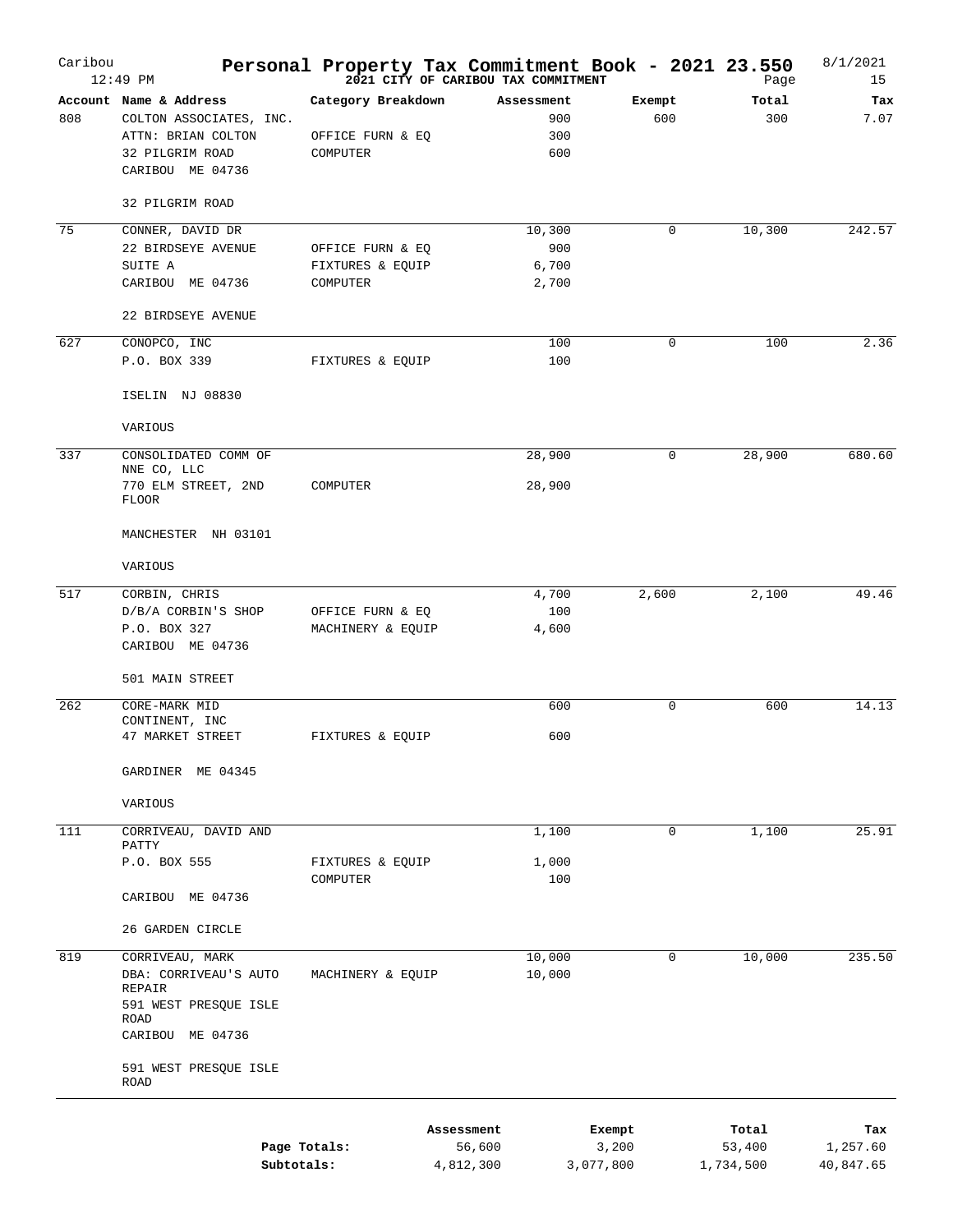# Personal Property Tax Commitment Book - 2021 23.550

**2021 CITY OF CARIBOU TAX COMMITMENT**

Caribou 12:49 PM — 8/1/2021

| Account | Name & Address | Category Breakdown | Assessment | Exempt | Total | Tax |
|---|---|---|---|---|---|---|
| 808 | COLTON ASSOCIATES, INC. | | 900 | 600 | 300 | 7.07 |
| | ATTN: BRIAN COLTON | OFFICE FURN & EQ | 300 | | | |
| | 32 PILGRIM ROAD | COMPUTER | 600 | | | |
| | CARIBOU ME 04736 | | | | | |
| | 32 PILGRIM ROAD | | | | | |
| 75 | CONNER, DAVID DR | | 10,300 | 0 | 10,300 | 242.57 |
| | 22 BIRDSEYE AVENUE | OFFICE FURN & EQ | 900 | | | |
| | SUITE A | FIXTURES & EQUIP | 6,700 | | | |
| | CARIBOU ME 04736 | COMPUTER | 2,700 | | | |
| | 22 BIRDSEYE AVENUE | | | | | |
| 627 | CONOPCO, INC | | 100 | 0 | 100 | 2.36 |
| | P.O. BOX 339 | FIXTURES & EQUIP | 100 | | | |
| | ISELIN NJ 08830 | | | | | |
| | VARIOUS | | | | | |
| 337 | CONSOLIDATED COMM OF NNE CO, LLC | | 28,900 | 0 | 28,900 | 680.60 |
| | 770 ELM STREET, 2ND FLOOR | COMPUTER | 28,900 | | | |
| | MANCHESTER NH 03101 | | | | | |
| | VARIOUS | | | | | |
| 517 | CORBIN, CHRIS | | 4,700 | 2,600 | 2,100 | 49.46 |
| | D/B/A CORBIN'S SHOP | OFFICE FURN & EQ | 100 | | | |
| | P.O. BOX 327 | MACHINERY & EQUIP | 4,600 | | | |
| | CARIBOU ME 04736 | | | | | |
| | 501 MAIN STREET | | | | | |
| 262 | CORE-MARK MID CONTINENT, INC | | 600 | 0 | 600 | 14.13 |
| | 47 MARKET STREET | FIXTURES & EQUIP | 600 | | | |
| | GARDINER ME 04345 | | | | | |
| | VARIOUS | | | | | |
| 111 | CORRIVEAU, DAVID AND PATTY | | 1,100 | 0 | 1,100 | 25.91 |
| | P.O. BOX 555 | FIXTURES & EQUIP | 1,000 | | | |
| | | COMPUTER | 100 | | | |
| | CARIBOU ME 04736 | | | | | |
| | 26 GARDEN CIRCLE | | | | | |
| 819 | CORRIVEAU, MARK | | 10,000 | 0 | 10,000 | 235.50 |
| | DBA: CORRIVEAU'S AUTO REPAIR | MACHINERY & EQUIP | 10,000 | | | |
| | 591 WEST PRESQUE ISLE ROAD | | | | | |
| | CARIBOU ME 04736 | | | | | |
| | 591 WEST PRESQUE ISLE ROAD | | | | | |

| | Assessment | Exempt | Total | Tax |
|---|---|---|---|---|
| Page Totals: | 56,600 | 3,200 | 53,400 | 1,257.60 |
| Subtotals: | 4,812,300 | 3,077,800 | 1,734,500 | 40,847.65 |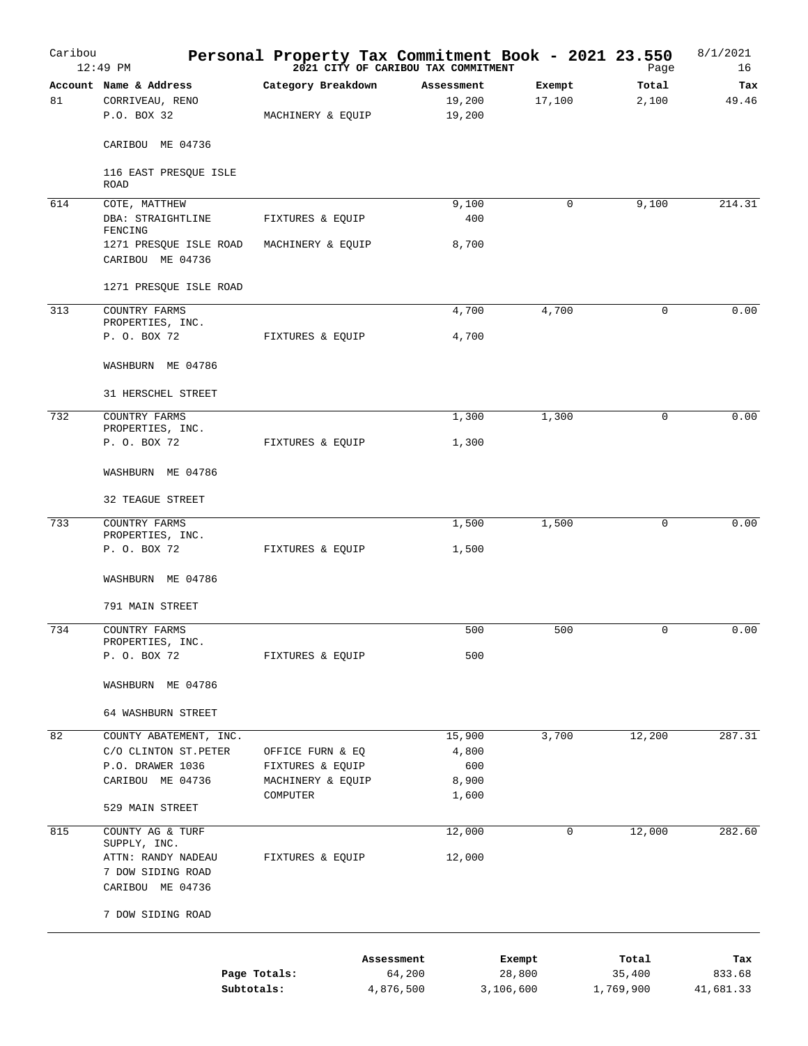# Personal Property Tax Commitment Book - 2021 23.550

**2021 CITY OF CARIBOU TAX COMMITMENT**

Caribou 12:49 PM — 8/1/2021

| Account | Name & Address | Category Breakdown | Assessment | Exempt | Total | Tax |
|---|---|---|---|---|---|---|
| 81 | CORRIVEAU, RENO | | 19,200 | 17,100 | 2,100 | 49.46 |
| | P.O. BOX 32 | MACHINERY & EQUIP | 19,200 | | | |
| | CARIBOU ME 04736 | | | | | |
| | 116 EAST PRESQUE ISLE ROAD | | | | | |
| 614 | COTE, MATTHEW | | 9,100 | 0 | 9,100 | 214.31 |
| | DBA: STRAIGHTLINE FENCING | FIXTURES & EQUIP | 400 | | | |
| | 1271 PRESQUE ISLE ROAD | MACHINERY & EQUIP | 8,700 | | | |
| | CARIBOU ME 04736 | | | | | |
| | 1271 PRESQUE ISLE ROAD | | | | | |
| 313 | COUNTRY FARMS PROPERTIES, INC. | | 4,700 | 4,700 | 0 | 0.00 |
| | P. O. BOX 72 | FIXTURES & EQUIP | 4,700 | | | |
| | WASHBURN ME 04786 | | | | | |
| | 31 HERSCHEL STREET | | | | | |
| 732 | COUNTRY FARMS PROPERTIES, INC. | | 1,300 | 1,300 | 0 | 0.00 |
| | P. O. BOX 72 | FIXTURES & EQUIP | 1,300 | | | |
| | WASHBURN ME 04786 | | | | | |
| | 32 TEAGUE STREET | | | | | |
| 733 | COUNTRY FARMS PROPERTIES, INC. | | 1,500 | 1,500 | 0 | 0.00 |
| | P. O. BOX 72 | FIXTURES & EQUIP | 1,500 | | | |
| | WASHBURN ME 04786 | | | | | |
| | 791 MAIN STREET | | | | | |
| 734 | COUNTRY FARMS PROPERTIES, INC. | | 500 | 500 | 0 | 0.00 |
| | P. O. BOX 72 | FIXTURES & EQUIP | 500 | | | |
| | WASHBURN ME 04786 | | | | | |
| | 64 WASHBURN STREET | | | | | |
| 82 | COUNTY ABATEMENT, INC. | | 15,900 | 3,700 | 12,200 | 287.31 |
| | C/O CLINTON ST.PETER | OFFICE FURN & EQ | 4,800 | | | |
| | P.O. DRAWER 1036 | FIXTURES & EQUIP | 600 | | | |
| | CARIBOU ME 04736 | MACHINERY & EQUIP | 8,900 | | | |
| | | COMPUTER | 1,600 | | | |
| | 529 MAIN STREET | | | | | |
| 815 | COUNTY AG & TURF SUPPLY, INC. | | 12,000 | 0 | 12,000 | 282.60 |
| | ATTN: RANDY NADEAU | FIXTURES & EQUIP | 12,000 | | | |
| | 7 DOW SIDING ROAD | | | | | |
| | CARIBOU ME 04736 | | | | | |
| | 7 DOW SIDING ROAD | | | | | |

| | Assessment | Exempt | Total | Tax |
|---|---|---|---|---|
| Page Totals: | 64,200 | 28,800 | 35,400 | 833.68 |
| Subtotals: | 4,876,500 | 3,106,600 | 1,769,900 | 41,681.33 |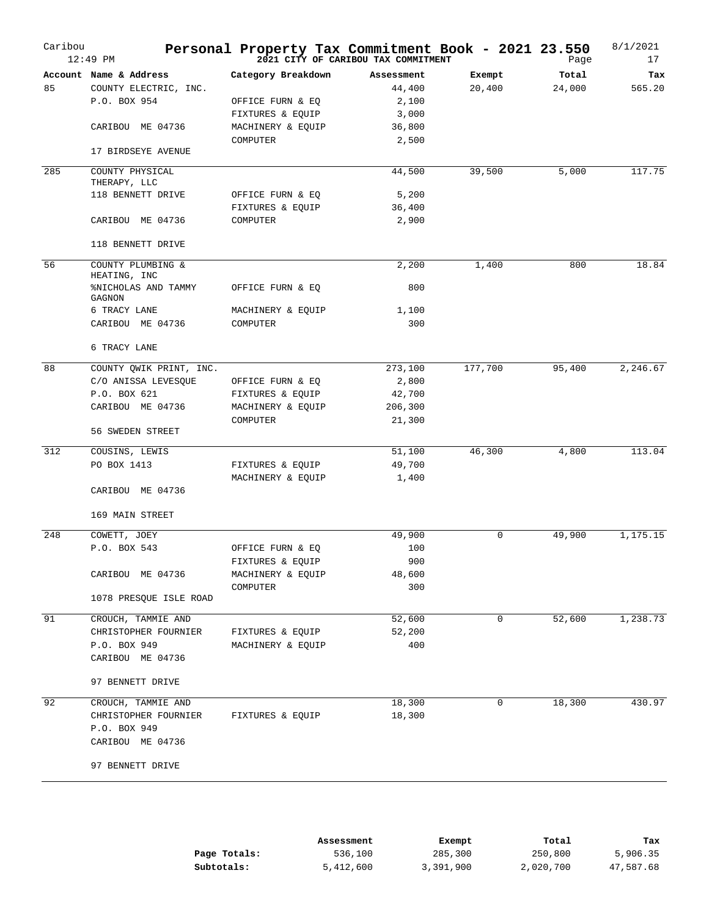# Personal Property Tax Commitment Book - 2021 23.550

**2021 CITY OF CARIBOU TAX COMMITMENT**

Caribou 12:49 PM — 8/1/2021

| Account | Name & Address | Category Breakdown | Assessment | Exempt | Total | Tax |
|---|---|---|---|---|---|---|
| 85 | COUNTY ELECTRIC, INC. | | 44,400 | 20,400 | 24,000 | 565.20 |
| | P.O. BOX 954 | OFFICE FURN & EQ | 2,100 | | | |
| | | FIXTURES & EQUIP | 3,000 | | | |
| | CARIBOU ME 04736 | MACHINERY & EQUIP | 36,800 | | | |
| | | COMPUTER | 2,500 | | | |
| | 17 BIRDSEYE AVENUE | | | | | |
| 285 | COUNTY PHYSICAL THERAPY, LLC | | 44,500 | 39,500 | 5,000 | 117.75 |
| | 118 BENNETT DRIVE | OFFICE FURN & EQ | 5,200 | | | |
| | | FIXTURES & EQUIP | 36,400 | | | |
| | CARIBOU ME 04736 | COMPUTER | 2,900 | | | |
| | 118 BENNETT DRIVE | | | | | |
| 56 | COUNTY PLUMBING & HEATING, INC | | 2,200 | 1,400 | 800 | 18.84 |
| | %NICHOLAS AND TAMMY GAGNON | OFFICE FURN & EQ | 800 | | | |
| | 6 TRACY LANE | MACHINERY & EQUIP | 1,100 | | | |
| | CARIBOU ME 04736 | COMPUTER | 300 | | | |
| | 6 TRACY LANE | | | | | |
| 88 | COUNTY QWIK PRINT, INC. | | 273,100 | 177,700 | 95,400 | 2,246.67 |
| | C/O ANISSA LEVESQUE | OFFICE FURN & EQ | 2,800 | | | |
| | P.O. BOX 621 | FIXTURES & EQUIP | 42,700 | | | |
| | CARIBOU ME 04736 | MACHINERY & EQUIP | 206,300 | | | |
| | | COMPUTER | 21,300 | | | |
| | 56 SWEDEN STREET | | | | | |
| 312 | COUSINS, LEWIS | | 51,100 | 46,300 | 4,800 | 113.04 |
| | PO BOX 1413 | FIXTURES & EQUIP | 49,700 | | | |
| | | MACHINERY & EQUIP | 1,400 | | | |
| | CARIBOU ME 04736 | | | | | |
| | 169 MAIN STREET | | | | | |
| 248 | COWETT, JOEY | | 49,900 | 0 | 49,900 | 1,175.15 |
| | P.O. BOX 543 | OFFICE FURN & EQ | 100 | | | |
| | | FIXTURES & EQUIP | 900 | | | |
| | CARIBOU ME 04736 | MACHINERY & EQUIP | 48,600 | | | |
| | | COMPUTER | 300 | | | |
| | 1078 PRESQUE ISLE ROAD | | | | | |
| 91 | CROUCH, TAMMIE AND | | 52,600 | 0 | 52,600 | 1,238.73 |
| | CHRISTOPHER FOURNIER | FIXTURES & EQUIP | 52,200 | | | |
| | P.O. BOX 949 | MACHINERY & EQUIP | 400 | | | |
| | CARIBOU ME 04736 | | | | | |
| | 97 BENNETT DRIVE | | | | | |
| 92 | CROUCH, TAMMIE AND | | 18,300 | 0 | 18,300 | 430.97 |
| | CHRISTOPHER FOURNIER | FIXTURES & EQUIP | 18,300 | | | |
| | P.O. BOX 949 | | | | | |
| | CARIBOU ME 04736 | | | | | |
| | 97 BENNETT DRIVE | | | | | |

| | Assessment | Exempt | Total | Tax |
|---|---|---|---|---|
| **Page Totals:** | 536,100 | 285,300 | 250,800 | 5,906.35 |
| **Subtotals:** | 5,412,600 | 3,391,900 | 2,020,700 | 47,587.68 |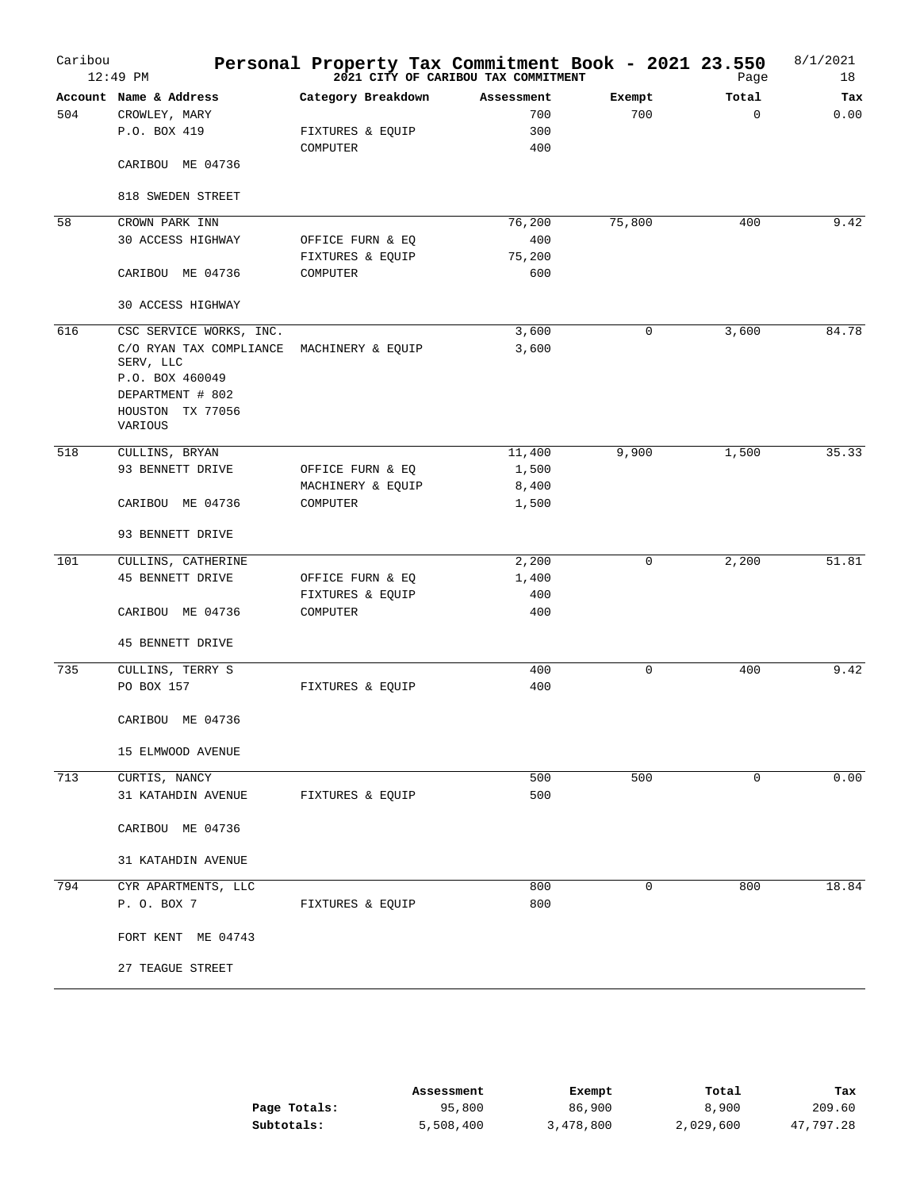# Personal Property Tax Commitment Book - 2021 23.550

**2021 CITY OF CARIBOU TAX COMMITMENT**

Caribou 12:49 PM — 8/1/2021 — Page 18

| Account | Name & Address | Category Breakdown | Assessment | Exempt | Total | Tax |
|---|---|---|---|---|---|---|
| 504 | CROWLEY, MARY | | 700 | 700 | 0 | 0.00 |
| | P.O. BOX 419 | FIXTURES & EQUIP | 300 | | | |
| | | COMPUTER | 400 | | | |
| | CARIBOU ME 04736 | | | | | |
| | 818 SWEDEN STREET | | | | | |
| 58 | CROWN PARK INN | | 76,200 | 75,800 | 400 | 9.42 |
| | 30 ACCESS HIGHWAY | OFFICE FURN & EQ | 400 | | | |
| | | FIXTURES & EQUIP | 75,200 | | | |
| | CARIBOU ME 04736 | COMPUTER | 600 | | | |
| | 30 ACCESS HIGHWAY | | | | | |
| 616 | CSC SERVICE WORKS, INC. | | 3,600 | 0 | 3,600 | 84.78 |
| | C/O RYAN TAX COMPLIANCE SERV, LLC | MACHINERY & EQUIP | 3,600 | | | |
| | P.O. BOX 460049 | | | | | |
| | DEPARTMENT # 802 | | | | | |
| | HOUSTON TX 77056 | | | | | |
| | VARIOUS | | | | | |
| 518 | CULLINS, BRYAN | | 11,400 | 9,900 | 1,500 | 35.33 |
| | 93 BENNETT DRIVE | OFFICE FURN & EQ | 1,500 | | | |
| | | MACHINERY & EQUIP | 8,400 | | | |
| | CARIBOU ME 04736 | COMPUTER | 1,500 | | | |
| | 93 BENNETT DRIVE | | | | | |
| 101 | CULLINS, CATHERINE | | 2,200 | 0 | 2,200 | 51.81 |
| | 45 BENNETT DRIVE | OFFICE FURN & EQ | 1,400 | | | |
| | | FIXTURES & EQUIP | 400 | | | |
| | CARIBOU ME 04736 | COMPUTER | 400 | | | |
| | 45 BENNETT DRIVE | | | | | |
| 735 | CULLINS, TERRY S | | 400 | 0 | 400 | 9.42 |
| | PO BOX 157 | FIXTURES & EQUIP | 400 | | | |
| | CARIBOU ME 04736 | | | | | |
| | 15 ELMWOOD AVENUE | | | | | |
| 713 | CURTIS, NANCY | | 500 | 500 | 0 | 0.00 |
| | 31 KATAHDIN AVENUE | FIXTURES & EQUIP | 500 | | | |
| | CARIBOU ME 04736 | | | | | |
| | 31 KATAHDIN AVENUE | | | | | |
| 794 | CYR APARTMENTS, LLC | | 800 | 0 | 800 | 18.84 |
| | P. O. BOX 7 | FIXTURES & EQUIP | 800 | | | |
| | FORT KENT ME 04743 | | | | | |
| | 27 TEAGUE STREET | | | | | |

| | Assessment | Exempt | Total | Tax |
|---|---|---|---|---|
| **Page Totals:** | 95,800 | 86,900 | 8,900 | 209.60 |
| **Subtotals:** | 5,508,400 | 3,478,800 | 2,029,600 | 47,797.28 |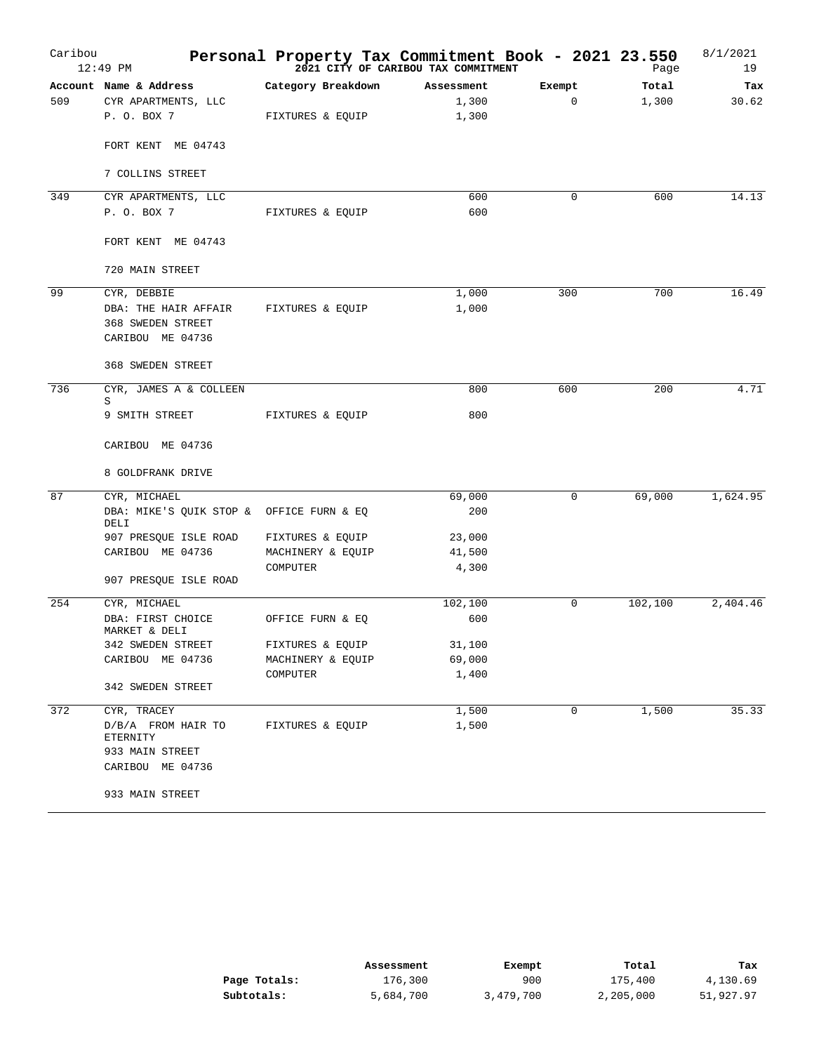# Personal Property Tax Commitment Book - 2021 23.550

**2021 CITY OF CARIBOU TAX COMMITMENT**

Caribou 12:49 PM — 8/1/2021 — Page 19

| Account | Name & Address | Category Breakdown | Assessment | Exempt | Total | Tax |
|---|---|---|---|---|---|---|
| 509 | CYR APARTMENTS, LLC | | 1,300 | 0 | 1,300 | 30.62 |
| | P. O. BOX 7 | FIXTURES & EQUIP | 1,300 | | | |
| | FORT KENT ME 04743 | | | | | |
| | 7 COLLINS STREET | | | | | |
| 349 | CYR APARTMENTS, LLC | | 600 | 0 | 600 | 14.13 |
| | P. O. BOX 7 | FIXTURES & EQUIP | 600 | | | |
| | FORT KENT ME 04743 | | | | | |
| | 720 MAIN STREET | | | | | |
| 99 | CYR, DEBBIE | | 1,000 | 300 | 700 | 16.49 |
| | DBA: THE HAIR AFFAIR | FIXTURES & EQUIP | 1,000 | | | |
| | 368 SWEDEN STREET | | | | | |
| | CARIBOU ME 04736 | | | | | |
| | 368 SWEDEN STREET | | | | | |
| 736 | CYR, JAMES A & COLLEEN S | | 800 | 600 | 200 | 4.71 |
| | 9 SMITH STREET | FIXTURES & EQUIP | 800 | | | |
| | CARIBOU ME 04736 | | | | | |
| | 8 GOLDFRANK DRIVE | | | | | |
| 87 | CYR, MICHAEL | | 69,000 | 0 | 69,000 | 1,624.95 |
| | DBA: MIKE'S QUIK STOP & DELI | OFFICE FURN & EQ | 200 | | | |
| | 907 PRESQUE ISLE ROAD | FIXTURES & EQUIP | 23,000 | | | |
| | CARIBOU ME 04736 | MACHINERY & EQUIP | 41,500 | | | |
| | | COMPUTER | 4,300 | | | |
| | 907 PRESQUE ISLE ROAD | | | | | |
| 254 | CYR, MICHAEL | | 102,100 | 0 | 102,100 | 2,404.46 |
| | DBA: FIRST CHOICE MARKET & DELI | OFFICE FURN & EQ | 600 | | | |
| | 342 SWEDEN STREET | FIXTURES & EQUIP | 31,100 | | | |
| | CARIBOU ME 04736 | MACHINERY & EQUIP | 69,000 | | | |
| | | COMPUTER | 1,400 | | | |
| | 342 SWEDEN STREET | | | | | |
| 372 | CYR, TRACEY | | 1,500 | 0 | 1,500 | 35.33 |
| | D/B/A FROM HAIR TO ETERNITY | FIXTURES & EQUIP | 1,500 | | | |
| | 933 MAIN STREET | | | | | |
| | CARIBOU ME 04736 | | | | | |
| | 933 MAIN STREET | | | | | |

| | Assessment | Exempt | Total | Tax |
|---|---|---|---|---|
| **Page Totals:** | 176,300 | 900 | 175,400 | 4,130.69 |
| **Subtotals:** | 5,684,700 | 3,479,700 | 2,205,000 | 51,927.97 |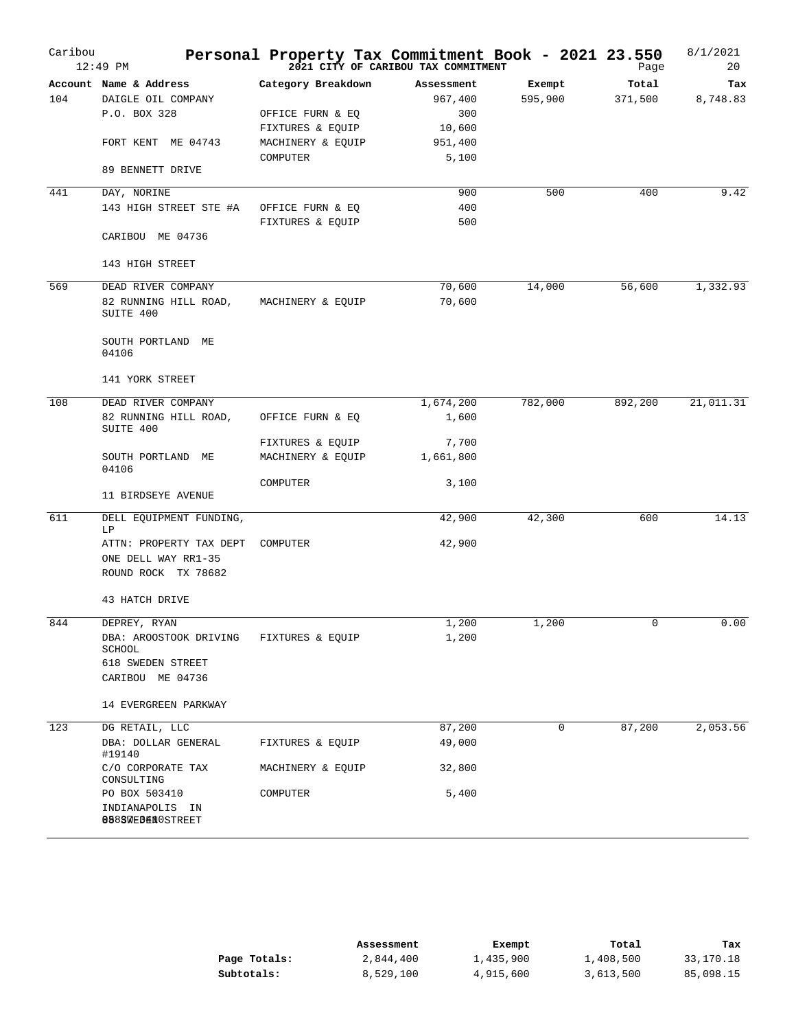# Personal Property Tax Commitment Book - 2021 23.550

**2021 CITY OF CARIBOU TAX COMMITMENT**

Caribou 12:49 PM — 8/1/2021 — Page 20

| Account | Name & Address | Category Breakdown | Assessment | Exempt | Total | Tax |
|---|---|---|---|---|---|---|
| 104 | DAIGLE OIL COMPANY | | 967,400 | 595,900 | 371,500 | 8,748.83 |
| | P.O. BOX 328 | OFFICE FURN & EQ | 300 | | | |
| | | FIXTURES & EQUIP | 10,600 | | | |
| | FORT KENT ME 04743 | MACHINERY & EQUIP | 951,400 | | | |
| | | COMPUTER | 5,100 | | | |
| | 89 BENNETT DRIVE | | | | | |
| 441 | DAY, NORINE | | 900 | 500 | 400 | 9.42 |
| | 143 HIGH STREET STE #A | OFFICE FURN & EQ | 400 | | | |
| | | FIXTURES & EQUIP | 500 | | | |
| | CARIBOU ME 04736 | | | | | |
| | 143 HIGH STREET | | | | | |
| 569 | DEAD RIVER COMPANY | | 70,600 | 14,000 | 56,600 | 1,332.93 |
| | 82 RUNNING HILL ROAD, SUITE 400 | MACHINERY & EQUIP | 70,600 | | | |
| | SOUTH PORTLAND ME 04106 | | | | | |
| | 141 YORK STREET | | | | | |
| 108 | DEAD RIVER COMPANY | | 1,674,200 | 782,000 | 892,200 | 21,011.31 |
| | 82 RUNNING HILL ROAD, SUITE 400 | OFFICE FURN & EQ | 1,600 | | | |
| | | FIXTURES & EQUIP | 7,700 | | | |
| | SOUTH PORTLAND ME 04106 | MACHINERY & EQUIP | 1,661,800 | | | |
| | | COMPUTER | 3,100 | | | |
| | 11 BIRDSEYE AVENUE | | | | | |
| 611 | DELL EQUIPMENT FUNDING, LP | | 42,900 | 42,300 | 600 | 14.13 |
| | ATTN: PROPERTY TAX DEPT | COMPUTER | 42,900 | | | |
| | ONE DELL WAY RR1-35 | | | | | |
| | ROUND ROCK TX 78682 | | | | | |
| | 43 HATCH DRIVE | | | | | |
| 844 | DEPREY, RYAN | | 1,200 | 1,200 | 0 | 0.00 |
| | DBA: AROOSTOOK DRIVING SCHOOL | FIXTURES & EQUIP | 1,200 | | | |
| | 618 SWEDEN STREET | | | | | |
| | CARIBOU ME 04736 | | | | | |
| | 14 EVERGREEN PARKWAY | | | | | |
| 123 | DG RETAIL, LLC | | 87,200 | 0 | 87,200 | 2,053.56 |
| | DBA: DOLLAR GENERAL #19140 | FIXTURES & EQUIP | 49,000 | | | |
| | C/O CORPORATE TAX CONSULTING | MACHINERY & EQUIP | 32,800 | | | |
| | PO BOX 503410 | COMPUTER | 5,400 | | | |
| | INDIANAPOLIS IN 46250-3410 | | | | | |
| | 65 SWEDEN STREET | | | | | |

| | Assessment | Exempt | Total | Tax |
|---|---|---|---|---|
| **Page Totals:** | 2,844,400 | 1,435,900 | 1,408,500 | 33,170.18 |
| **Subtotals:** | 8,529,100 | 4,915,600 | 3,613,500 | 85,098.15 |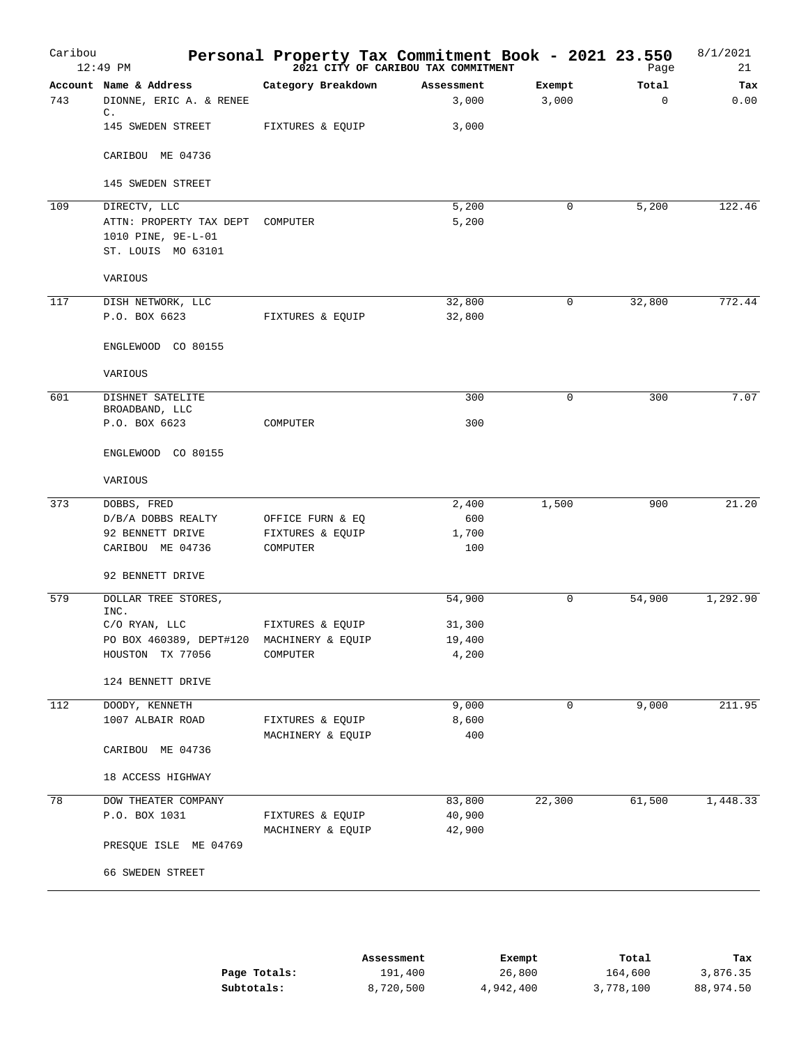# Personal Property Tax Commitment Book - 2021 23.550

Caribou 12:49 PM — 2021 CITY OF CARIBOU TAX COMMITMENT — 8/1/2021

| Account | Name & Address | Category Breakdown | Assessment | Exempt | Total | Tax |
|---|---|---|---|---|---|---|
| 743 | DIONNE, ERIC A. & RENEE C. | | 3,000 | 3,000 | 0 | 0.00 |
| | 145 SWEDEN STREET | FIXTURES & EQUIP | 3,000 | | | |
| | CARIBOU ME 04736 | | | | | |
| | 145 SWEDEN STREET | | | | | |
| 109 | DIRECTV, LLC | | 5,200 | 0 | 5,200 | 122.46 |
| | ATTN: PROPERTY TAX DEPT | COMPUTER | 5,200 | | | |
| | 1010 PINE, 9E-L-01 | | | | | |
| | ST. LOUIS MO 63101 | | | | | |
| | VARIOUS | | | | | |
| 117 | DISH NETWORK, LLC | | 32,800 | 0 | 32,800 | 772.44 |
| | P.O. BOX 6623 | FIXTURES & EQUIP | 32,800 | | | |
| | ENGLEWOOD CO 80155 | | | | | |
| | VARIOUS | | | | | |
| 601 | DISHNET SATELITE BROADBAND, LLC | | 300 | 0 | 300 | 7.07 |
| | P.O. BOX 6623 | COMPUTER | 300 | | | |
| | ENGLEWOOD CO 80155 | | | | | |
| | VARIOUS | | | | | |
| 373 | DOBBS, FRED | | 2,400 | 1,500 | 900 | 21.20 |
| | D/B/A DOBBS REALTY | OFFICE FURN & EQ | 600 | | | |
| | 92 BENNETT DRIVE | FIXTURES & EQUIP | 1,700 | | | |
| | CARIBOU ME 04736 | COMPUTER | 100 | | | |
| | 92 BENNETT DRIVE | | | | | |
| 579 | DOLLAR TREE STORES, INC. | | 54,900 | 0 | 54,900 | 1,292.90 |
| | C/O RYAN, LLC | FIXTURES & EQUIP | 31,300 | | | |
| | PO BOX 460389, DEPT#120 | MACHINERY & EQUIP | 19,400 | | | |
| | HOUSTON TX 77056 | COMPUTER | 4,200 | | | |
| | 124 BENNETT DRIVE | | | | | |
| 112 | DOODY, KENNETH | | 9,000 | 0 | 9,000 | 211.95 |
| | 1007 ALBAIR ROAD | FIXTURES & EQUIP | 8,600 | | | |
| | | MACHINERY & EQUIP | 400 | | | |
| | CARIBOU ME 04736 | | | | | |
| | 18 ACCESS HIGHWAY | | | | | |
| 78 | DOW THEATER COMPANY | | 83,800 | 22,300 | 61,500 | 1,448.33 |
| | P.O. BOX 1031 | FIXTURES & EQUIP | 40,900 | | | |
| | | MACHINERY & EQUIP | 42,900 | | | |
| | PRESQUE ISLE ME 04769 | | | | | |
| | 66 SWEDEN STREET | | | | | |

| | Assessment | Exempt | Total | Tax |
|---|---|---|---|---|
| **Page Totals:** | 191,400 | 26,800 | 164,600 | 3,876.35 |
| **Subtotals:** | 8,720,500 | 4,942,400 | 3,778,100 | 88,974.50 |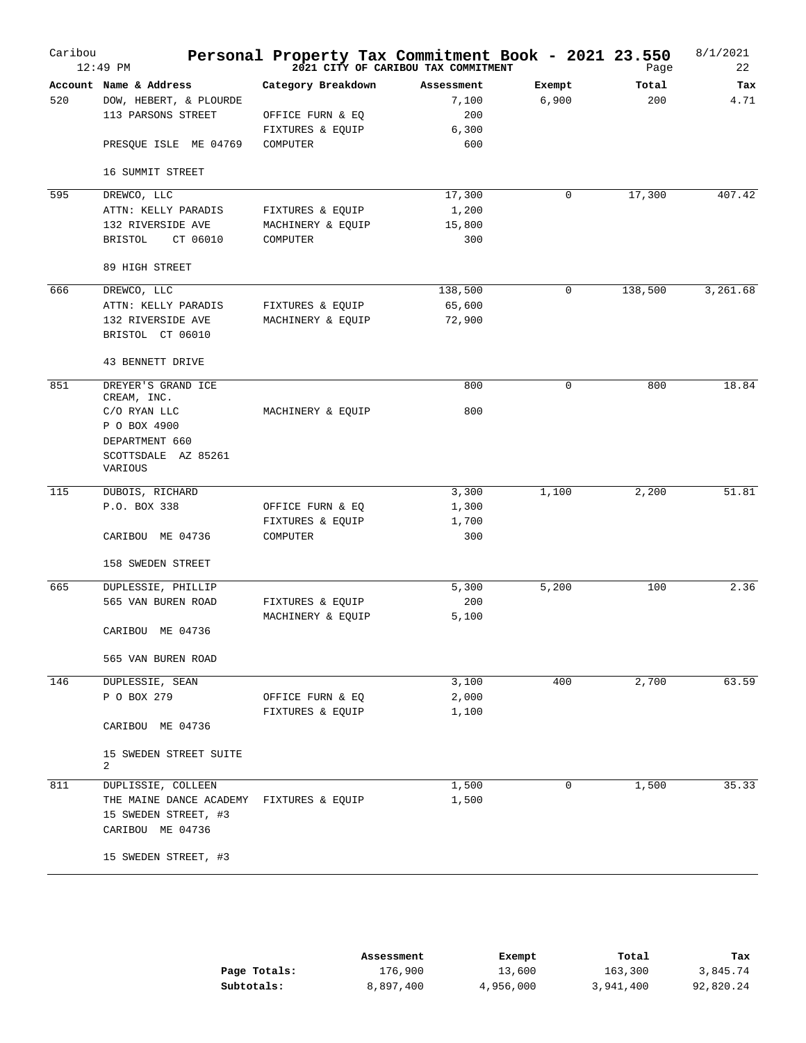# Personal Property Tax Commitment Book - 2021 23.550

**2021 CITY OF CARIBOU TAX COMMITMENT**

Caribou 12:49 PM — 8/1/2021

| Account | Name & Address | Category Breakdown | Assessment | Exempt | Total | Tax |
|---|---|---|---|---|---|---|
| 520 | DOW, HEBERT, & PLOURDE | | 7,100 | 6,900 | 200 | 4.71 |
| | 113 PARSONS STREET | OFFICE FURN & EQ | 200 | | | |
| | | FIXTURES & EQUIP | 6,300 | | | |
| | PRESQUE ISLE ME 04769 | COMPUTER | 600 | | | |
| | 16 SUMMIT STREET | | | | | |
| 595 | DREWCO, LLC | | 17,300 | 0 | 17,300 | 407.42 |
| | ATTN: KELLY PARADIS | FIXTURES & EQUIP | 1,200 | | | |
| | 132 RIVERSIDE AVE | MACHINERY & EQUIP | 15,800 | | | |
| | BRISTOL CT 06010 | COMPUTER | 300 | | | |
| | 89 HIGH STREET | | | | | |
| 666 | DREWCO, LLC | | 138,500 | 0 | 138,500 | 3,261.68 |
| | ATTN: KELLY PARADIS | FIXTURES & EQUIP | 65,600 | | | |
| | 132 RIVERSIDE AVE | MACHINERY & EQUIP | 72,900 | | | |
| | BRISTOL CT 06010 | | | | | |
| | 43 BENNETT DRIVE | | | | | |
| 851 | DREYER'S GRAND ICE CREAM, INC. | | 800 | 0 | 800 | 18.84 |
| | C/O RYAN LLC | MACHINERY & EQUIP | 800 | | | |
| | P O BOX 4900 | | | | | |
| | DEPARTMENT 660 | | | | | |
| | SCOTTSDALE AZ 85261 | | | | | |
| | VARIOUS | | | | | |
| 115 | DUBOIS, RICHARD | | 3,300 | 1,100 | 2,200 | 51.81 |
| | P.O. BOX 338 | OFFICE FURN & EQ | 1,300 | | | |
| | | FIXTURES & EQUIP | 1,700 | | | |
| | CARIBOU ME 04736 | COMPUTER | 300 | | | |
| | 158 SWEDEN STREET | | | | | |
| 665 | DUPLESSIE, PHILLIP | | 5,300 | 5,200 | 100 | 2.36 |
| | 565 VAN BUREN ROAD | FIXTURES & EQUIP | 200 | | | |
| | | MACHINERY & EQUIP | 5,100 | | | |
| | CARIBOU ME 04736 | | | | | |
| | 565 VAN BUREN ROAD | | | | | |
| 146 | DUPLESSIE, SEAN | | 3,100 | 400 | 2,700 | 63.59 |
| | P O BOX 279 | OFFICE FURN & EQ | 2,000 | | | |
| | | FIXTURES & EQUIP | 1,100 | | | |
| | CARIBOU ME 04736 | | | | | |
| | 15 SWEDEN STREET SUITE 2 | | | | | |
| 811 | DUPLISSIE, COLLEEN | | 1,500 | 0 | 1,500 | 35.33 |
| | THE MAINE DANCE ACADEMY | FIXTURES & EQUIP | 1,500 | | | |
| | 15 SWEDEN STREET, #3 | | | | | |
| | CARIBOU ME 04736 | | | | | |
| | 15 SWEDEN STREET, #3 | | | | | |

| | Assessment | Exempt | Total | Tax |
|---|---|---|---|---|
| **Page Totals:** | 176,900 | 13,600 | 163,300 | 3,845.74 |
| **Subtotals:** | 8,897,400 | 4,956,000 | 3,941,400 | 92,820.24 |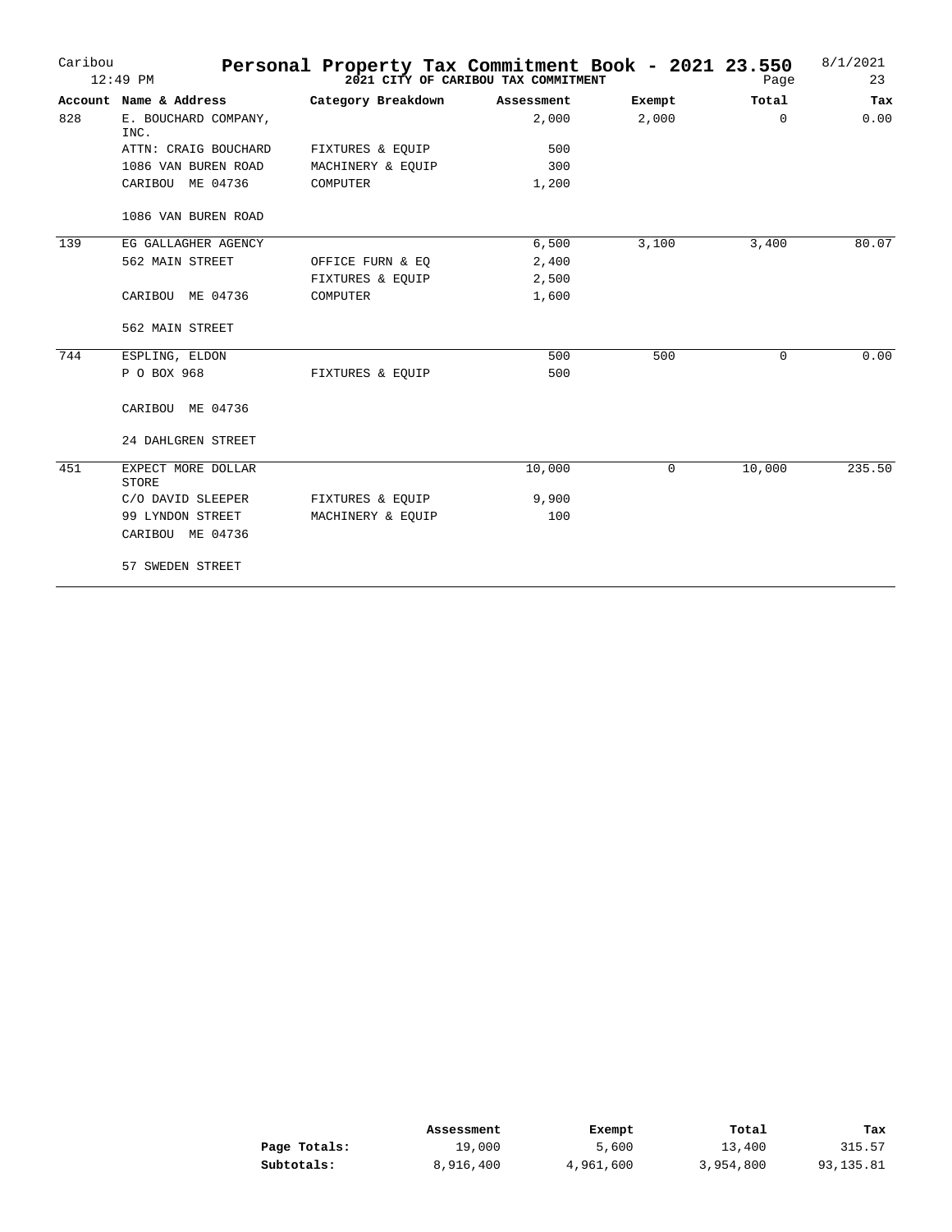# Personal Property Tax Commitment Book - 2021 23.550

**2021 CITY OF CARIBOU TAX COMMITMENT**

Caribou 12:49 PM — 8/1/2021 — Page 23

| Account | Name & Address | Category Breakdown | Assessment | Exempt | Total | Tax |
|---|---|---|---|---|---|---|
| 828 | E. BOUCHARD COMPANY, INC. | | 2,000 | 2,000 | 0 | 0.00 |
| | ATTN: CRAIG BOUCHARD | FIXTURES & EQUIP | 500 | | | |
| | 1086 VAN BUREN ROAD | MACHINERY & EQUIP | 300 | | | |
| | CARIBOU ME 04736 | COMPUTER | 1,200 | | | |
| | 1086 VAN BUREN ROAD | | | | | |
| 139 | EG GALLAGHER AGENCY | | 6,500 | 3,100 | 3,400 | 80.07 |
| | 562 MAIN STREET | OFFICE FURN & EQ | 2,400 | | | |
| | | FIXTURES & EQUIP | 2,500 | | | |
| | CARIBOU ME 04736 | COMPUTER | 1,600 | | | |
| | 562 MAIN STREET | | | | | |
| 744 | ESPLING, ELDON | | 500 | 500 | 0 | 0.00 |
| | P O BOX 968 | FIXTURES & EQUIP | 500 | | | |
| | CARIBOU ME 04736 | | | | | |
| | 24 DAHLGREN STREET | | | | | |
| 451 | EXPECT MORE DOLLAR STORE | | 10,000 | 0 | 10,000 | 235.50 |
| | C/O DAVID SLEEPER | FIXTURES & EQUIP | 9,900 | | | |
| | 99 LYNDON STREET | MACHINERY & EQUIP | 100 | | | |
| | CARIBOU ME 04736 | | | | | |
| | 57 SWEDEN STREET | | | | | |

| | Assessment | Exempt | Total | Tax |
|---|---|---|---|---|
| **Page Totals:** | 19,000 | 5,600 | 13,400 | 315.57 |
| **Subtotals:** | 8,916,400 | 4,961,600 | 3,954,800 | 93,135.81 |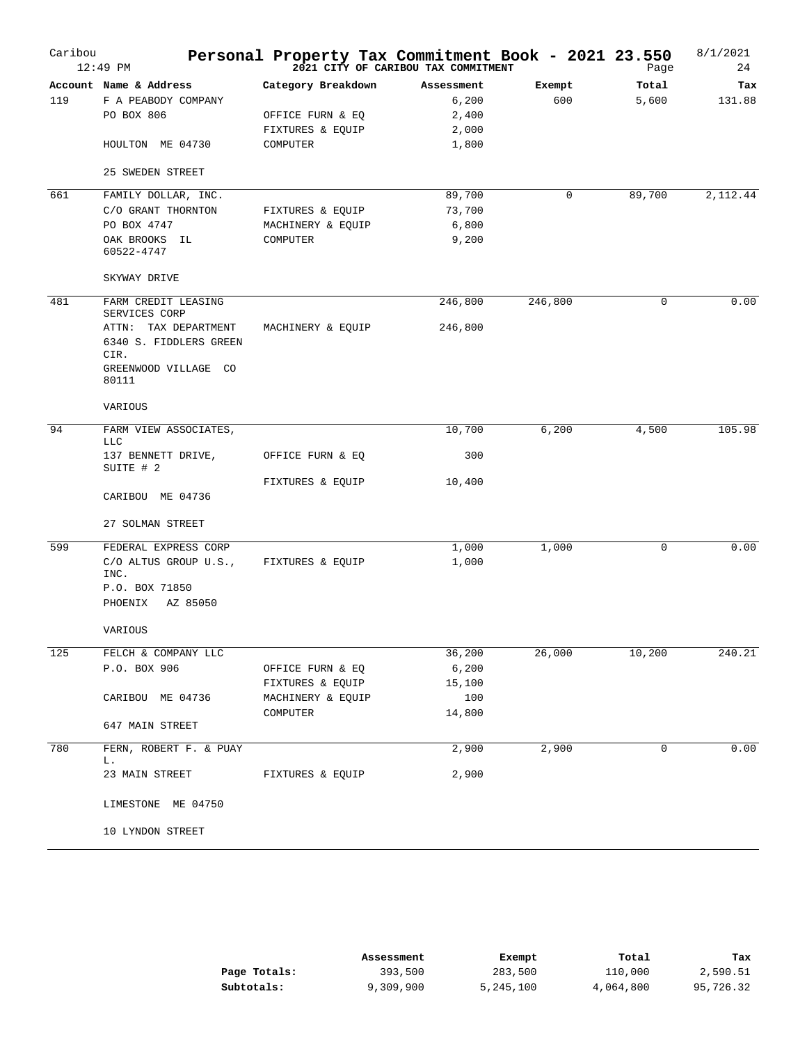# Personal Property Tax Commitment Book - 2021 23.550

**2021 CITY OF CARIBOU TAX COMMITMENT**

Caribou 12:49 PM — 8/1/2021 — Page 24

| Account | Name & Address | Category Breakdown | Assessment | Exempt | Total | Tax |
|---|---|---|---|---|---|---|
| 119 | F A PEABODY COMPANY | | 6,200 | 600 | 5,600 | 131.88 |
| | PO BOX 806 | OFFICE FURN & EQ | 2,400 | | | |
| | | FIXTURES & EQUIP | 2,000 | | | |
| | HOULTON ME 04730 | COMPUTER | 1,800 | | | |
| | 25 SWEDEN STREET | | | | | |
| 661 | FAMILY DOLLAR, INC. | | 89,700 | 0 | 89,700 | 2,112.44 |
| | C/O GRANT THORNTON | FIXTURES & EQUIP | 73,700 | | | |
| | PO BOX 4747 | MACHINERY & EQUIP | 6,800 | | | |
| | OAK BROOKS IL 60522-4747 | COMPUTER | 9,200 | | | |
| | SKYWAY DRIVE | | | | | |
| 481 | FARM CREDIT LEASING SERVICES CORP | | 246,800 | 246,800 | 0 | 0.00 |
| | ATTN: TAX DEPARTMENT | MACHINERY & EQUIP | 246,800 | | | |
| | 6340 S. FIDDLERS GREEN CIR. | | | | | |
| | GREENWOOD VILLAGE CO 80111 | | | | | |
| | VARIOUS | | | | | |
| 94 | FARM VIEW ASSOCIATES, LLC | | 10,700 | 6,200 | 4,500 | 105.98 |
| | 137 BENNETT DRIVE, SUITE # 2 | OFFICE FURN & EQ | 300 | | | |
| | | FIXTURES & EQUIP | 10,400 | | | |
| | CARIBOU ME 04736 | | | | | |
| | 27 SOLMAN STREET | | | | | |
| 599 | FEDERAL EXPRESS CORP | | 1,000 | 1,000 | 0 | 0.00 |
| | C/O ALTUS GROUP U.S., INC. | FIXTURES & EQUIP | 1,000 | | | |
| | P.O. BOX 71850 | | | | | |
| | PHOENIX AZ 85050 | | | | | |
| | VARIOUS | | | | | |
| 125 | FELCH & COMPANY LLC | | 36,200 | 26,000 | 10,200 | 240.21 |
| | P.O. BOX 906 | OFFICE FURN & EQ | 6,200 | | | |
| | | FIXTURES & EQUIP | 15,100 | | | |
| | CARIBOU ME 04736 | MACHINERY & EQUIP | 100 | | | |
| | | COMPUTER | 14,800 | | | |
| | 647 MAIN STREET | | | | | |
| 780 | FERN, ROBERT F. & PUAY L. | | 2,900 | 2,900 | 0 | 0.00 |
| | 23 MAIN STREET | FIXTURES & EQUIP | 2,900 | | | |
| | LIMESTONE ME 04750 | | | | | |
| | 10 LYNDON STREET | | | | | |

| | Assessment | Exempt | Total | Tax |
|---|---|---|---|---|
| **Page Totals:** | 393,500 | 283,500 | 110,000 | 2,590.51 |
| **Subtotals:** | 9,309,900 | 5,245,100 | 4,064,800 | 95,726.32 |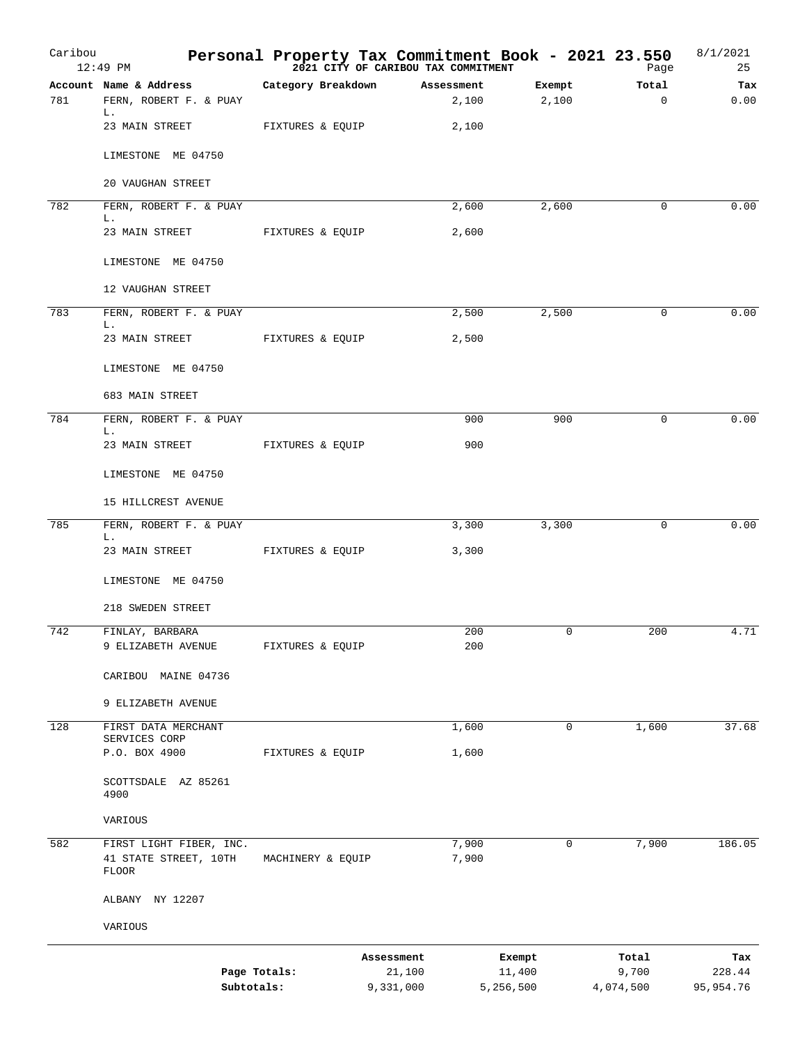# Caribou — Personal Property Tax Commitment Book - 2021 23.550

12:49 PM — 2021 CITY OF CARIBOU TAX COMMITMENT — 8/1/2021

| Account | Name & Address | Category Breakdown | Assessment | Exempt | Total | Tax |
|---|---|---|---|---|---|---|
| 781 | FERN, ROBERT F. & PUAY L. | | 2,100 | 2,100 | 0 | 0.00 |
| | 23 MAIN STREET | FIXTURES & EQUIP | 2,100 | | | |
| | LIMESTONE ME 04750 | | | | | |
| | 20 VAUGHAN STREET | | | | | |
| 782 | FERN, ROBERT F. & PUAY L. | | 2,600 | 2,600 | 0 | 0.00 |
| | 23 MAIN STREET | FIXTURES & EQUIP | 2,600 | | | |
| | LIMESTONE ME 04750 | | | | | |
| | 12 VAUGHAN STREET | | | | | |
| 783 | FERN, ROBERT F. & PUAY L. | | 2,500 | 2,500 | 0 | 0.00 |
| | 23 MAIN STREET | FIXTURES & EQUIP | 2,500 | | | |
| | LIMESTONE ME 04750 | | | | | |
| | 683 MAIN STREET | | | | | |
| 784 | FERN, ROBERT F. & PUAY L. | | 900 | 900 | 0 | 0.00 |
| | 23 MAIN STREET | FIXTURES & EQUIP | 900 | | | |
| | LIMESTONE ME 04750 | | | | | |
| | 15 HILLCREST AVENUE | | | | | |
| 785 | FERN, ROBERT F. & PUAY L. | | 3,300 | 3,300 | 0 | 0.00 |
| | 23 MAIN STREET | FIXTURES & EQUIP | 3,300 | | | |
| | LIMESTONE ME 04750 | | | | | |
| | 218 SWEDEN STREET | | | | | |
| 742 | FINLAY, BARBARA | | 200 | 0 | 200 | 4.71 |
| | 9 ELIZABETH AVENUE | FIXTURES & EQUIP | 200 | | | |
| | CARIBOU MAINE 04736 | | | | | |
| | 9 ELIZABETH AVENUE | | | | | |
| 128 | FIRST DATA MERCHANT SERVICES CORP | | 1,600 | 0 | 1,600 | 37.68 |
| | P.O. BOX 4900 | FIXTURES & EQUIP | 1,600 | | | |
| | SCOTTSDALE AZ 85261 4900 | | | | | |
| | VARIOUS | | | | | |
| 582 | FIRST LIGHT FIBER, INC. | | 7,900 | 0 | 7,900 | 186.05 |
| | 41 STATE STREET, 10TH FLOOR | MACHINERY & EQUIP | 7,900 | | | |
| | ALBANY NY 12207 | | | | | |
| | VARIOUS | | | | | |

| | Assessment | Exempt | Total | Tax |
|---|---|---|---|---|
| Page Totals: | 21,100 | 11,400 | 9,700 | 228.44 |
| Subtotals: | 9,331,000 | 5,256,500 | 4,074,500 | 95,954.76 |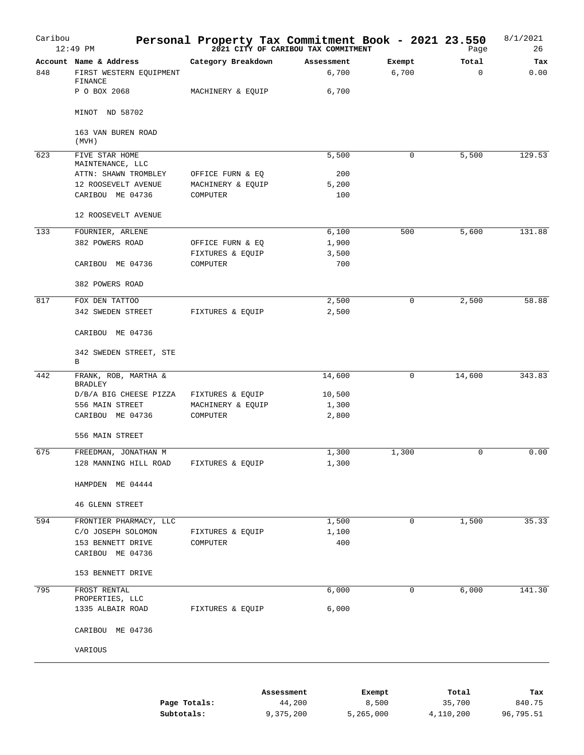# Personal Property Tax Commitment Book - 2021 23.550

**2021 CITY OF CARIBOU TAX COMMITMENT**

Caribou 12:49 PM — 8/1/2021

| Account | Name & Address | Category Breakdown | Assessment | Exempt | Total | Tax |
|---|---|---|---|---|---|---|
| 848 | FIRST WESTERN EQUIPMENT FINANCE | | 6,700 | 6,700 | 0 | 0.00 |
| | P O BOX 2068 | MACHINERY & EQUIP | 6,700 | | | |
| | MINOT ND 58702 | | | | | |
| | 163 VAN BUREN ROAD (MVH) | | | | | |
| 623 | FIVE STAR HOME MAINTENANCE, LLC | | 5,500 | 0 | 5,500 | 129.53 |
| | ATTN: SHAWN TROMBLEY | OFFICE FURN & EQ | 200 | | | |
| | 12 ROOSEVELT AVENUE | MACHINERY & EQUIP | 5,200 | | | |
| | CARIBOU ME 04736 | COMPUTER | 100 | | | |
| | 12 ROOSEVELT AVENUE | | | | | |
| 133 | FOURNIER, ARLENE | | 6,100 | 500 | 5,600 | 131.88 |
| | 382 POWERS ROAD | OFFICE FURN & EQ | 1,900 | | | |
| | | FIXTURES & EQUIP | 3,500 | | | |
| | CARIBOU ME 04736 | COMPUTER | 700 | | | |
| | 382 POWERS ROAD | | | | | |
| 817 | FOX DEN TATTOO | | 2,500 | 0 | 2,500 | 58.88 |
| | 342 SWEDEN STREET | FIXTURES & EQUIP | 2,500 | | | |
| | CARIBOU ME 04736 | | | | | |
| | 342 SWEDEN STREET, STE B | | | | | |
| 442 | FRANK, ROB, MARTHA & BRADLEY | | 14,600 | 0 | 14,600 | 343.83 |
| | D/B/A BIG CHEESE PIZZA | FIXTURES & EQUIP | 10,500 | | | |
| | 556 MAIN STREET | MACHINERY & EQUIP | 1,300 | | | |
| | CARIBOU ME 04736 | COMPUTER | 2,800 | | | |
| | 556 MAIN STREET | | | | | |
| 675 | FREEDMAN, JONATHAN M | | 1,300 | 1,300 | 0 | 0.00 |
| | 128 MANNING HILL ROAD | FIXTURES & EQUIP | 1,300 | | | |
| | HAMPDEN ME 04444 | | | | | |
| | 46 GLENN STREET | | | | | |
| 594 | FRONTIER PHARMACY, LLC | | 1,500 | 0 | 1,500 | 35.33 |
| | C/O JOSEPH SOLOMON | FIXTURES & EQUIP | 1,100 | | | |
| | 153 BENNETT DRIVE | COMPUTER | 400 | | | |
| | CARIBOU ME 04736 | | | | | |
| | 153 BENNETT DRIVE | | | | | |
| 795 | FROST RENTAL PROPERTIES, LLC | | 6,000 | 0 | 6,000 | 141.30 |
| | 1335 ALBAIR ROAD | FIXTURES & EQUIP | 6,000 | | | |
| | CARIBOU ME 04736 | | | | | |
| | VARIOUS | | | | | |

| | Assessment | Exempt | Total | Tax |
|---|---|---|---|---|
| **Page Totals:** | 44,200 | 8,500 | 35,700 | 840.75 |
| **Subtotals:** | 9,375,200 | 5,265,000 | 4,110,200 | 96,795.51 |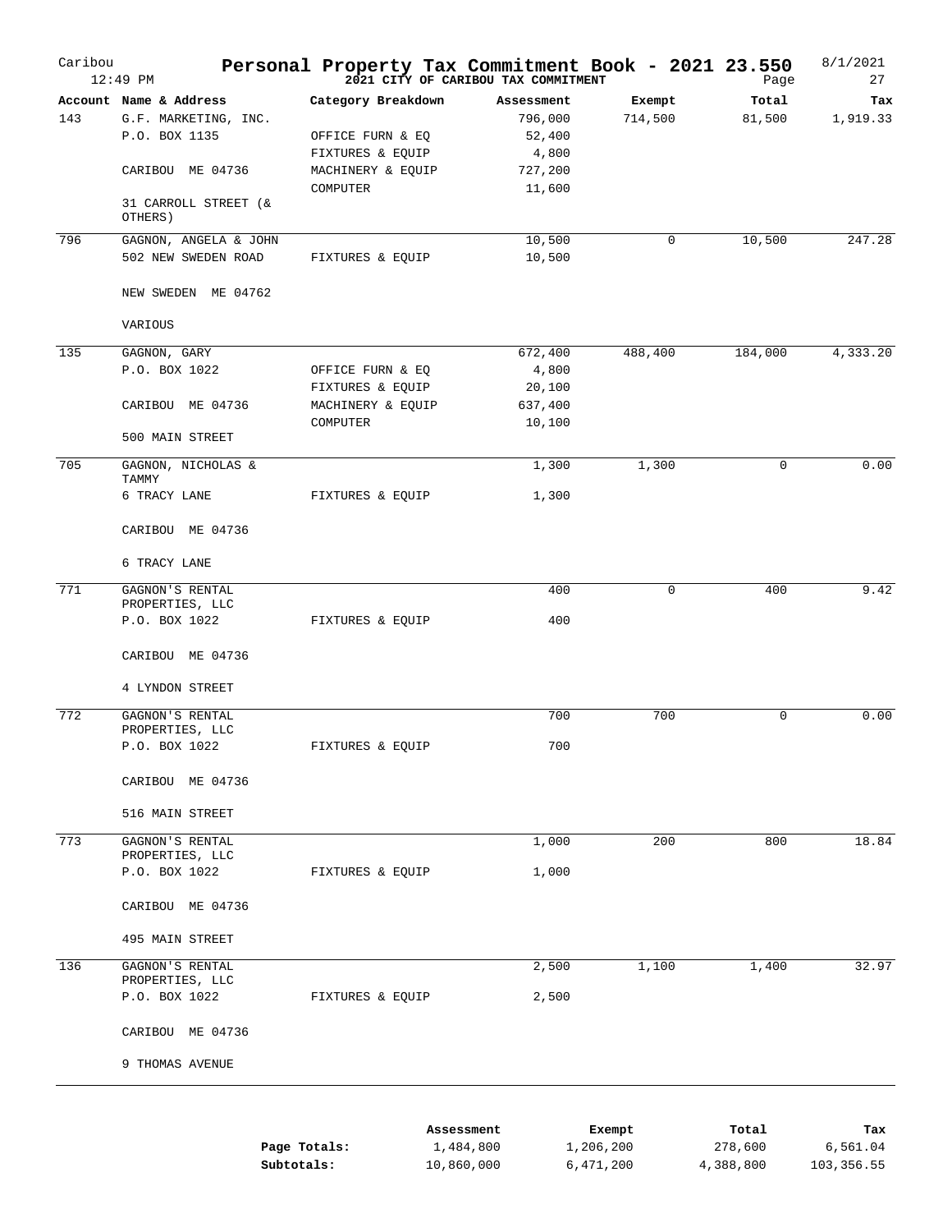Caribou 12:49 PM

# Personal Property Tax Commitment Book - 2021 23.550

**2021 CITY OF CARIBOU TAX COMMITMENT**

8/1/2021

| Account | Name & Address | Category Breakdown | Assessment | Exempt | Total | Tax |
|---|---|---|---|---|---|---|
| 143 | G.F. MARKETING, INC. | | 796,000 | 714,500 | 81,500 | 1,919.33 |
| | P.O. BOX 1135 | OFFICE FURN & EQ | 52,400 | | | |
| | | FIXTURES & EQUIP | 4,800 | | | |
| | CARIBOU ME 04736 | MACHINERY & EQUIP | 727,200 | | | |
| | | COMPUTER | 11,600 | | | |
| | 31 CARROLL STREET (& OTHERS) | | | | | |
| 796 | GAGNON, ANGELA & JOHN | | 10,500 | 0 | 10,500 | 247.28 |
| | 502 NEW SWEDEN ROAD | FIXTURES & EQUIP | 10,500 | | | |
| | NEW SWEDEN ME 04762 | | | | | |
| | VARIOUS | | | | | |
| 135 | GAGNON, GARY | | 672,400 | 488,400 | 184,000 | 4,333.20 |
| | P.O. BOX 1022 | OFFICE FURN & EQ | 4,800 | | | |
| | | FIXTURES & EQUIP | 20,100 | | | |
| | CARIBOU ME 04736 | MACHINERY & EQUIP | 637,400 | | | |
| | | COMPUTER | 10,100 | | | |
| | 500 MAIN STREET | | | | | |
| 705 | GAGNON, NICHOLAS & TAMMY | | 1,300 | 1,300 | 0 | 0.00 |
| | 6 TRACY LANE | FIXTURES & EQUIP | 1,300 | | | |
| | CARIBOU ME 04736 | | | | | |
| | 6 TRACY LANE | | | | | |
| 771 | GAGNON'S RENTAL PROPERTIES, LLC | | 400 | 0 | 400 | 9.42 |
| | P.O. BOX 1022 | FIXTURES & EQUIP | 400 | | | |
| | CARIBOU ME 04736 | | | | | |
| | 4 LYNDON STREET | | | | | |
| 772 | GAGNON'S RENTAL PROPERTIES, LLC | | 700 | 700 | 0 | 0.00 |
| | P.O. BOX 1022 | FIXTURES & EQUIP | 700 | | | |
| | CARIBOU ME 04736 | | | | | |
| | 516 MAIN STREET | | | | | |
| 773 | GAGNON'S RENTAL PROPERTIES, LLC | | 1,000 | 200 | 800 | 18.84 |
| | P.O. BOX 1022 | FIXTURES & EQUIP | 1,000 | | | |
| | CARIBOU ME 04736 | | | | | |
| | 495 MAIN STREET | | | | | |
| 136 | GAGNON'S RENTAL PROPERTIES, LLC | | 2,500 | 1,100 | 1,400 | 32.97 |
| | P.O. BOX 1022 | FIXTURES & EQUIP | 2,500 | | | |
| | CARIBOU ME 04736 | | | | | |
| | 9 THOMAS AVENUE | | | | | |

| | Assessment | Exempt | Total | Tax |
|---|---|---|---|---|
| **Page Totals:** | 1,484,800 | 1,206,200 | 278,600 | 6,561.04 |
| **Subtotals:** | 10,860,000 | 6,471,200 | 4,388,800 | 103,356.55 |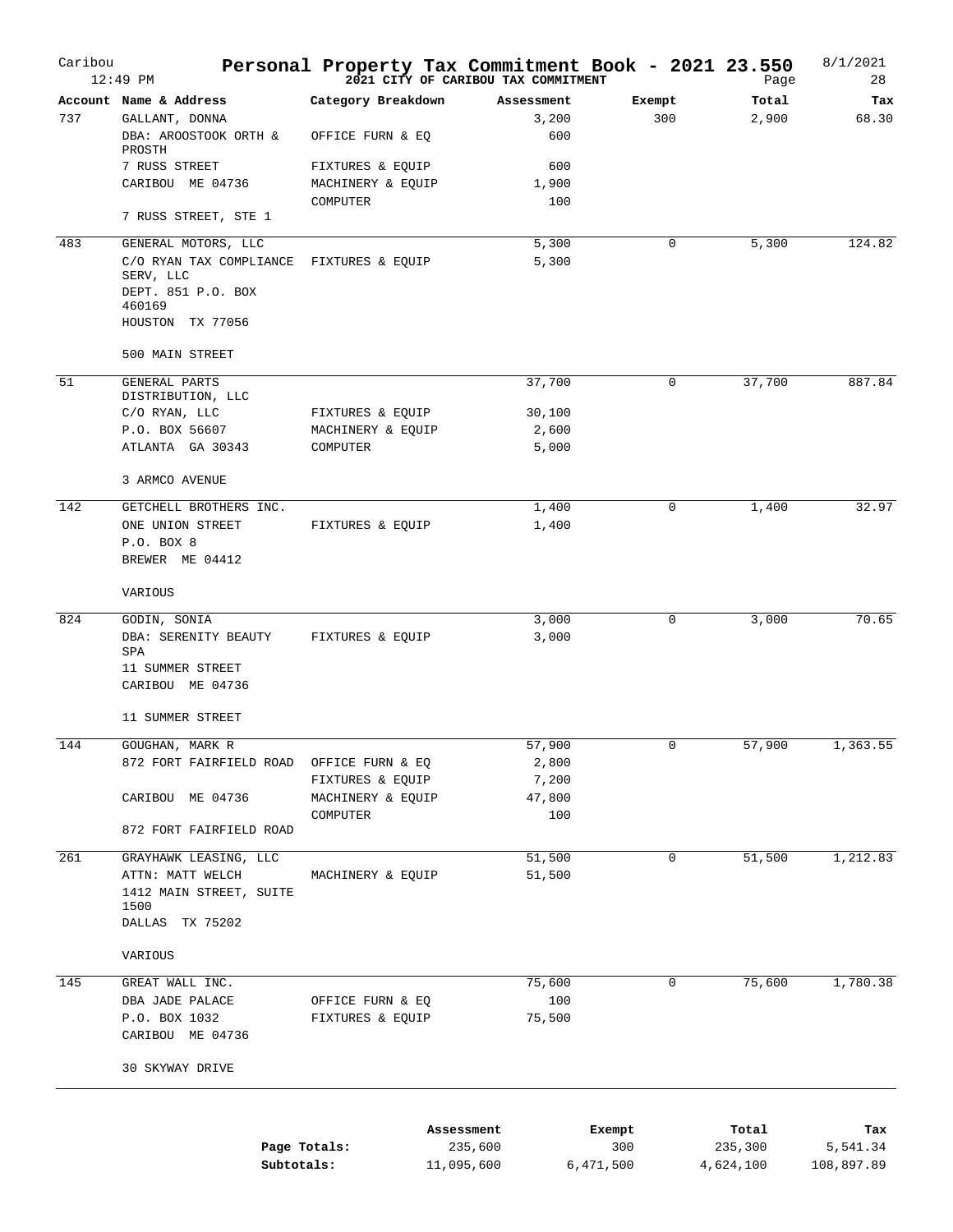Caribou 12:49 PM

# Personal Property Tax Commitment Book - 2021 23.550

## 2021 CITY OF CARIBOU TAX COMMITMENT

8/1/2021

| Account | Name & Address | Category Breakdown | Assessment | Exempt | Total | Tax |
|---|---|---|---|---|---|---|
| 737 | GALLANT, DONNA | | 3,200 | 300 | 2,900 | 68.30 |
| | DBA: AROOSTOOK ORTH & PROSTH | OFFICE FURN & EQ | 600 | | | |
| | 7 RUSS STREET | FIXTURES & EQUIP | 600 | | | |
| | CARIBOU ME 04736 | MACHINERY & EQUIP | 1,900 | | | |
| | | COMPUTER | 100 | | | |
| | 7 RUSS STREET, STE 1 | | | | | |
| 483 | GENERAL MOTORS, LLC | | 5,300 | 0 | 5,300 | 124.82 |
| | C/O RYAN TAX COMPLIANCE SERV, LLC | FIXTURES & EQUIP | 5,300 | | | |
| | DEPT. 851 P.O. BOX 460169 | | | | | |
| | HOUSTON TX 77056 | | | | | |
| | 500 MAIN STREET | | | | | |
| 51 | GENERAL PARTS DISTRIBUTION, LLC | | 37,700 | 0 | 37,700 | 887.84 |
| | C/O RYAN, LLC | FIXTURES & EQUIP | 30,100 | | | |
| | P.O. BOX 56607 | MACHINERY & EQUIP | 2,600 | | | |
| | ATLANTA GA 30343 | COMPUTER | 5,000 | | | |
| | 3 ARMCO AVENUE | | | | | |
| 142 | GETCHELL BROTHERS INC. | | 1,400 | 0 | 1,400 | 32.97 |
| | ONE UNION STREET | FIXTURES & EQUIP | 1,400 | | | |
| | P.O. BOX 8 | | | | | |
| | BREWER ME 04412 | | | | | |
| | VARIOUS | | | | | |
| 824 | GODIN, SONIA | | 3,000 | 0 | 3,000 | 70.65 |
| | DBA: SERENITY BEAUTY SPA | FIXTURES & EQUIP | 3,000 | | | |
| | 11 SUMMER STREET | | | | | |
| | CARIBOU ME 04736 | | | | | |
| | 11 SUMMER STREET | | | | | |
| 144 | GOUGHAN, MARK R | | 57,900 | 0 | 57,900 | 1,363.55 |
| | 872 FORT FAIRFIELD ROAD | OFFICE FURN & EQ | 2,800 | | | |
| | | FIXTURES & EQUIP | 7,200 | | | |
| | CARIBOU ME 04736 | MACHINERY & EQUIP | 47,800 | | | |
| | | COMPUTER | 100 | | | |
| | 872 FORT FAIRFIELD ROAD | | | | | |
| 261 | GRAYHAWK LEASING, LLC | | 51,500 | 0 | 51,500 | 1,212.83 |
| | ATTN: MATT WELCH | MACHINERY & EQUIP | 51,500 | | | |
| | 1412 MAIN STREET, SUITE 1500 | | | | | |
| | DALLAS TX 75202 | | | | | |
| | VARIOUS | | | | | |
| 145 | GREAT WALL INC. | | 75,600 | 0 | 75,600 | 1,780.38 |
| | DBA JADE PALACE | OFFICE FURN & EQ | 100 | | | |
| | P.O. BOX 1032 | FIXTURES & EQUIP | 75,500 | | | |
| | CARIBOU ME 04736 | | | | | |
| | 30 SKYWAY DRIVE | | | | | |

| | Assessment | Exempt | Total | Tax |
|---|---|---|---|---|
| **Page Totals:** | 235,600 | 300 | 235,300 | 5,541.34 |
| **Subtotals:** | 11,095,600 | 6,471,500 | 4,624,100 | 108,897.89 |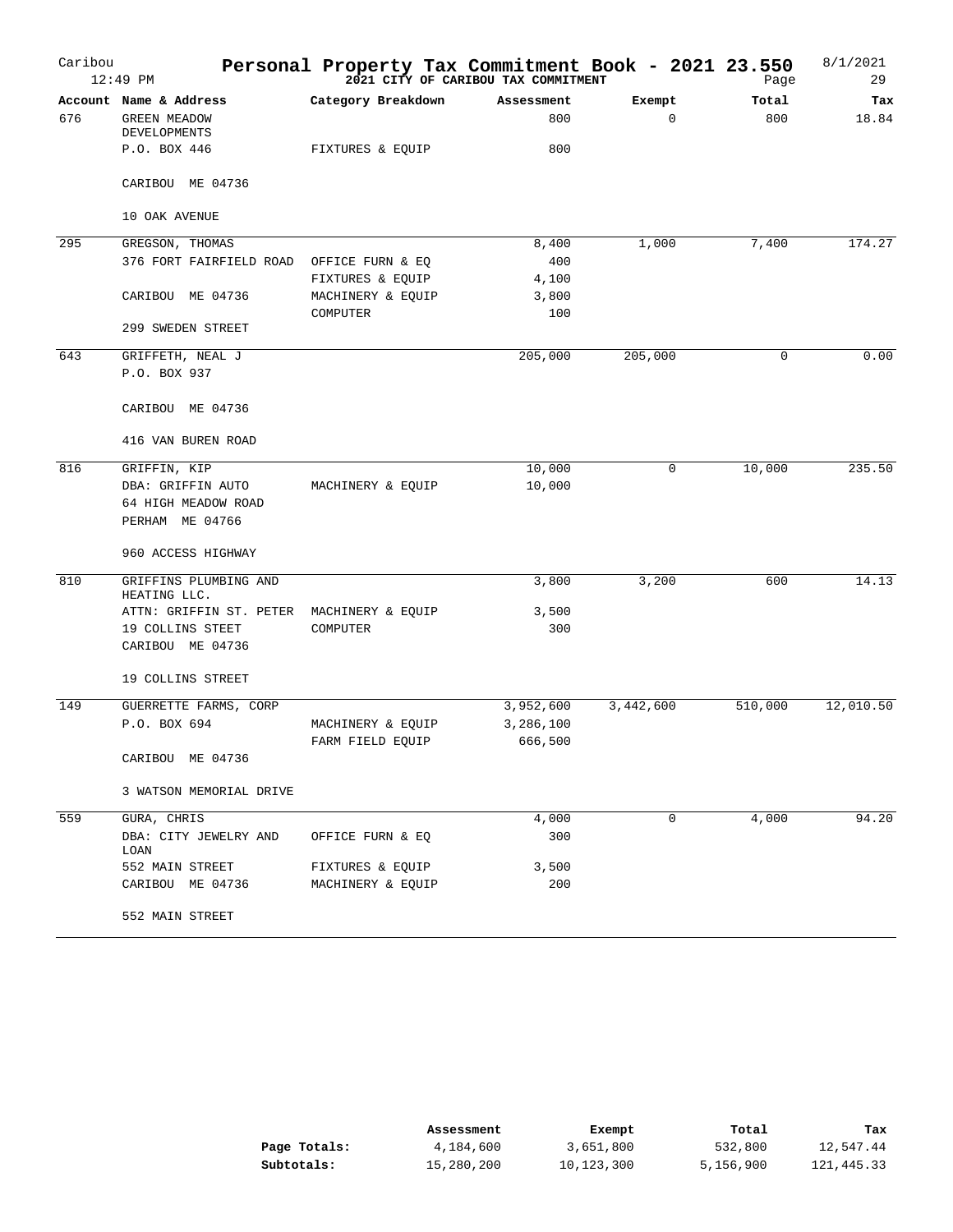# Personal Property Tax Commitment Book - 2021 23.550

Caribou

12:49 PM

2021 CITY OF CARIBOU TAX COMMITMENT

8/1/2021

| Account | Name & Address | Category Breakdown | Assessment | Exempt | Total | Tax |
|---|---|---|---|---|---|---|
| 676 | GREEN MEADOW DEVELOPMENTS | | 800 | 0 | 800 | 18.84 |
| | P.O. BOX 446 | FIXTURES & EQUIP | 800 | | | |
| | CARIBOU ME 04736 | | | | | |
| | 10 OAK AVENUE | | | | | |
| 295 | GREGSON, THOMAS | | 8,400 | 1,000 | 7,400 | 174.27 |
| | 376 FORT FAIRFIELD ROAD | OFFICE FURN & EQ | 400 | | | |
| | | FIXTURES & EQUIP | 4,100 | | | |
| | CARIBOU ME 04736 | MACHINERY & EQUIP | 3,800 | | | |
| | | COMPUTER | 100 | | | |
| | 299 SWEDEN STREET | | | | | |
| 643 | GRIFFETH, NEAL J | | 205,000 | 205,000 | 0 | 0.00 |
| | P.O. BOX 937 | | | | | |
| | CARIBOU ME 04736 | | | | | |
| | 416 VAN BUREN ROAD | | | | | |
| 816 | GRIFFIN, KIP | | 10,000 | 0 | 10,000 | 235.50 |
| | DBA: GRIFFIN AUTO | MACHINERY & EQUIP | 10,000 | | | |
| | 64 HIGH MEADOW ROAD | | | | | |
| | PERHAM ME 04766 | | | | | |
| | 960 ACCESS HIGHWAY | | | | | |
| 810 | GRIFFINS PLUMBING AND HEATING LLC. | | 3,800 | 3,200 | 600 | 14.13 |
| | ATTN: GRIFFIN ST. PETER | MACHINERY & EQUIP | 3,500 | | | |
| | 19 COLLINS STEET | COMPUTER | 300 | | | |
| | CARIBOU ME 04736 | | | | | |
| | 19 COLLINS STREET | | | | | |
| 149 | GUERRETTE FARMS, CORP | | 3,952,600 | 3,442,600 | 510,000 | 12,010.50 |
| | P.O. BOX 694 | MACHINERY & EQUIP | 3,286,100 | | | |
| | | FARM FIELD EQUIP | 666,500 | | | |
| | CARIBOU ME 04736 | | | | | |
| | 3 WATSON MEMORIAL DRIVE | | | | | |
| 559 | GURA, CHRIS | | 4,000 | 0 | 4,000 | 94.20 |
| | DBA: CITY JEWELRY AND LOAN | OFFICE FURN & EQ | 300 | | | |
| | 552 MAIN STREET | FIXTURES & EQUIP | 3,500 | | | |
| | CARIBOU ME 04736 | MACHINERY & EQUIP | 200 | | | |
| | 552 MAIN STREET | | | | | |

| | Assessment | Exempt | Total | Tax |
|---|---|---|---|---|
| **Page Totals:** | 4,184,600 | 3,651,800 | 532,800 | 12,547.44 |
| **Subtotals:** | 15,280,200 | 10,123,300 | 5,156,900 | 121,445.33 |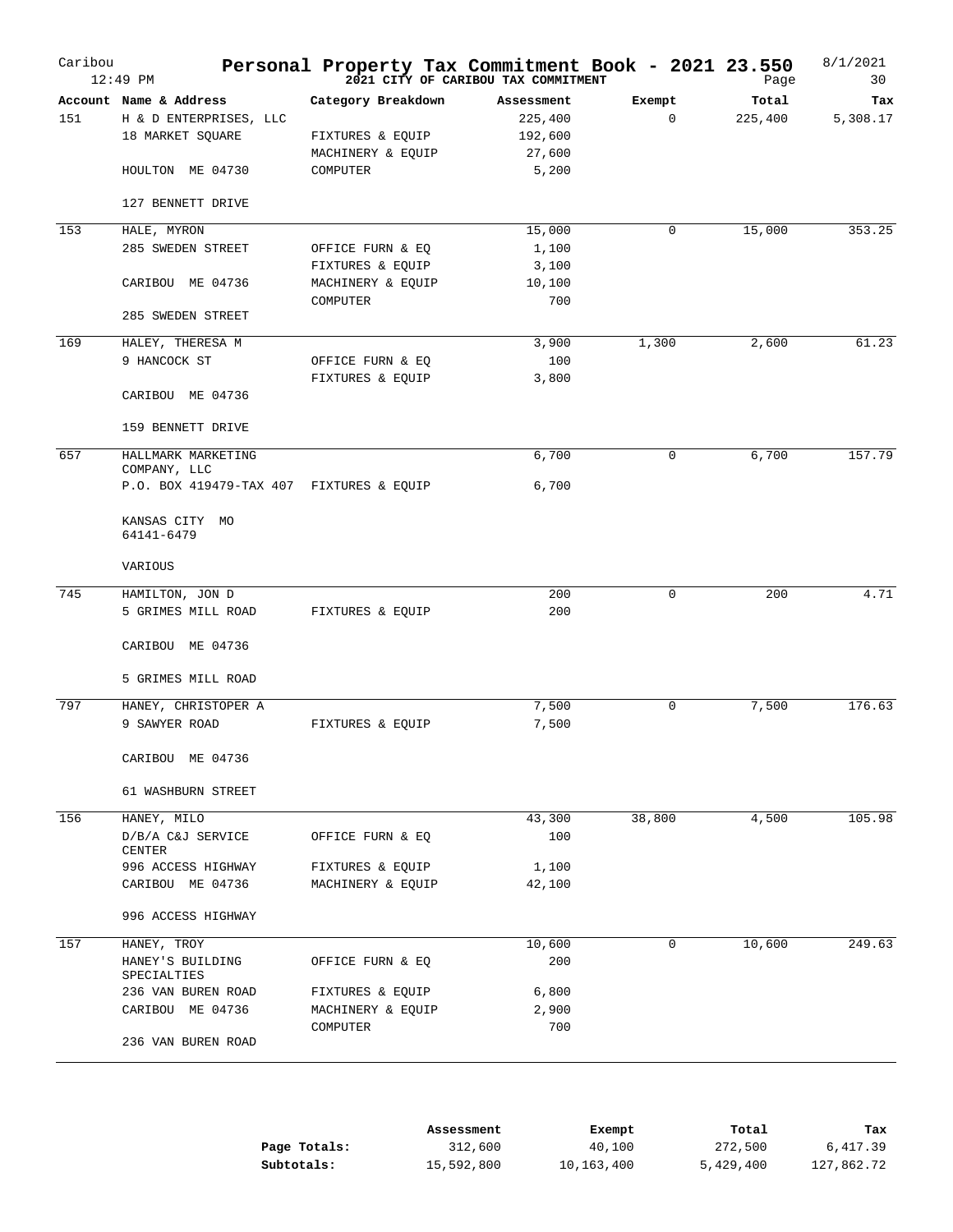# Personal Property Tax Commitment Book - 2021 23.550

Caribou — 12:49 PM — 2021 CITY OF CARIBOU TAX COMMITMENT — 8/1/2021 — Page 30

| Account | Name & Address | Category Breakdown | Assessment | Exempt | Total | Tax |
|---|---|---|---|---|---|---|
| 151 | H & D ENTERPRISES, LLC | | 225,400 | 0 | 225,400 | 5,308.17 |
| | 18 MARKET SQUARE | FIXTURES & EQUIP | 192,600 | | | |
| | | MACHINERY & EQUIP | 27,600 | | | |
| | HOULTON ME 04730 | COMPUTER | 5,200 | | | |
| | 127 BENNETT DRIVE | | | | | |
| 153 | HALE, MYRON | | 15,000 | 0 | 15,000 | 353.25 |
| | 285 SWEDEN STREET | OFFICE FURN & EQ | 1,100 | | | |
| | | FIXTURES & EQUIP | 3,100 | | | |
| | CARIBOU ME 04736 | MACHINERY & EQUIP | 10,100 | | | |
| | | COMPUTER | 700 | | | |
| | 285 SWEDEN STREET | | | | | |
| 169 | HALEY, THERESA M | | 3,900 | 1,300 | 2,600 | 61.23 |
| | 9 HANCOCK ST | OFFICE FURN & EQ | 100 | | | |
| | | FIXTURES & EQUIP | 3,800 | | | |
| | CARIBOU ME 04736 | | | | | |
| | 159 BENNETT DRIVE | | | | | |
| 657 | HALLMARK MARKETING COMPANY, LLC | | 6,700 | 0 | 6,700 | 157.79 |
| | P.O. BOX 419479-TAX 407 | FIXTURES & EQUIP | 6,700 | | | |
| | KANSAS CITY MO 64141-6479 | | | | | |
| | VARIOUS | | | | | |
| 745 | HAMILTON, JON D | | 200 | 0 | 200 | 4.71 |
| | 5 GRIMES MILL ROAD | FIXTURES & EQUIP | 200 | | | |
| | CARIBOU ME 04736 | | | | | |
| | 5 GRIMES MILL ROAD | | | | | |
| 797 | HANEY, CHRISTOPER A | | 7,500 | 0 | 7,500 | 176.63 |
| | 9 SAWYER ROAD | FIXTURES & EQUIP | 7,500 | | | |
| | CARIBOU ME 04736 | | | | | |
| | 61 WASHBURN STREET | | | | | |
| 156 | HANEY, MILO | | 43,300 | 38,800 | 4,500 | 105.98 |
| | D/B/A C&J SERVICE CENTER | OFFICE FURN & EQ | 100 | | | |
| | 996 ACCESS HIGHWAY | FIXTURES & EQUIP | 1,100 | | | |
| | CARIBOU ME 04736 | MACHINERY & EQUIP | 42,100 | | | |
| | 996 ACCESS HIGHWAY | | | | | |
| 157 | HANEY, TROY | | 10,600 | 0 | 10,600 | 249.63 |
| | HANEY'S BUILDING SPECIALTIES | OFFICE FURN & EQ | 200 | | | |
| | 236 VAN BUREN ROAD | FIXTURES & EQUIP | 6,800 | | | |
| | CARIBOU ME 04736 | MACHINERY & EQUIP | 2,900 | | | |
| | | COMPUTER | 700 | | | |
| | 236 VAN BUREN ROAD | | | | | |

| | Assessment | Exempt | Total | Tax |
|---|---|---|---|---|
| **Page Totals:** | 312,600 | 40,100 | 272,500 | 6,417.39 |
| **Subtotals:** | 15,592,800 | 10,163,400 | 5,429,400 | 127,862.72 |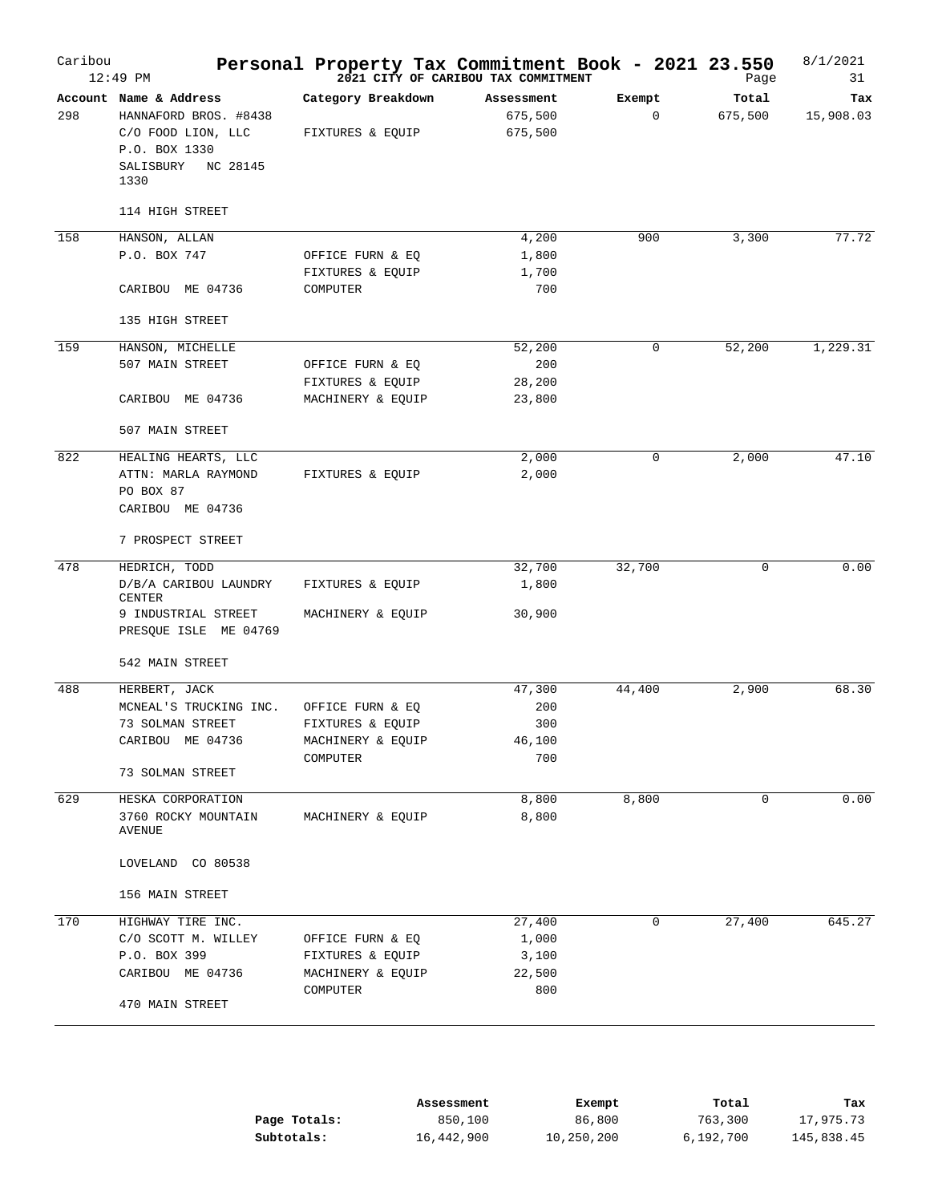# Personal Property Tax Commitment Book - 2021 23.550

Caribou
12:49 PM

**2021 CITY OF CARIBOU TAX COMMITMENT**

8/1/2021

| Account | Name & Address | Category Breakdown | Assessment | Exempt | Total | Tax |
|---|---|---|---|---|---|---|
| 298 | HANNAFORD BROS. #8438 | | 675,500 | 0 | 675,500 | 15,908.03 |
| | C/O FOOD LION, LLC | FIXTURES & EQUIP | 675,500 | | | |
| | P.O. BOX 1330 | | | | | |
| | SALISBURY NC 28145 1330 | | | | | |
| | 114 HIGH STREET | | | | | |
| 158 | HANSON, ALLAN | | 4,200 | 900 | 3,300 | 77.72 |
| | P.O. BOX 747 | OFFICE FURN & EQ | 1,800 | | | |
| | | FIXTURES & EQUIP | 1,700 | | | |
| | CARIBOU ME 04736 | COMPUTER | 700 | | | |
| | 135 HIGH STREET | | | | | |
| 159 | HANSON, MICHELLE | | 52,200 | 0 | 52,200 | 1,229.31 |
| | 507 MAIN STREET | OFFICE FURN & EQ | 200 | | | |
| | | FIXTURES & EQUIP | 28,200 | | | |
| | CARIBOU ME 04736 | MACHINERY & EQUIP | 23,800 | | | |
| | 507 MAIN STREET | | | | | |
| 822 | HEALING HEARTS, LLC | | 2,000 | 0 | 2,000 | 47.10 |
| | ATTN: MARLA RAYMOND | FIXTURES & EQUIP | 2,000 | | | |
| | PO BOX 87 | | | | | |
| | CARIBOU ME 04736 | | | | | |
| | 7 PROSPECT STREET | | | | | |
| 478 | HEDRICH, TODD | | 32,700 | 32,700 | 0 | 0.00 |
| | D/B/A CARIBOU LAUNDRY CENTER | FIXTURES & EQUIP | 1,800 | | | |
| | 9 INDUSTRIAL STREET | MACHINERY & EQUIP | 30,900 | | | |
| | PRESQUE ISLE ME 04769 | | | | | |
| | 542 MAIN STREET | | | | | |
| 488 | HERBERT, JACK | | 47,300 | 44,400 | 2,900 | 68.30 |
| | MCNEAL'S TRUCKING INC. | OFFICE FURN & EQ | 200 | | | |
| | 73 SOLMAN STREET | FIXTURES & EQUIP | 300 | | | |
| | CARIBOU ME 04736 | MACHINERY & EQUIP | 46,100 | | | |
| | | COMPUTER | 700 | | | |
| | 73 SOLMAN STREET | | | | | |
| 629 | HESKA CORPORATION | | 8,800 | 8,800 | 0 | 0.00 |
| | 3760 ROCKY MOUNTAIN AVENUE | MACHINERY & EQUIP | 8,800 | | | |
| | LOVELAND CO 80538 | | | | | |
| | 156 MAIN STREET | | | | | |
| 170 | HIGHWAY TIRE INC. | | 27,400 | 0 | 27,400 | 645.27 |
| | C/O SCOTT M. WILLEY | OFFICE FURN & EQ | 1,000 | | | |
| | P.O. BOX 399 | FIXTURES & EQUIP | 3,100 | | | |
| | CARIBOU ME 04736 | MACHINERY & EQUIP | 22,500 | | | |
| | | COMPUTER | 800 | | | |
| | 470 MAIN STREET | | | | | |

| | Assessment | Exempt | Total | Tax |
|---|---|---|---|---|
| **Page Totals:** | 850,100 | 86,800 | 763,300 | 17,975.73 |
| **Subtotals:** | 16,442,900 | 10,250,200 | 6,192,700 | 145,838.45 |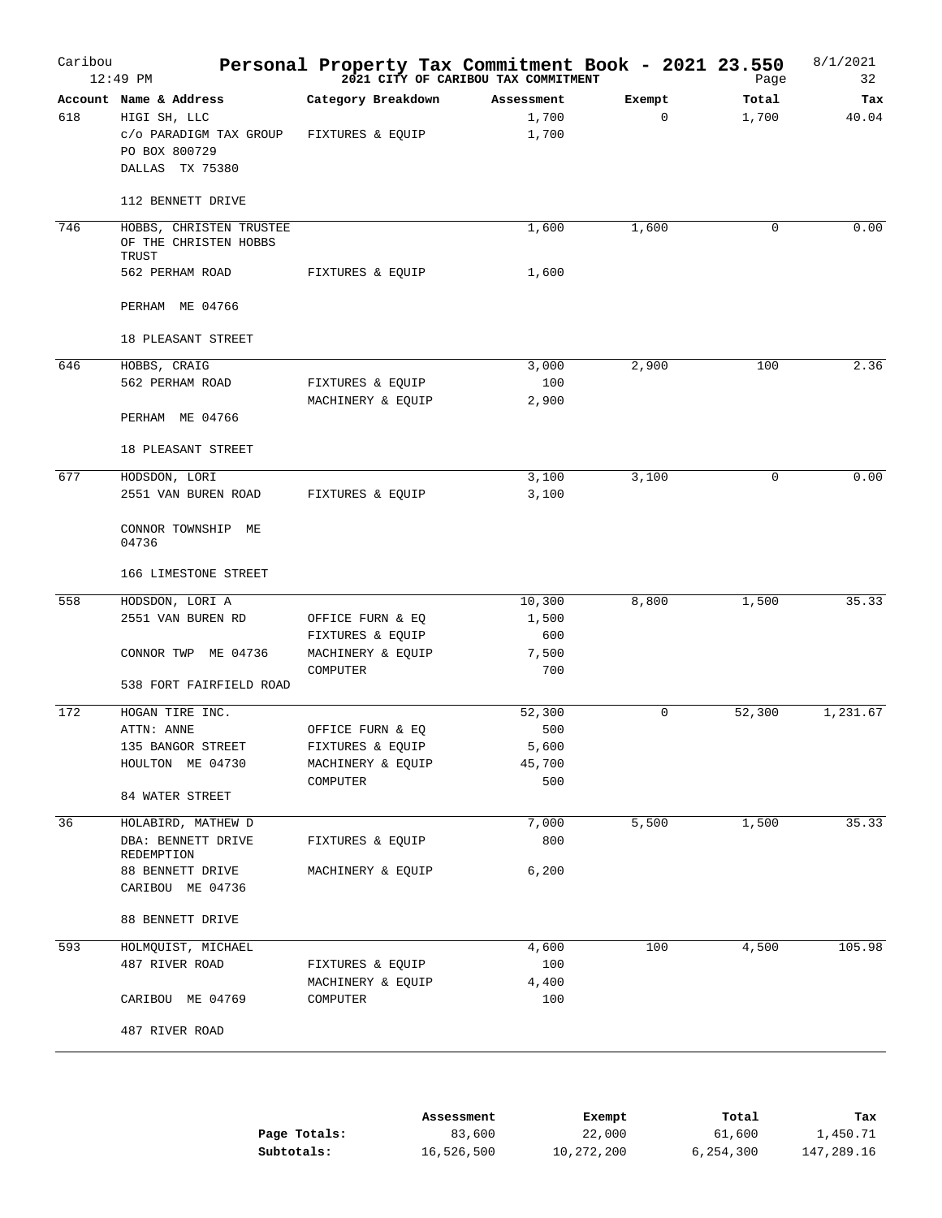# Personal Property Tax Commitment Book - 2021 23.550

**2021 CITY OF CARIBOU TAX COMMITMENT**

Caribou 12:49 PM — 8/1/2021

| Account | Name & Address | Category Breakdown | Assessment | Exempt | Total | Tax |
|---|---|---|---|---|---|---|
| 618 | HIGI SH, LLC | | 1,700 | 0 | 1,700 | 40.04 |
| | c/o PARADIGM TAX GROUP | FIXTURES & EQUIP | 1,700 | | | |
| | PO BOX 800729 | | | | | |
| | DALLAS TX 75380 | | | | | |
| | 112 BENNETT DRIVE | | | | | |
| 746 | HOBBS, CHRISTEN TRUSTEE OF THE CHRISTEN HOBBS TRUST | | 1,600 | 1,600 | 0 | 0.00 |
| | 562 PERHAM ROAD | FIXTURES & EQUIP | 1,600 | | | |
| | PERHAM ME 04766 | | | | | |
| | 18 PLEASANT STREET | | | | | |
| 646 | HOBBS, CRAIG | | 3,000 | 2,900 | 100 | 2.36 |
| | 562 PERHAM ROAD | FIXTURES & EQUIP | 100 | | | |
| | | MACHINERY & EQUIP | 2,900 | | | |
| | PERHAM ME 04766 | | | | | |
| | 18 PLEASANT STREET | | | | | |
| 677 | HODSDON, LORI | | 3,100 | 3,100 | 0 | 0.00 |
| | 2551 VAN BUREN ROAD | FIXTURES & EQUIP | 3,100 | | | |
| | CONNOR TOWNSHIP ME 04736 | | | | | |
| | 166 LIMESTONE STREET | | | | | |
| 558 | HODSDON, LORI A | | 10,300 | 8,800 | 1,500 | 35.33 |
| | 2551 VAN BUREN RD | OFFICE FURN & EQ | 1,500 | | | |
| | | FIXTURES & EQUIP | 600 | | | |
| | CONNOR TWP ME 04736 | MACHINERY & EQUIP | 7,500 | | | |
| | | COMPUTER | 700 | | | |
| | 538 FORT FAIRFIELD ROAD | | | | | |
| 172 | HOGAN TIRE INC. | | 52,300 | 0 | 52,300 | 1,231.67 |
| | ATTN: ANNE | OFFICE FURN & EQ | 500 | | | |
| | 135 BANGOR STREET | FIXTURES & EQUIP | 5,600 | | | |
| | HOULTON ME 04730 | MACHINERY & EQUIP | 45,700 | | | |
| | | COMPUTER | 500 | | | |
| | 84 WATER STREET | | | | | |
| 36 | HOLABIRD, MATHEW D | | 7,000 | 5,500 | 1,500 | 35.33 |
| | DBA: BENNETT DRIVE REDEMPTION | FIXTURES & EQUIP | 800 | | | |
| | 88 BENNETT DRIVE | MACHINERY & EQUIP | 6,200 | | | |
| | CARIBOU ME 04736 | | | | | |
| | 88 BENNETT DRIVE | | | | | |
| 593 | HOLMQUIST, MICHAEL | | 4,600 | 100 | 4,500 | 105.98 |
| | 487 RIVER ROAD | FIXTURES & EQUIP | 100 | | | |
| | | MACHINERY & EQUIP | 4,400 | | | |
| | CARIBOU ME 04769 | COMPUTER | 100 | | | |
| | 487 RIVER ROAD | | | | | |

| | Assessment | Exempt | Total | Tax |
|---|---|---|---|---|
| **Page Totals:** | 83,600 | 22,000 | 61,600 | 1,450.71 |
| **Subtotals:** | 16,526,500 | 10,272,200 | 6,254,300 | 147,289.16 |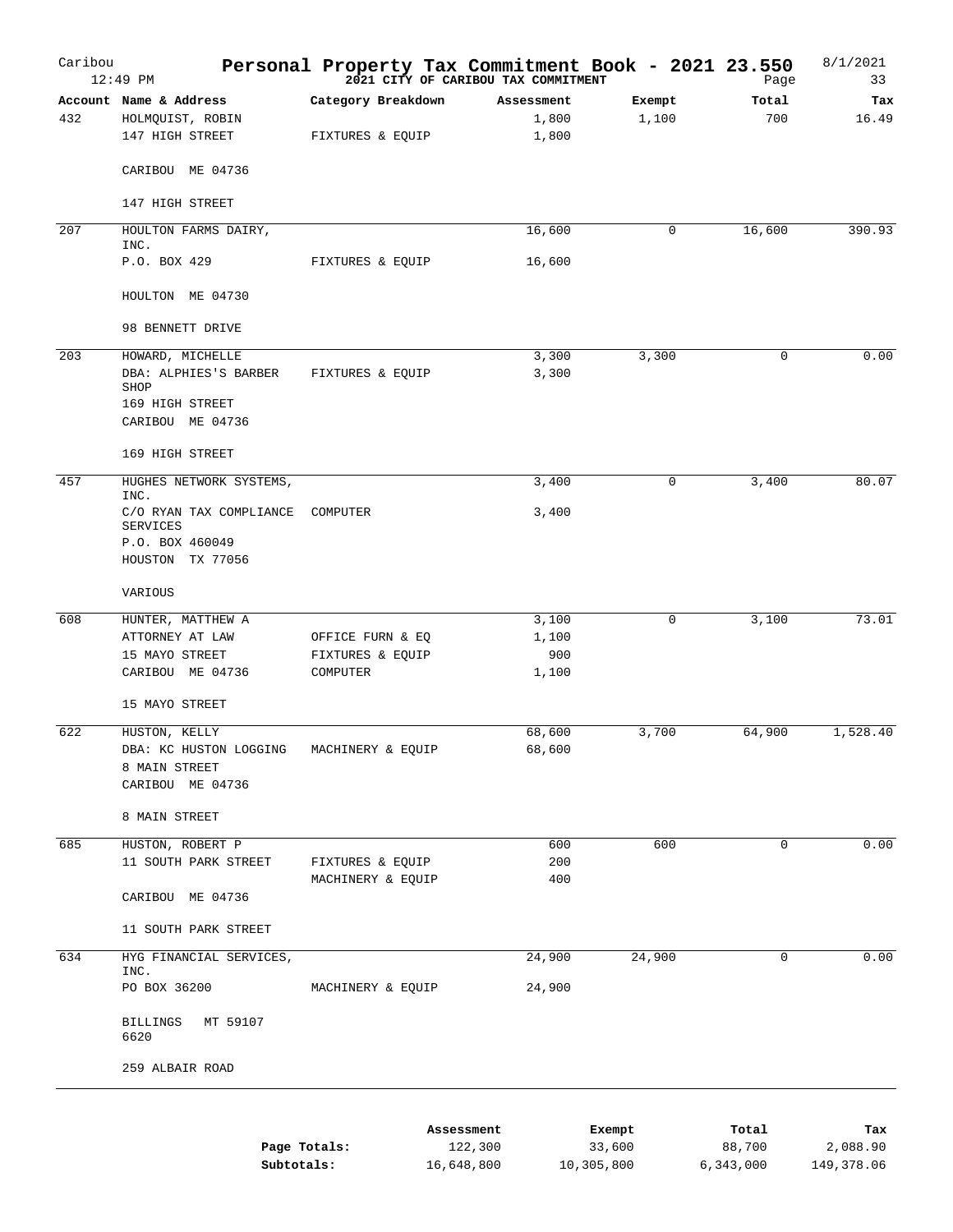# Personal Property Tax Commitment Book - 2021 23.550

**2021 CITY OF CARIBOU TAX COMMITMENT**

Caribou 12:49 PM — 8/1/2021

| Account | Name & Address | Category Breakdown | Assessment | Exempt | Total | Tax |
|---|---|---|---|---|---|---|
| 432 | HOLMQUIST, ROBIN | | 1,800 | 1,100 | 700 | 16.49 |
| | 147 HIGH STREET | FIXTURES & EQUIP | 1,800 | | | |
| | CARIBOU ME 04736 | | | | | |
| | 147 HIGH STREET | | | | | |
| 207 | HOULTON FARMS DAIRY, INC. | | 16,600 | 0 | 16,600 | 390.93 |
| | P.O. BOX 429 | FIXTURES & EQUIP | 16,600 | | | |
| | HOULTON ME 04730 | | | | | |
| | 98 BENNETT DRIVE | | | | | |
| 203 | HOWARD, MICHELLE | | 3,300 | 3,300 | 0 | 0.00 |
| | DBA: ALPHIES'S BARBER SHOP | FIXTURES & EQUIP | 3,300 | | | |
| | 169 HIGH STREET | | | | | |
| | CARIBOU ME 04736 | | | | | |
| | 169 HIGH STREET | | | | | |
| 457 | HUGHES NETWORK SYSTEMS, INC. | | 3,400 | 0 | 3,400 | 80.07 |
| | C/O RYAN TAX COMPLIANCE SERVICES | COMPUTER | 3,400 | | | |
| | P.O. BOX 460049 | | | | | |
| | HOUSTON TX 77056 | | | | | |
| | VARIOUS | | | | | |
| 608 | HUNTER, MATTHEW A | | 3,100 | 0 | 3,100 | 73.01 |
| | ATTORNEY AT LAW | OFFICE FURN & EQ | 1,100 | | | |
| | 15 MAYO STREET | FIXTURES & EQUIP | 900 | | | |
| | CARIBOU ME 04736 | COMPUTER | 1,100 | | | |
| | 15 MAYO STREET | | | | | |
| 622 | HUSTON, KELLY | | 68,600 | 3,700 | 64,900 | 1,528.40 |
| | DBA: KC HUSTON LOGGING | MACHINERY & EQUIP | 68,600 | | | |
| | 8 MAIN STREET | | | | | |
| | CARIBOU ME 04736 | | | | | |
| | 8 MAIN STREET | | | | | |
| 685 | HUSTON, ROBERT P | | 600 | 600 | 0 | 0.00 |
| | 11 SOUTH PARK STREET | FIXTURES & EQUIP | 200 | | | |
| | | MACHINERY & EQUIP | 400 | | | |
| | CARIBOU ME 04736 | | | | | |
| | 11 SOUTH PARK STREET | | | | | |
| 634 | HYG FINANCIAL SERVICES, INC. | | 24,900 | 24,900 | 0 | 0.00 |
| | PO BOX 36200 | MACHINERY & EQUIP | 24,900 | | | |
| | BILLINGS MT 59107 6620 | | | | | |
| | 259 ALBAIR ROAD | | | | | |

| | Assessment | Exempt | Total | Tax |
|---|---|---|---|---|
| **Page Totals:** | 122,300 | 33,600 | 88,700 | 2,088.90 |
| **Subtotals:** | 16,648,800 | 10,305,800 | 6,343,000 | 149,378.06 |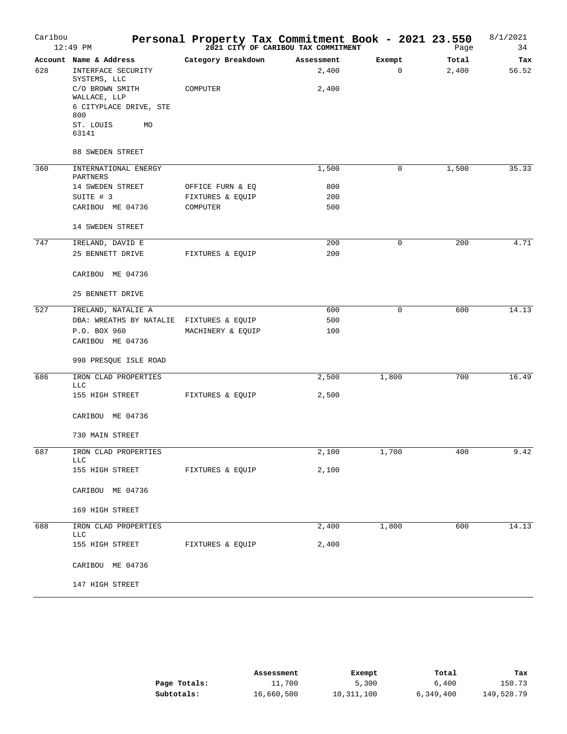# Personal Property Tax Commitment Book - 2021 23.550

**2021 CITY OF CARIBOU TAX COMMITMENT**

Caribou
12:49 PM
8/1/2021

| Account | Name & Address | Category Breakdown | Assessment | Exempt | Total | Tax |
|---|---|---|---|---|---|---|
| 628 | INTERFACE SECURITY SYSTEMS, LLC | | 2,400 | 0 | 2,400 | 56.52 |
| | C/O BROWN SMITH WALLACE, LLP | COMPUTER | 2,400 | | | |
| | 6 CITYPLACE DRIVE, STE 800 | | | | | |
| | ST. LOUIS MO 63141 | | | | | |
| | 88 SWEDEN STREET | | | | | |
| 360 | INTERNATIONAL ENERGY PARTNERS | | 1,500 | 0 | 1,500 | 35.33 |
| | 14 SWEDEN STREET | OFFICE FURN & EQ | 800 | | | |
| | SUITE # 3 | FIXTURES & EQUIP | 200 | | | |
| | CARIBOU ME 04736 | COMPUTER | 500 | | | |
| | 14 SWEDEN STREET | | | | | |
| 747 | IRELAND, DAVID E | | 200 | 0 | 200 | 4.71 |
| | 25 BENNETT DRIVE | FIXTURES & EQUIP | 200 | | | |
| | CARIBOU ME 04736 | | | | | |
| | 25 BENNETT DRIVE | | | | | |
| 527 | IRELAND, NATALIE A | | 600 | 0 | 600 | 14.13 |
| | DBA: WREATHS BY NATALIE | FIXTURES & EQUIP | 500 | | | |
| | P.O. BOX 960 | MACHINERY & EQUIP | 100 | | | |
| | CARIBOU ME 04736 | | | | | |
| | 998 PRESQUE ISLE ROAD | | | | | |
| 686 | IRON CLAD PROPERTIES LLC | | 2,500 | 1,800 | 700 | 16.49 |
| | 155 HIGH STREET | FIXTURES & EQUIP | 2,500 | | | |
| | CARIBOU ME 04736 | | | | | |
| | 730 MAIN STREET | | | | | |
| 687 | IRON CLAD PROPERTIES LLC | | 2,100 | 1,700 | 400 | 9.42 |
| | 155 HIGH STREET | FIXTURES & EQUIP | 2,100 | | | |
| | CARIBOU ME 04736 | | | | | |
| | 169 HIGH STREET | | | | | |
| 688 | IRON CLAD PROPERTIES LLC | | 2,400 | 1,800 | 600 | 14.13 |
| | 155 HIGH STREET | FIXTURES & EQUIP | 2,400 | | | |
| | CARIBOU ME 04736 | | | | | |
| | 147 HIGH STREET | | | | | |

| | Assessment | Exempt | Total | Tax |
|---|---|---|---|---|
| **Page Totals:** | 11,700 | 5,300 | 6,400 | 150.73 |
| **Subtotals:** | 16,660,500 | 10,311,100 | 6,349,400 | 149,528.79 |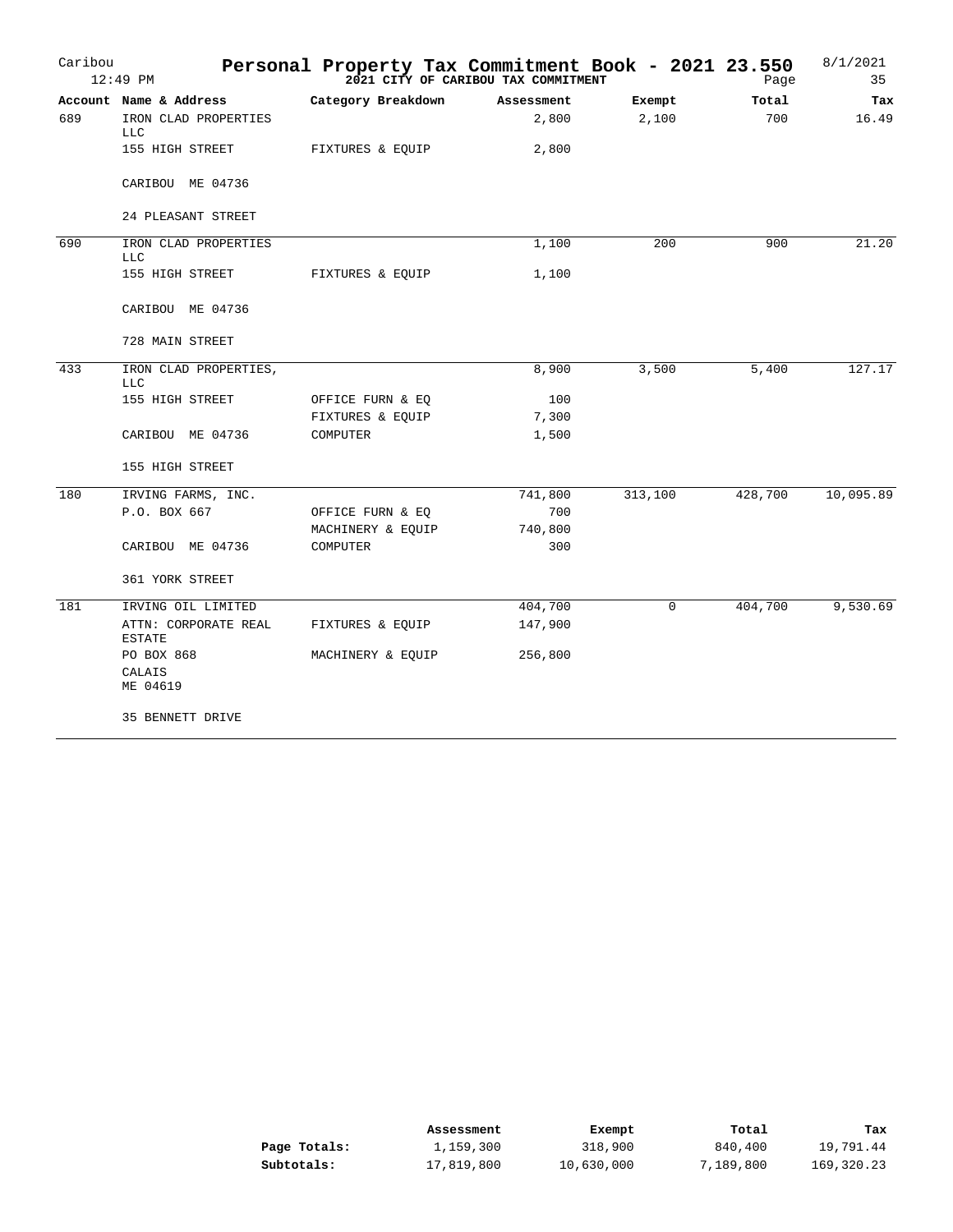# Personal Property Tax Commitment Book - 2021 23.550

Caribou 12:49 PM — 2021 CITY OF CARIBOU TAX COMMITMENT — 8/1/2021

| Account | Name & Address | Category Breakdown | Assessment | Exempt | Total | Tax |
|---|---|---|---|---|---|---|
| 689 | IRON CLAD PROPERTIES LLC | | 2,800 | 2,100 | 700 | 16.49 |
| | 155 HIGH STREET | FIXTURES & EQUIP | 2,800 | | | |
| | CARIBOU ME 04736 | | | | | |
| | 24 PLEASANT STREET | | | | | |
| 690 | IRON CLAD PROPERTIES LLC | | 1,100 | 200 | 900 | 21.20 |
| | 155 HIGH STREET | FIXTURES & EQUIP | 1,100 | | | |
| | CARIBOU ME 04736 | | | | | |
| | 728 MAIN STREET | | | | | |
| 433 | IRON CLAD PROPERTIES, LLC | | 8,900 | 3,500 | 5,400 | 127.17 |
| | 155 HIGH STREET | OFFICE FURN & EQ | 100 | | | |
| | | FIXTURES & EQUIP | 7,300 | | | |
| | CARIBOU ME 04736 | COMPUTER | 1,500 | | | |
| | 155 HIGH STREET | | | | | |
| 180 | IRVING FARMS, INC. | | 741,800 | 313,100 | 428,700 | 10,095.89 |
| | P.O. BOX 667 | OFFICE FURN & EQ | 700 | | | |
| | | MACHINERY & EQUIP | 740,800 | | | |
| | CARIBOU ME 04736 | COMPUTER | 300 | | | |
| | 361 YORK STREET | | | | | |
| 181 | IRVING OIL LIMITED | | 404,700 | 0 | 404,700 | 9,530.69 |
| | ATTN: CORPORATE REAL ESTATE | FIXTURES & EQUIP | 147,900 | | | |
| | PO BOX 868 | MACHINERY & EQUIP | 256,800 | | | |
| | CALAIS ME 04619 | | | | | |
| | 35 BENNETT DRIVE | | | | | |

| | Assessment | Exempt | Total | Tax |
|---|---|---|---|---|
| **Page Totals:** | 1,159,300 | 318,900 | 840,400 | 19,791.44 |
| **Subtotals:** | 17,819,800 | 10,630,000 | 7,189,800 | 169,320.23 |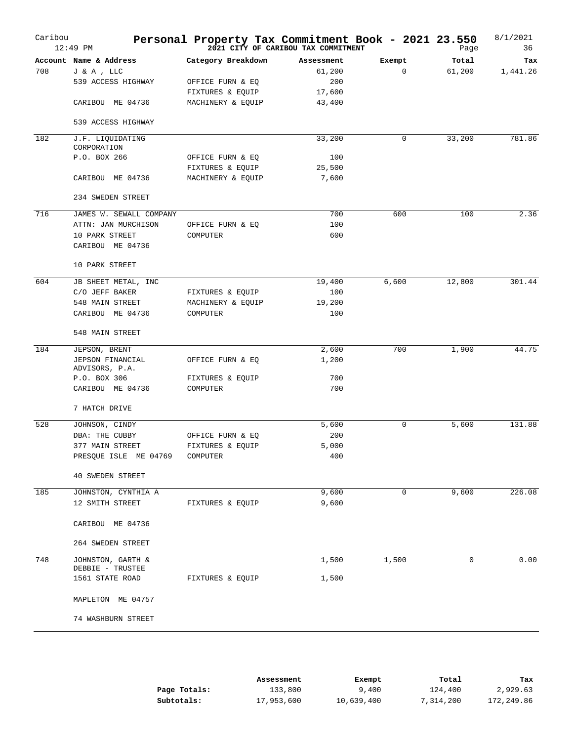# Personal Property Tax Commitment Book - 2021 23.550

**2021 CITY OF CARIBOU TAX COMMITMENT**

Caribou 12:49 PM — 8/1/2021

| Account | Name & Address | Category Breakdown | Assessment | Exempt | Total | Tax |
|---|---|---|---|---|---|---|
| 708 | J & A , LLC | | 61,200 | 0 | 61,200 | 1,441.26 |
| | 539 ACCESS HIGHWAY | OFFICE FURN & EQ | 200 | | | |
| | | FIXTURES & EQUIP | 17,600 | | | |
| | CARIBOU ME 04736 | MACHINERY & EQUIP | 43,400 | | | |
| | 539 ACCESS HIGHWAY | | | | | |
| 182 | J.F. LIQUIDATING CORPORATION | | 33,200 | 0 | 33,200 | 781.86 |
| | P.O. BOX 266 | OFFICE FURN & EQ | 100 | | | |
| | | FIXTURES & EQUIP | 25,500 | | | |
| | CARIBOU ME 04736 | MACHINERY & EQUIP | 7,600 | | | |
| | 234 SWEDEN STREET | | | | | |
| 716 | JAMES W. SEWALL COMPANY | | 700 | 600 | 100 | 2.36 |
| | ATTN: JAN MURCHISON | OFFICE FURN & EQ | 100 | | | |
| | 10 PARK STREET | COMPUTER | 600 | | | |
| | CARIBOU ME 04736 | | | | | |
| | 10 PARK STREET | | | | | |
| 604 | JB SHEET METAL, INC | | 19,400 | 6,600 | 12,800 | 301.44 |
| | C/O JEFF BAKER | FIXTURES & EQUIP | 100 | | | |
| | 548 MAIN STREET | MACHINERY & EQUIP | 19,200 | | | |
| | CARIBOU ME 04736 | COMPUTER | 100 | | | |
| | 548 MAIN STREET | | | | | |
| 184 | JEPSON, BRENT | | 2,600 | 700 | 1,900 | 44.75 |
| | JEPSON FINANCIAL ADVISORS, P.A. | OFFICE FURN & EQ | 1,200 | | | |
| | P.O. BOX 306 | FIXTURES & EQUIP | 700 | | | |
| | CARIBOU ME 04736 | COMPUTER | 700 | | | |
| | 7 HATCH DRIVE | | | | | |
| 528 | JOHNSON, CINDY | | 5,600 | 0 | 5,600 | 131.88 |
| | DBA: THE CUBBY | OFFICE FURN & EQ | 200 | | | |
| | 377 MAIN STREET | FIXTURES & EQUIP | 5,000 | | | |
| | PRESQUE ISLE ME 04769 | COMPUTER | 400 | | | |
| | 40 SWEDEN STREET | | | | | |
| 185 | JOHNSTON, CYNTHIA A | | 9,600 | 0 | 9,600 | 226.08 |
| | 12 SMITH STREET | FIXTURES & EQUIP | 9,600 | | | |
| | CARIBOU ME 04736 | | | | | |
| | 264 SWEDEN STREET | | | | | |
| 748 | JOHNSTON, GARTH & DEBBIE - TRUSTEE | | 1,500 | 1,500 | 0 | 0.00 |
| | 1561 STATE ROAD | FIXTURES & EQUIP | 1,500 | | | |
| | MAPLETON ME 04757 | | | | | |
| | 74 WASHBURN STREET | | | | | |

| | Assessment | Exempt | Total | Tax |
|---|---|---|---|---|
| **Page Totals:** | 133,800 | 9,400 | 124,400 | 2,929.63 |
| **Subtotals:** | 17,953,600 | 10,639,400 | 7,314,200 | 172,249.86 |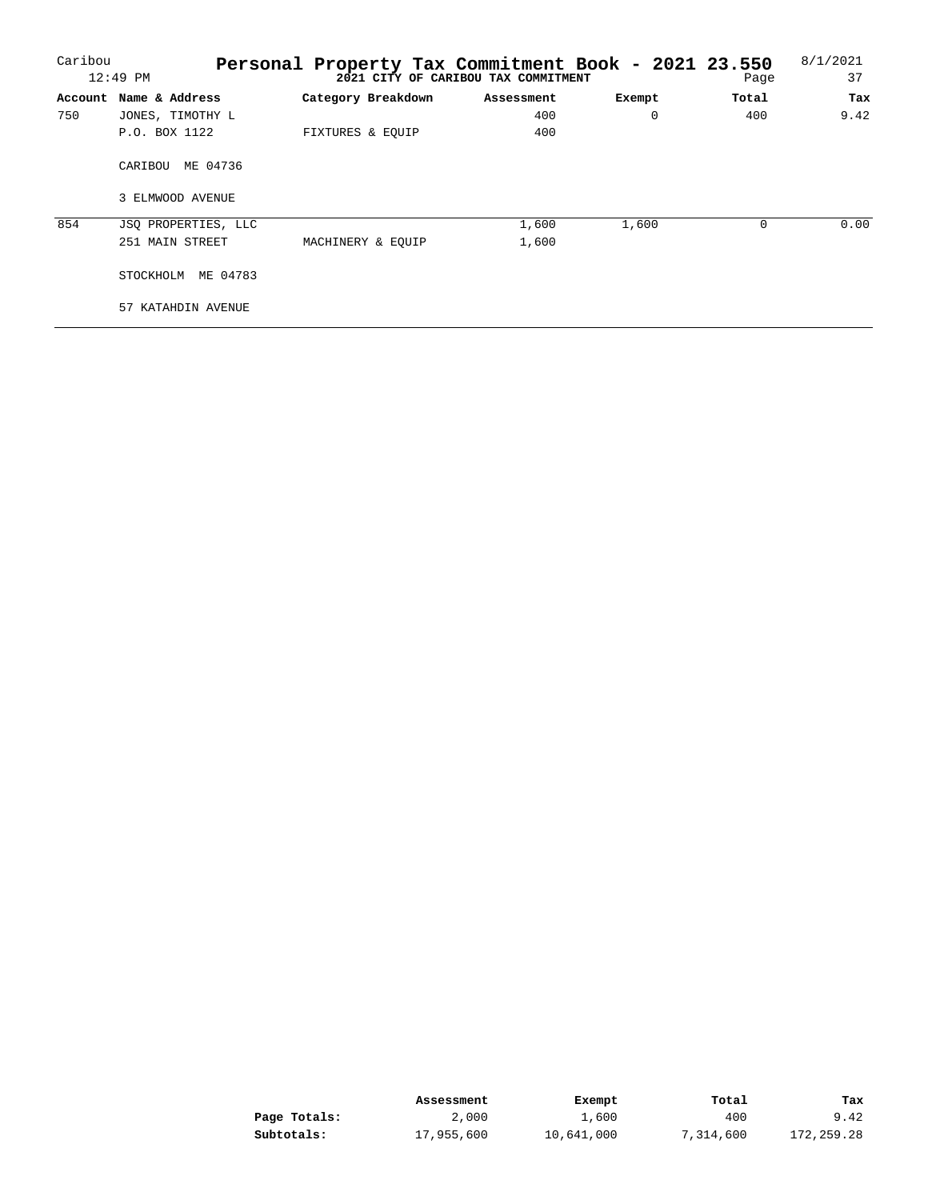Caribou
12:49 PM

# Personal Property Tax Commitment Book - 2021 23.550

**2021 CITY OF CARIBOU TAX COMMITMENT**

8/1/2021
Page 37

| Account | Name & Address | Category Breakdown | Assessment | Exempt | Total | Tax |
|---|---|---|---|---|---|---|
| 750 | JONES, TIMOTHY L | | 400 | 0 | 400 | 9.42 |
| | P.O. BOX 1122 | FIXTURES & EQUIP | 400 | | | |
| | CARIBOU ME 04736 | | | | | |
| | 3 ELMWOOD AVENUE | | | | | |
| 854 | JSQ PROPERTIES, LLC | | 1,600 | 1,600 | 0 | 0.00 |
| | 251 MAIN STREET | MACHINERY & EQUIP | 1,600 | | | |
| | STOCKHOLM ME 04783 | | | | | |
| | 57 KATAHDIN AVENUE | | | | | |

| | Assessment | Exempt | Total | Tax |
|---|---|---|---|---|
| **Page Totals:** | 2,000 | 1,600 | 400 | 9.42 |
| **Subtotals:** | 17,955,600 | 10,641,000 | 7,314,600 | 172,259.28 |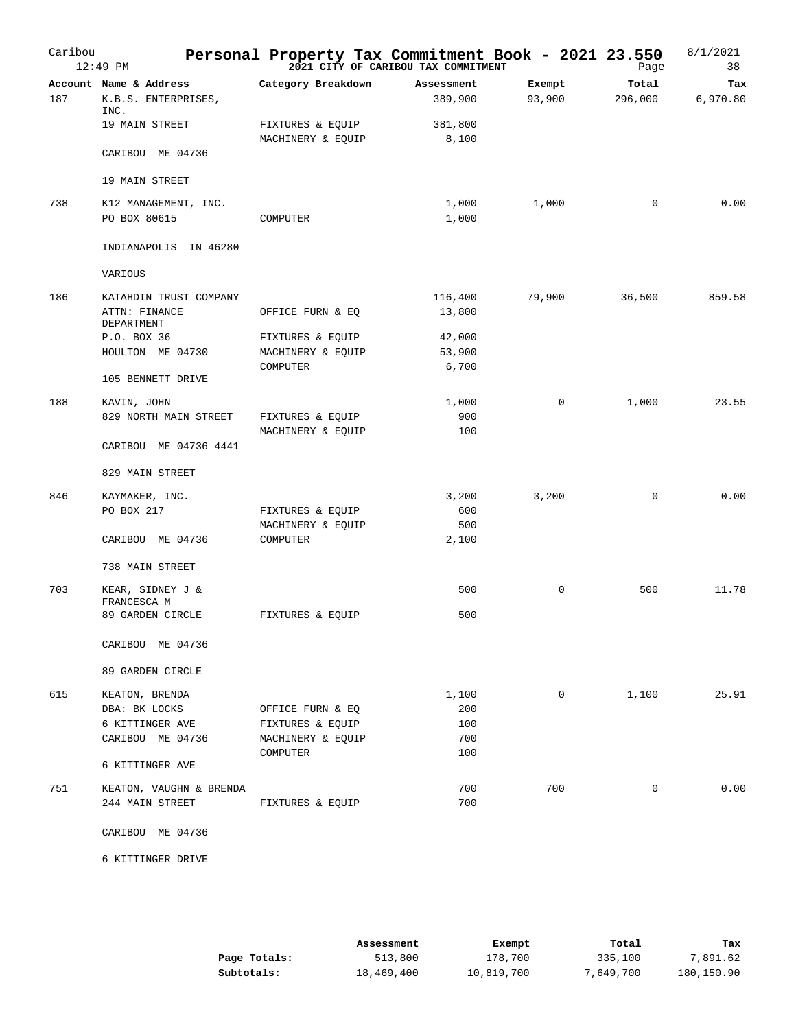# Personal Property Tax Commitment Book - 2021 23.550

**2021 CITY OF CARIBOU TAX COMMITMENT**

Caribou 12:49 PM — 8/1/2021 — Page 38

| Account | Name & Address | Category Breakdown | Assessment | Exempt | Total | Tax |
|---|---|---|---|---|---|---|
| 187 | K.B.S. ENTERPRISES, INC. | | 389,900 | 93,900 | 296,000 | 6,970.80 |
| | 19 MAIN STREET | FIXTURES & EQUIP | 381,800 | | | |
| | | MACHINERY & EQUIP | 8,100 | | | |
| | CARIBOU ME 04736 | | | | | |
| | 19 MAIN STREET | | | | | |
| 738 | K12 MANAGEMENT, INC. | | 1,000 | 1,000 | 0 | 0.00 |
| | PO BOX 80615 | COMPUTER | 1,000 | | | |
| | INDIANAPOLIS IN 46280 | | | | | |
| | VARIOUS | | | | | |
| 186 | KATAHDIN TRUST COMPANY | | 116,400 | 79,900 | 36,500 | 859.58 |
| | ATTN: FINANCE DEPARTMENT | OFFICE FURN & EQ | 13,800 | | | |
| | P.O. BOX 36 | FIXTURES & EQUIP | 42,000 | | | |
| | HOULTON ME 04730 | MACHINERY & EQUIP | 53,900 | | | |
| | | COMPUTER | 6,700 | | | |
| | 105 BENNETT DRIVE | | | | | |
| 188 | KAVIN, JOHN | | 1,000 | 0 | 1,000 | 23.55 |
| | 829 NORTH MAIN STREET | FIXTURES & EQUIP | 900 | | | |
| | | MACHINERY & EQUIP | 100 | | | |
| | CARIBOU ME 04736 4441 | | | | | |
| | 829 MAIN STREET | | | | | |
| 846 | KAYMAKER, INC. | | 3,200 | 3,200 | 0 | 0.00 |
| | PO BOX 217 | FIXTURES & EQUIP | 600 | | | |
| | | MACHINERY & EQUIP | 500 | | | |
| | CARIBOU ME 04736 | COMPUTER | 2,100 | | | |
| | 738 MAIN STREET | | | | | |
| 703 | KEAR, SIDNEY J & FRANCESCA M | | 500 | 0 | 500 | 11.78 |
| | 89 GARDEN CIRCLE | FIXTURES & EQUIP | 500 | | | |
| | CARIBOU ME 04736 | | | | | |
| | 89 GARDEN CIRCLE | | | | | |
| 615 | KEATON, BRENDA | | 1,100 | 0 | 1,100 | 25.91 |
| | DBA: BK LOCKS | OFFICE FURN & EQ | 200 | | | |
| | 6 KITTINGER AVE | FIXTURES & EQUIP | 100 | | | |
| | CARIBOU ME 04736 | MACHINERY & EQUIP | 700 | | | |
| | | COMPUTER | 100 | | | |
| | 6 KITTINGER AVE | | | | | |
| 751 | KEATON, VAUGHN & BRENDA | | 700 | 700 | 0 | 0.00 |
| | 244 MAIN STREET | FIXTURES & EQUIP | 700 | | | |
| | CARIBOU ME 04736 | | | | | |
| | 6 KITTINGER DRIVE | | | | | |

| | Assessment | Exempt | Total | Tax |
|---|---|---|---|---|
| **Page Totals:** | 513,800 | 178,700 | 335,100 | 7,891.62 |
| **Subtotals:** | 18,469,400 | 10,819,700 | 7,649,700 | 180,150.90 |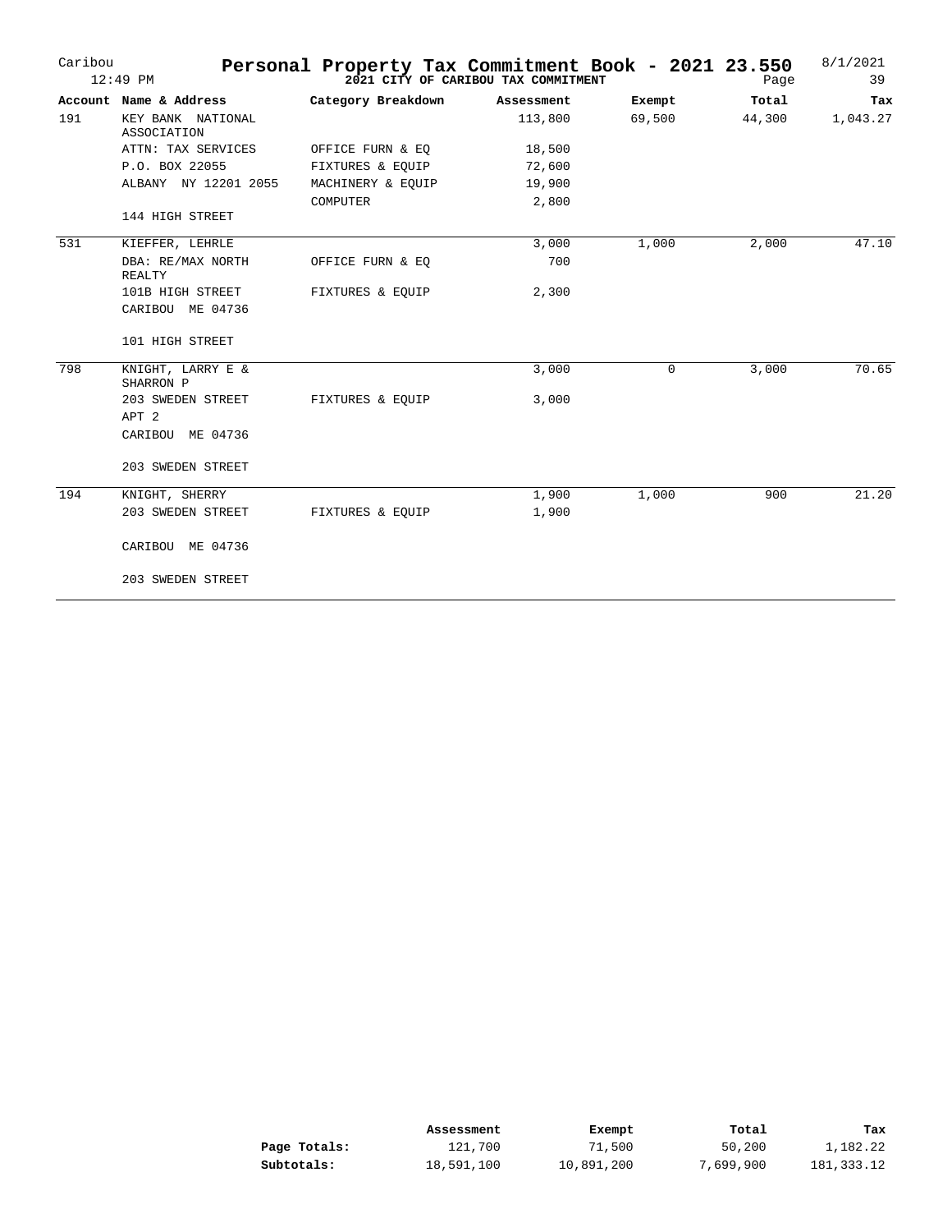# Personal Property Tax Commitment Book - 2021 23.550

Caribou
12:49 PM

**2021 CITY OF CARIBOU TAX COMMITMENT**

8/1/2021

| Account | Name & Address | Category Breakdown | Assessment | Exempt | Total | Tax |
|---|---|---|---|---|---|---|
| 191 | KEY BANK NATIONAL ASSOCIATION | | 113,800 | 69,500 | 44,300 | 1,043.27 |
| | ATTN: TAX SERVICES | OFFICE FURN & EQ | 18,500 | | | |
| | P.O. BOX 22055 | FIXTURES & EQUIP | 72,600 | | | |
| | ALBANY NY 12201 2055 | MACHINERY & EQUIP | 19,900 | | | |
| | | COMPUTER | 2,800 | | | |
| | 144 HIGH STREET | | | | | |
| 531 | KIEFFER, LEHRLE | | 3,000 | 1,000 | 2,000 | 47.10 |
| | DBA: RE/MAX NORTH REALTY | OFFICE FURN & EQ | 700 | | | |
| | 101B HIGH STREET | FIXTURES & EQUIP | 2,300 | | | |
| | CARIBOU ME 04736 | | | | | |
| | 101 HIGH STREET | | | | | |
| 798 | KNIGHT, LARRY E & SHARRON P | | 3,000 | 0 | 3,000 | 70.65 |
| | 203 SWEDEN STREET | FIXTURES & EQUIP | 3,000 | | | |
| | APT 2 | | | | | |
| | CARIBOU ME 04736 | | | | | |
| | 203 SWEDEN STREET | | | | | |
| 194 | KNIGHT, SHERRY | | 1,900 | 1,000 | 900 | 21.20 |
| | 203 SWEDEN STREET | FIXTURES & EQUIP | 1,900 | | | |
| | CARIBOU ME 04736 | | | | | |
| | 203 SWEDEN STREET | | | | | |

| | Assessment | Exempt | Total | Tax |
|---|---|---|---|---|
| **Page Totals:** | 121,700 | 71,500 | 50,200 | 1,182.22 |
| **Subtotals:** | 18,591,100 | 10,891,200 | 7,699,900 | 181,333.12 |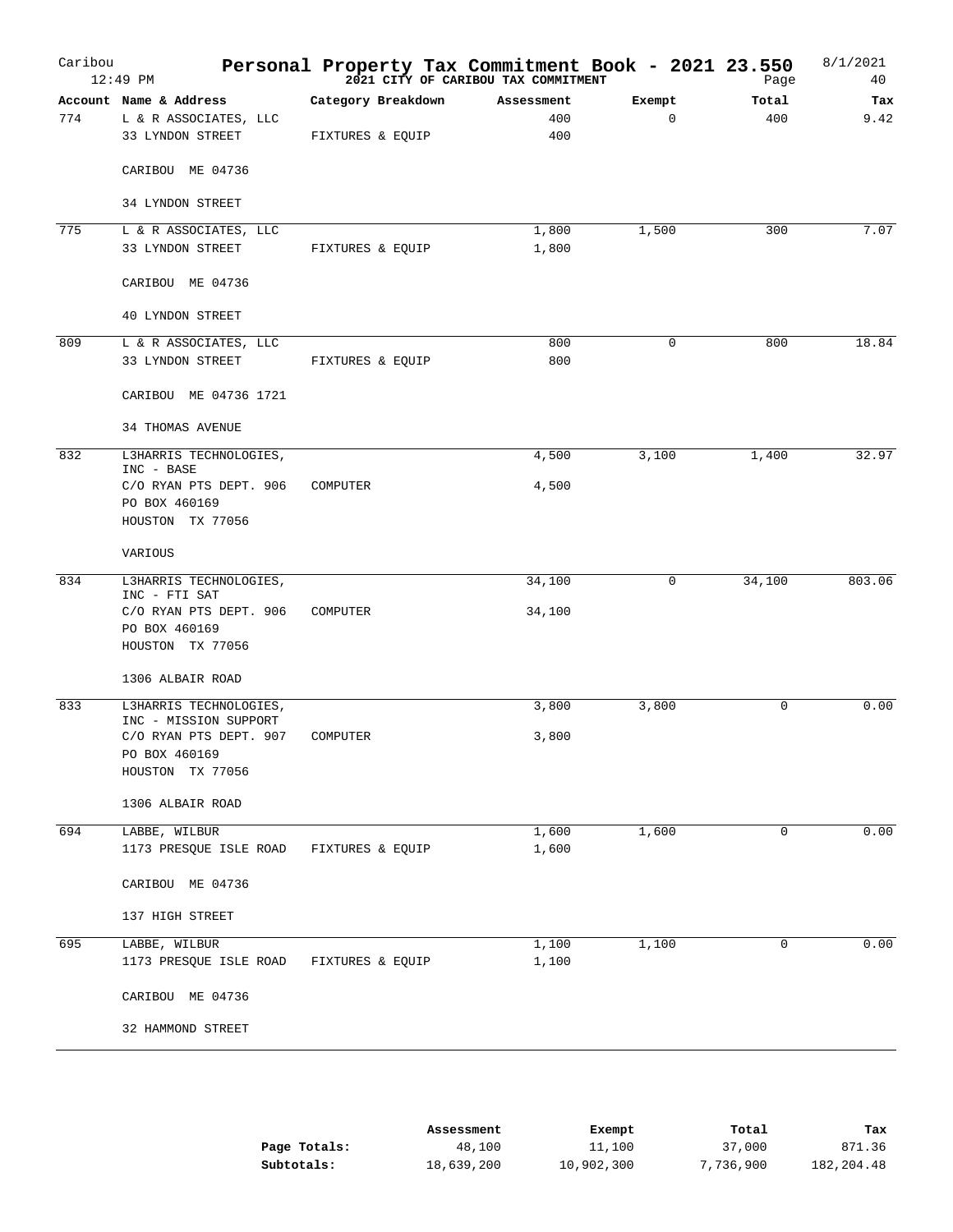# Personal Property Tax Commitment Book - 2021 23.550

Caribou 12:49 PM

**2021 CITY OF CARIBOU TAX COMMITMENT**

8/1/2021

| Account | Name & Address | Category Breakdown | Assessment | Exempt | Total | Tax |
|---|---|---|---|---|---|---|
| 774 | L & R ASSOCIATES, LLC<br>33 LYNDON STREET<br>CARIBOU ME 04736<br>34 LYNDON STREET | FIXTURES & EQUIP | 400<br>400 | 0 | 400 | 9.42 |
| 775 | L & R ASSOCIATES, LLC<br>33 LYNDON STREET<br>CARIBOU ME 04736<br>40 LYNDON STREET | FIXTURES & EQUIP | 1,800<br>1,800 | 1,500 | 300 | 7.07 |
| 809 | L & R ASSOCIATES, LLC<br>33 LYNDON STREET<br>CARIBOU ME 04736 1721<br>34 THOMAS AVENUE | FIXTURES & EQUIP | 800<br>800 | 0 | 800 | 18.84 |
| 832 | L3HARRIS TECHNOLOGIES, INC - BASE<br>C/O RYAN PTS DEPT. 906<br>PO BOX 460169<br>HOUSTON TX 77056<br>VARIOUS | COMPUTER | 4,500<br>4,500 | 3,100 | 1,400 | 32.97 |
| 834 | L3HARRIS TECHNOLOGIES, INC - FTI SAT<br>C/O RYAN PTS DEPT. 906<br>PO BOX 460169<br>HOUSTON TX 77056<br>1306 ALBAIR ROAD | COMPUTER | 34,100<br>34,100 | 0 | 34,100 | 803.06 |
| 833 | L3HARRIS TECHNOLOGIES, INC - MISSION SUPPORT<br>C/O RYAN PTS DEPT. 907<br>PO BOX 460169<br>HOUSTON TX 77056<br>1306 ALBAIR ROAD | COMPUTER | 3,800<br>3,800 | 3,800 | 0 | 0.00 |
| 694 | LABBE, WILBUR<br>1173 PRESQUE ISLE ROAD<br>CARIBOU ME 04736<br>137 HIGH STREET | FIXTURES & EQUIP | 1,600<br>1,600 | 1,600 | 0 | 0.00 |
| 695 | LABBE, WILBUR<br>1173 PRESQUE ISLE ROAD<br>CARIBOU ME 04736<br>32 HAMMOND STREET | FIXTURES & EQUIP | 1,100<br>1,100 | 1,100 | 0 | 0.00 |

| | Assessment | Exempt | Total | Tax |
|---|---|---|---|---|
| **Page Totals:** | 48,100 | 11,100 | 37,000 | 871.36 |
| **Subtotals:** | 18,639,200 | 10,902,300 | 7,736,900 | 182,204.48 |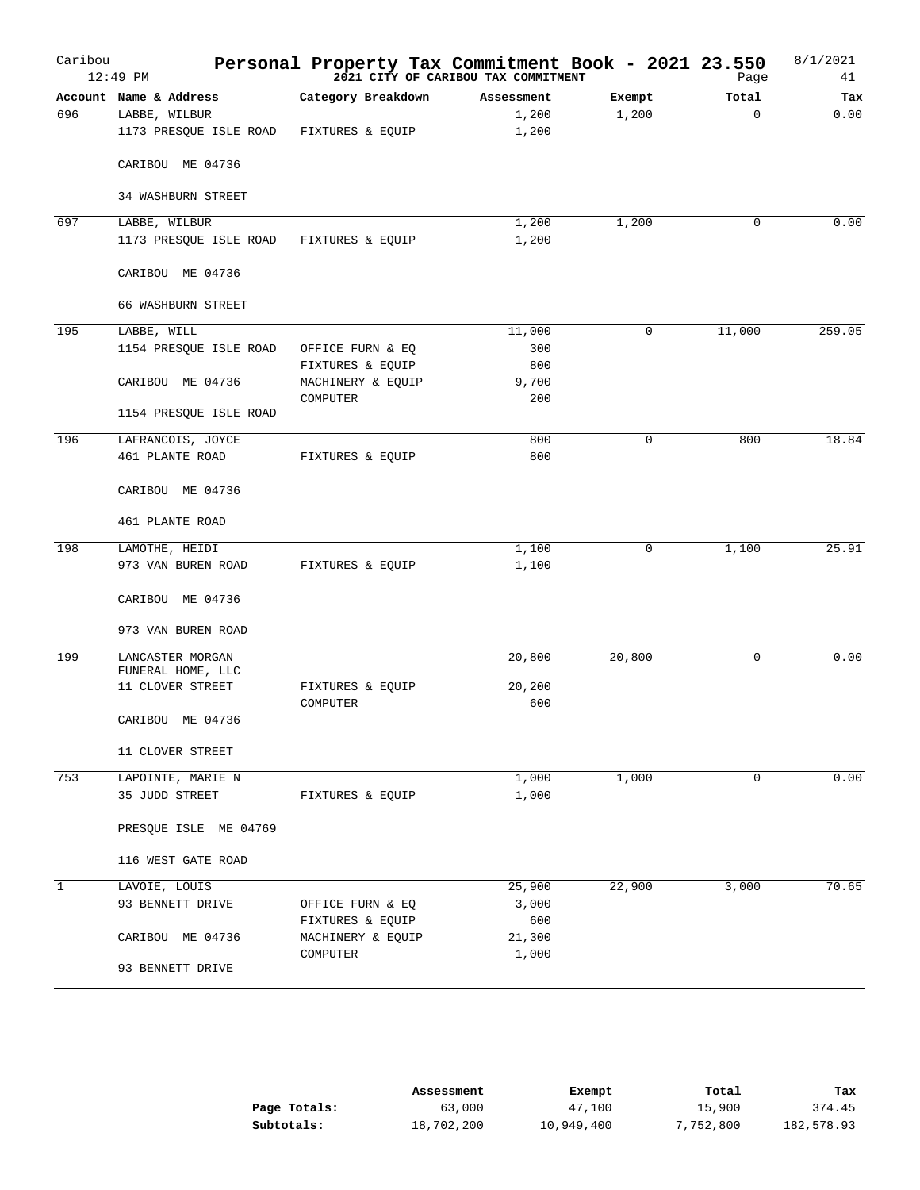# Personal Property Tax Commitment Book - 2021 23.550

## 2021 CITY OF CARIBOU TAX COMMITMENT

Caribou 12:49 PM — 8/1/2021

| Account | Name & Address | Category Breakdown | Assessment | Exempt | Total | Tax |
|---|---|---|---|---|---|---|
| 696 | LABBE, WILBUR | | 1,200 | 1,200 | 0 | 0.00 |
| | 1173 PRESQUE ISLE ROAD | FIXTURES & EQUIP | 1,200 | | | |
| | CARIBOU ME 04736 | | | | | |
| | 34 WASHBURN STREET | | | | | |
| 697 | LABBE, WILBUR | | 1,200 | 1,200 | 0 | 0.00 |
| | 1173 PRESQUE ISLE ROAD | FIXTURES & EQUIP | 1,200 | | | |
| | CARIBOU ME 04736 | | | | | |
| | 66 WASHBURN STREET | | | | | |
| 195 | LABBE, WILL | | 11,000 | 0 | 11,000 | 259.05 |
| | 1154 PRESQUE ISLE ROAD | OFFICE FURN & EQ | 300 | | | |
| | | FIXTURES & EQUIP | 800 | | | |
| | CARIBOU ME 04736 | MACHINERY & EQUIP | 9,700 | | | |
| | | COMPUTER | 200 | | | |
| | 1154 PRESQUE ISLE ROAD | | | | | |
| 196 | LAFRANCOIS, JOYCE | | 800 | 0 | 800 | 18.84 |
| | 461 PLANTE ROAD | FIXTURES & EQUIP | 800 | | | |
| | CARIBOU ME 04736 | | | | | |
| | 461 PLANTE ROAD | | | | | |
| 198 | LAMOTHE, HEIDI | | 1,100 | 0 | 1,100 | 25.91 |
| | 973 VAN BUREN ROAD | FIXTURES & EQUIP | 1,100 | | | |
| | CARIBOU ME 04736 | | | | | |
| | 973 VAN BUREN ROAD | | | | | |
| 199 | LANCASTER MORGAN FUNERAL HOME, LLC | | 20,800 | 20,800 | 0 | 0.00 |
| | 11 CLOVER STREET | FIXTURES & EQUIP | 20,200 | | | |
| | | COMPUTER | 600 | | | |
| | CARIBOU ME 04736 | | | | | |
| | 11 CLOVER STREET | | | | | |
| 753 | LAPOINTE, MARIE N | | 1,000 | 1,000 | 0 | 0.00 |
| | 35 JUDD STREET | FIXTURES & EQUIP | 1,000 | | | |
| | PRESQUE ISLE ME 04769 | | | | | |
| | 116 WEST GATE ROAD | | | | | |
| 1 | LAVOIE, LOUIS | | 25,900 | 22,900 | 3,000 | 70.65 |
| | 93 BENNETT DRIVE | OFFICE FURN & EQ | 3,000 | | | |
| | | FIXTURES & EQUIP | 600 | | | |
| | CARIBOU ME 04736 | MACHINERY & EQUIP | 21,300 | | | |
| | | COMPUTER | 1,000 | | | |
| | 93 BENNETT DRIVE | | | | | |

| | Assessment | Exempt | Total | Tax |
|---|---|---|---|---|
| **Page Totals:** | 63,000 | 47,100 | 15,900 | 374.45 |
| **Subtotals:** | 18,702,200 | 10,949,400 | 7,752,800 | 182,578.93 |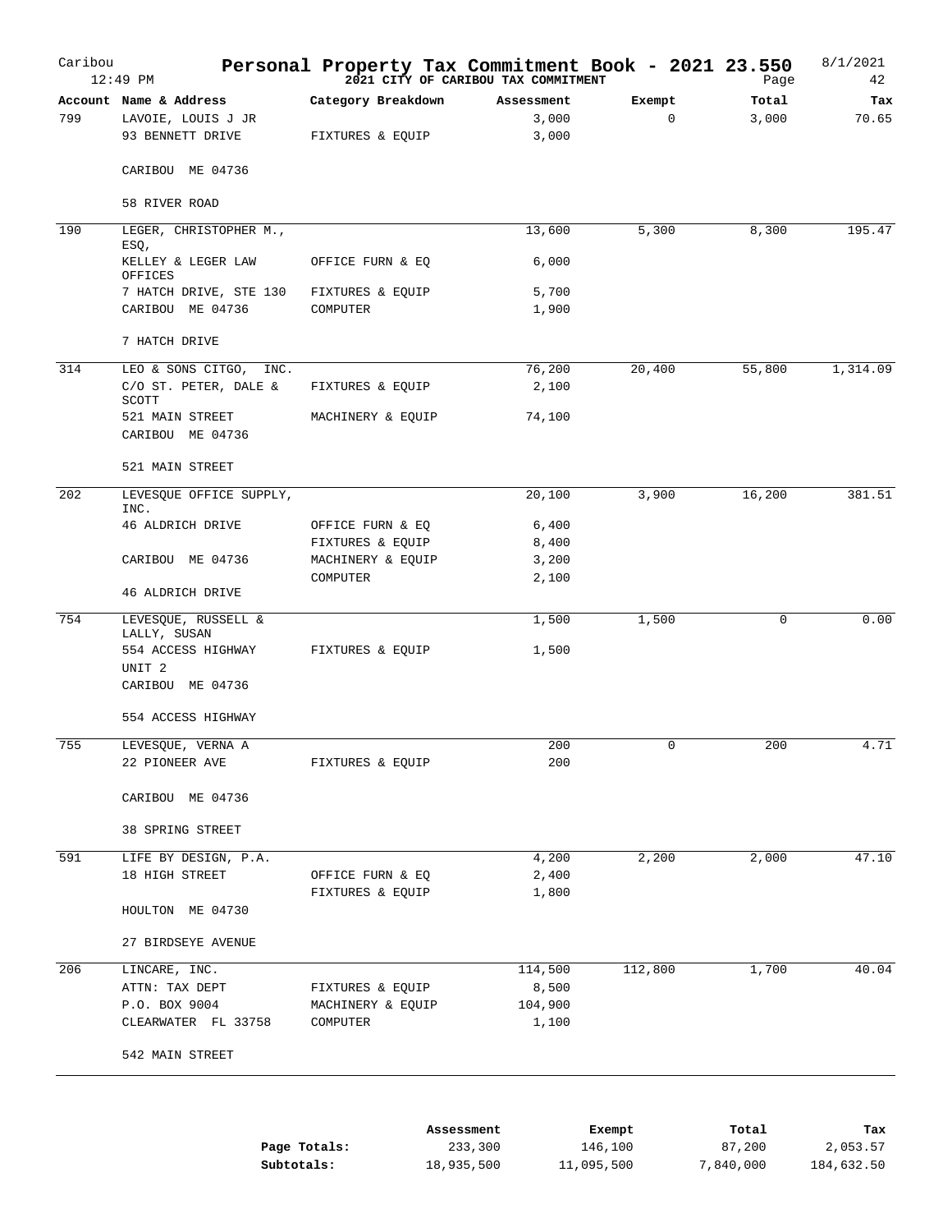# Personal Property Tax Commitment Book - 2021 23.550

**2021 CITY OF CARIBOU TAX COMMITMENT**

Caribou 12:49 PM — 8/1/2021 — Page 42

| Account | Name & Address | Category Breakdown | Assessment | Exempt | Total | Tax |
|---|---|---|---|---|---|---|
| 799 | LAVOIE, LOUIS J JR | | 3,000 | 0 | 3,000 | 70.65 |
| | 93 BENNETT DRIVE | FIXTURES & EQUIP | 3,000 | | | |
| | CARIBOU ME 04736 | | | | | |
| | 58 RIVER ROAD | | | | | |
| 190 | LEGER, CHRISTOPHER M., ESQ, | | 13,600 | 5,300 | 8,300 | 195.47 |
| | KELLEY & LEGER LAW OFFICES | OFFICE FURN & EQ | 6,000 | | | |
| | 7 HATCH DRIVE, STE 130 | FIXTURES & EQUIP | 5,700 | | | |
| | CARIBOU ME 04736 | COMPUTER | 1,900 | | | |
| | 7 HATCH DRIVE | | | | | |
| 314 | LEO & SONS CITGO, INC. | | 76,200 | 20,400 | 55,800 | 1,314.09 |
| | C/O ST. PETER, DALE & SCOTT | FIXTURES & EQUIP | 2,100 | | | |
| | 521 MAIN STREET | MACHINERY & EQUIP | 74,100 | | | |
| | CARIBOU ME 04736 | | | | | |
| | 521 MAIN STREET | | | | | |
| 202 | LEVESQUE OFFICE SUPPLY, INC. | | 20,100 | 3,900 | 16,200 | 381.51 |
| | 46 ALDRICH DRIVE | OFFICE FURN & EQ | 6,400 | | | |
| | | FIXTURES & EQUIP | 8,400 | | | |
| | CARIBOU ME 04736 | MACHINERY & EQUIP | 3,200 | | | |
| | | COMPUTER | 2,100 | | | |
| | 46 ALDRICH DRIVE | | | | | |
| 754 | LEVESQUE, RUSSELL & LALLY, SUSAN | | 1,500 | 1,500 | 0 | 0.00 |
| | 554 ACCESS HIGHWAY | FIXTURES & EQUIP | 1,500 | | | |
| | UNIT 2 | | | | | |
| | CARIBOU ME 04736 | | | | | |
| | 554 ACCESS HIGHWAY | | | | | |
| 755 | LEVESQUE, VERNA A | | 200 | 0 | 200 | 4.71 |
| | 22 PIONEER AVE | FIXTURES & EQUIP | 200 | | | |
| | CARIBOU ME 04736 | | | | | |
| | 38 SPRING STREET | | | | | |
| 591 | LIFE BY DESIGN, P.A. | | 4,200 | 2,200 | 2,000 | 47.10 |
| | 18 HIGH STREET | OFFICE FURN & EQ | 2,400 | | | |
| | | FIXTURES & EQUIP | 1,800 | | | |
| | HOULTON ME 04730 | | | | | |
| | 27 BIRDSEYE AVENUE | | | | | |
| 206 | LINCARE, INC. | | 114,500 | 112,800 | 1,700 | 40.04 |
| | ATTN: TAX DEPT | FIXTURES & EQUIP | 8,500 | | | |
| | P.O. BOX 9004 | MACHINERY & EQUIP | 104,900 | | | |
| | CLEARWATER FL 33758 | COMPUTER | 1,100 | | | |
| | 542 MAIN STREET | | | | | |

| | Assessment | Exempt | Total | Tax |
|---|---|---|---|---|
| **Page Totals:** | 233,300 | 146,100 | 87,200 | 2,053.57 |
| **Subtotals:** | 18,935,500 | 11,095,500 | 7,840,000 | 184,632.50 |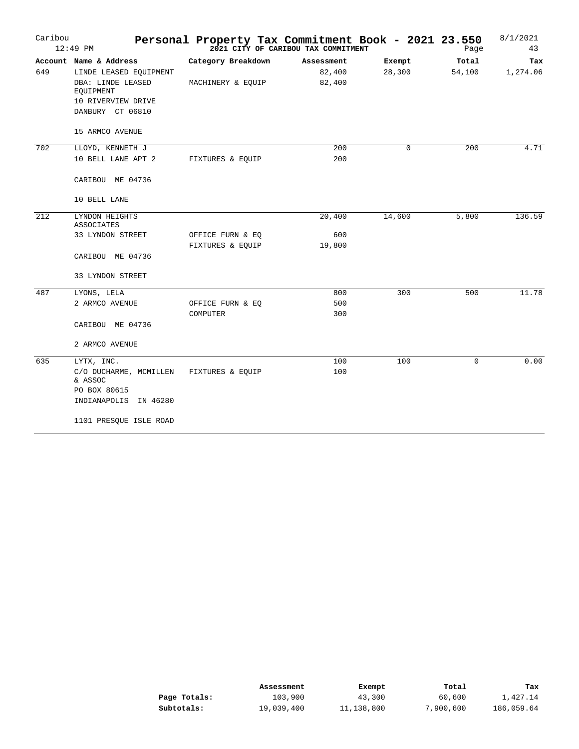# Personal Property Tax Commitment Book - 2021 23.550

Caribou 12:49 PM — 2021 CITY OF CARIBOU TAX COMMITMENT — 8/1/2021

| Account | Name & Address | Category Breakdown | Assessment | Exempt | Total | Tax |
|---|---|---|---|---|---|---|
| 649 | LINDE LEASED EQUIPMENT | | 82,400 | 28,300 | 54,100 | 1,274.06 |
| | DBA: LINDE LEASED EQUIPMENT | MACHINERY & EQUIP | 82,400 | | | |
| | 10 RIVERVIEW DRIVE | | | | | |
| | DANBURY CT 06810 | | | | | |
| | 15 ARMCO AVENUE | | | | | |
| 702 | LLOYD, KENNETH J | | 200 | 0 | 200 | 4.71 |
| | 10 BELL LANE APT 2 | FIXTURES & EQUIP | 200 | | | |
| | CARIBOU ME 04736 | | | | | |
| | 10 BELL LANE | | | | | |
| 212 | LYNDON HEIGHTS ASSOCIATES | | 20,400 | 14,600 | 5,800 | 136.59 |
| | 33 LYNDON STREET | OFFICE FURN & EQ | 600 | | | |
| | | FIXTURES & EQUIP | 19,800 | | | |
| | CARIBOU ME 04736 | | | | | |
| | 33 LYNDON STREET | | | | | |
| 487 | LYONS, LELA | | 800 | 300 | 500 | 11.78 |
| | 2 ARMCO AVENUE | OFFICE FURN & EQ | 500 | | | |
| | | COMPUTER | 300 | | | |
| | CARIBOU ME 04736 | | | | | |
| | 2 ARMCO AVENUE | | | | | |
| 635 | LYTX, INC. | | 100 | 100 | 0 | 0.00 |
| | C/O DUCHARME, MCMILLEN & ASSOC | FIXTURES & EQUIP | 100 | | | |
| | PO BOX 80615 | | | | | |
| | INDIANAPOLIS IN 46280 | | | | | |
| | 1101 PRESQUE ISLE ROAD | | | | | |

| | Assessment | Exempt | Total | Tax |
|---|---|---|---|---|
| **Page Totals:** | 103,900 | 43,300 | 60,600 | 1,427.14 |
| **Subtotals:** | 19,039,400 | 11,138,800 | 7,900,600 | 186,059.64 |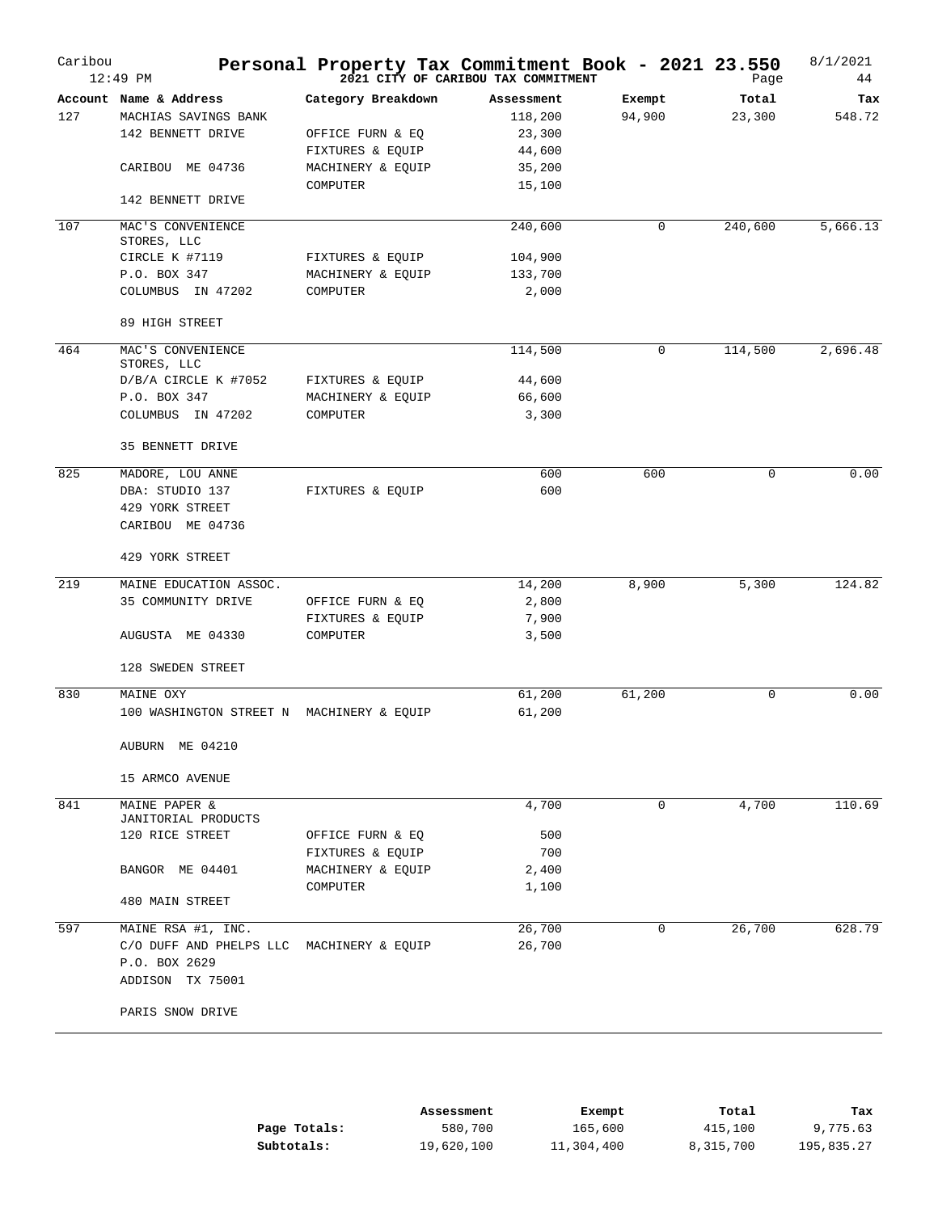# Personal Property Tax Commitment Book - 2021 23.550

## 2021 CITY OF CARIBOU TAX COMMITMENT

Caribou 12:49 PM — 8/1/2021 — Page 44

| Account | Name & Address | Category Breakdown | Assessment | Exempt | Total | Tax |
|---|---|---|---|---|---|---|
| 127 | MACHIAS SAVINGS BANK | | 118,200 | 94,900 | 23,300 | 548.72 |
| | 142 BENNETT DRIVE | OFFICE FURN & EQ | 23,300 | | | |
| | | FIXTURES & EQUIP | 44,600 | | | |
| | CARIBOU ME 04736 | MACHINERY & EQUIP | 35,200 | | | |
| | | COMPUTER | 15,100 | | | |
| | 142 BENNETT DRIVE | | | | | |
| 107 | MAC'S CONVENIENCE STORES, LLC | | 240,600 | 0 | 240,600 | 5,666.13 |
| | CIRCLE K #7119 | FIXTURES & EQUIP | 104,900 | | | |
| | P.O. BOX 347 | MACHINERY & EQUIP | 133,700 | | | |
| | COLUMBUS IN 47202 | COMPUTER | 2,000 | | | |
| | 89 HIGH STREET | | | | | |
| 464 | MAC'S CONVENIENCE STORES, LLC | | 114,500 | 0 | 114,500 | 2,696.48 |
| | D/B/A CIRCLE K #7052 | FIXTURES & EQUIP | 44,600 | | | |
| | P.O. BOX 347 | MACHINERY & EQUIP | 66,600 | | | |
| | COLUMBUS IN 47202 | COMPUTER | 3,300 | | | |
| | 35 BENNETT DRIVE | | | | | |
| 825 | MADORE, LOU ANNE | | 600 | 600 | 0 | 0.00 |
| | DBA: STUDIO 137 | FIXTURES & EQUIP | 600 | | | |
| | 429 YORK STREET | | | | | |
| | CARIBOU ME 04736 | | | | | |
| | 429 YORK STREET | | | | | |
| 219 | MAINE EDUCATION ASSOC. | | 14,200 | 8,900 | 5,300 | 124.82 |
| | 35 COMMUNITY DRIVE | OFFICE FURN & EQ | 2,800 | | | |
| | | FIXTURES & EQUIP | 7,900 | | | |
| | AUGUSTA ME 04330 | COMPUTER | 3,500 | | | |
| | 128 SWEDEN STREET | | | | | |
| 830 | MAINE OXY | | 61,200 | 61,200 | 0 | 0.00 |
| | 100 WASHINGTON STREET N | MACHINERY & EQUIP | 61,200 | | | |
| | AUBURN ME 04210 | | | | | |
| | 15 ARMCO AVENUE | | | | | |
| 841 | MAINE PAPER & JANITORIAL PRODUCTS | | 4,700 | 0 | 4,700 | 110.69 |
| | 120 RICE STREET | OFFICE FURN & EQ | 500 | | | |
| | | FIXTURES & EQUIP | 700 | | | |
| | BANGOR ME 04401 | MACHINERY & EQUIP | 2,400 | | | |
| | | COMPUTER | 1,100 | | | |
| | 480 MAIN STREET | | | | | |
| 597 | MAINE RSA #1, INC. | | 26,700 | 0 | 26,700 | 628.79 |
| | C/O DUFF AND PHELPS LLC | MACHINERY & EQUIP | 26,700 | | | |
| | P.O. BOX 2629 | | | | | |
| | ADDISON TX 75001 | | | | | |
| | PARIS SNOW DRIVE | | | | | |

| | Assessment | Exempt | Total | Tax |
|---|---|---|---|---|
| **Page Totals:** | 580,700 | 165,600 | 415,100 | 9,775.63 |
| **Subtotals:** | 19,620,100 | 11,304,400 | 8,315,700 | 195,835.27 |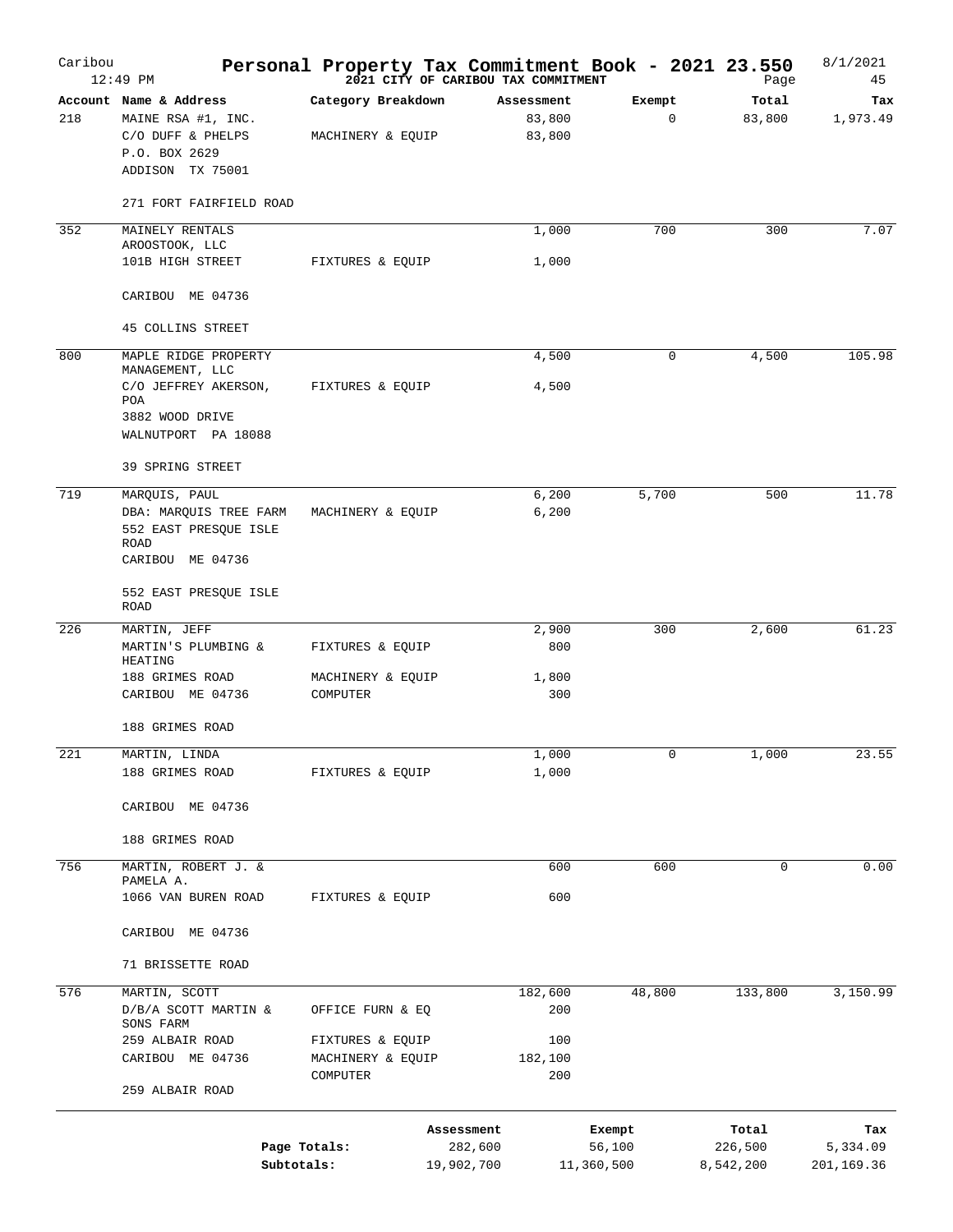# Personal Property Tax Commitment Book - 2021 23.550

Caribou
12:49 PM

**2021 CITY OF CARIBOU TAX COMMITMENT**

8/1/2021

| Account | Name & Address | Category Breakdown | Assessment | Exempt | Total | Tax |
|---|---|---|---|---|---|---|
| 218 | MAINE RSA #1, INC. | | 83,800 | 0 | 83,800 | 1,973.49 |
| | C/O DUFF & PHELPS | MACHINERY & EQUIP | 83,800 | | | |
| | P.O. BOX 2629 | | | | | |
| | ADDISON TX 75001 | | | | | |
| | 271 FORT FAIRFIELD ROAD | | | | | |
| 352 | MAINELY RENTALS AROOSTOOK, LLC | | 1,000 | 700 | 300 | 7.07 |
| | 101B HIGH STREET | FIXTURES & EQUIP | 1,000 | | | |
| | CARIBOU ME 04736 | | | | | |
| | 45 COLLINS STREET | | | | | |
| 800 | MAPLE RIDGE PROPERTY MANAGEMENT, LLC | | 4,500 | 0 | 4,500 | 105.98 |
| | C/O JEFFREY AKERSON, POA | FIXTURES & EQUIP | 4,500 | | | |
| | 3882 WOOD DRIVE | | | | | |
| | WALNUTPORT PA 18088 | | | | | |
| | 39 SPRING STREET | | | | | |
| 719 | MARQUIS, PAUL | | 6,200 | 5,700 | 500 | 11.78 |
| | DBA: MARQUIS TREE FARM | MACHINERY & EQUIP | 6,200 | | | |
| | 552 EAST PRESQUE ISLE ROAD | | | | | |
| | CARIBOU ME 04736 | | | | | |
| | 552 EAST PRESQUE ISLE ROAD | | | | | |
| 226 | MARTIN, JEFF | | 2,900 | 300 | 2,600 | 61.23 |
| | MARTIN'S PLUMBING & HEATING | FIXTURES & EQUIP | 800 | | | |
| | 188 GRIMES ROAD | MACHINERY & EQUIP | 1,800 | | | |
| | CARIBOU ME 04736 | COMPUTER | 300 | | | |
| | 188 GRIMES ROAD | | | | | |
| 221 | MARTIN, LINDA | | 1,000 | 0 | 1,000 | 23.55 |
| | 188 GRIMES ROAD | FIXTURES & EQUIP | 1,000 | | | |
| | CARIBOU ME 04736 | | | | | |
| | 188 GRIMES ROAD | | | | | |
| 756 | MARTIN, ROBERT J. & PAMELA A. | | 600 | 600 | 0 | 0.00 |
| | 1066 VAN BUREN ROAD | FIXTURES & EQUIP | 600 | | | |
| | CARIBOU ME 04736 | | | | | |
| | 71 BRISSETTE ROAD | | | | | |
| 576 | MARTIN, SCOTT | | 182,600 | 48,800 | 133,800 | 3,150.99 |
| | D/B/A SCOTT MARTIN & SONS FARM | OFFICE FURN & EQ | 200 | | | |
| | 259 ALBAIR ROAD | FIXTURES & EQUIP | 100 | | | |
| | CARIBOU ME 04736 | MACHINERY & EQUIP | 182,100 | | | |
| | | COMPUTER | 200 | | | |
| | 259 ALBAIR ROAD | | | | | |

| | Assessment | Exempt | Total | Tax |
|---|---|---|---|---|
| Page Totals: | 282,600 | 56,100 | 226,500 | 5,334.09 |
| Subtotals: | 19,902,700 | 11,360,500 | 8,542,200 | 201,169.36 |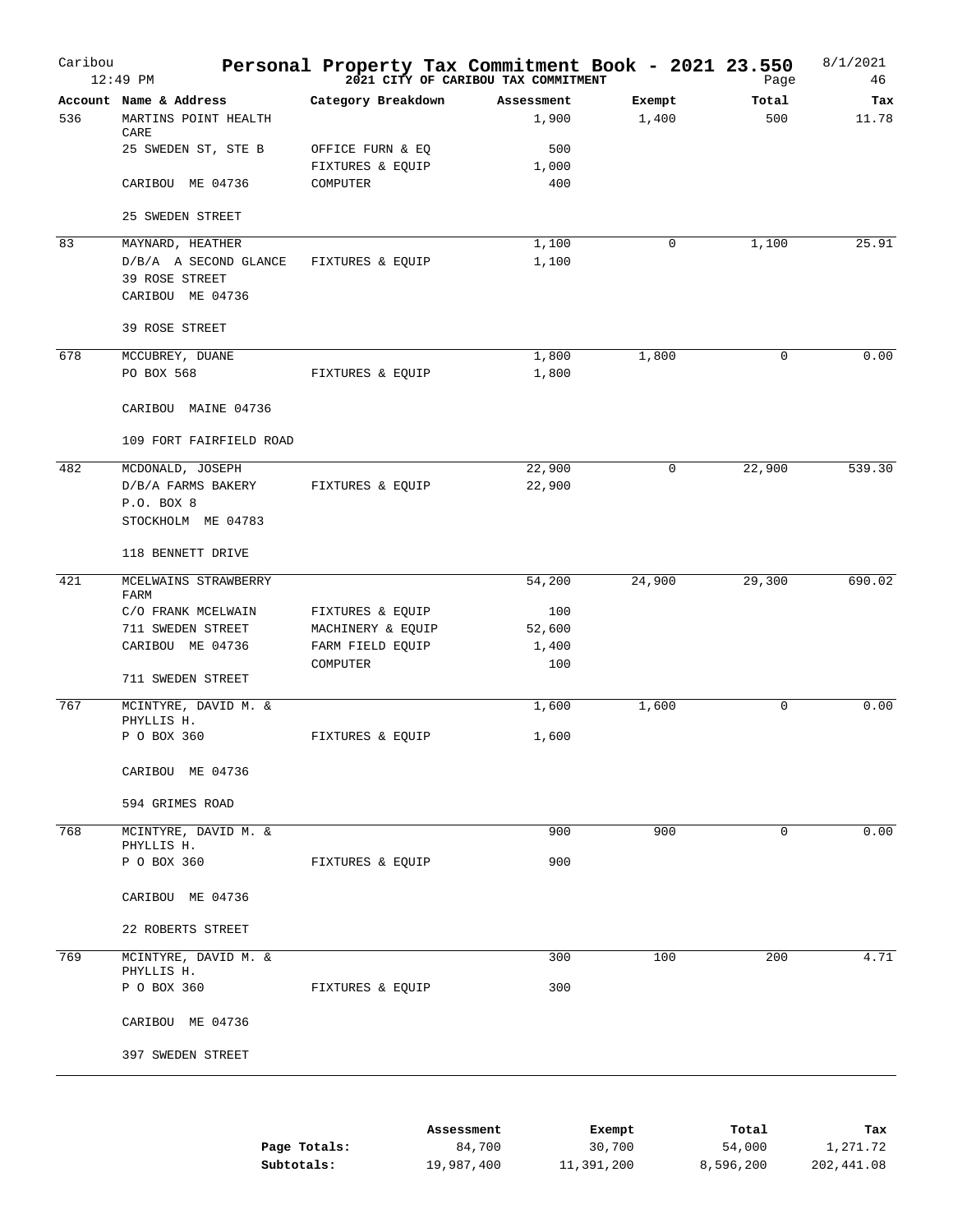# Personal Property Tax Commitment Book - 2021 23.550

**2021 CITY OF CARIBOU TAX COMMITMENT**

Caribou 12:49 PM — 8/1/2021 — Page 46

| Account | Name & Address | Category Breakdown | Assessment | Exempt | Total | Tax |
|---|---|---|---|---|---|---|
| 536 | MARTINS POINT HEALTH CARE | | 1,900 | 1,400 | 500 | 11.78 |
| | 25 SWEDEN ST, STE B | OFFICE FURN & EQ | 500 | | | |
| | | FIXTURES & EQUIP | 1,000 | | | |
| | CARIBOU ME 04736 | COMPUTER | 400 | | | |
| | 25 SWEDEN STREET | | | | | |
| 83 | MAYNARD, HEATHER | | 1,100 | 0 | 1,100 | 25.91 |
| | D/B/A A SECOND GLANCE | FIXTURES & EQUIP | 1,100 | | | |
| | 39 ROSE STREET | | | | | |
| | CARIBOU ME 04736 | | | | | |
| | 39 ROSE STREET | | | | | |
| 678 | MCCUBREY, DUANE | | 1,800 | 1,800 | 0 | 0.00 |
| | PO BOX 568 | FIXTURES & EQUIP | 1,800 | | | |
| | CARIBOU MAINE 04736 | | | | | |
| | 109 FORT FAIRFIELD ROAD | | | | | |
| 482 | MCDONALD, JOSEPH | | 22,900 | 0 | 22,900 | 539.30 |
| | D/B/A FARMS BAKERY | FIXTURES & EQUIP | 22,900 | | | |
| | P.O. BOX 8 | | | | | |
| | STOCKHOLM ME 04783 | | | | | |
| | 118 BENNETT DRIVE | | | | | |
| 421 | MCELWAINS STRAWBERRY FARM | | 54,200 | 24,900 | 29,300 | 690.02 |
| | C/O FRANK MCELWAIN | FIXTURES & EQUIP | 100 | | | |
| | 711 SWEDEN STREET | MACHINERY & EQUIP | 52,600 | | | |
| | CARIBOU ME 04736 | FARM FIELD EQUIP | 1,400 | | | |
| | | COMPUTER | 100 | | | |
| | 711 SWEDEN STREET | | | | | |
| 767 | MCINTYRE, DAVID M. & PHYLLIS H. | | 1,600 | 1,600 | 0 | 0.00 |
| | P O BOX 360 | FIXTURES & EQUIP | 1,600 | | | |
| | CARIBOU ME 04736 | | | | | |
| | 594 GRIMES ROAD | | | | | |
| 768 | MCINTYRE, DAVID M. & PHYLLIS H. | | 900 | 900 | 0 | 0.00 |
| | P O BOX 360 | FIXTURES & EQUIP | 900 | | | |
| | CARIBOU ME 04736 | | | | | |
| | 22 ROBERTS STREET | | | | | |
| 769 | MCINTYRE, DAVID M. & PHYLLIS H. | | 300 | 100 | 200 | 4.71 |
| | P O BOX 360 | FIXTURES & EQUIP | 300 | | | |
| | CARIBOU ME 04736 | | | | | |
| | 397 SWEDEN STREET | | | | | |

| | Assessment | Exempt | Total | Tax |
|---|---|---|---|---|
| **Page Totals:** | 84,700 | 30,700 | 54,000 | 1,271.72 |
| **Subtotals:** | 19,987,400 | 11,391,200 | 8,596,200 | 202,441.08 |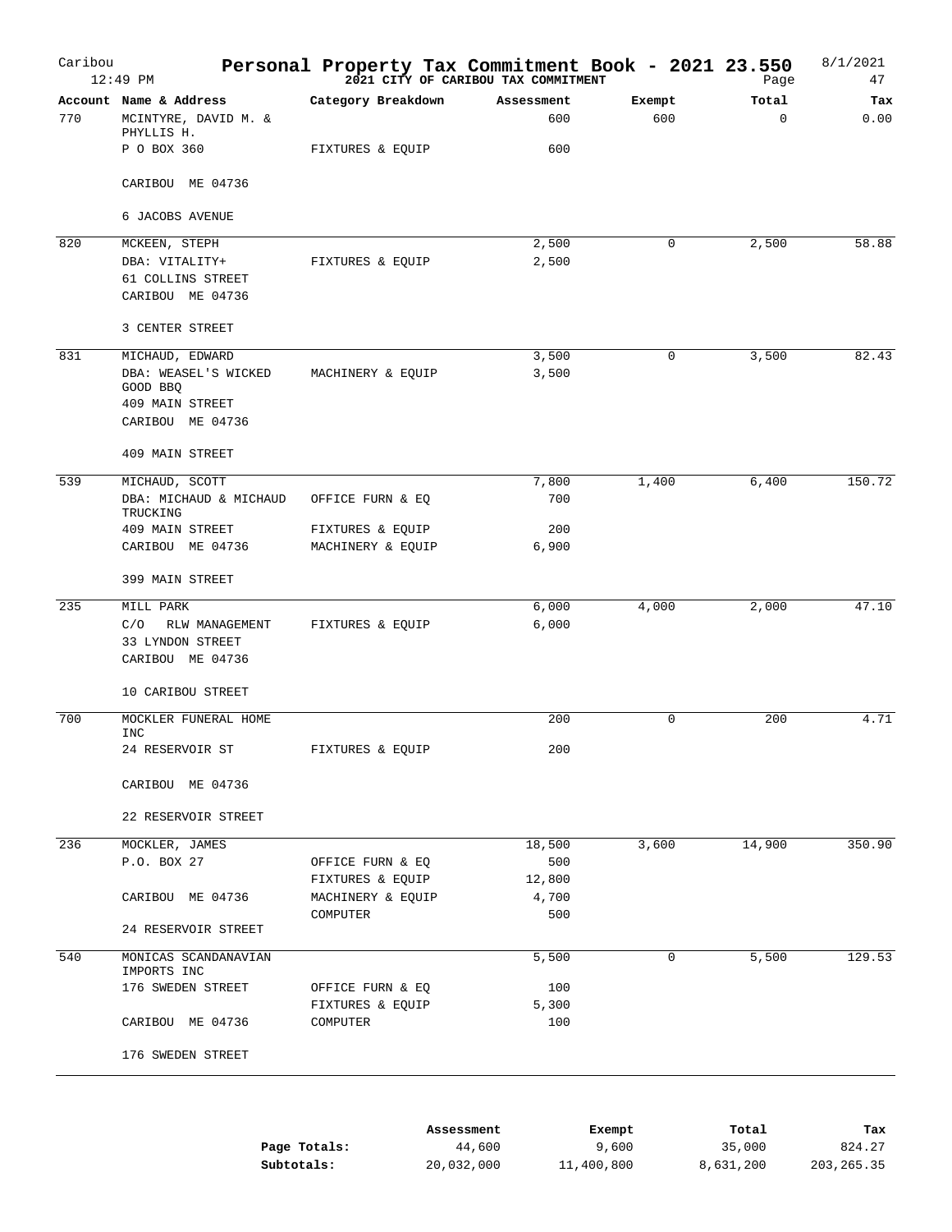# Personal Property Tax Commitment Book - 2021 23.550

**2021 CITY OF CARIBOU TAX COMMITMENT**

Caribou 12:49 PM — 8/1/2021 — Page 47

| Account | Name & Address | Category Breakdown | Assessment | Exempt | Total | Tax |
|---|---|---|---|---|---|---|
| 770 | MCINTYRE, DAVID M. & PHYLLIS H. | | 600 | 600 | 0 | 0.00 |
| | P O BOX 360 | FIXTURES & EQUIP | 600 | | | |
| | CARIBOU ME 04736 | | | | | |
| | 6 JACOBS AVENUE | | | | | |
| 820 | MCKEEN, STEPH | | 2,500 | 0 | 2,500 | 58.88 |
| | DBA: VITALITY+ | FIXTURES & EQUIP | 2,500 | | | |
| | 61 COLLINS STREET | | | | | |
| | CARIBOU ME 04736 | | | | | |
| | 3 CENTER STREET | | | | | |
| 831 | MICHAUD, EDWARD | | 3,500 | 0 | 3,500 | 82.43 |
| | DBA: WEASEL'S WICKED GOOD BBQ | MACHINERY & EQUIP | 3,500 | | | |
| | 409 MAIN STREET | | | | | |
| | CARIBOU ME 04736 | | | | | |
| | 409 MAIN STREET | | | | | |
| 539 | MICHAUD, SCOTT | | 7,800 | 1,400 | 6,400 | 150.72 |
| | DBA: MICHAUD & MICHAUD TRUCKING | OFFICE FURN & EQ | 700 | | | |
| | 409 MAIN STREET | FIXTURES & EQUIP | 200 | | | |
| | CARIBOU ME 04736 | MACHINERY & EQUIP | 6,900 | | | |
| | 399 MAIN STREET | | | | | |
| 235 | MILL PARK | | 6,000 | 4,000 | 2,000 | 47.10 |
| | C/O RLW MANAGEMENT | FIXTURES & EQUIP | 6,000 | | | |
| | 33 LYNDON STREET | | | | | |
| | CARIBOU ME 04736 | | | | | |
| | 10 CARIBOU STREET | | | | | |
| 700 | MOCKLER FUNERAL HOME INC | | 200 | 0 | 200 | 4.71 |
| | 24 RESERVOIR ST | FIXTURES & EQUIP | 200 | | | |
| | CARIBOU ME 04736 | | | | | |
| | 22 RESERVOIR STREET | | | | | |
| 236 | MOCKLER, JAMES | | 18,500 | 3,600 | 14,900 | 350.90 |
| | P.O. BOX 27 | OFFICE FURN & EQ | 500 | | | |
| | | FIXTURES & EQUIP | 12,800 | | | |
| | CARIBOU ME 04736 | MACHINERY & EQUIP | 4,700 | | | |
| | | COMPUTER | 500 | | | |
| | 24 RESERVOIR STREET | | | | | |
| 540 | MONICAS SCANDANAVIAN IMPORTS INC | | 5,500 | 0 | 5,500 | 129.53 |
| | 176 SWEDEN STREET | OFFICE FURN & EQ | 100 | | | |
| | | FIXTURES & EQUIP | 5,300 | | | |
| | CARIBOU ME 04736 | COMPUTER | 100 | | | |
| | 176 SWEDEN STREET | | | | | |

| | Assessment | Exempt | Total | Tax |
|---|---|---|---|---|
| **Page Totals:** | 44,600 | 9,600 | 35,000 | 824.27 |
| **Subtotals:** | 20,032,000 | 11,400,800 | 8,631,200 | 203,265.35 |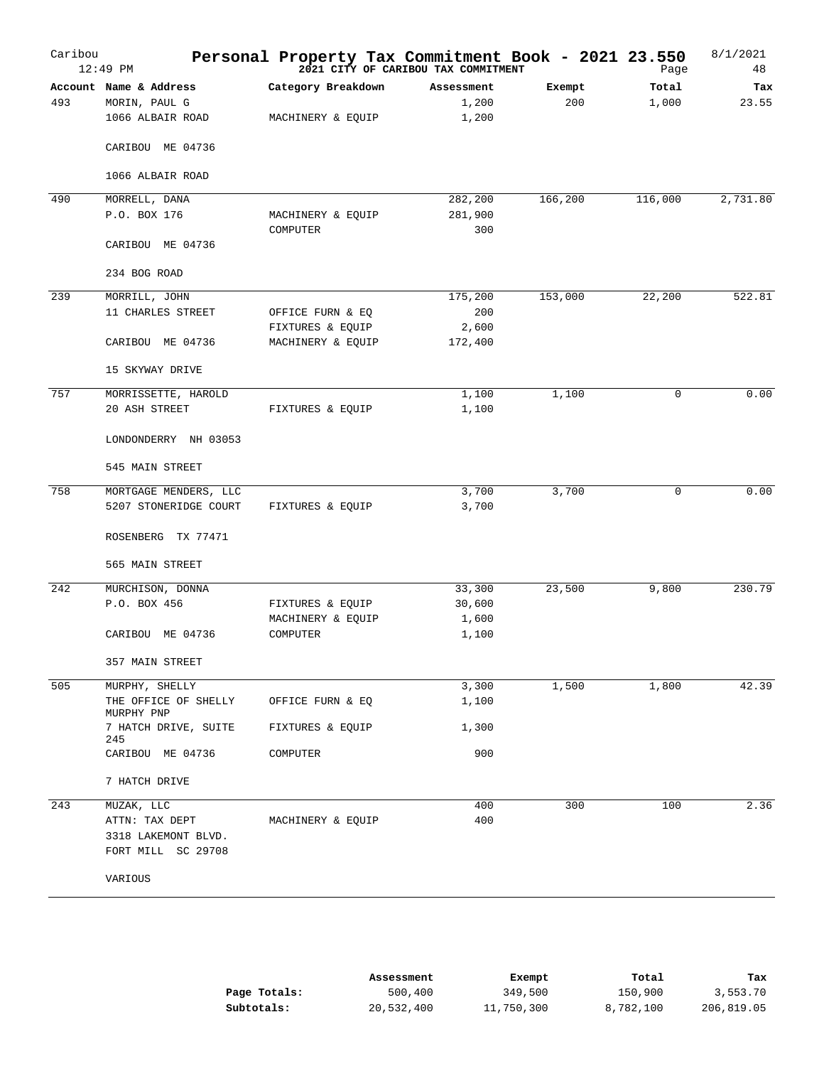# Personal Property Tax Commitment Book - 2021 23.550

Caribou 12:49 PM — 2021 CITY OF CARIBOU TAX COMMITMENT — 8/1/2021

| Account | Name & Address | Category Breakdown | Assessment | Exempt | Total | Tax |
|---|---|---|---|---|---|---|
| 493 | MORIN, PAUL G | | 1,200 | 200 | 1,000 | 23.55 |
| | 1066 ALBAIR ROAD | MACHINERY & EQUIP | 1,200 | | | |
| | CARIBOU ME 04736 | | | | | |
| | 1066 ALBAIR ROAD | | | | | |
| 490 | MORRELL, DANA | | 282,200 | 166,200 | 116,000 | 2,731.80 |
| | P.O. BOX 176 | MACHINERY & EQUIP | 281,900 | | | |
| | | COMPUTER | 300 | | | |
| | CARIBOU ME 04736 | | | | | |
| | 234 BOG ROAD | | | | | |
| 239 | MORRILL, JOHN | | 175,200 | 153,000 | 22,200 | 522.81 |
| | 11 CHARLES STREET | OFFICE FURN & EQ | 200 | | | |
| | | FIXTURES & EQUIP | 2,600 | | | |
| | CARIBOU ME 04736 | MACHINERY & EQUIP | 172,400 | | | |
| | 15 SKYWAY DRIVE | | | | | |
| 757 | MORRISSETTE, HAROLD | | 1,100 | 1,100 | 0 | 0.00 |
| | 20 ASH STREET | FIXTURES & EQUIP | 1,100 | | | |
| | LONDONDERRY NH 03053 | | | | | |
| | 545 MAIN STREET | | | | | |
| 758 | MORTGAGE MENDERS, LLC | | 3,700 | 3,700 | 0 | 0.00 |
| | 5207 STONERIDGE COURT | FIXTURES & EQUIP | 3,700 | | | |
| | ROSENBERG TX 77471 | | | | | |
| | 565 MAIN STREET | | | | | |
| 242 | MURCHISON, DONNA | | 33,300 | 23,500 | 9,800 | 230.79 |
| | P.O. BOX 456 | FIXTURES & EQUIP | 30,600 | | | |
| | | MACHINERY & EQUIP | 1,600 | | | |
| | CARIBOU ME 04736 | COMPUTER | 1,100 | | | |
| | 357 MAIN STREET | | | | | |
| 505 | MURPHY, SHELLY | | 3,300 | 1,500 | 1,800 | 42.39 |
| | THE OFFICE OF SHELLY MURPHY PNP | OFFICE FURN & EQ | 1,100 | | | |
| | 7 HATCH DRIVE, SUITE 245 | FIXTURES & EQUIP | 1,300 | | | |
| | CARIBOU ME 04736 | COMPUTER | 900 | | | |
| | 7 HATCH DRIVE | | | | | |
| 243 | MUZAK, LLC | | 400 | 300 | 100 | 2.36 |
| | ATTN: TAX DEPT | MACHINERY & EQUIP | 400 | | | |
| | 3318 LAKEMONT BLVD. | | | | | |
| | FORT MILL SC 29708 | | | | | |
| | VARIOUS | | | | | |

| | Assessment | Exempt | Total | Tax |
|---|---|---|---|---|
| **Page Totals:** | 500,400 | 349,500 | 150,900 | 3,553.70 |
| **Subtotals:** | 20,532,400 | 11,750,300 | 8,782,100 | 206,819.05 |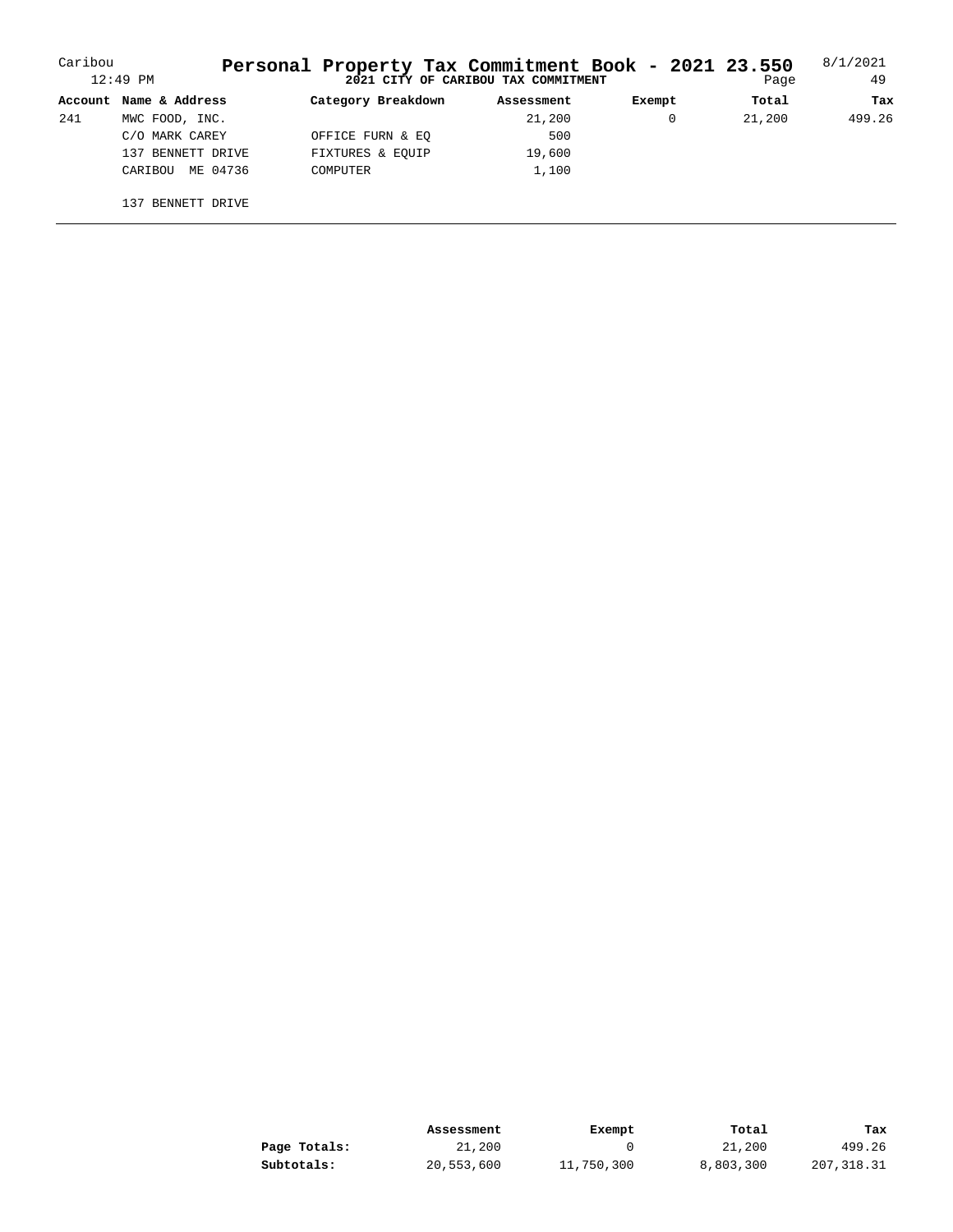# Personal Property Tax Commitment Book - 2021 23.550

**2021 CITY OF CARIBOU TAX COMMITMENT**

Caribou 12:49 PM — 8/1/2021

| Account | Name & Address | Category Breakdown | Assessment | Exempt | Total | Tax |
|---|---|---|---|---|---|---|
| 241 | MWC FOOD, INC. | | 21,200 | 0 | 21,200 | 499.26 |
| | C/O MARK CAREY | OFFICE FURN & EQ | 500 | | | |
| | 137 BENNETT DRIVE | FIXTURES & EQUIP | 19,600 | | | |
| | CARIBOU ME 04736 | COMPUTER | 1,100 | | | |
| | 137 BENNETT DRIVE | | | | | |

| | Assessment | Exempt | Total | Tax |
|---|---|---|---|---|
| **Page Totals:** | 21,200 | 0 | 21,200 | 499.26 |
| **Subtotals:** | 20,553,600 | 11,750,300 | 8,803,300 | 207,318.31 |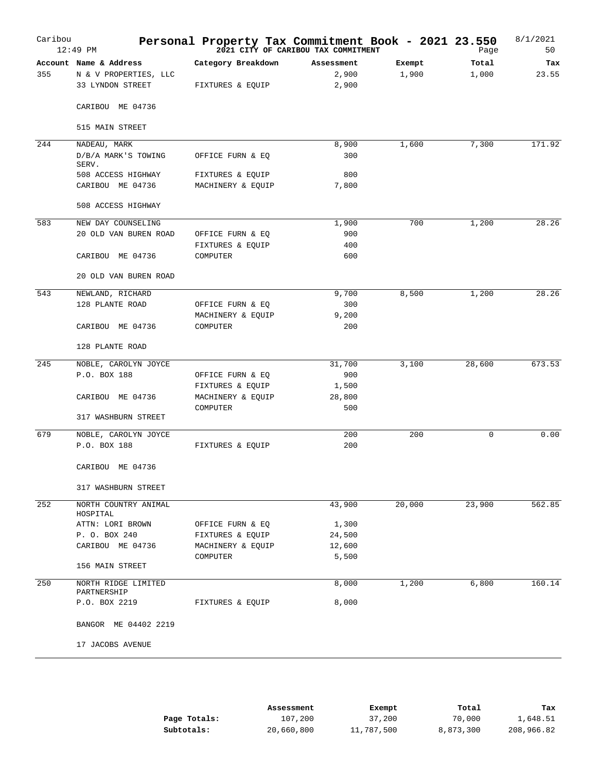# Personal Property Tax Commitment Book - 2021 23.550

**2021 CITY OF CARIBOU TAX COMMITMENT**

Caribou 12:49 PM — 8/1/2021 — Page 50

| Account | Name & Address | Category Breakdown | Assessment | Exempt | Total | Tax |
|---|---|---|---|---|---|---|
| 355 | N & V PROPERTIES, LLC | | 2,900 | 1,900 | 1,000 | 23.55 |
| | 33 LYNDON STREET | FIXTURES & EQUIP | 2,900 | | | |
| | CARIBOU ME 04736 | | | | | |
| | 515 MAIN STREET | | | | | |
| 244 | NADEAU, MARK | | 8,900 | 1,600 | 7,300 | 171.92 |
| | D/B/A MARK'S TOWING SERV. | OFFICE FURN & EQ | 300 | | | |
| | 508 ACCESS HIGHWAY | FIXTURES & EQUIP | 800 | | | |
| | CARIBOU ME 04736 | MACHINERY & EQUIP | 7,800 | | | |
| | 508 ACCESS HIGHWAY | | | | | |
| 583 | NEW DAY COUNSELING | | 1,900 | 700 | 1,200 | 28.26 |
| | 20 OLD VAN BUREN ROAD | OFFICE FURN & EQ | 900 | | | |
| | | FIXTURES & EQUIP | 400 | | | |
| | CARIBOU ME 04736 | COMPUTER | 600 | | | |
| | 20 OLD VAN BUREN ROAD | | | | | |
| 543 | NEWLAND, RICHARD | | 9,700 | 8,500 | 1,200 | 28.26 |
| | 128 PLANTE ROAD | OFFICE FURN & EQ | 300 | | | |
| | | MACHINERY & EQUIP | 9,200 | | | |
| | CARIBOU ME 04736 | COMPUTER | 200 | | | |
| | 128 PLANTE ROAD | | | | | |
| 245 | NOBLE, CAROLYN JOYCE | | 31,700 | 3,100 | 28,600 | 673.53 |
| | P.O. BOX 188 | OFFICE FURN & EQ | 900 | | | |
| | | FIXTURES & EQUIP | 1,500 | | | |
| | CARIBOU ME 04736 | MACHINERY & EQUIP | 28,800 | | | |
| | | COMPUTER | 500 | | | |
| | 317 WASHBURN STREET | | | | | |
| 679 | NOBLE, CAROLYN JOYCE | | 200 | 200 | 0 | 0.00 |
| | P.O. BOX 188 | FIXTURES & EQUIP | 200 | | | |
| | CARIBOU ME 04736 | | | | | |
| | 317 WASHBURN STREET | | | | | |
| 252 | NORTH COUNTRY ANIMAL HOSPITAL | | 43,900 | 20,000 | 23,900 | 562.85 |
| | ATTN: LORI BROWN | OFFICE FURN & EQ | 1,300 | | | |
| | P. O. BOX 240 | FIXTURES & EQUIP | 24,500 | | | |
| | CARIBOU ME 04736 | MACHINERY & EQUIP | 12,600 | | | |
| | | COMPUTER | 5,500 | | | |
| | 156 MAIN STREET | | | | | |
| 250 | NORTH RIDGE LIMITED PARTNERSHIP | | 8,000 | 1,200 | 6,800 | 160.14 |
| | P.O. BOX 2219 | FIXTURES & EQUIP | 8,000 | | | |
| | BANGOR ME 04402 2219 | | | | | |
| | 17 JACOBS AVENUE | | | | | |

| | Assessment | Exempt | Total | Tax |
|---|---|---|---|---|
| **Page Totals:** | 107,200 | 37,200 | 70,000 | 1,648.51 |
| **Subtotals:** | 20,660,800 | 11,787,500 | 8,873,300 | 208,966.82 |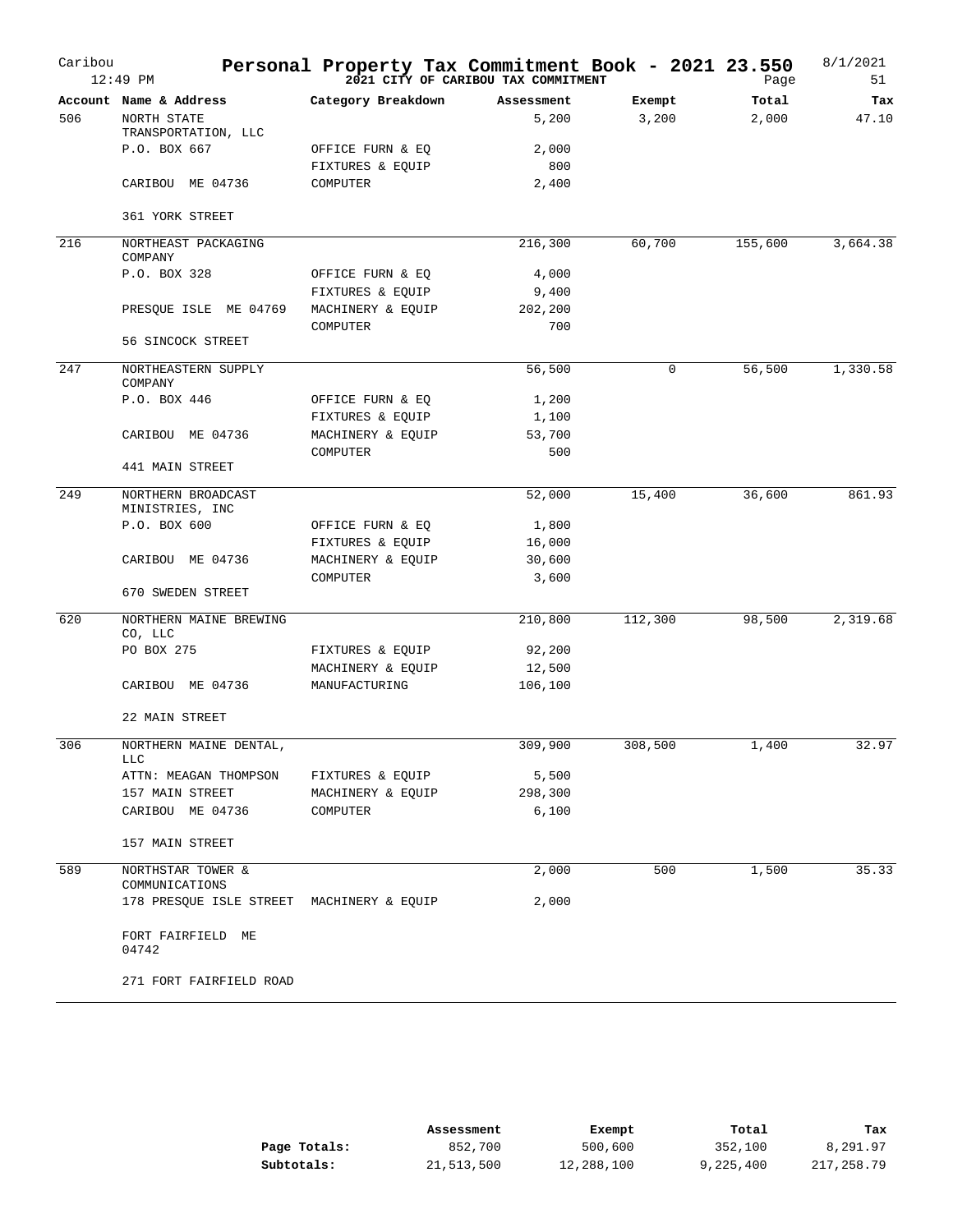# Personal Property Tax Commitment Book - 2021 23.550

**2021 CITY OF CARIBOU TAX COMMITMENT**

Caribou 12:49 PM — 8/1/2021

| Account | Name & Address | Category Breakdown | Assessment | Exempt | Total | Tax |
|---|---|---|---|---|---|---|
| 506 | NORTH STATE TRANSPORTATION, LLC | | 5,200 | 3,200 | 2,000 | 47.10 |
| | P.O. BOX 667 | OFFICE FURN & EQ | 2,000 | | | |
| | | FIXTURES & EQUIP | 800 | | | |
| | CARIBOU ME 04736 | COMPUTER | 2,400 | | | |
| | 361 YORK STREET | | | | | |
| 216 | NORTHEAST PACKAGING COMPANY | | 216,300 | 60,700 | 155,600 | 3,664.38 |
| | P.O. BOX 328 | OFFICE FURN & EQ | 4,000 | | | |
| | | FIXTURES & EQUIP | 9,400 | | | |
| | PRESQUE ISLE ME 04769 | MACHINERY & EQUIP | 202,200 | | | |
| | | COMPUTER | 700 | | | |
| | 56 SINCOCK STREET | | | | | |
| 247 | NORTHEASTERN SUPPLY COMPANY | | 56,500 | 0 | 56,500 | 1,330.58 |
| | P.O. BOX 446 | OFFICE FURN & EQ | 1,200 | | | |
| | | FIXTURES & EQUIP | 1,100 | | | |
| | CARIBOU ME 04736 | MACHINERY & EQUIP | 53,700 | | | |
| | | COMPUTER | 500 | | | |
| | 441 MAIN STREET | | | | | |
| 249 | NORTHERN BROADCAST MINISTRIES, INC | | 52,000 | 15,400 | 36,600 | 861.93 |
| | P.O. BOX 600 | OFFICE FURN & EQ | 1,800 | | | |
| | | FIXTURES & EQUIP | 16,000 | | | |
| | CARIBOU ME 04736 | MACHINERY & EQUIP | 30,600 | | | |
| | | COMPUTER | 3,600 | | | |
| | 670 SWEDEN STREET | | | | | |
| 620 | NORTHERN MAINE BREWING CO, LLC | | 210,800 | 112,300 | 98,500 | 2,319.68 |
| | PO BOX 275 | FIXTURES & EQUIP | 92,200 | | | |
| | | MACHINERY & EQUIP | 12,500 | | | |
| | CARIBOU ME 04736 | MANUFACTURING | 106,100 | | | |
| | 22 MAIN STREET | | | | | |
| 306 | NORTHERN MAINE DENTAL, LLC | | 309,900 | 308,500 | 1,400 | 32.97 |
| | ATTN: MEAGAN THOMPSON | FIXTURES & EQUIP | 5,500 | | | |
| | 157 MAIN STREET | MACHINERY & EQUIP | 298,300 | | | |
| | CARIBOU ME 04736 | COMPUTER | 6,100 | | | |
| | 157 MAIN STREET | | | | | |
| 589 | NORTHSTAR TOWER & COMMUNICATIONS | | 2,000 | 500 | 1,500 | 35.33 |
| | 178 PRESQUE ISLE STREET | MACHINERY & EQUIP | 2,000 | | | |
| | FORT FAIRFIELD ME 04742 | | | | | |
| | 271 FORT FAIRFIELD ROAD | | | | | |

| | Assessment | Exempt | Total | Tax |
|---|---|---|---|---|
| **Page Totals:** | 852,700 | 500,600 | 352,100 | 8,291.97 |
| **Subtotals:** | 21,513,500 | 12,288,100 | 9,225,400 | 217,258.79 |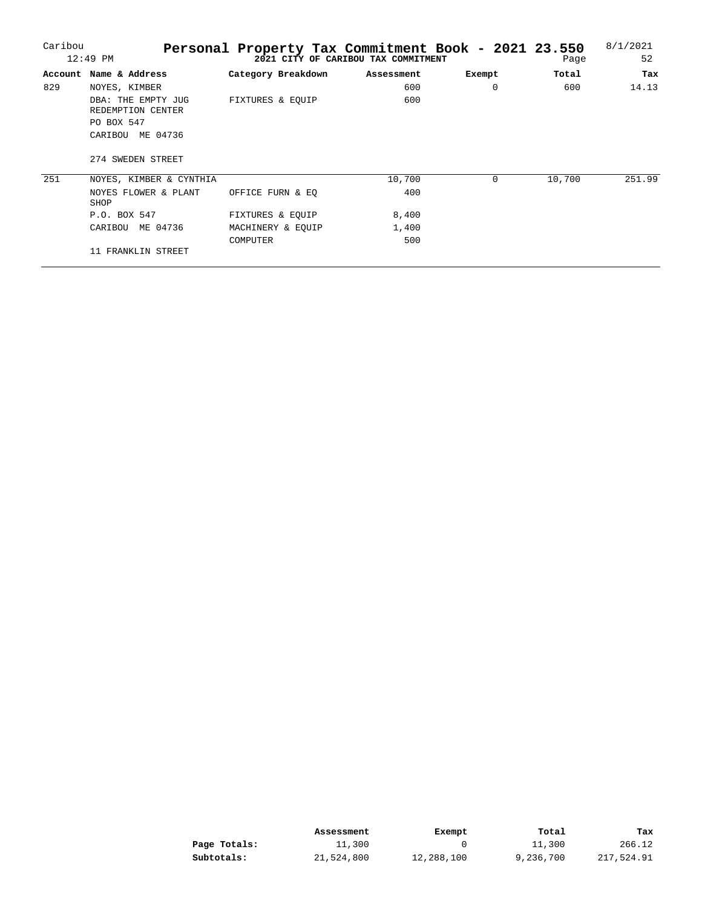Caribou
12:49 PM

# Personal Property Tax Commitment Book - 2021 23.550

**2021 CITY OF CARIBOU TAX COMMITMENT**

8/1/2021

| Account | Name & Address | Category Breakdown | Assessment | Exempt | Total | Tax |
|---|---|---|---|---|---|---|
| 829 | NOYES, KIMBER | | 600 | 0 | 600 | 14.13 |
| | DBA: THE EMPTY JUG REDEMPTION CENTER | FIXTURES & EQUIP | 600 | | | |
| | PO BOX 547 | | | | | |
| | CARIBOU ME 04736 | | | | | |
| | 274 SWEDEN STREET | | | | | |
| 251 | NOYES, KIMBER & CYNTHIA | | 10,700 | 0 | 10,700 | 251.99 |
| | NOYES FLOWER & PLANT SHOP | OFFICE FURN & EQ | 400 | | | |
| | P.O. BOX 547 | FIXTURES & EQUIP | 8,400 | | | |
| | CARIBOU ME 04736 | MACHINERY & EQUIP | 1,400 | | | |
| | | COMPUTER | 500 | | | |
| | 11 FRANKLIN STREET | | | | | |

| | Assessment | Exempt | Total | Tax |
|---|---|---|---|---|
| **Page Totals:** | 11,300 | 0 | 11,300 | 266.12 |
| **Subtotals:** | 21,524,800 | 12,288,100 | 9,236,700 | 217,524.91 |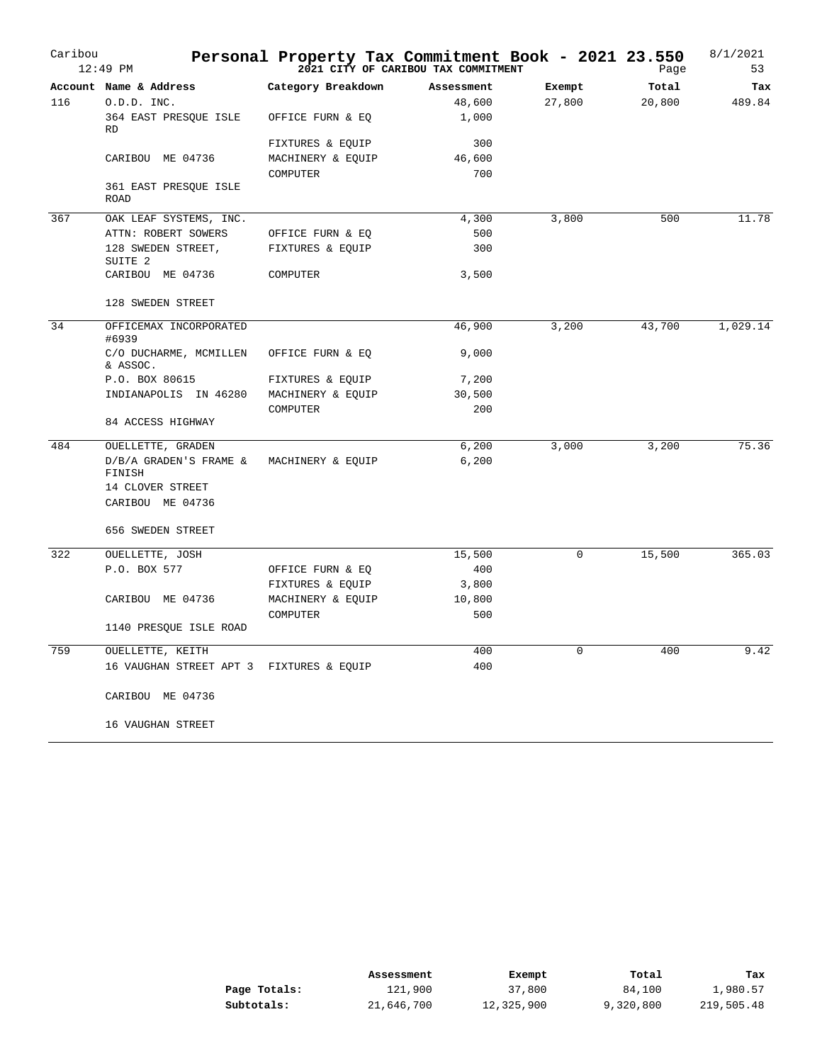# Personal Property Tax Commitment Book - 2021 23.550

Caribou 12:49 PM — 2021 CITY OF CARIBOU TAX COMMITMENT — 8/1/2021

| Account | Name & Address | Category Breakdown | Assessment | Exempt | Total | Tax |
|---|---|---|---|---|---|---|
| 116 | O.D.D. INC. | | 48,600 | 27,800 | 20,800 | 489.84 |
| | 364 EAST PRESQUE ISLE RD | OFFICE FURN & EQ | 1,000 | | | |
| | | FIXTURES & EQUIP | 300 | | | |
| | CARIBOU ME 04736 | MACHINERY & EQUIP | 46,600 | | | |
| | | COMPUTER | 700 | | | |
| | 361 EAST PRESQUE ISLE ROAD | | | | | |
| 367 | OAK LEAF SYSTEMS, INC. | | 4,300 | 3,800 | 500 | 11.78 |
| | ATTN: ROBERT SOWERS | OFFICE FURN & EQ | 500 | | | |
| | 128 SWEDEN STREET, SUITE 2 | FIXTURES & EQUIP | 300 | | | |
| | CARIBOU ME 04736 | COMPUTER | 3,500 | | | |
| | 128 SWEDEN STREET | | | | | |
| 34 | OFFICEMAX INCORPORATED #6939 | | 46,900 | 3,200 | 43,700 | 1,029.14 |
| | C/O DUCHARME, MCMILLEN & ASSOC. | OFFICE FURN & EQ | 9,000 | | | |
| | P.O. BOX 80615 | FIXTURES & EQUIP | 7,200 | | | |
| | INDIANAPOLIS IN 46280 | MACHINERY & EQUIP | 30,500 | | | |
| | | COMPUTER | 200 | | | |
| | 84 ACCESS HIGHWAY | | | | | |
| 484 | OUELLETTE, GRADEN | | 6,200 | 3,000 | 3,200 | 75.36 |
| | D/B/A GRADEN'S FRAME & FINISH | MACHINERY & EQUIP | 6,200 | | | |
| | 14 CLOVER STREET | | | | | |
| | CARIBOU ME 04736 | | | | | |
| | 656 SWEDEN STREET | | | | | |
| 322 | OUELLETTE, JOSH | | 15,500 | 0 | 15,500 | 365.03 |
| | P.O. BOX 577 | OFFICE FURN & EQ | 400 | | | |
| | | FIXTURES & EQUIP | 3,800 | | | |
| | CARIBOU ME 04736 | MACHINERY & EQUIP | 10,800 | | | |
| | | COMPUTER | 500 | | | |
| | 1140 PRESQUE ISLE ROAD | | | | | |
| 759 | OUELLETTE, KEITH | | 400 | 0 | 400 | 9.42 |
| | 16 VAUGHAN STREET APT 3 | FIXTURES & EQUIP | 400 | | | |
| | CARIBOU ME 04736 | | | | | |
| | 16 VAUGHAN STREET | | | | | |

| | Assessment | Exempt | Total | Tax |
|---|---|---|---|---|
| **Page Totals:** | 121,900 | 37,800 | 84,100 | 1,980.57 |
| **Subtotals:** | 21,646,700 | 12,325,900 | 9,320,800 | 219,505.48 |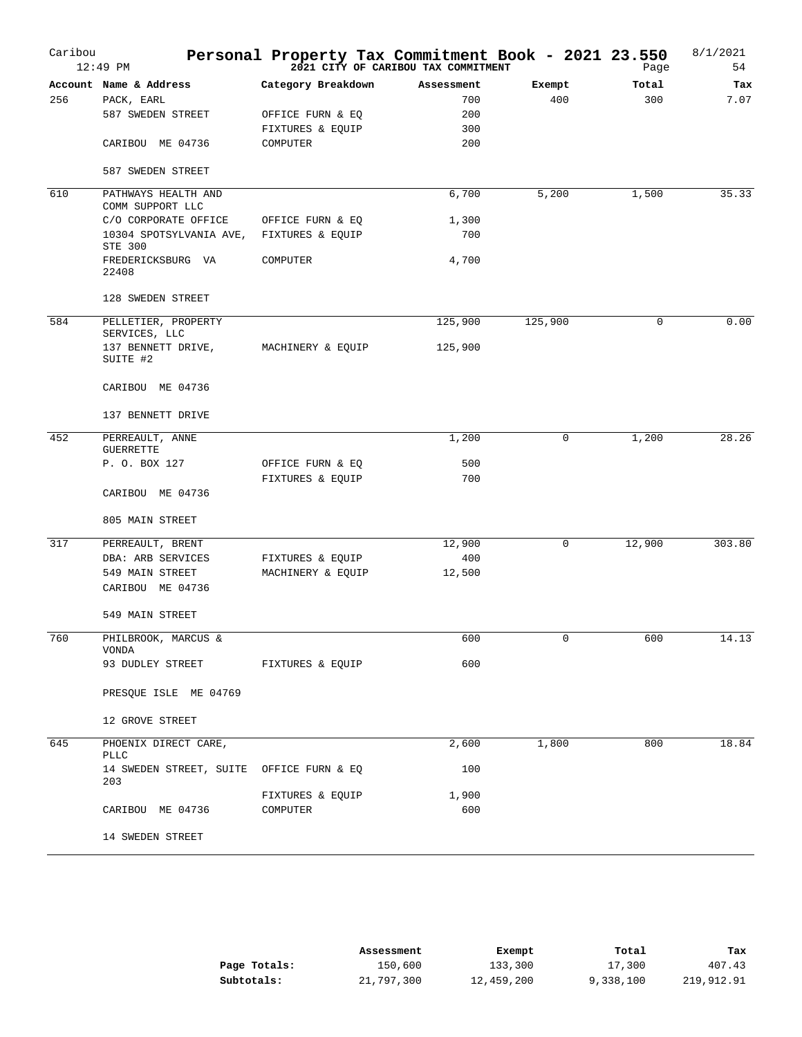# Personal Property Tax Commitment Book - 2021 23.550

Caribou 12:49 PM — 2021 CITY OF CARIBOU TAX COMMITMENT — 8/1/2021

| Account | Name & Address | Category Breakdown | Assessment | Exempt | Total | Tax |
|---|---|---|---|---|---|---|
| 256 | PACK, EARL | | 700 | 400 | 300 | 7.07 |
| | 587 SWEDEN STREET | OFFICE FURN & EQ | 200 | | | |
| | | FIXTURES & EQUIP | 300 | | | |
| | CARIBOU ME 04736 | COMPUTER | 200 | | | |
| | 587 SWEDEN STREET | | | | | |
| 610 | PATHWAYS HEALTH AND COMM SUPPORT LLC | | 6,700 | 5,200 | 1,500 | 35.33 |
| | C/O CORPORATE OFFICE | OFFICE FURN & EQ | 1,300 | | | |
| | 10304 SPOTSYLVANIA AVE, STE 300 | FIXTURES & EQUIP | 700 | | | |
| | FREDERICKSBURG VA 22408 | COMPUTER | 4,700 | | | |
| | 128 SWEDEN STREET | | | | | |
| 584 | PELLETIER, PROPERTY SERVICES, LLC | | 125,900 | 125,900 | 0 | 0.00 |
| | 137 BENNETT DRIVE, SUITE #2 | MACHINERY & EQUIP | 125,900 | | | |
| | CARIBOU ME 04736 | | | | | |
| | 137 BENNETT DRIVE | | | | | |
| 452 | PERREAULT, ANNE GUERRETTE | | 1,200 | 0 | 1,200 | 28.26 |
| | P. O. BOX 127 | OFFICE FURN & EQ | 500 | | | |
| | | FIXTURES & EQUIP | 700 | | | |
| | CARIBOU ME 04736 | | | | | |
| | 805 MAIN STREET | | | | | |
| 317 | PERREAULT, BRENT | | 12,900 | 0 | 12,900 | 303.80 |
| | DBA: ARB SERVICES | FIXTURES & EQUIP | 400 | | | |
| | 549 MAIN STREET | MACHINERY & EQUIP | 12,500 | | | |
| | CARIBOU ME 04736 | | | | | |
| | 549 MAIN STREET | | | | | |
| 760 | PHILBROOK, MARCUS & VONDA | | 600 | 0 | 600 | 14.13 |
| | 93 DUDLEY STREET | FIXTURES & EQUIP | 600 | | | |
| | PRESQUE ISLE ME 04769 | | | | | |
| | 12 GROVE STREET | | | | | |
| 645 | PHOENIX DIRECT CARE, PLLC | | 2,600 | 1,800 | 800 | 18.84 |
| | 14 SWEDEN STREET, SUITE 203 | OFFICE FURN & EQ | 100 | | | |
| | | FIXTURES & EQUIP | 1,900 | | | |
| | CARIBOU ME 04736 | COMPUTER | 600 | | | |
| | 14 SWEDEN STREET | | | | | |

| | Assessment | Exempt | Total | Tax |
|---|---|---|---|---|
| **Page Totals:** | 150,600 | 133,300 | 17,300 | 407.43 |
| **Subtotals:** | 21,797,300 | 12,459,200 | 9,338,100 | 219,912.91 |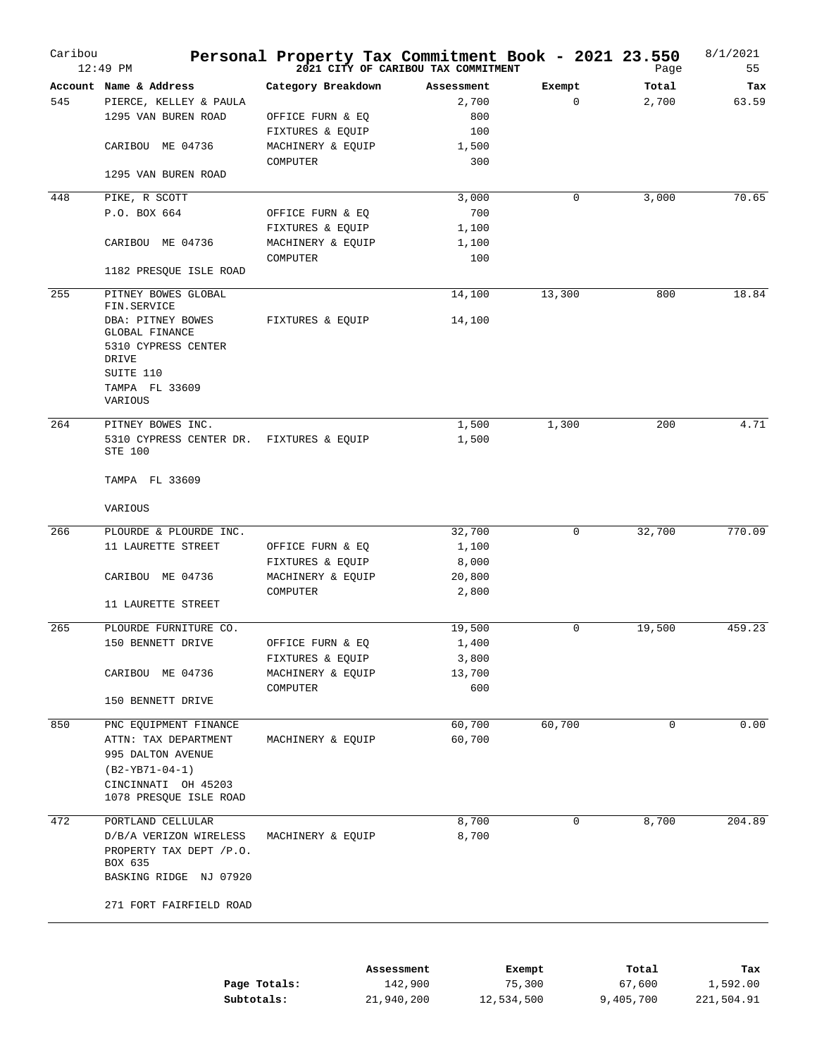# Personal Property Tax Commitment Book - 2021 23.550

**2021 CITY OF CARIBOU TAX COMMITMENT**

Caribou 12:49 PM — 8/1/2021 — Page 55

| Account | Name & Address | Category Breakdown | Assessment | Exempt | Total | Tax |
|---|---|---|---|---|---|---|
| 545 | PIERCE, KELLEY & PAULA | | 2,700 | 0 | 2,700 | 63.59 |
| | 1295 VAN BUREN ROAD | OFFICE FURN & EQ | 800 | | | |
| | | FIXTURES & EQUIP | 100 | | | |
| | CARIBOU ME 04736 | MACHINERY & EQUIP | 1,500 | | | |
| | | COMPUTER | 300 | | | |
| | 1295 VAN BUREN ROAD | | | | | |
| 448 | PIKE, R SCOTT | | 3,000 | 0 | 3,000 | 70.65 |
| | P.O. BOX 664 | OFFICE FURN & EQ | 700 | | | |
| | | FIXTURES & EQUIP | 1,100 | | | |
| | CARIBOU ME 04736 | MACHINERY & EQUIP | 1,100 | | | |
| | | COMPUTER | 100 | | | |
| | 1182 PRESQUE ISLE ROAD | | | | | |
| 255 | PITNEY BOWES GLOBAL FIN.SERVICE | | 14,100 | 13,300 | 800 | 18.84 |
| | DBA: PITNEY BOWES GLOBAL FINANCE | FIXTURES & EQUIP | 14,100 | | | |
| | 5310 CYPRESS CENTER DRIVE | | | | | |
| | SUITE 110 | | | | | |
| | TAMPA FL 33609 | | | | | |
| | VARIOUS | | | | | |
| 264 | PITNEY BOWES INC. | | 1,500 | 1,300 | 200 | 4.71 |
| | 5310 CYPRESS CENTER DR. STE 100 | FIXTURES & EQUIP | 1,500 | | | |
| | TAMPA FL 33609 | | | | | |
| | VARIOUS | | | | | |
| 266 | PLOURDE & PLOURDE INC. | | 32,700 | 0 | 32,700 | 770.09 |
| | 11 LAURETTE STREET | OFFICE FURN & EQ | 1,100 | | | |
| | | FIXTURES & EQUIP | 8,000 | | | |
| | CARIBOU ME 04736 | MACHINERY & EQUIP | 20,800 | | | |
| | | COMPUTER | 2,800 | | | |
| | 11 LAURETTE STREET | | | | | |
| 265 | PLOURDE FURNITURE CO. | | 19,500 | 0 | 19,500 | 459.23 |
| | 150 BENNETT DRIVE | OFFICE FURN & EQ | 1,400 | | | |
| | | FIXTURES & EQUIP | 3,800 | | | |
| | CARIBOU ME 04736 | MACHINERY & EQUIP | 13,700 | | | |
| | | COMPUTER | 600 | | | |
| | 150 BENNETT DRIVE | | | | | |
| 850 | PNC EQUIPMENT FINANCE | | 60,700 | 60,700 | 0 | 0.00 |
| | ATTN: TAX DEPARTMENT | MACHINERY & EQUIP | 60,700 | | | |
| | 995 DALTON AVENUE | | | | | |
| | (B2-YB71-04-1) | | | | | |
| | CINCINNATI OH 45203 | | | | | |
| | 1078 PRESQUE ISLE ROAD | | | | | |
| 472 | PORTLAND CELLULAR | | 8,700 | 0 | 8,700 | 204.89 |
| | D/B/A VERIZON WIRELESS | MACHINERY & EQUIP | 8,700 | | | |
| | PROPERTY TAX DEPT /P.O. BOX 635 | | | | | |
| | BASKING RIDGE NJ 07920 | | | | | |
| | 271 FORT FAIRFIELD ROAD | | | | | |

| | Assessment | Exempt | Total | Tax |
|---|---|---|---|---|
| **Page Totals:** | 142,900 | 75,300 | 67,600 | 1,592.00 |
| **Subtotals:** | 21,940,200 | 12,534,500 | 9,405,700 | 221,504.91 |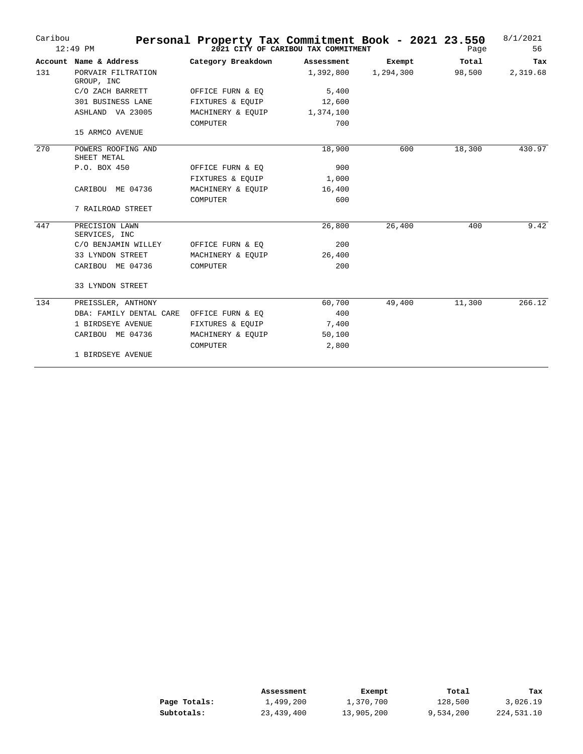# Personal Property Tax Commitment Book - 2021 23.550

**2021 CITY OF CARIBOU TAX COMMITMENT**

Caribou 12:49 PM — 8/1/2021

| Account | Name & Address | Category Breakdown | Assessment | Exempt | Total | Tax |
|---|---|---|---|---|---|---|
| 131 | PORVAIR FILTRATION GROUP, INC | | 1,392,800 | 1,294,300 | 98,500 | 2,319.68 |
| | C/O ZACH BARRETT | OFFICE FURN & EQ | 5,400 | | | |
| | 301 BUSINESS LANE | FIXTURES & EQUIP | 12,600 | | | |
| | ASHLAND VA 23005 | MACHINERY & EQUIP | 1,374,100 | | | |
| | | COMPUTER | 700 | | | |
| | 15 ARMCO AVENUE | | | | | |
| 270 | POWERS ROOFING AND SHEET METAL | | 18,900 | 600 | 18,300 | 430.97 |
| | P.O. BOX 450 | OFFICE FURN & EQ | 900 | | | |
| | | FIXTURES & EQUIP | 1,000 | | | |
| | CARIBOU ME 04736 | MACHINERY & EQUIP | 16,400 | | | |
| | | COMPUTER | 600 | | | |
| | 7 RAILROAD STREET | | | | | |
| 447 | PRECISION LAWN SERVICES, INC | | 26,800 | 26,400 | 400 | 9.42 |
| | C/O BENJAMIN WILLEY | OFFICE FURN & EQ | 200 | | | |
| | 33 LYNDON STREET | MACHINERY & EQUIP | 26,400 | | | |
| | CARIBOU ME 04736 | COMPUTER | 200 | | | |
| | 33 LYNDON STREET | | | | | |
| 134 | PREISSLER, ANTHONY | | 60,700 | 49,400 | 11,300 | 266.12 |
| | DBA: FAMILY DENTAL CARE | OFFICE FURN & EQ | 400 | | | |
| | 1 BIRDSEYE AVENUE | FIXTURES & EQUIP | 7,400 | | | |
| | CARIBOU ME 04736 | MACHINERY & EQUIP | 50,100 | | | |
| | | COMPUTER | 2,800 | | | |
| | 1 BIRDSEYE AVENUE | | | | | |

| | Assessment | Exempt | Total | Tax |
|---|---|---|---|---|
| **Page Totals:** | 1,499,200 | 1,370,700 | 128,500 | 3,026.19 |
| **Subtotals:** | 23,439,400 | 13,905,200 | 9,534,200 | 224,531.10 |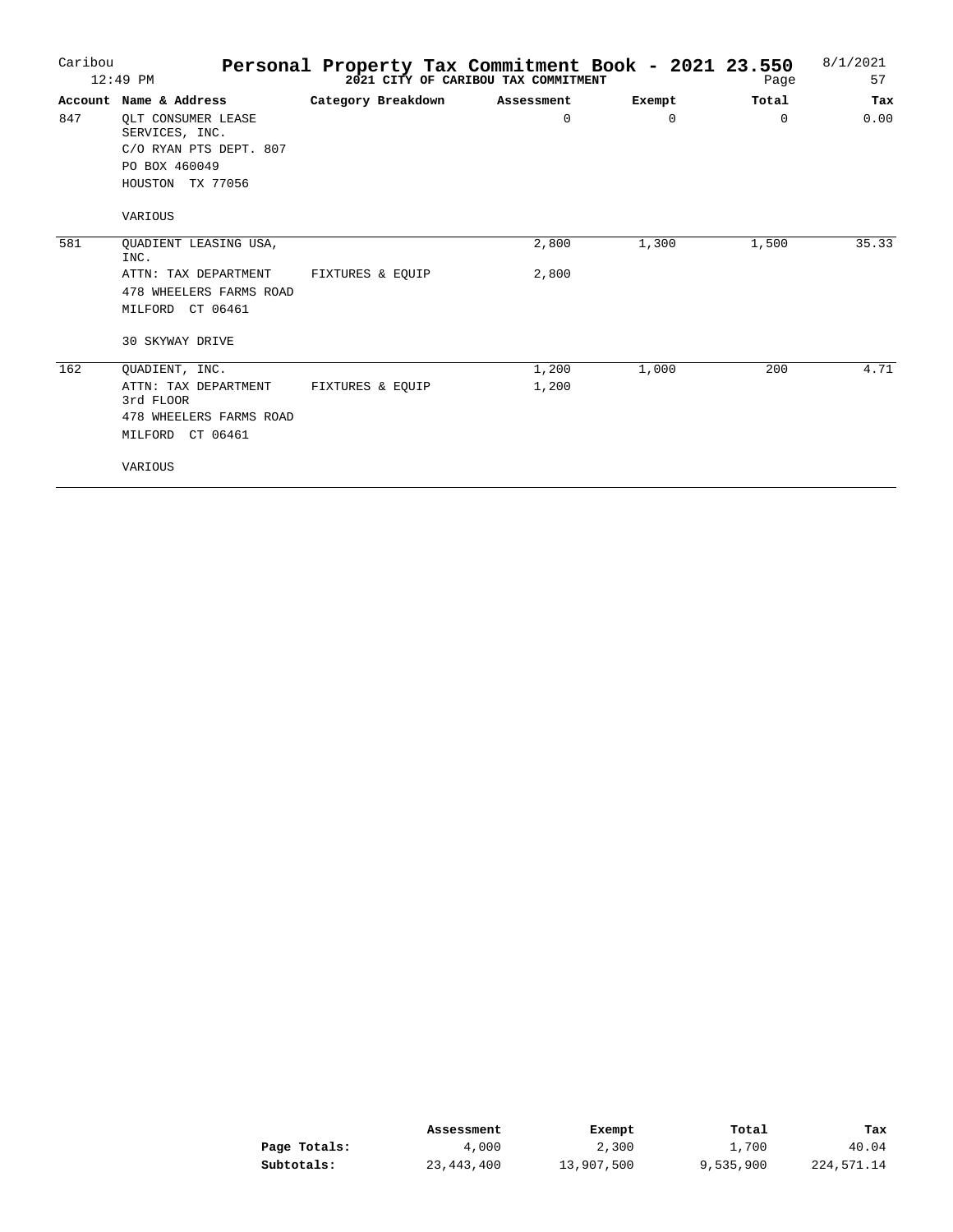# Personal Property Tax Commitment Book - 2021 23.550

**2021 CITY OF CARIBOU TAX COMMITMENT**

Caribou 12:49 PM — 8/1/2021 — Page 57

| Account | Name & Address | Category Breakdown | Assessment | Exempt | Total | Tax |
|---|---|---|---|---|---|---|
| 847 | QLT CONSUMER LEASE SERVICES, INC. | | 0 | 0 | 0 | 0.00 |
| | C/O RYAN PTS DEPT. 807 | | | | | |
| | PO BOX 460049 | | | | | |
| | HOUSTON TX 77056 | | | | | |
| | VARIOUS | | | | | |
| 581 | QUADIENT LEASING USA, INC. | | 2,800 | 1,300 | 1,500 | 35.33 |
| | ATTN: TAX DEPARTMENT | FIXTURES & EQUIP | 2,800 | | | |
| | 478 WHEELERS FARMS ROAD | | | | | |
| | MILFORD CT 06461 | | | | | |
| | 30 SKYWAY DRIVE | | | | | |
| 162 | QUADIENT, INC. | | 1,200 | 1,000 | 200 | 4.71 |
| | ATTN: TAX DEPARTMENT 3rd FLOOR | FIXTURES & EQUIP | 1,200 | | | |
| | 478 WHEELERS FARMS ROAD | | | | | |
| | MILFORD CT 06461 | | | | | |
| | VARIOUS | | | | | |

| | Assessment | Exempt | Total | Tax |
|---|---|---|---|---|
| **Page Totals:** | 4,000 | 2,300 | 1,700 | 40.04 |
| **Subtotals:** | 23,443,400 | 13,907,500 | 9,535,900 | 224,571.14 |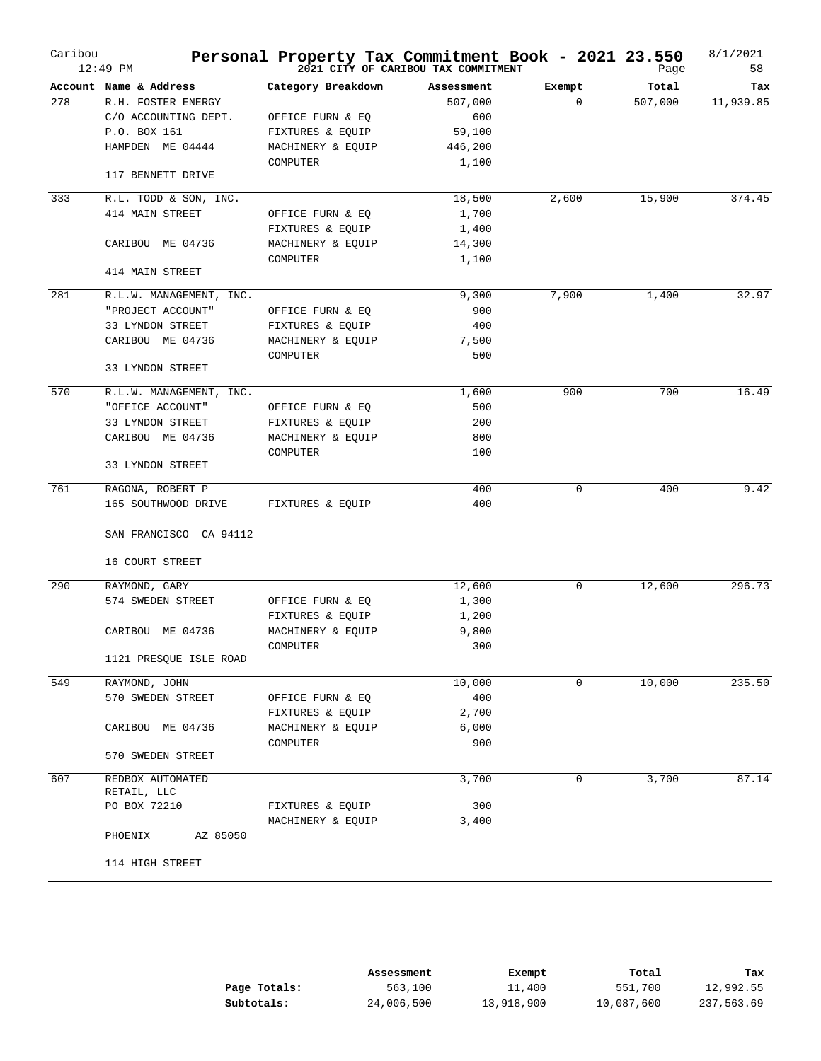# Personal Property Tax Commitment Book - 2021 23.550

## 2021 CITY OF CARIBOU TAX COMMITMENT

Caribou 12:49 PM — 8/1/2021

| Account | Name & Address | Category Breakdown | Assessment | Exempt | Total | Tax |
|---|---|---|---|---|---|---|
| 278 | R.H. FOSTER ENERGY | | 507,000 | 0 | 507,000 | 11,939.85 |
| | C/O ACCOUNTING DEPT. | OFFICE FURN & EQ | 600 | | | |
| | P.O. BOX 161 | FIXTURES & EQUIP | 59,100 | | | |
| | HAMPDEN ME 04444 | MACHINERY & EQUIP | 446,200 | | | |
| | | COMPUTER | 1,100 | | | |
| | 117 BENNETT DRIVE | | | | | |
| 333 | R.L. TODD & SON, INC. | | 18,500 | 2,600 | 15,900 | 374.45 |
| | 414 MAIN STREET | OFFICE FURN & EQ | 1,700 | | | |
| | | FIXTURES & EQUIP | 1,400 | | | |
| | CARIBOU ME 04736 | MACHINERY & EQUIP | 14,300 | | | |
| | | COMPUTER | 1,100 | | | |
| | 414 MAIN STREET | | | | | |
| 281 | R.L.W. MANAGEMENT, INC. | | 9,300 | 7,900 | 1,400 | 32.97 |
| | "PROJECT ACCOUNT" | OFFICE FURN & EQ | 900 | | | |
| | 33 LYNDON STREET | FIXTURES & EQUIP | 400 | | | |
| | CARIBOU ME 04736 | MACHINERY & EQUIP | 7,500 | | | |
| | | COMPUTER | 500 | | | |
| | 33 LYNDON STREET | | | | | |
| 570 | R.L.W. MANAGEMENT, INC. | | 1,600 | 900 | 700 | 16.49 |
| | "OFFICE ACCOUNT" | OFFICE FURN & EQ | 500 | | | |
| | 33 LYNDON STREET | FIXTURES & EQUIP | 200 | | | |
| | CARIBOU ME 04736 | MACHINERY & EQUIP | 800 | | | |
| | | COMPUTER | 100 | | | |
| | 33 LYNDON STREET | | | | | |
| 761 | RAGONA, ROBERT P | | 400 | 0 | 400 | 9.42 |
| | 165 SOUTHWOOD DRIVE | FIXTURES & EQUIP | 400 | | | |
| | SAN FRANCISCO CA 94112 | | | | | |
| | 16 COURT STREET | | | | | |
| 290 | RAYMOND, GARY | | 12,600 | 0 | 12,600 | 296.73 |
| | 574 SWEDEN STREET | OFFICE FURN & EQ | 1,300 | | | |
| | | FIXTURES & EQUIP | 1,200 | | | |
| | CARIBOU ME 04736 | MACHINERY & EQUIP | 9,800 | | | |
| | | COMPUTER | 300 | | | |
| | 1121 PRESQUE ISLE ROAD | | | | | |
| 549 | RAYMOND, JOHN | | 10,000 | 0 | 10,000 | 235.50 |
| | 570 SWEDEN STREET | OFFICE FURN & EQ | 400 | | | |
| | | FIXTURES & EQUIP | 2,700 | | | |
| | CARIBOU ME 04736 | MACHINERY & EQUIP | 6,000 | | | |
| | | COMPUTER | 900 | | | |
| | 570 SWEDEN STREET | | | | | |
| 607 | REDBOX AUTOMATED RETAIL, LLC | | 3,700 | 0 | 3,700 | 87.14 |
| | PO BOX 72210 | FIXTURES & EQUIP | 300 | | | |
| | | MACHINERY & EQUIP | 3,400 | | | |
| | PHOENIX AZ 85050 | | | | | |
| | 114 HIGH STREET | | | | | |

| | Assessment | Exempt | Total | Tax |
|---|---|---|---|---|
| **Page Totals:** | 563,100 | 11,400 | 551,700 | 12,992.55 |
| **Subtotals:** | 24,006,500 | 13,918,900 | 10,087,600 | 237,563.69 |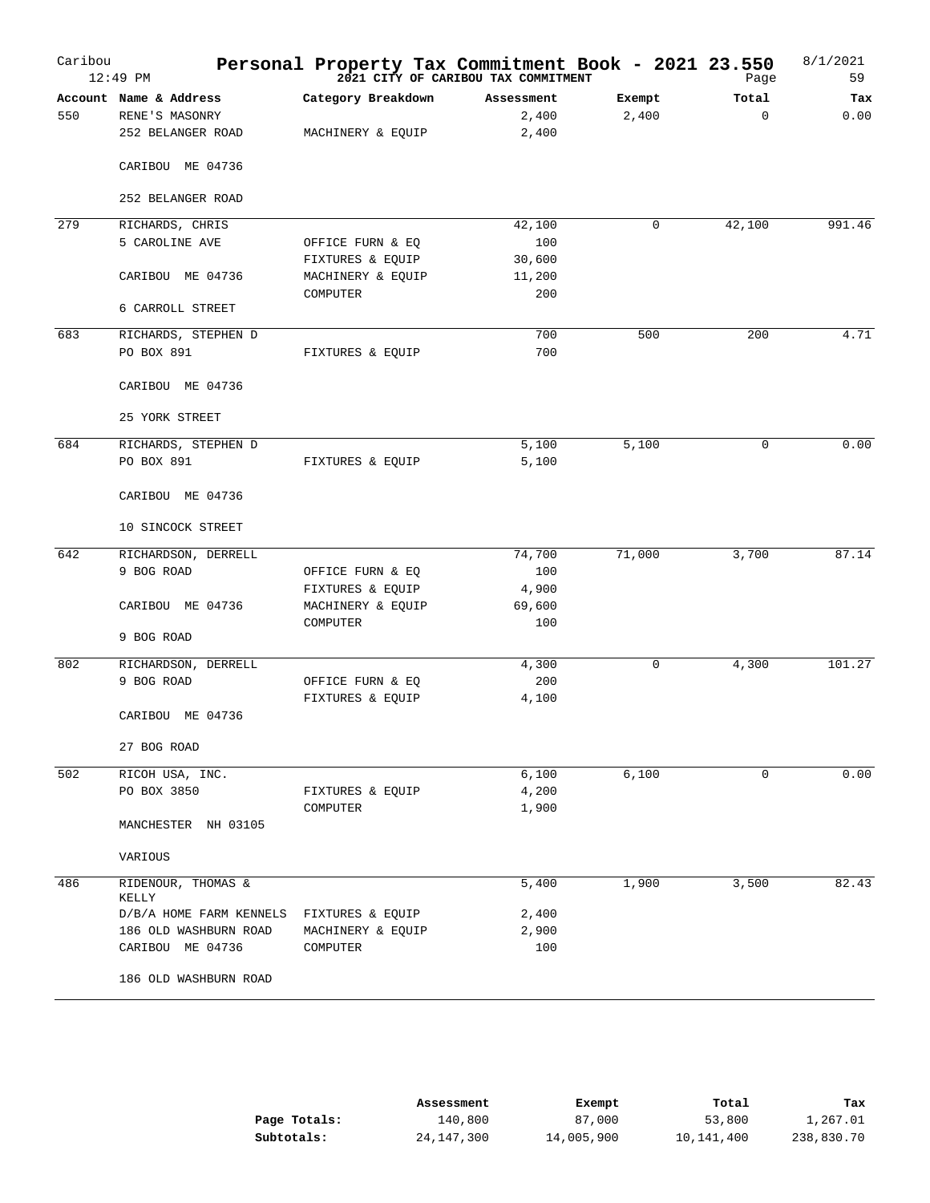# Personal Property Tax Commitment Book - 2021 23.550

2021 CITY OF CARIBOU TAX COMMITMENT

| Account | Name & Address | Category Breakdown | Assessment | Exempt | Total | Tax |
|---|---|---|---|---|---|---|
| 550 | RENE'S MASONRY | | 2,400 | 2,400 | 0 | 0.00 |
| | 252 BELANGER ROAD | MACHINERY & EQUIP | 2,400 | | | |
| | CARIBOU ME 04736 | | | | | |
| | 252 BELANGER ROAD | | | | | |
| 279 | RICHARDS, CHRIS | | 42,100 | 0 | 42,100 | 991.46 |
| | 5 CAROLINE AVE | OFFICE FURN & EQ | 100 | | | |
| | | FIXTURES & EQUIP | 30,600 | | | |
| | CARIBOU ME 04736 | MACHINERY & EQUIP | 11,200 | | | |
| | | COMPUTER | 200 | | | |
| | 6 CARROLL STREET | | | | | |
| 683 | RICHARDS, STEPHEN D | | 700 | 500 | 200 | 4.71 |
| | PO BOX 891 | FIXTURES & EQUIP | 700 | | | |
| | CARIBOU ME 04736 | | | | | |
| | 25 YORK STREET | | | | | |
| 684 | RICHARDS, STEPHEN D | | 5,100 | 5,100 | 0 | 0.00 |
| | PO BOX 891 | FIXTURES & EQUIP | 5,100 | | | |
| | CARIBOU ME 04736 | | | | | |
| | 10 SINCOCK STREET | | | | | |
| 642 | RICHARDSON, DERRELL | | 74,700 | 71,000 | 3,700 | 87.14 |
| | 9 BOG ROAD | OFFICE FURN & EQ | 100 | | | |
| | | FIXTURES & EQUIP | 4,900 | | | |
| | CARIBOU ME 04736 | MACHINERY & EQUIP | 69,600 | | | |
| | | COMPUTER | 100 | | | |
| | 9 BOG ROAD | | | | | |
| 802 | RICHARDSON, DERRELL | | 4,300 | 0 | 4,300 | 101.27 |
| | 9 BOG ROAD | OFFICE FURN & EQ | 200 | | | |
| | | FIXTURES & EQUIP | 4,100 | | | |
| | CARIBOU ME 04736 | | | | | |
| | 27 BOG ROAD | | | | | |
| 502 | RICOH USA, INC. | | 6,100 | 6,100 | 0 | 0.00 |
| | PO BOX 3850 | FIXTURES & EQUIP | 4,200 | | | |
| | | COMPUTER | 1,900 | | | |
| | MANCHESTER NH 03105 | | | | | |
| | VARIOUS | | | | | |
| 486 | RIDENOUR, THOMAS & KELLY | | 5,400 | 1,900 | 3,500 | 82.43 |
| | D/B/A HOME FARM KENNELS | FIXTURES & EQUIP | 2,400 | | | |
| | 186 OLD WASHBURN ROAD | MACHINERY & EQUIP | 2,900 | | | |
| | CARIBOU ME 04736 | COMPUTER | 100 | | | |
| | 186 OLD WASHBURN ROAD | | | | | |

| | Assessment | Exempt | Total | Tax |
|---|---|---|---|---|
| **Page Totals:** | 140,800 | 87,000 | 53,800 | 1,267.01 |
| **Subtotals:** | 24,147,300 | 14,005,900 | 10,141,400 | 238,830.70 |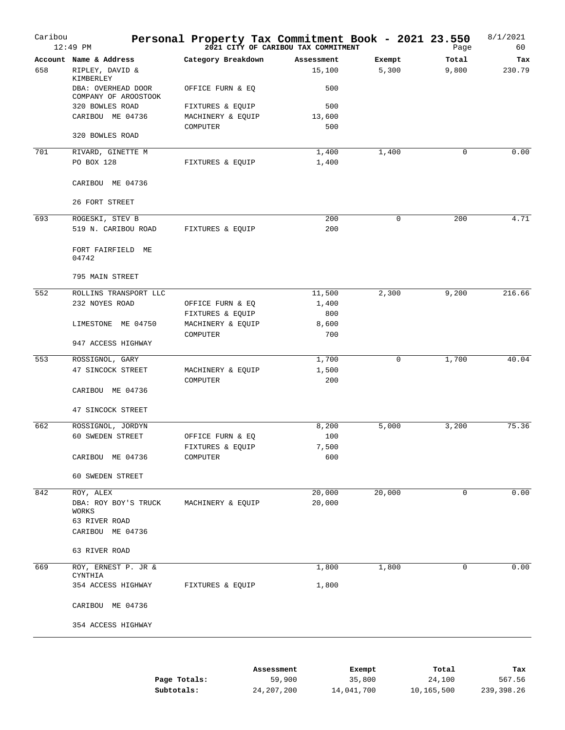# Personal Property Tax Commitment Book - 2021 23.550

## 2021 CITY OF CARIBOU TAX COMMITMENT

| Account | Name & Address | Category Breakdown | Assessment | Exempt | Total | Tax |
|---|---|---|---|---|---|---|
| 658 | RIPLEY, DAVID & KIMBERLEY | | 15,100 | 5,300 | 9,800 | 230.79 |
| | DBA: OVERHEAD DOOR COMPANY OF AROOSTOOK | OFFICE FURN & EQ | 500 | | | |
| | 320 BOWLES ROAD | FIXTURES & EQUIP | 500 | | | |
| | CARIBOU ME 04736 | MACHINERY & EQUIP | 13,600 | | | |
| | | COMPUTER | 500 | | | |
| | 320 BOWLES ROAD | | | | | |
| 701 | RIVARD, GINETTE M | | 1,400 | 1,400 | 0 | 0.00 |
| | PO BOX 128 | FIXTURES & EQUIP | 1,400 | | | |
| | CARIBOU ME 04736 | | | | | |
| | 26 FORT STREET | | | | | |
| 693 | ROGESKI, STEV B | | 200 | 0 | 200 | 4.71 |
| | 519 N. CARIBOU ROAD | FIXTURES & EQUIP | 200 | | | |
| | FORT FAIRFIELD ME 04742 | | | | | |
| | 795 MAIN STREET | | | | | |
| 552 | ROLLINS TRANSPORT LLC | | 11,500 | 2,300 | 9,200 | 216.66 |
| | 232 NOYES ROAD | OFFICE FURN & EQ | 1,400 | | | |
| | | FIXTURES & EQUIP | 800 | | | |
| | LIMESTONE ME 04750 | MACHINERY & EQUIP | 8,600 | | | |
| | | COMPUTER | 700 | | | |
| | 947 ACCESS HIGHWAY | | | | | |
| 553 | ROSSIGNOL, GARY | | 1,700 | 0 | 1,700 | 40.04 |
| | 47 SINCOCK STREET | MACHINERY & EQUIP | 1,500 | | | |
| | | COMPUTER | 200 | | | |
| | CARIBOU ME 04736 | | | | | |
| | 47 SINCOCK STREET | | | | | |
| 662 | ROSSIGNOL, JORDYN | | 8,200 | 5,000 | 3,200 | 75.36 |
| | 60 SWEDEN STREET | OFFICE FURN & EQ | 100 | | | |
| | | FIXTURES & EQUIP | 7,500 | | | |
| | CARIBOU ME 04736 | COMPUTER | 600 | | | |
| | 60 SWEDEN STREET | | | | | |
| 842 | ROY, ALEX | | 20,000 | 20,000 | 0 | 0.00 |
| | DBA: ROY BOY'S TRUCK WORKS | MACHINERY & EQUIP | 20,000 | | | |
| | 63 RIVER ROAD | | | | | |
| | CARIBOU ME 04736 | | | | | |
| | 63 RIVER ROAD | | | | | |
| 669 | ROY, ERNEST P. JR & CYNTHIA | | 1,800 | 1,800 | 0 | 0.00 |
| | 354 ACCESS HIGHWAY | FIXTURES & EQUIP | 1,800 | | | |
| | CARIBOU ME 04736 | | | | | |
| | 354 ACCESS HIGHWAY | | | | | |

| | Assessment | Exempt | Total | Tax |
|---|---|---|---|---|
| Page Totals: | 59,900 | 35,800 | 24,100 | 567.56 |
| Subtotals: | 24,207,200 | 14,041,700 | 10,165,500 | 239,398.26 |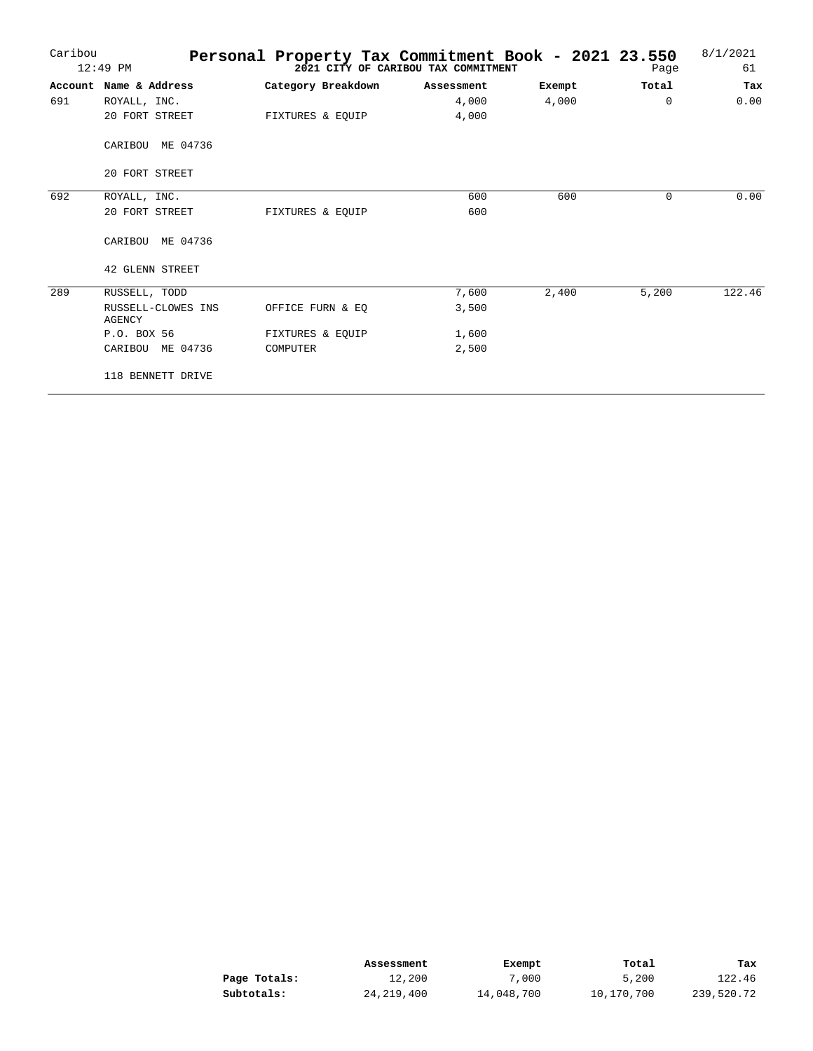# Personal Property Tax Commitment Book - 2021 23.550

**2021 CITY OF CARIBOU TAX COMMITMENT**

Caribou 12:49 PM — 8/1/2021 — Page 61

| Account | Name & Address | Category Breakdown | Assessment | Exempt | Total | Tax |
|---|---|---|---|---|---|---|
| 691 | ROYALL, INC. | | 4,000 | 4,000 | 0 | 0.00 |
| | 20 FORT STREET | FIXTURES & EQUIP | 4,000 | | | |
| | CARIBOU ME 04736 | | | | | |
| | 20 FORT STREET | | | | | |
| 692 | ROYALL, INC. | | 600 | 600 | 0 | 0.00 |
| | 20 FORT STREET | FIXTURES & EQUIP | 600 | | | |
| | CARIBOU ME 04736 | | | | | |
| | 42 GLENN STREET | | | | | |
| 289 | RUSSELL, TODD | | 7,600 | 2,400 | 5,200 | 122.46 |
| | RUSSELL-CLOWES INS AGENCY | OFFICE FURN & EQ | 3,500 | | | |
| | P.O. BOX 56 | FIXTURES & EQUIP | 1,600 | | | |
| | CARIBOU ME 04736 | COMPUTER | 2,500 | | | |
| | 118 BENNETT DRIVE | | | | | |

| | Assessment | Exempt | Total | Tax |
|---|---|---|---|---|
| **Page Totals:** | 12,200 | 7,000 | 5,200 | 122.46 |
| **Subtotals:** | 24,219,400 | 14,048,700 | 10,170,700 | 239,520.72 |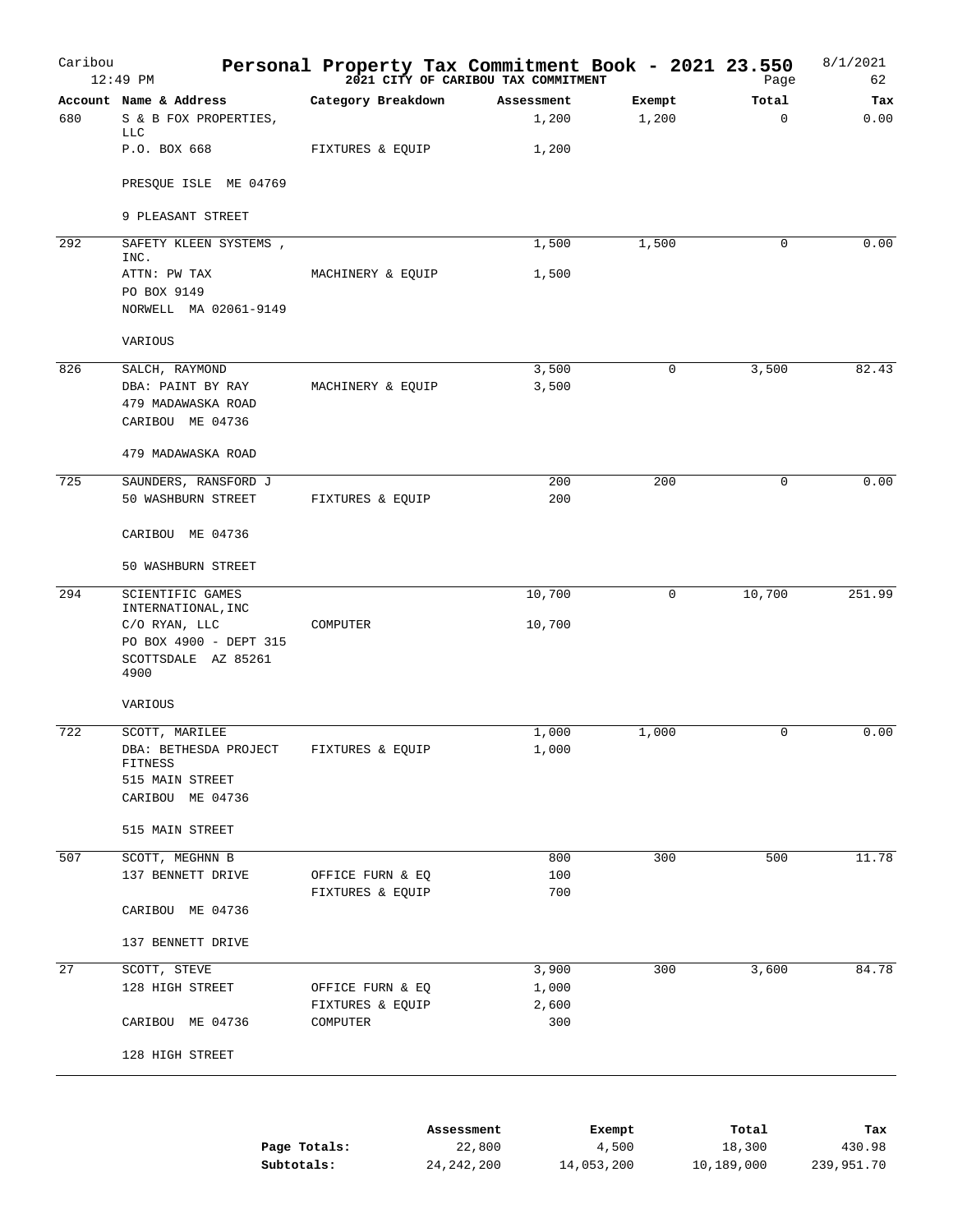# Personal Property Tax Commitment Book - 2021 23.550

**2021 CITY OF CARIBOU TAX COMMITMENT**

Caribou 12:49 PM — 8/1/2021 — Page 62

| Account | Name & Address | Category Breakdown | Assessment | Exempt | Total | Tax |
|---|---|---|---|---|---|---|
| 680 | S & B FOX PROPERTIES, LLC | | 1,200 | 1,200 | 0 | 0.00 |
| | P.O. BOX 668 | FIXTURES & EQUIP | 1,200 | | | |
| | PRESQUE ISLE ME 04769 | | | | | |
| | 9 PLEASANT STREET | | | | | |
| 292 | SAFETY KLEEN SYSTEMS , INC. | | 1,500 | 1,500 | 0 | 0.00 |
| | ATTN: PW TAX | MACHINERY & EQUIP | 1,500 | | | |
| | PO BOX 9149 | | | | | |
| | NORWELL MA 02061-9149 | | | | | |
| | VARIOUS | | | | | |
| 826 | SALCH, RAYMOND | | 3,500 | 0 | 3,500 | 82.43 |
| | DBA: PAINT BY RAY | MACHINERY & EQUIP | 3,500 | | | |
| | 479 MADAWASKA ROAD | | | | | |
| | CARIBOU ME 04736 | | | | | |
| | 479 MADAWASKA ROAD | | | | | |
| 725 | SAUNDERS, RANSFORD J | | 200 | 200 | 0 | 0.00 |
| | 50 WASHBURN STREET | FIXTURES & EQUIP | 200 | | | |
| | CARIBOU ME 04736 | | | | | |
| | 50 WASHBURN STREET | | | | | |
| 294 | SCIENTIFIC GAMES INTERNATIONAL,INC | | 10,700 | 0 | 10,700 | 251.99 |
| | C/O RYAN, LLC | COMPUTER | 10,700 | | | |
| | PO BOX 4900 - DEPT 315 | | | | | |
| | SCOTTSDALE AZ 85261 4900 | | | | | |
| | VARIOUS | | | | | |
| 722 | SCOTT, MARILEE | | 1,000 | 1,000 | 0 | 0.00 |
| | DBA: BETHESDA PROJECT FITNESS | FIXTURES & EQUIP | 1,000 | | | |
| | 515 MAIN STREET | | | | | |
| | CARIBOU ME 04736 | | | | | |
| | 515 MAIN STREET | | | | | |
| 507 | SCOTT, MEGHNN B | | 800 | 300 | 500 | 11.78 |
| | 137 BENNETT DRIVE | OFFICE FURN & EQ | 100 | | | |
| | | FIXTURES & EQUIP | 700 | | | |
| | CARIBOU ME 04736 | | | | | |
| | 137 BENNETT DRIVE | | | | | |
| 27 | SCOTT, STEVE | | 3,900 | 300 | 3,600 | 84.78 |
| | 128 HIGH STREET | OFFICE FURN & EQ | 1,000 | | | |
| | | FIXTURES & EQUIP | 2,600 | | | |
| | CARIBOU ME 04736 | COMPUTER | 300 | | | |
| | 128 HIGH STREET | | | | | |

| | Assessment | Exempt | Total | Tax |
|---|---|---|---|---|
| **Page Totals:** | 22,800 | 4,500 | 18,300 | 430.98 |
| **Subtotals:** | 24,242,200 | 14,053,200 | 10,189,000 | 239,951.70 |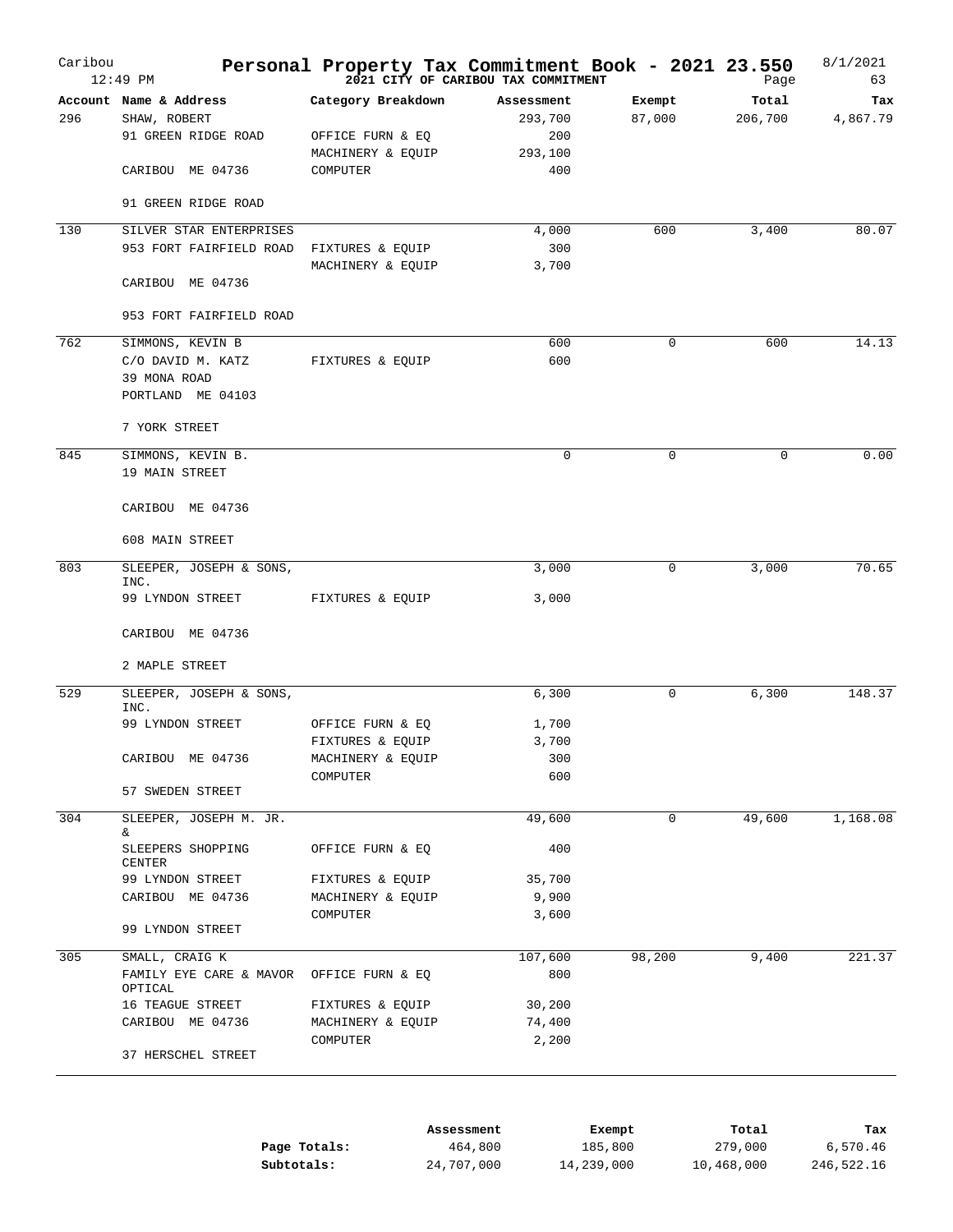# Personal Property Tax Commitment Book - 2021 23.550

**2021 CITY OF CARIBOU TAX COMMITMENT**

Caribou 12:49 PM — 8/1/2021 — Page 63

| Account | Name & Address | Category Breakdown | Assessment | Exempt | Total | Tax |
|---|---|---|---|---|---|---|
| 296 | SHAW, ROBERT | | 293,700 | 87,000 | 206,700 | 4,867.79 |
| | 91 GREEN RIDGE ROAD | OFFICE FURN & EQ | 200 | | | |
| | | MACHINERY & EQUIP | 293,100 | | | |
| | CARIBOU ME 04736 | COMPUTER | 400 | | | |
| | 91 GREEN RIDGE ROAD | | | | | |
| 130 | SILVER STAR ENTERPRISES | | 4,000 | 600 | 3,400 | 80.07 |
| | 953 FORT FAIRFIELD ROAD | FIXTURES & EQUIP | 300 | | | |
| | | MACHINERY & EQUIP | 3,700 | | | |
| | CARIBOU ME 04736 | | | | | |
| | 953 FORT FAIRFIELD ROAD | | | | | |
| 762 | SIMMONS, KEVIN B | | 600 | 0 | 600 | 14.13 |
| | C/O DAVID M. KATZ | FIXTURES & EQUIP | 600 | | | |
| | 39 MONA ROAD | | | | | |
| | PORTLAND ME 04103 | | | | | |
| | 7 YORK STREET | | | | | |
| 845 | SIMMONS, KEVIN B. | | 0 | 0 | 0 | 0.00 |
| | 19 MAIN STREET | | | | | |
| | CARIBOU ME 04736 | | | | | |
| | 608 MAIN STREET | | | | | |
| 803 | SLEEPER, JOSEPH & SONS, INC. | | 3,000 | 0 | 3,000 | 70.65 |
| | 99 LYNDON STREET | FIXTURES & EQUIP | 3,000 | | | |
| | CARIBOU ME 04736 | | | | | |
| | 2 MAPLE STREET | | | | | |
| 529 | SLEEPER, JOSEPH & SONS, INC. | | 6,300 | 0 | 6,300 | 148.37 |
| | 99 LYNDON STREET | OFFICE FURN & EQ | 1,700 | | | |
| | | FIXTURES & EQUIP | 3,700 | | | |
| | CARIBOU ME 04736 | MACHINERY & EQUIP | 300 | | | |
| | | COMPUTER | 600 | | | |
| | 57 SWEDEN STREET | | | | | |
| 304 | SLEEPER, JOSEPH M. JR. & | | 49,600 | 0 | 49,600 | 1,168.08 |
| | SLEEPERS SHOPPING CENTER | OFFICE FURN & EQ | 400 | | | |
| | 99 LYNDON STREET | FIXTURES & EQUIP | 35,700 | | | |
| | CARIBOU ME 04736 | MACHINERY & EQUIP | 9,900 | | | |
| | | COMPUTER | 3,600 | | | |
| | 99 LYNDON STREET | | | | | |
| 305 | SMALL, CRAIG K | | 107,600 | 98,200 | 9,400 | 221.37 |
| | FAMILY EYE CARE & MAVOR OPTICAL | OFFICE FURN & EQ | 800 | | | |
| | 16 TEAGUE STREET | FIXTURES & EQUIP | 30,200 | | | |
| | CARIBOU ME 04736 | MACHINERY & EQUIP | 74,400 | | | |
| | | COMPUTER | 2,200 | | | |
| | 37 HERSCHEL STREET | | | | | |

| | Assessment | Exempt | Total | Tax |
|---|---|---|---|---|
| **Page Totals:** | 464,800 | 185,800 | 279,000 | 6,570.46 |
| **Subtotals:** | 24,707,000 | 14,239,000 | 10,468,000 | 246,522.16 |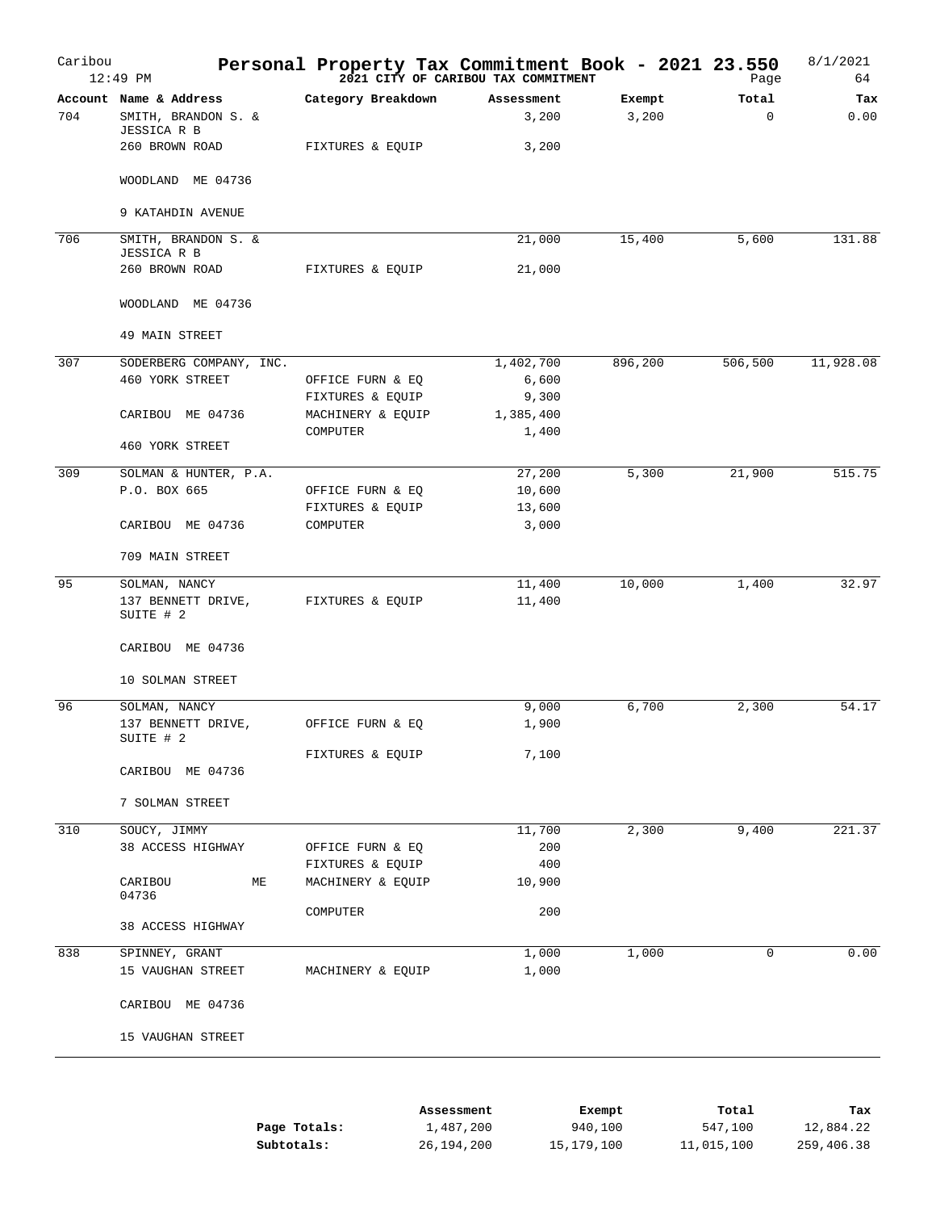# Personal Property Tax Commitment Book - 2021 23.550

Caribou 12:49 PM — 2021 CITY OF CARIBOU TAX COMMITMENT — 8/1/2021 Page 64

| Account | Name & Address | Category Breakdown | Assessment | Exempt | Total | Tax |
|---|---|---|---|---|---|---|
| 704 | SMITH, BRANDON S. & JESSICA R B | | 3,200 | 3,200 | 0 | 0.00 |
| | 260 BROWN ROAD | FIXTURES & EQUIP | 3,200 | | | |
| | WOODLAND ME 04736 | | | | | |
| | 9 KATAHDIN AVENUE | | | | | |
| 706 | SMITH, BRANDON S. & JESSICA R B | | 21,000 | 15,400 | 5,600 | 131.88 |
| | 260 BROWN ROAD | FIXTURES & EQUIP | 21,000 | | | |
| | WOODLAND ME 04736 | | | | | |
| | 49 MAIN STREET | | | | | |
| 307 | SODERBERG COMPANY, INC. | | 1,402,700 | 896,200 | 506,500 | 11,928.08 |
| | 460 YORK STREET | OFFICE FURN & EQ | 6,600 | | | |
| | | FIXTURES & EQUIP | 9,300 | | | |
| | CARIBOU ME 04736 | MACHINERY & EQUIP | 1,385,400 | | | |
| | | COMPUTER | 1,400 | | | |
| | 460 YORK STREET | | | | | |
| 309 | SOLMAN & HUNTER, P.A. | | 27,200 | 5,300 | 21,900 | 515.75 |
| | P.O. BOX 665 | OFFICE FURN & EQ | 10,600 | | | |
| | | FIXTURES & EQUIP | 13,600 | | | |
| | CARIBOU ME 04736 | COMPUTER | 3,000 | | | |
| | 709 MAIN STREET | | | | | |
| 95 | SOLMAN, NANCY | | 11,400 | 10,000 | 1,400 | 32.97 |
| | 137 BENNETT DRIVE, SUITE # 2 | FIXTURES & EQUIP | 11,400 | | | |
| | CARIBOU ME 04736 | | | | | |
| | 10 SOLMAN STREET | | | | | |
| 96 | SOLMAN, NANCY | | 9,000 | 6,700 | 2,300 | 54.17 |
| | 137 BENNETT DRIVE, SUITE # 2 | OFFICE FURN & EQ | 1,900 | | | |
| | | FIXTURES & EQUIP | 7,100 | | | |
| | CARIBOU ME 04736 | | | | | |
| | 7 SOLMAN STREET | | | | | |
| 310 | SOUCY, JIMMY | | 11,700 | 2,300 | 9,400 | 221.37 |
| | 38 ACCESS HIGHWAY | OFFICE FURN & EQ | 200 | | | |
| | | FIXTURES & EQUIP | 400 | | | |
| | CARIBOU ME 04736 | MACHINERY & EQUIP | 10,900 | | | |
| | | COMPUTER | 200 | | | |
| | 38 ACCESS HIGHWAY | | | | | |
| 838 | SPINNEY, GRANT | | 1,000 | 1,000 | 0 | 0.00 |
| | 15 VAUGHAN STREET | MACHINERY & EQUIP | 1,000 | | | |
| | CARIBOU ME 04736 | | | | | |
| | 15 VAUGHAN STREET | | | | | |

| | Assessment | Exempt | Total | Tax |
|---|---|---|---|---|
| **Page Totals:** | 1,487,200 | 940,100 | 547,100 | 12,884.22 |
| **Subtotals:** | 26,194,200 | 15,179,100 | 11,015,100 | 259,406.38 |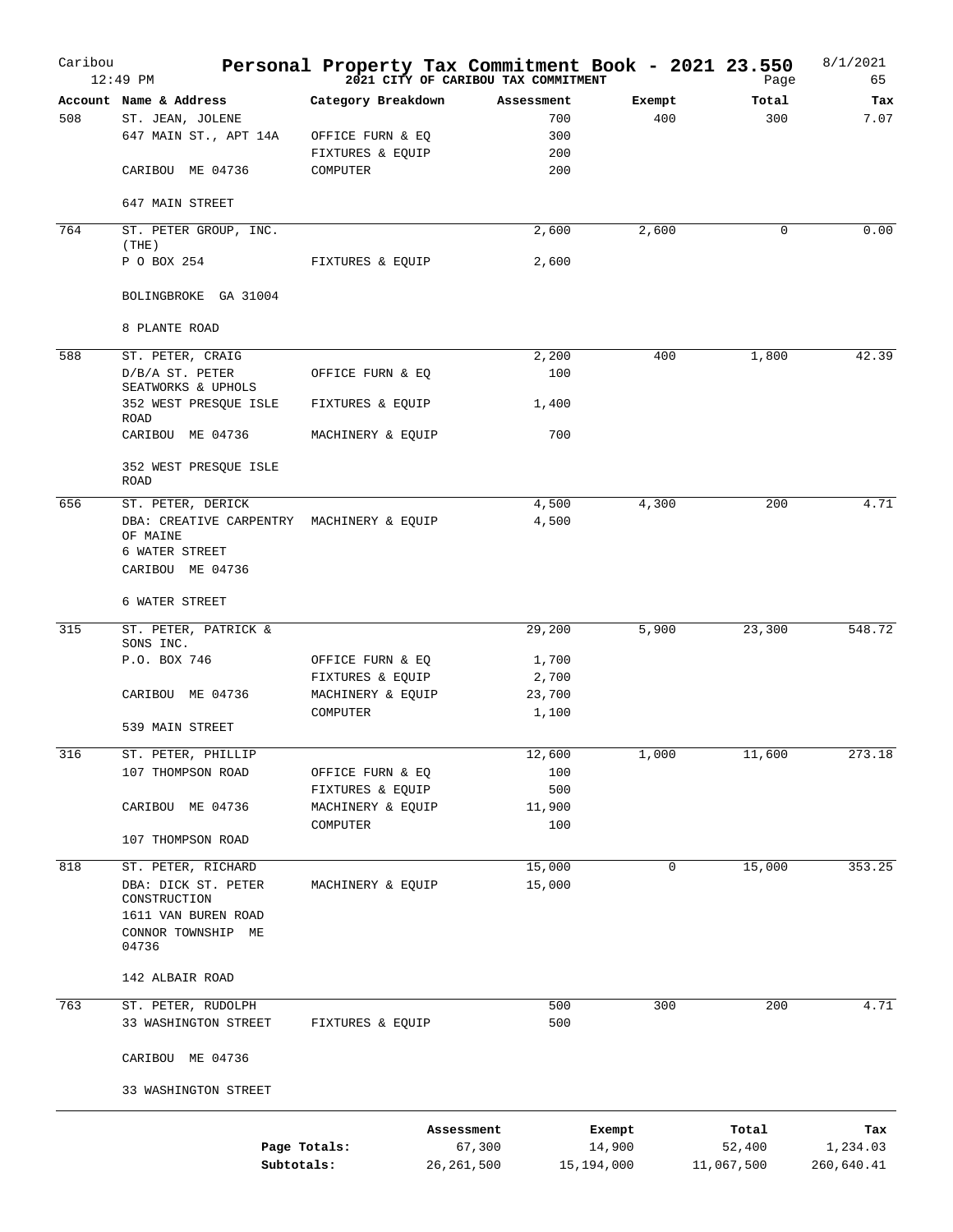# Personal Property Tax Commitment Book - 2021 23.550

Caribou 12:49 PM — 2021 CITY OF CARIBOU TAX COMMITMENT — 8/1/2021

| Account | Name & Address | Category Breakdown | Assessment | Exempt | Total | Tax |
|---|---|---|---|---|---|---|
| 508 | ST. JEAN, JOLENE | | 700 | 400 | 300 | 7.07 |
| | 647 MAIN ST., APT 14A | OFFICE FURN & EQ | 300 | | | |
| | | FIXTURES & EQUIP | 200 | | | |
| | CARIBOU ME 04736 | COMPUTER | 200 | | | |
| | 647 MAIN STREET | | | | | |
| 764 | ST. PETER GROUP, INC. (THE) | | 2,600 | 2,600 | 0 | 0.00 |
| | P O BOX 254 | FIXTURES & EQUIP | 2,600 | | | |
| | BOLINGBROKE GA 31004 | | | | | |
| | 8 PLANTE ROAD | | | | | |
| 588 | ST. PETER, CRAIG | | 2,200 | 400 | 1,800 | 42.39 |
| | D/B/A ST. PETER SEATWORKS & UPHOLS | OFFICE FURN & EQ | 100 | | | |
| | 352 WEST PRESQUE ISLE ROAD | FIXTURES & EQUIP | 1,400 | | | |
| | CARIBOU ME 04736 | MACHINERY & EQUIP | 700 | | | |
| | 352 WEST PRESQUE ISLE ROAD | | | | | |
| 656 | ST. PETER, DERICK | | 4,500 | 4,300 | 200 | 4.71 |
| | DBA: CREATIVE CARPENTRY OF MAINE | MACHINERY & EQUIP | 4,500 | | | |
| | 6 WATER STREET | | | | | |
| | CARIBOU ME 04736 | | | | | |
| | 6 WATER STREET | | | | | |
| 315 | ST. PETER, PATRICK & SONS INC. | | 29,200 | 5,900 | 23,300 | 548.72 |
| | P.O. BOX 746 | OFFICE FURN & EQ | 1,700 | | | |
| | | FIXTURES & EQUIP | 2,700 | | | |
| | CARIBOU ME 04736 | MACHINERY & EQUIP | 23,700 | | | |
| | | COMPUTER | 1,100 | | | |
| | 539 MAIN STREET | | | | | |
| 316 | ST. PETER, PHILLIP | | 12,600 | 1,000 | 11,600 | 273.18 |
| | 107 THOMPSON ROAD | OFFICE FURN & EQ | 100 | | | |
| | | FIXTURES & EQUIP | 500 | | | |
| | CARIBOU ME 04736 | MACHINERY & EQUIP | 11,900 | | | |
| | | COMPUTER | 100 | | | |
| | 107 THOMPSON ROAD | | | | | |
| 818 | ST. PETER, RICHARD | | 15,000 | 0 | 15,000 | 353.25 |
| | DBA: DICK ST. PETER CONSTRUCTION | MACHINERY & EQUIP | 15,000 | | | |
| | 1611 VAN BUREN ROAD | | | | | |
| | CONNOR TOWNSHIP ME 04736 | | | | | |
| | 142 ALBAIR ROAD | | | | | |
| 763 | ST. PETER, RUDOLPH | | 500 | 300 | 200 | 4.71 |
| | 33 WASHINGTON STREET | FIXTURES & EQUIP | 500 | | | |
| | CARIBOU ME 04736 | | | | | |
| | 33 WASHINGTON STREET | | | | | |

| | Assessment | Exempt | Total | Tax |
|---|---|---|---|---|
| Page Totals: | 67,300 | 14,900 | 52,400 | 1,234.03 |
| Subtotals: | 26,261,500 | 15,194,000 | 11,067,500 | 260,640.41 |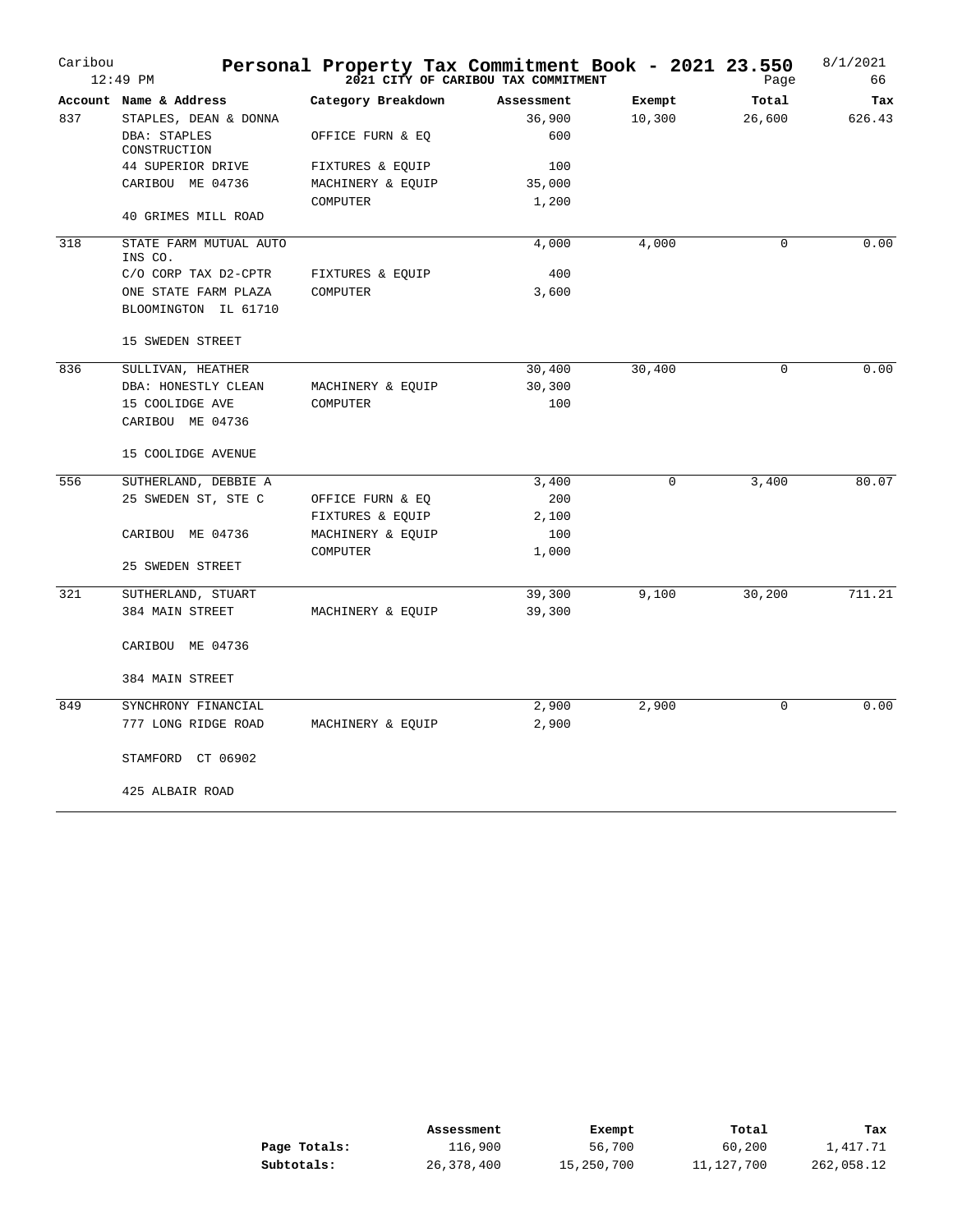# Personal Property Tax Commitment Book - 2021 23.550

**2021 CITY OF CARIBOU TAX COMMITMENT**

Caribou 12:49 PM — 8/1/2021

| Account | Name & Address | Category Breakdown | Assessment | Exempt | Total | Tax |
|---|---|---|---|---|---|---|
| 837 | STAPLES, DEAN & DONNA | | 36,900 | 10,300 | 26,600 | 626.43 |
| | DBA: STAPLES CONSTRUCTION | OFFICE FURN & EQ | 600 | | | |
| | 44 SUPERIOR DRIVE | FIXTURES & EQUIP | 100 | | | |
| | CARIBOU ME 04736 | MACHINERY & EQUIP | 35,000 | | | |
| | | COMPUTER | 1,200 | | | |
| | 40 GRIMES MILL ROAD | | | | | |
| 318 | STATE FARM MUTUAL AUTO INS CO. | | 4,000 | 4,000 | 0 | 0.00 |
| | C/O CORP TAX D2-CPTR | FIXTURES & EQUIP | 400 | | | |
| | ONE STATE FARM PLAZA | COMPUTER | 3,600 | | | |
| | BLOOMINGTON IL 61710 | | | | | |
| | 15 SWEDEN STREET | | | | | |
| 836 | SULLIVAN, HEATHER | | 30,400 | 30,400 | 0 | 0.00 |
| | DBA: HONESTLY CLEAN | MACHINERY & EQUIP | 30,300 | | | |
| | 15 COOLIDGE AVE | COMPUTER | 100 | | | |
| | CARIBOU ME 04736 | | | | | |
| | 15 COOLIDGE AVENUE | | | | | |
| 556 | SUTHERLAND, DEBBIE A | | 3,400 | 0 | 3,400 | 80.07 |
| | 25 SWEDEN ST, STE C | OFFICE FURN & EQ | 200 | | | |
| | | FIXTURES & EQUIP | 2,100 | | | |
| | CARIBOU ME 04736 | MACHINERY & EQUIP | 100 | | | |
| | | COMPUTER | 1,000 | | | |
| | 25 SWEDEN STREET | | | | | |
| 321 | SUTHERLAND, STUART | | 39,300 | 9,100 | 30,200 | 711.21 |
| | 384 MAIN STREET | MACHINERY & EQUIP | 39,300 | | | |
| | CARIBOU ME 04736 | | | | | |
| | 384 MAIN STREET | | | | | |
| 849 | SYNCHRONY FINANCIAL | | 2,900 | 2,900 | 0 | 0.00 |
| | 777 LONG RIDGE ROAD | MACHINERY & EQUIP | 2,900 | | | |
| | STAMFORD CT 06902 | | | | | |
| | 425 ALBAIR ROAD | | | | | |

| | Assessment | Exempt | Total | Tax |
|---|---|---|---|---|
| **Page Totals:** | 116,900 | 56,700 | 60,200 | 1,417.71 |
| **Subtotals:** | 26,378,400 | 15,250,700 | 11,127,700 | 262,058.12 |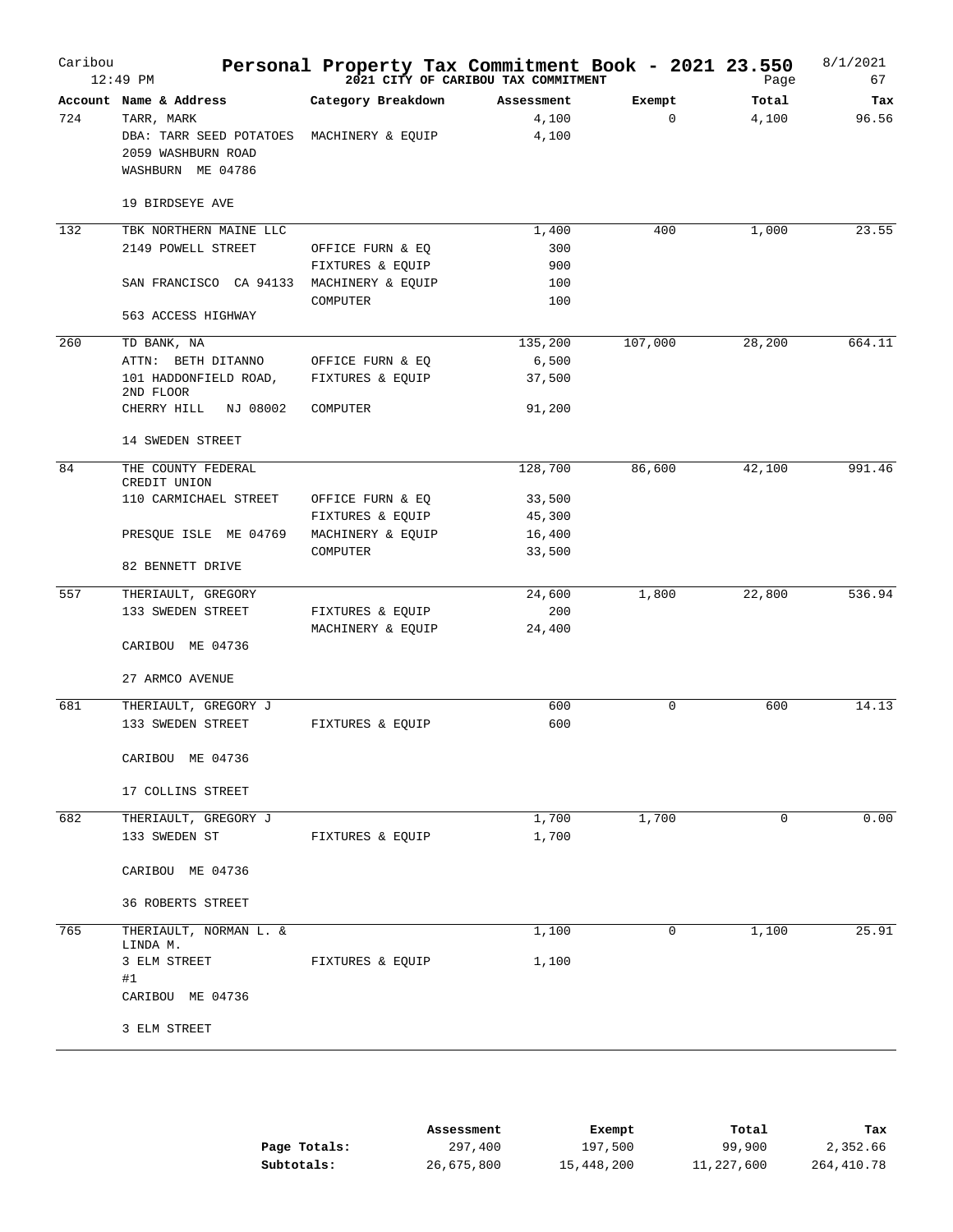# Personal Property Tax Commitment Book - 2021 23.550

**2021 CITY OF CARIBOU TAX COMMITMENT**

Caribou 12:49 PM — 8/1/2021

| Account | Name & Address | Category Breakdown | Assessment | Exempt | Total | Tax |
|---|---|---|---|---|---|---|
| 724 | TARR, MARK | | 4,100 | 0 | 4,100 | 96.56 |
| | DBA: TARR SEED POTATOES | MACHINERY & EQUIP | 4,100 | | | |
| | 2059 WASHBURN ROAD | | | | | |
| | WASHBURN ME 04786 | | | | | |
| | 19 BIRDSEYE AVE | | | | | |
| 132 | TBK NORTHERN MAINE LLC | | 1,400 | 400 | 1,000 | 23.55 |
| | 2149 POWELL STREET | OFFICE FURN & EQ | 300 | | | |
| | | FIXTURES & EQUIP | 900 | | | |
| | SAN FRANCISCO CA 94133 | MACHINERY & EQUIP | 100 | | | |
| | | COMPUTER | 100 | | | |
| | 563 ACCESS HIGHWAY | | | | | |
| 260 | TD BANK, NA | | 135,200 | 107,000 | 28,200 | 664.11 |
| | ATTN: BETH DITANNO | OFFICE FURN & EQ | 6,500 | | | |
| | 101 HADDONFIELD ROAD, 2ND FLOOR | FIXTURES & EQUIP | 37,500 | | | |
| | CHERRY HILL NJ 08002 | COMPUTER | 91,200 | | | |
| | 14 SWEDEN STREET | | | | | |
| 84 | THE COUNTY FEDERAL CREDIT UNION | | 128,700 | 86,600 | 42,100 | 991.46 |
| | 110 CARMICHAEL STREET | OFFICE FURN & EQ | 33,500 | | | |
| | | FIXTURES & EQUIP | 45,300 | | | |
| | PRESQUE ISLE ME 04769 | MACHINERY & EQUIP | 16,400 | | | |
| | | COMPUTER | 33,500 | | | |
| | 82 BENNETT DRIVE | | | | | |
| 557 | THERIAULT, GREGORY | | 24,600 | 1,800 | 22,800 | 536.94 |
| | 133 SWEDEN STREET | FIXTURES & EQUIP | 200 | | | |
| | | MACHINERY & EQUIP | 24,400 | | | |
| | CARIBOU ME 04736 | | | | | |
| | 27 ARMCO AVENUE | | | | | |
| 681 | THERIAULT, GREGORY J | | 600 | 0 | 600 | 14.13 |
| | 133 SWEDEN STREET | FIXTURES & EQUIP | 600 | | | |
| | CARIBOU ME 04736 | | | | | |
| | 17 COLLINS STREET | | | | | |
| 682 | THERIAULT, GREGORY J | | 1,700 | 1,700 | 0 | 0.00 |
| | 133 SWEDEN ST | FIXTURES & EQUIP | 1,700 | | | |
| | CARIBOU ME 04736 | | | | | |
| | 36 ROBERTS STREET | | | | | |
| 765 | THERIAULT, NORMAN L. & LINDA M. | | 1,100 | 0 | 1,100 | 25.91 |
| | 3 ELM STREET #1 | FIXTURES & EQUIP | 1,100 | | | |
| | CARIBOU ME 04736 | | | | | |
| | 3 ELM STREET | | | | | |

| | Assessment | Exempt | Total | Tax |
|---|---|---|---|---|
| **Page Totals:** | 297,400 | 197,500 | 99,900 | 2,352.66 |
| **Subtotals:** | 26,675,800 | 15,448,200 | 11,227,600 | 264,410.78 |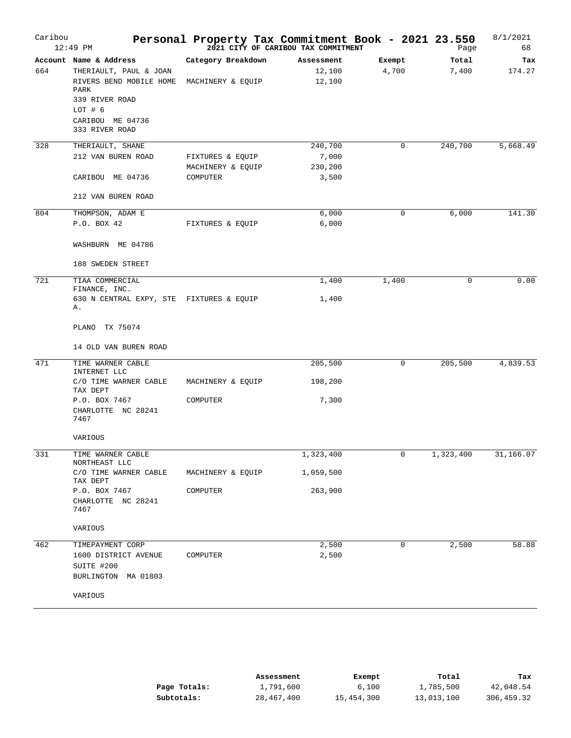# Personal Property Tax Commitment Book - 2021 23.550

**2021 CITY OF CARIBOU TAX COMMITMENT**

Caribou 12:49 PM — 8/1/2021

| Account | Name & Address | Category Breakdown | Assessment | Exempt | Total | Tax |
|---|---|---|---|---|---|---|
| 664 | THERIAULT, PAUL & JOAN | | 12,100 | 4,700 | 7,400 | 174.27 |
| | RIVERS BEND MOBILE HOME PARK | MACHINERY & EQUIP | 12,100 | | | |
| | 339 RIVER ROAD | | | | | |
| | LOT # 6 | | | | | |
| | CARIBOU ME 04736 | | | | | |
| | 333 RIVER ROAD | | | | | |
| 328 | THERIAULT, SHANE | | 240,700 | 0 | 240,700 | 5,668.49 |
| | 212 VAN BUREN ROAD | FIXTURES & EQUIP | 7,000 | | | |
| | | MACHINERY & EQUIP | 230,200 | | | |
| | CARIBOU ME 04736 | COMPUTER | 3,500 | | | |
| | 212 VAN BUREN ROAD | | | | | |
| 804 | THOMPSON, ADAM E | | 6,000 | 0 | 6,000 | 141.30 |
| | P.O. BOX 42 | FIXTURES & EQUIP | 6,000 | | | |
| | WASHBURN ME 04786 | | | | | |
| | 188 SWEDEN STREET | | | | | |
| 721 | TIAA COMMERCIAL FINANCE, INC. | | 1,400 | 1,400 | 0 | 0.00 |
| | 630 N CENTRAL EXPY, STE A. | FIXTURES & EQUIP | 1,400 | | | |
| | PLANO TX 75074 | | | | | |
| | 14 OLD VAN BUREN ROAD | | | | | |
| 471 | TIME WARNER CABLE INTERNET LLC | | 205,500 | 0 | 205,500 | 4,839.53 |
| | C/O TIME WARNER CABLE TAX DEPT | MACHINERY & EQUIP | 198,200 | | | |
| | P.O. BOX 7467 | COMPUTER | 7,300 | | | |
| | CHARLOTTE NC 28241 7467 | | | | | |
| | VARIOUS | | | | | |
| 331 | TIME WARNER CABLE NORTHEAST LLC | | 1,323,400 | 0 | 1,323,400 | 31,166.07 |
| | C/O TIME WARNER CABLE TAX DEPT | MACHINERY & EQUIP | 1,059,500 | | | |
| | P.O. BOX 7467 | COMPUTER | 263,900 | | | |
| | CHARLOTTE NC 28241 7467 | | | | | |
| | VARIOUS | | | | | |
| 462 | TIMEPAYMENT CORP | | 2,500 | 0 | 2,500 | 58.88 |
| | 1600 DISTRICT AVENUE | COMPUTER | 2,500 | | | |
| | SUITE #200 | | | | | |
| | BURLINGTON MA 01803 | | | | | |
| | VARIOUS | | | | | |

| | Assessment | Exempt | Total | Tax |
|---|---|---|---|---|
| **Page Totals:** | 1,791,600 | 6,100 | 1,785,500 | 42,048.54 |
| **Subtotals:** | 28,467,400 | 15,454,300 | 13,013,100 | 306,459.32 |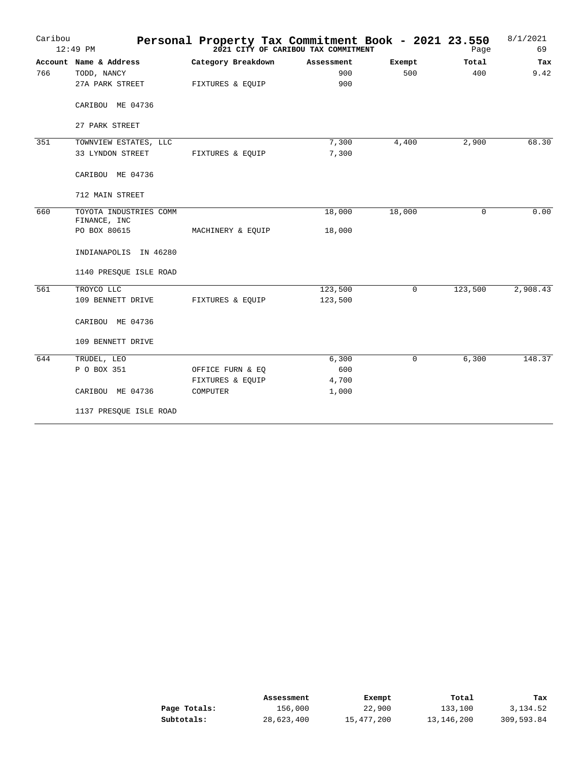# Personal Property Tax Commitment Book - 2021 23.550

Caribou 12:49 PM

**2021 CITY OF CARIBOU TAX COMMITMENT**

8/1/2021 Page 69

| Account | Name & Address | Category Breakdown | Assessment | Exempt | Total | Tax |
|---|---|---|---|---|---|---|
| 766 | TODD, NANCY | | 900 | 500 | 400 | 9.42 |
| | 27A PARK STREET | FIXTURES & EQUIP | 900 | | | |
| | CARIBOU ME 04736 | | | | | |
| | 27 PARK STREET | | | | | |
| 351 | TOWNVIEW ESTATES, LLC | | 7,300 | 4,400 | 2,900 | 68.30 |
| | 33 LYNDON STREET | FIXTURES & EQUIP | 7,300 | | | |
| | CARIBOU ME 04736 | | | | | |
| | 712 MAIN STREET | | | | | |
| 660 | TOYOTA INDUSTRIES COMM FINANCE, INC | | 18,000 | 18,000 | 0 | 0.00 |
| | PO BOX 80615 | MACHINERY & EQUIP | 18,000 | | | |
| | INDIANAPOLIS IN 46280 | | | | | |
| | 1140 PRESQUE ISLE ROAD | | | | | |
| 561 | TROYCO LLC | | 123,500 | 0 | 123,500 | 2,908.43 |
| | 109 BENNETT DRIVE | FIXTURES & EQUIP | 123,500 | | | |
| | CARIBOU ME 04736 | | | | | |
| | 109 BENNETT DRIVE | | | | | |
| 644 | TRUDEL, LEO | | 6,300 | 0 | 6,300 | 148.37 |
| | P O BOX 351 | OFFICE FURN & EQ | 600 | | | |
| | | FIXTURES & EQUIP | 4,700 | | | |
| | CARIBOU ME 04736 | COMPUTER | 1,000 | | | |
| | 1137 PRESQUE ISLE ROAD | | | | | |

| | Assessment | Exempt | Total | Tax |
|---|---|---|---|---|
| **Page Totals:** | 156,000 | 22,900 | 133,100 | 3,134.52 |
| **Subtotals:** | 28,623,400 | 15,477,200 | 13,146,200 | 309,593.84 |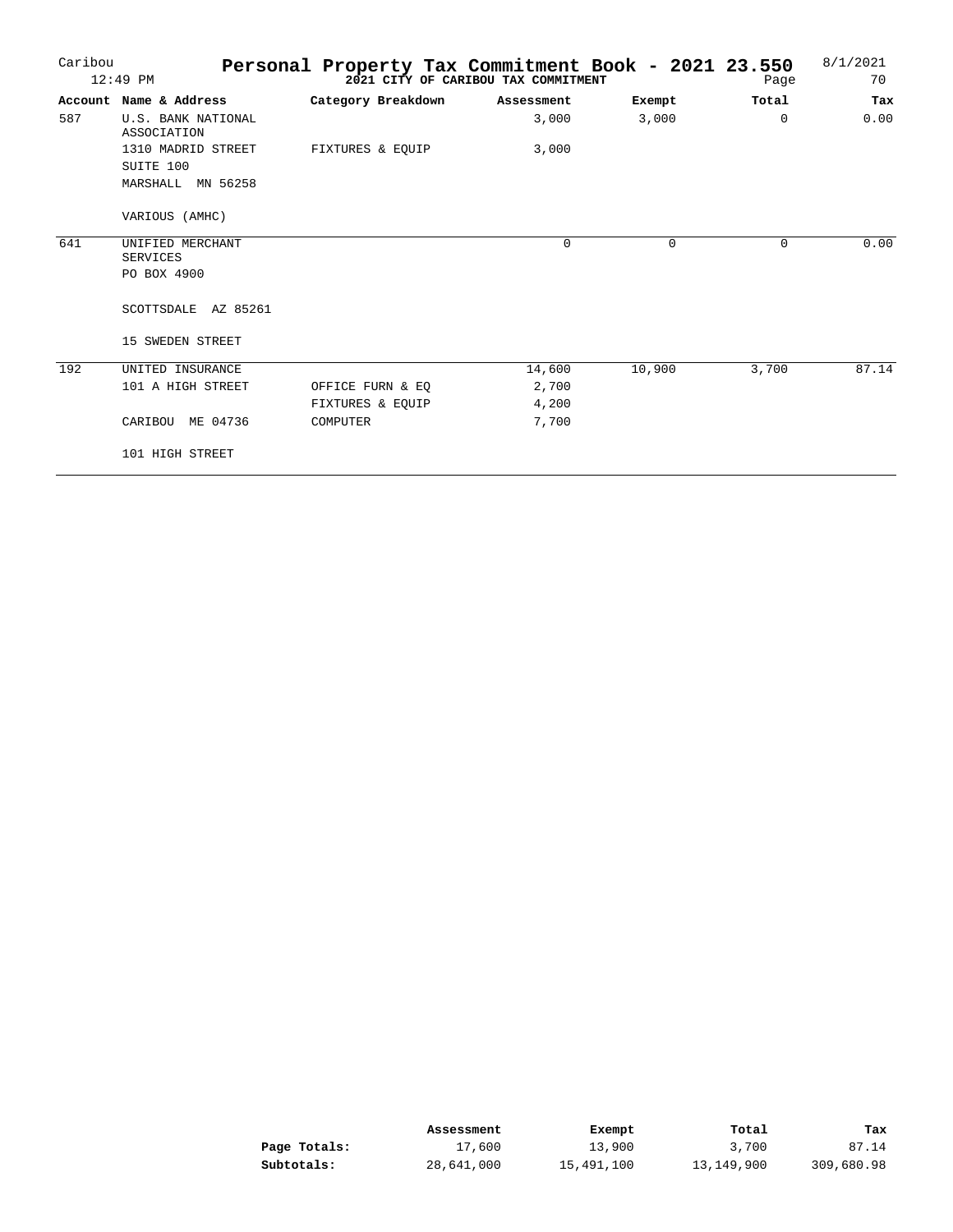# Personal Property Tax Commitment Book - 2021 23.550

**2021 CITY OF CARIBOU TAX COMMITMENT**

Caribou 12:49 PM — 8/1/2021

| Account | Name & Address | Category Breakdown | Assessment | Exempt | Total | Tax |
|---|---|---|---|---|---|---|
| 587 | U.S. BANK NATIONAL ASSOCIATION | | 3,000 | 3,000 | 0 | 0.00 |
| | 1310 MADRID STREET | FIXTURES & EQUIP | 3,000 | | | |
| | SUITE 100 | | | | | |
| | MARSHALL MN 56258 | | | | | |
| | VARIOUS (AMHC) | | | | | |
| 641 | UNIFIED MERCHANT SERVICES | | 0 | 0 | 0 | 0.00 |
| | PO BOX 4900 | | | | | |
| | SCOTTSDALE AZ 85261 | | | | | |
| | 15 SWEDEN STREET | | | | | |
| 192 | UNITED INSURANCE | | 14,600 | 10,900 | 3,700 | 87.14 |
| | 101 A HIGH STREET | OFFICE FURN & EQ | 2,700 | | | |
| | | FIXTURES & EQUIP | 4,200 | | | |
| | CARIBOU ME 04736 | COMPUTER | 7,700 | | | |
| | 101 HIGH STREET | | | | | |

| | Assessment | Exempt | Total | Tax |
|---|---|---|---|---|
| **Page Totals:** | 17,600 | 13,900 | 3,700 | 87.14 |
| **Subtotals:** | 28,641,000 | 15,491,100 | 13,149,900 | 309,680.98 |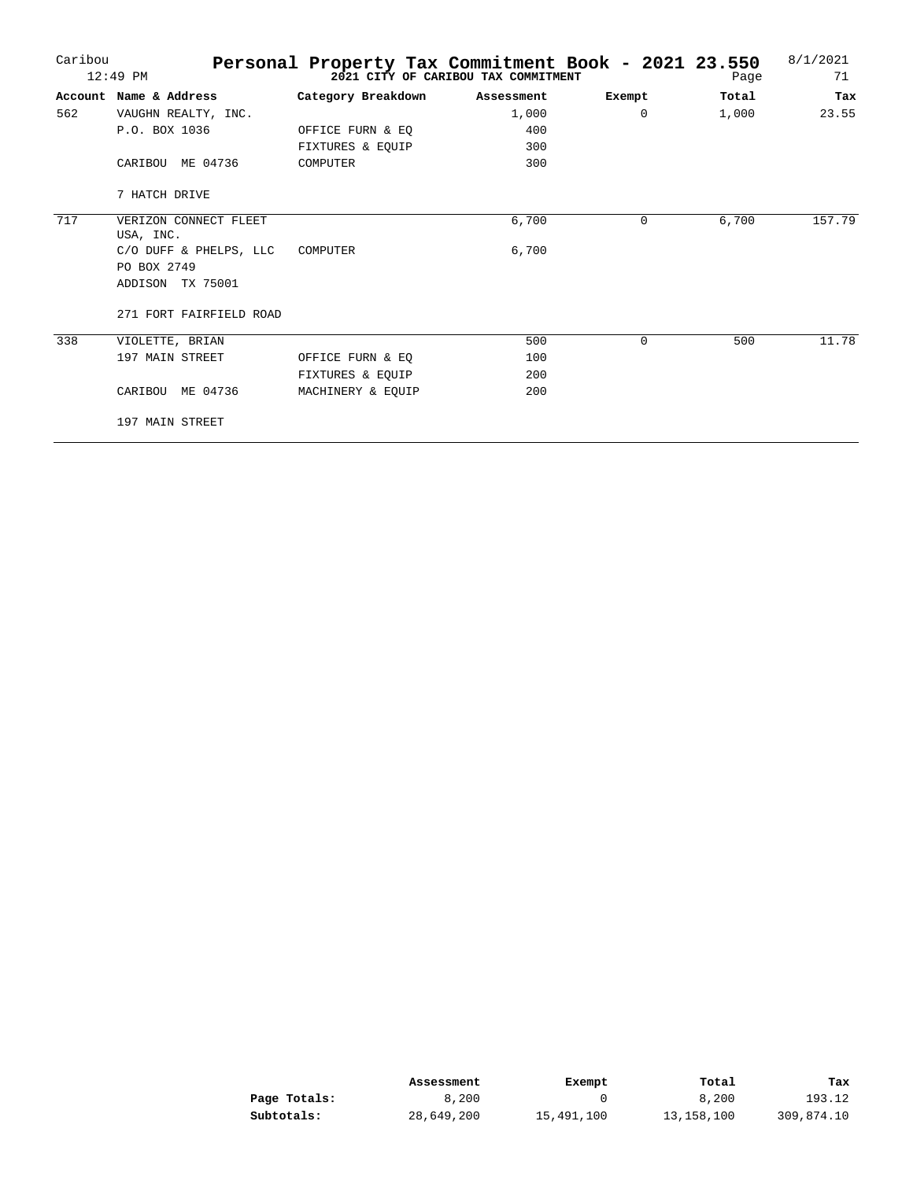# Personal Property Tax Commitment Book - 2021 23.550

Caribou
12:49 PM

**2021 CITY OF CARIBOU TAX COMMITMENT**

8/1/2021

| Account | Name & Address | Category Breakdown | Assessment | Exempt | Total | Tax |
|---|---|---|---|---|---|---|
| 562 | VAUGHN REALTY, INC. | | 1,000 | 0 | 1,000 | 23.55 |
| | P.O. BOX 1036 | OFFICE FURN & EQ | 400 | | | |
| | | FIXTURES & EQUIP | 300 | | | |
| | CARIBOU ME 04736 | COMPUTER | 300 | | | |
| | 7 HATCH DRIVE | | | | | |
| 717 | VERIZON CONNECT FLEET USA, INC. | | 6,700 | 0 | 6,700 | 157.79 |
| | C/O DUFF & PHELPS, LLC | COMPUTER | 6,700 | | | |
| | PO BOX 2749 | | | | | |
| | ADDISON TX 75001 | | | | | |
| | 271 FORT FAIRFIELD ROAD | | | | | |
| 338 | VIOLETTE, BRIAN | | 500 | 0 | 500 | 11.78 |
| | 197 MAIN STREET | OFFICE FURN & EQ | 100 | | | |
| | | FIXTURES & EQUIP | 200 | | | |
| | CARIBOU ME 04736 | MACHINERY & EQUIP | 200 | | | |
| | 197 MAIN STREET | | | | | |

| | Assessment | Exempt | Total | Tax |
|---|---|---|---|---|
| **Page Totals:** | 8,200 | 0 | 8,200 | 193.12 |
| **Subtotals:** | 28,649,200 | 15,491,100 | 13,158,100 | 309,874.10 |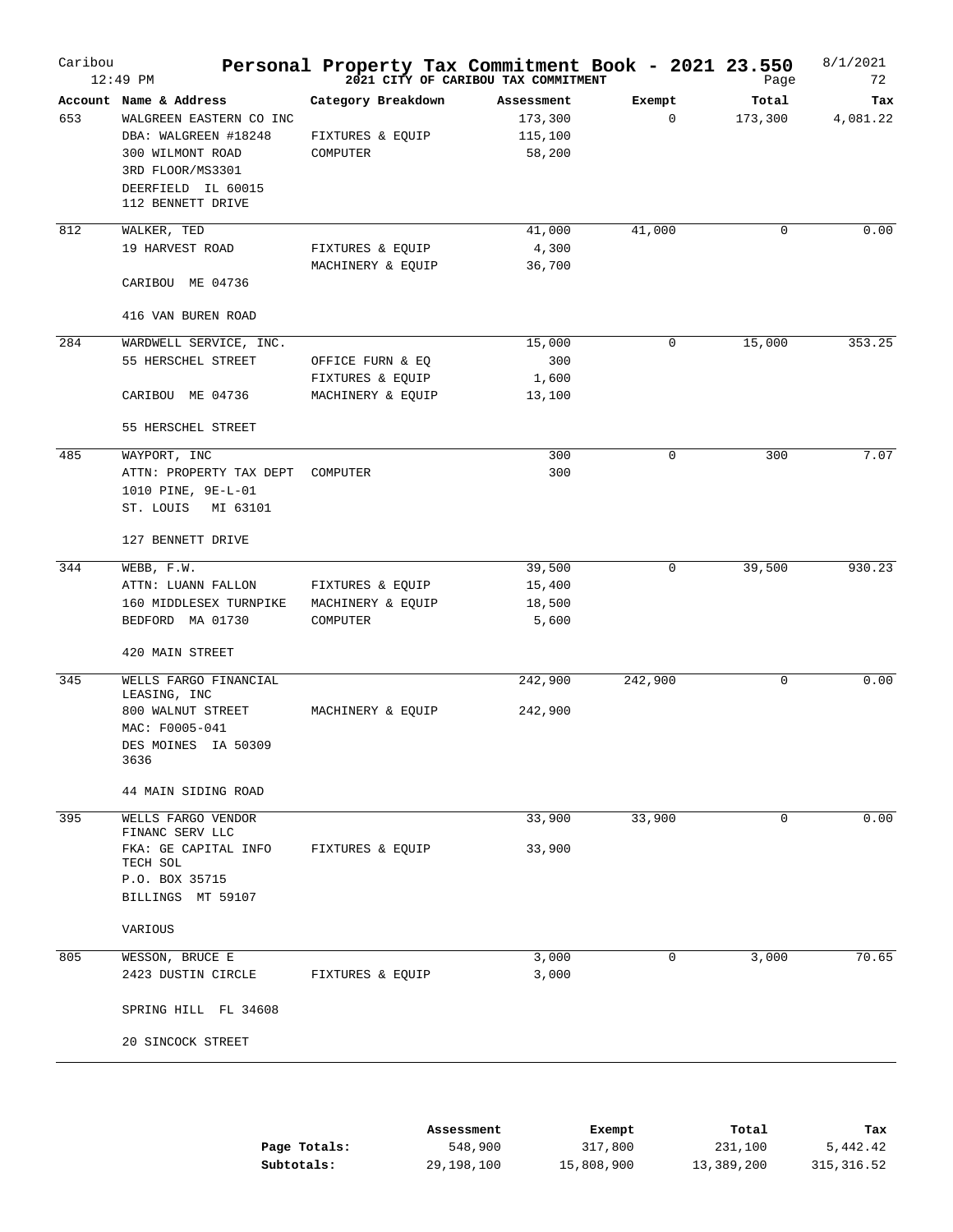# Personal Property Tax Commitment Book - 2021 23.550

**2021 CITY OF CARIBOU TAX COMMITMENT**

Caribou 12:49 PM — 8/1/2021 — Page 72

| Account | Name & Address | Category Breakdown | Assessment | Exempt | Total | Tax |
|---|---|---|---|---|---|---|
| 653 | WALGREEN EASTERN CO INC | | 173,300 | 0 | 173,300 | 4,081.22 |
| | DBA: WALGREEN #18248 | FIXTURES & EQUIP | 115,100 | | | |
| | 300 WILMONT ROAD | COMPUTER | 58,200 | | | |
| | 3RD FLOOR/MS3301 | | | | | |
| | DEERFIELD IL 60015 | | | | | |
| | 112 BENNETT DRIVE | | | | | |
| 812 | WALKER, TED | | 41,000 | 41,000 | 0 | 0.00 |
| | 19 HARVEST ROAD | FIXTURES & EQUIP | 4,300 | | | |
| | | MACHINERY & EQUIP | 36,700 | | | |
| | CARIBOU ME 04736 | | | | | |
| | 416 VAN BUREN ROAD | | | | | |
| 284 | WARDWELL SERVICE, INC. | | 15,000 | 0 | 15,000 | 353.25 |
| | 55 HERSCHEL STREET | OFFICE FURN & EQ | 300 | | | |
| | | FIXTURES & EQUIP | 1,600 | | | |
| | CARIBOU ME 04736 | MACHINERY & EQUIP | 13,100 | | | |
| | 55 HERSCHEL STREET | | | | | |
| 485 | WAYPORT, INC | | 300 | 0 | 300 | 7.07 |
| | ATTN: PROPERTY TAX DEPT | COMPUTER | 300 | | | |
| | 1010 PINE, 9E-L-01 | | | | | |
| | ST. LOUIS MI 63101 | | | | | |
| | 127 BENNETT DRIVE | | | | | |
| 344 | WEBB, F.W. | | 39,500 | 0 | 39,500 | 930.23 |
| | ATTN: LUANN FALLON | FIXTURES & EQUIP | 15,400 | | | |
| | 160 MIDDLESEX TURNPIKE | MACHINERY & EQUIP | 18,500 | | | |
| | BEDFORD MA 01730 | COMPUTER | 5,600 | | | |
| | 420 MAIN STREET | | | | | |
| 345 | WELLS FARGO FINANCIAL LEASING, INC | | 242,900 | 242,900 | 0 | 0.00 |
| | 800 WALNUT STREET | MACHINERY & EQUIP | 242,900 | | | |
| | MAC: F0005-041 | | | | | |
| | DES MOINES IA 50309 3636 | | | | | |
| | 44 MAIN SIDING ROAD | | | | | |
| 395 | WELLS FARGO VENDOR FINANC SERV LLC | | 33,900 | 33,900 | 0 | 0.00 |
| | FKA: GE CAPITAL INFO TECH SOL | FIXTURES & EQUIP | 33,900 | | | |
| | P.O. BOX 35715 | | | | | |
| | BILLINGS MT 59107 | | | | | |
| | VARIOUS | | | | | |
| 805 | WESSON, BRUCE E | | 3,000 | 0 | 3,000 | 70.65 |
| | 2423 DUSTIN CIRCLE | FIXTURES & EQUIP | 3,000 | | | |
| | SPRING HILL FL 34608 | | | | | |
| | 20 SINCOCK STREET | | | | | |

| | Assessment | Exempt | Total | Tax |
|---|---|---|---|---|
| **Page Totals:** | 548,900 | 317,800 | 231,100 | 5,442.42 |
| **Subtotals:** | 29,198,100 | 15,808,900 | 13,389,200 | 315,316.52 |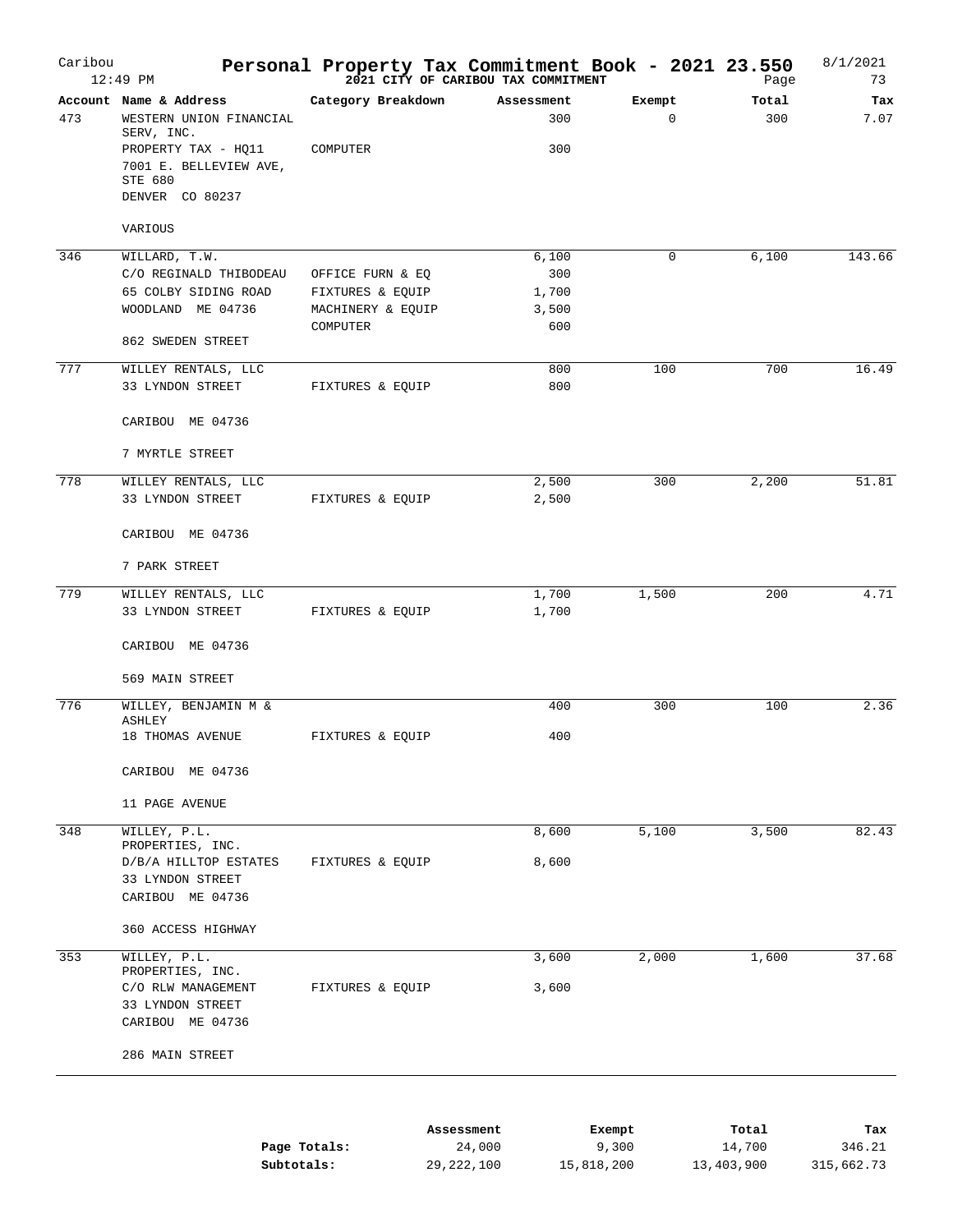# Personal Property Tax Commitment Book - 2021 23.550

**2021 CITY OF CARIBOU TAX COMMITMENT**

Caribou 12:49 PM — 8/1/2021

| Account | Name & Address | Category Breakdown | Assessment | Exempt | Total | Tax |
|---|---|---|---|---|---|---|
| 473 | WESTERN UNION FINANCIAL SERV, INC. | | 300 | 0 | 300 | 7.07 |
| | PROPERTY TAX - HQ11 | COMPUTER | 300 | | | |
| | 7001 E. BELLEVIEW AVE, STE 680 | | | | | |
| | DENVER CO 80237 | | | | | |
| | VARIOUS | | | | | |
| 346 | WILLARD, T.W. | | 6,100 | 0 | 6,100 | 143.66 |
| | C/O REGINALD THIBODEAU | OFFICE FURN & EQ | 300 | | | |
| | 65 COLBY SIDING ROAD | FIXTURES & EQUIP | 1,700 | | | |
| | WOODLAND ME 04736 | MACHINERY & EQUIP | 3,500 | | | |
| | | COMPUTER | 600 | | | |
| | 862 SWEDEN STREET | | | | | |
| 777 | WILLEY RENTALS, LLC | | 800 | 100 | 700 | 16.49 |
| | 33 LYNDON STREET | FIXTURES & EQUIP | 800 | | | |
| | CARIBOU ME 04736 | | | | | |
| | 7 MYRTLE STREET | | | | | |
| 778 | WILLEY RENTALS, LLC | | 2,500 | 300 | 2,200 | 51.81 |
| | 33 LYNDON STREET | FIXTURES & EQUIP | 2,500 | | | |
| | CARIBOU ME 04736 | | | | | |
| | 7 PARK STREET | | | | | |
| 779 | WILLEY RENTALS, LLC | | 1,700 | 1,500 | 200 | 4.71 |
| | 33 LYNDON STREET | FIXTURES & EQUIP | 1,700 | | | |
| | CARIBOU ME 04736 | | | | | |
| | 569 MAIN STREET | | | | | |
| 776 | WILLEY, BENJAMIN M & ASHLEY | | 400 | 300 | 100 | 2.36 |
| | 18 THOMAS AVENUE | FIXTURES & EQUIP | 400 | | | |
| | CARIBOU ME 04736 | | | | | |
| | 11 PAGE AVENUE | | | | | |
| 348 | WILLEY, P.L. PROPERTIES, INC. | | 8,600 | 5,100 | 3,500 | 82.43 |
| | D/B/A HILLTOP ESTATES | FIXTURES & EQUIP | 8,600 | | | |
| | 33 LYNDON STREET | | | | | |
| | CARIBOU ME 04736 | | | | | |
| | 360 ACCESS HIGHWAY | | | | | |
| 353 | WILLEY, P.L. PROPERTIES, INC. | | 3,600 | 2,000 | 1,600 | 37.68 |
| | C/O RLW MANAGEMENT | FIXTURES & EQUIP | 3,600 | | | |
| | 33 LYNDON STREET | | | | | |
| | CARIBOU ME 04736 | | | | | |
| | 286 MAIN STREET | | | | | |

| | Assessment | Exempt | Total | Tax |
|---|---|---|---|---|
| **Page Totals:** | 24,000 | 9,300 | 14,700 | 346.21 |
| **Subtotals:** | 29,222,100 | 15,818,200 | 13,403,900 | 315,662.73 |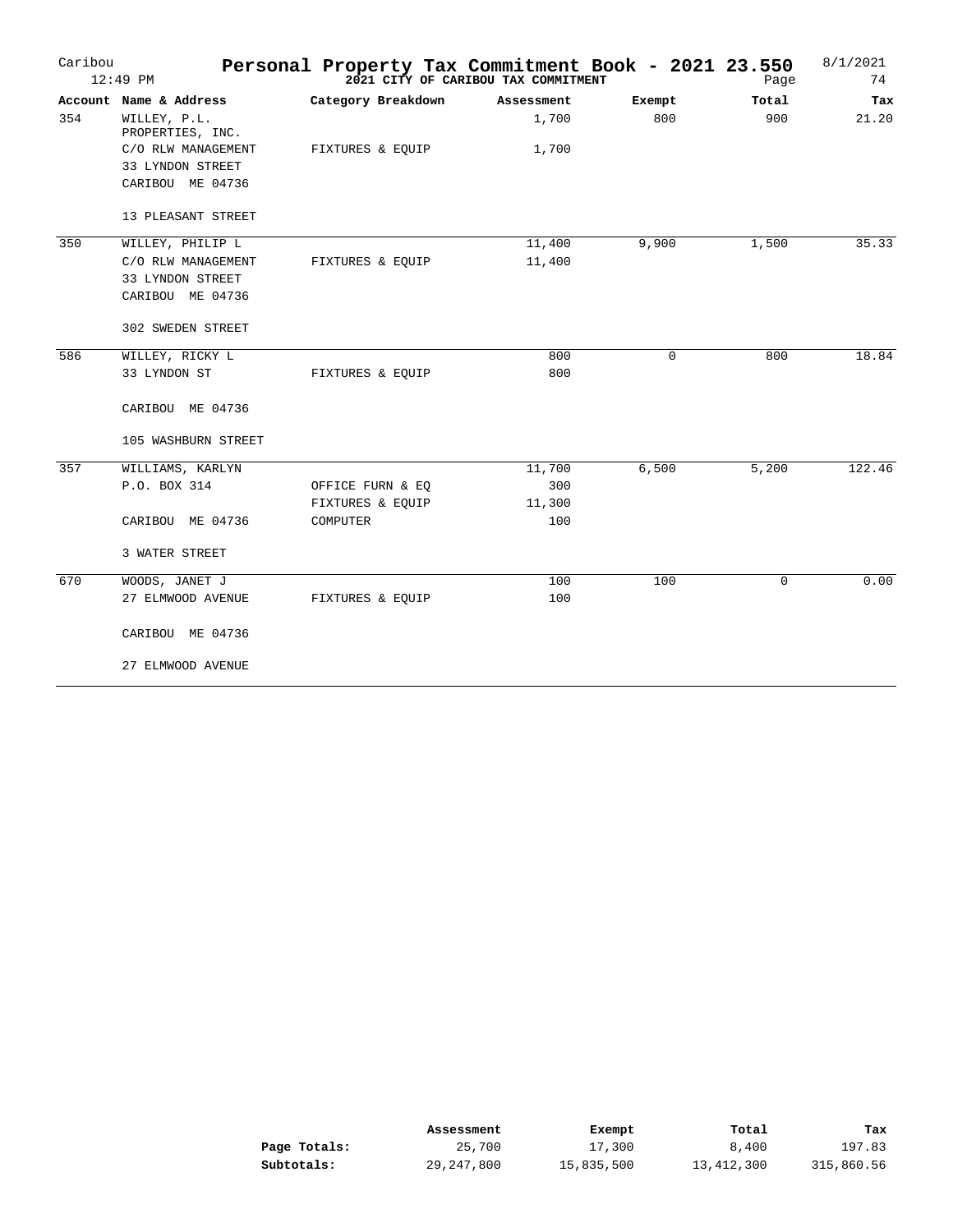# Personal Property Tax Commitment Book - 2021 23.550

**2021 CITY OF CARIBOU TAX COMMITMENT**

Caribou 12:49 PM — 8/1/2021 — Page 74

| Account | Name & Address | Category Breakdown | Assessment | Exempt | Total | Tax |
|---|---|---|---|---|---|---|
| 354 | WILLEY, P.L. PROPERTIES, INC. | | 1,700 | 800 | 900 | 21.20 |
| | C/O RLW MANAGEMENT | FIXTURES & EQUIP | 1,700 | | | |
| | 33 LYNDON STREET | | | | | |
| | CARIBOU ME 04736 | | | | | |
| | 13 PLEASANT STREET | | | | | |
| 350 | WILLEY, PHILIP L | | 11,400 | 9,900 | 1,500 | 35.33 |
| | C/O RLW MANAGEMENT | FIXTURES & EQUIP | 11,400 | | | |
| | 33 LYNDON STREET | | | | | |
| | CARIBOU ME 04736 | | | | | |
| | 302 SWEDEN STREET | | | | | |
| 586 | WILLEY, RICKY L | | 800 | 0 | 800 | 18.84 |
| | 33 LYNDON ST | FIXTURES & EQUIP | 800 | | | |
| | CARIBOU ME 04736 | | | | | |
| | 105 WASHBURN STREET | | | | | |
| 357 | WILLIAMS, KARLYN | | 11,700 | 6,500 | 5,200 | 122.46 |
| | P.O. BOX 314 | OFFICE FURN & EQ | 300 | | | |
| | | FIXTURES & EQUIP | 11,300 | | | |
| | CARIBOU ME 04736 | COMPUTER | 100 | | | |
| | 3 WATER STREET | | | | | |
| 670 | WOODS, JANET J | | 100 | 100 | 0 | 0.00 |
| | 27 ELMWOOD AVENUE | FIXTURES & EQUIP | 100 | | | |
| | CARIBOU ME 04736 | | | | | |
| | 27 ELMWOOD AVENUE | | | | | |

| | Assessment | Exempt | Total | Tax |
|---|---|---|---|---|
| **Page Totals:** | 25,700 | 17,300 | 8,400 | 197.83 |
| **Subtotals:** | 29,247,800 | 15,835,500 | 13,412,300 | 315,860.56 |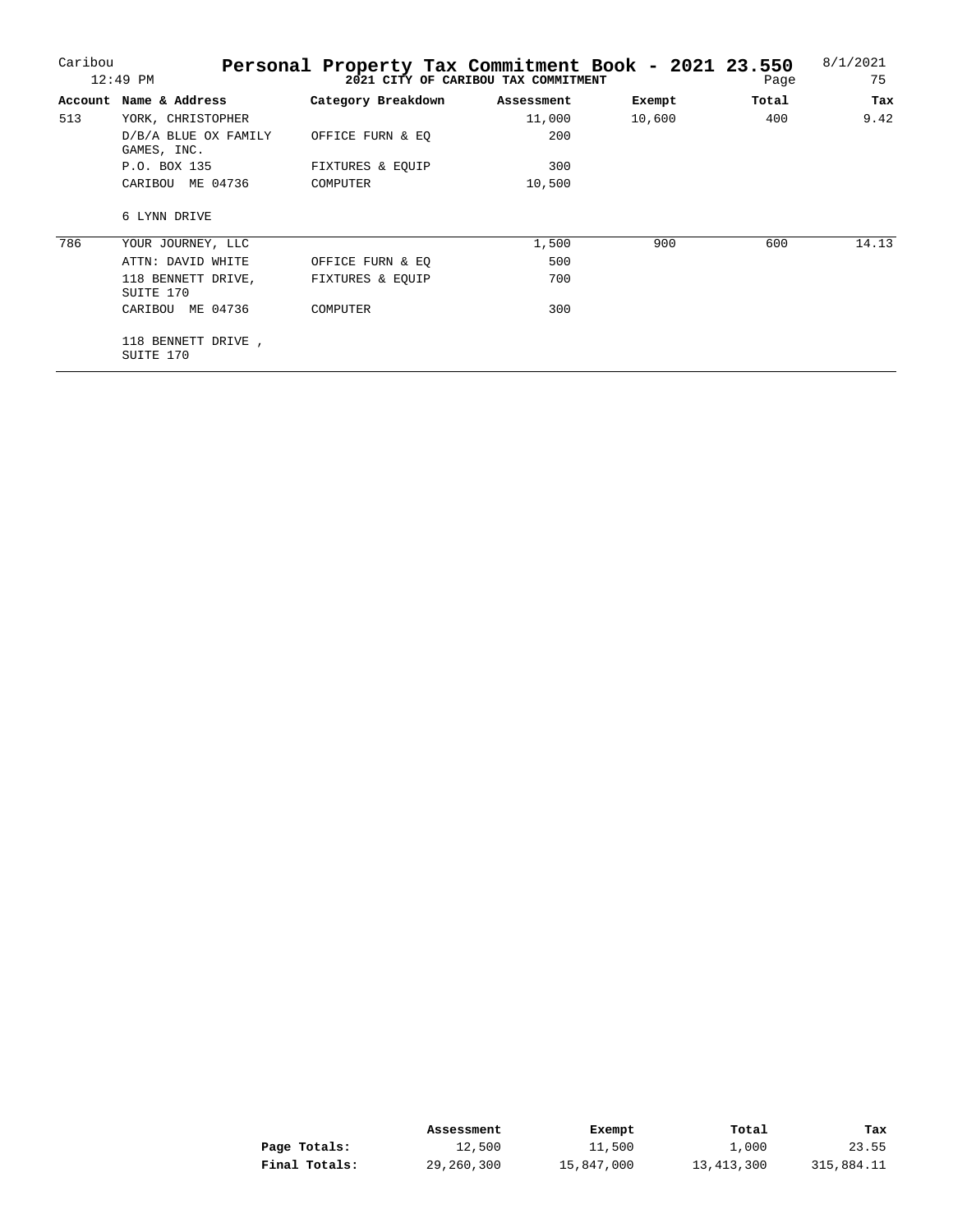# Personal Property Tax Commitment Book - 2021 23.550

**2021 CITY OF CARIBOU TAX COMMITMENT**

Caribou 12:49 PM — 8/1/2021 — Page 75

| Account | Name & Address | Category Breakdown | Assessment | Exempt | Total | Tax |
|---|---|---|---|---|---|---|
| 513 | YORK, CHRISTOPHER | | 11,000 | 10,600 | 400 | 9.42 |
| | D/B/A BLUE OX FAMILY GAMES, INC. | OFFICE FURN & EQ | 200 | | | |
| | P.O. BOX 135 | FIXTURES & EQUIP | 300 | | | |
| | CARIBOU ME 04736 | COMPUTER | 10,500 | | | |
| | 6 LYNN DRIVE | | | | | |
| 786 | YOUR JOURNEY, LLC | | 1,500 | 900 | 600 | 14.13 |
| | ATTN: DAVID WHITE | OFFICE FURN & EQ | 500 | | | |
| | 118 BENNETT DRIVE, SUITE 170 | FIXTURES & EQUIP | 700 | | | |
| | CARIBOU ME 04736 | COMPUTER | 300 | | | |
| | 118 BENNETT DRIVE , SUITE 170 | | | | | |

| | Assessment | Exempt | Total | Tax |
|---|---|---|---|---|
| **Page Totals:** | 12,500 | 11,500 | 1,000 | 23.55 |
| **Final Totals:** | 29,260,300 | 15,847,000 | 13,413,300 | 315,884.11 |